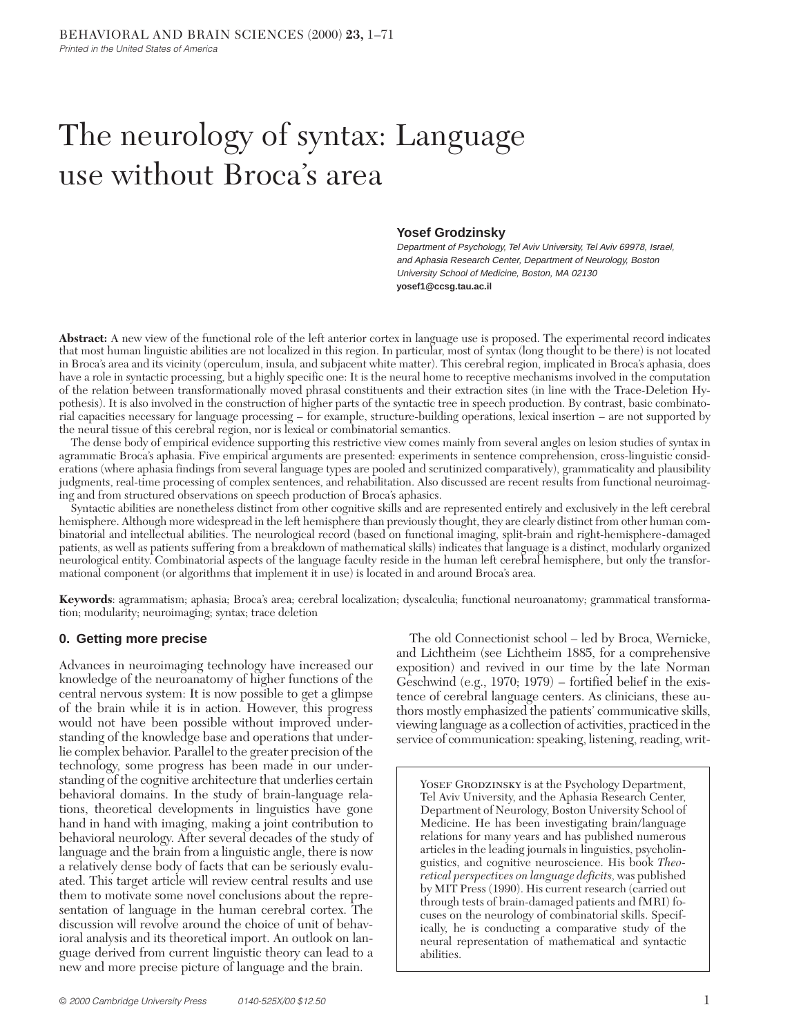# The neurology of syntax: Language use without Broca's area

### **Yosef Grodzinsky**

Department of Psychology, Tel Aviv University, Tel Aviv 69978, Israel, and Aphasia Research Center, Department of Neurology, Boston University School of Medicine, Boston, MA 02130 **yosef1@ccsg.tau.ac.il**

**Abstract:** A new view of the functional role of the left anterior cortex in language use is proposed. The experimental record indicates that most human linguistic abilities are not localized in this region. In particular, most of syntax (long thought to be there) is not located in Broca's area and its vicinity (operculum, insula, and subjacent white matter). This cerebral region, implicated in Broca's aphasia, does have a role in syntactic processing, but a highly specific one: It is the neural home to receptive mechanisms involved in the computation of the relation between transformationally moved phrasal constituents and their extraction sites (in line with the Trace-Deletion Hypothesis). It is also involved in the construction of higher parts of the syntactic tree in speech production. By contrast, basic combinatorial capacities necessary for language processing – for example, structure-building operations, lexical insertion – are not supported by the neural tissue of this cerebral region, nor is lexical or combinatorial semantics.

The dense body of empirical evidence supporting this restrictive view comes mainly from several angles on lesion studies of syntax in agrammatic Broca's aphasia. Five empirical arguments are presented: experiments in sentence comprehension, cross-linguistic considerations (where aphasia findings from several language types are pooled and scrutinized comparatively), grammaticality and plausibility judgments, real-time processing of complex sentences, and rehabilitation. Also discussed are recent results from functional neuroimaging and from structured observations on speech production of Broca's aphasics.

Syntactic abilities are nonetheless distinct from other cognitive skills and are represented entirely and exclusively in the left cerebral hemisphere. Although more widespread in the left hemisphere than previously thought, they are clearly distinct from other human combinatorial and intellectual abilities. The neurological record (based on functional imaging, split-brain and right-hemisphere-damaged patients, as well as patients suffering from a breakdown of mathematical skills) indicates that language is a distinct, modularly organized neurological entity. Combinatorial aspects of the language faculty reside in the human left cerebral hemisphere, but only the transformational component (or algorithms that implement it in use) is located in and around Broca's area.

**Keywords**: agrammatism; aphasia; Broca's area; cerebral localization; dyscalculia; functional neuroanatomy; grammatical transformation; modularity; neuroimaging; syntax; trace deletion

### **0. Getting more precise**

Advances in neuroimaging technology have increased our knowledge of the neuroanatomy of higher functions of the central nervous system: It is now possible to get a glimpse of the brain while it is in action. However, this progress would not have been possible without improved understanding of the knowledge base and operations that underlie complex behavior. Parallel to the greater precision of the technology, some progress has been made in our understanding of the cognitive architecture that underlies certain behavioral domains. In the study of brain-language relations, theoretical developments in linguistics have gone hand in hand with imaging, making a joint contribution to behavioral neurology. After several decades of the study of language and the brain from a linguistic angle, there is now a relatively dense body of facts that can be seriously evaluated. This target article will review central results and use them to motivate some novel conclusions about the representation of language in the human cerebral cortex. The discussion will revolve around the choice of unit of behavioral analysis and its theoretical import. An outlook on language derived from current linguistic theory can lead to a new and more precise picture of language and the brain.

The old Connectionist school – led by Broca, Wernicke, and Lichtheim (see Lichtheim 1885, for a comprehensive exposition) and revived in our time by the late Norman Geschwind (e.g., 1970; 1979) – fortified belief in the existence of cerebral language centers. As clinicians, these authors mostly emphasized the patients' communicative skills, viewing language as a collection of activities, practiced in the service of communication: speaking, listening, reading, writ-

YOSEF GRODZINSKY is at the Psychology Department, Tel Aviv University, and the Aphasia Research Center, Department of Neurology, Boston University School of Medicine. He has been investigating brain/language relations for many years and has published numerous articles in the leading journals in linguistics, psycholinguistics, and cognitive neuroscience. His book *Theoretical perspectives on language deficits,* was published by MIT Press (1990). His current research (carried out through tests of brain-damaged patients and fMRI) focuses on the neurology of combinatorial skills. Specifically, he is conducting a comparative study of the neural representation of mathematical and syntactic abilities.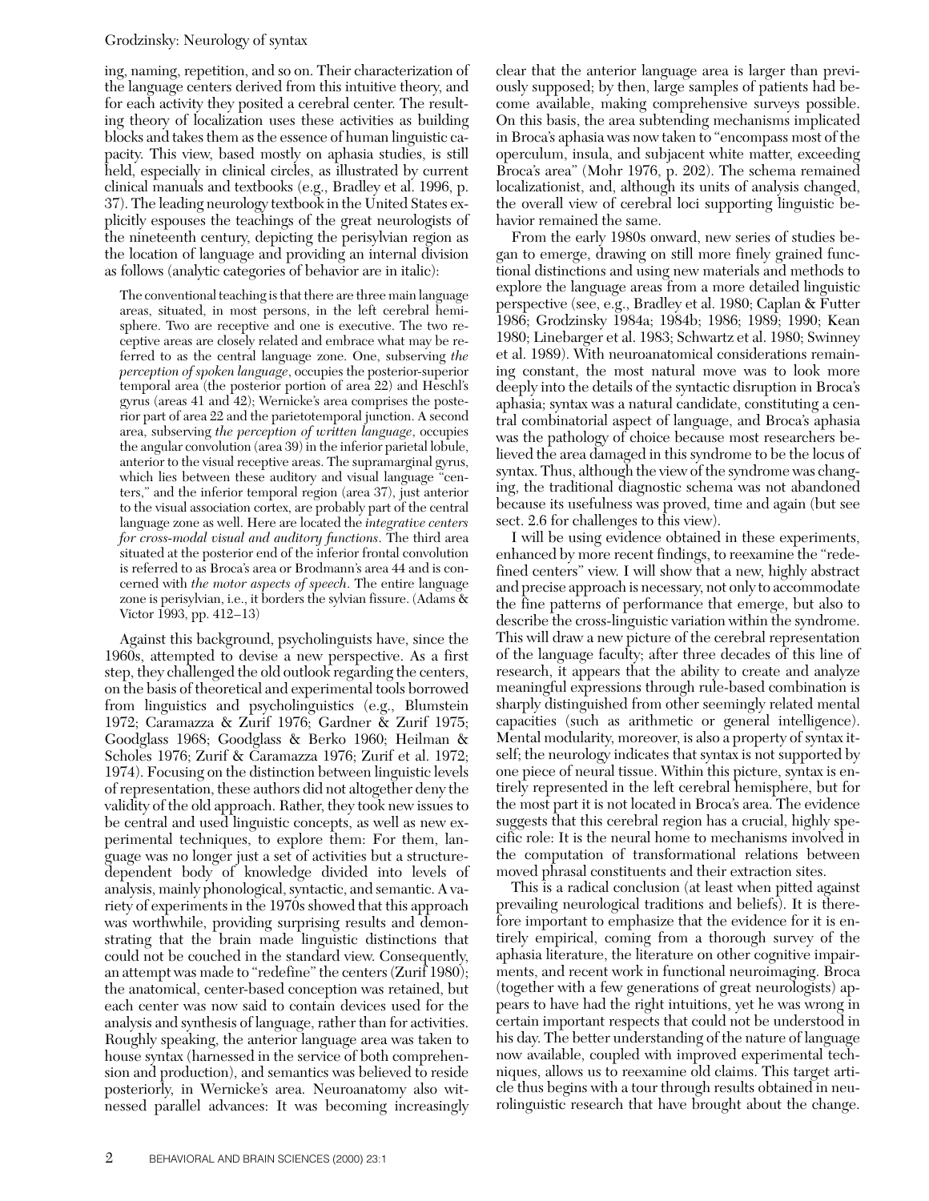#### Grodzinsky: Neurology of syntax

ing, naming, repetition, and so on. Their characterization of the language centers derived from this intuitive theory, and for each activity they posited a cerebral center. The resulting theory of localization uses these activities as building blocks and takes them as the essence of human linguistic capacity. This view, based mostly on aphasia studies, is still held, especially in clinical circles, as illustrated by current clinical manuals and textbooks (e.g., Bradley et al. 1996, p. 37). The leading neurology textbook in the United States explicitly espouses the teachings of the great neurologists of the nineteenth century, depicting the perisylvian region as the location of language and providing an internal division as follows (analytic categories of behavior are in italic):

The conventional teaching is that there are three main language areas, situated, in most persons, in the left cerebral hemisphere. Two are receptive and one is executive. The two receptive areas are closely related and embrace what may be referred to as the central language zone. One, subserving *the perception of spoken language*, occupies the posterior-superior temporal area (the posterior portion of area 22) and Heschl's gyrus (areas 41 and 42); Wernicke's area comprises the posterior part of area 22 and the parietotemporal junction. A second area, subserving *the perception of written language*, occupies the angular convolution (area 39) in the inferior parietal lobule, anterior to the visual receptive areas. The supramarginal gyrus, which lies between these auditory and visual language "centers," and the inferior temporal region (area 37), just anterior to the visual association cortex, are probably part of the central language zone as well. Here are located the *integrative centers for cross-modal visual and auditory functions*. The third area situated at the posterior end of the inferior frontal convolution is referred to as Broca's area or Brodmann's area 44 and is concerned with *the motor aspects of speech*. The entire language zone is perisylvian, i.e., it borders the sylvian fissure. (Adams & Victor 1993, pp. 412–13)

Against this background, psycholinguists have, since the 1960s, attempted to devise a new perspective. As a first step, they challenged the old outlook regarding the centers, on the basis of theoretical and experimental tools borrowed from linguistics and psycholinguistics (e.g., Blumstein 1972; Caramazza & Zurif 1976; Gardner & Zurif 1975; Goodglass 1968; Goodglass & Berko 1960; Heilman & Scholes 1976; Zurif & Caramazza 1976; Zurif et al. 1972; 1974). Focusing on the distinction between linguistic levels of representation, these authors did not altogether deny the validity of the old approach. Rather, they took new issues to be central and used linguistic concepts, as well as new experimental techniques, to explore them: For them, language was no longer just a set of activities but a structuredependent body of knowledge divided into levels of analysis, mainly phonological, syntactic, and semantic. A variety of experiments in the 1970s showed that this approach was worthwhile, providing surprising results and demonstrating that the brain made linguistic distinctions that could not be couched in the standard view. Consequently, an attempt was made to "redefine" the centers (Zurif 1980); the anatomical, center-based conception was retained, but each center was now said to contain devices used for the analysis and synthesis of language, rather than for activities. Roughly speaking, the anterior language area was taken to house syntax (harnessed in the service of both comprehension and production), and semantics was believed to reside posteriorly, in Wernicke's area. Neuroanatomy also witnessed parallel advances: It was becoming increasingly

clear that the anterior language area is larger than previously supposed; by then, large samples of patients had become available, making comprehensive surveys possible. On this basis, the area subtending mechanisms implicated in Broca's aphasia was now taken to "encompass most of the operculum, insula, and subjacent white matter, exceeding Broca's area" (Mohr 1976, p. 202). The schema remained localizationist, and, although its units of analysis changed, the overall view of cerebral loci supporting linguistic behavior remained the same.

From the early 1980s onward, new series of studies began to emerge, drawing on still more finely grained functional distinctions and using new materials and methods to explore the language areas from a more detailed linguistic perspective (see, e.g., Bradley et al. 1980; Caplan & Futter 1986; Grodzinsky 1984a; 1984b; 1986; 1989; 1990; Kean 1980; Linebarger et al. 1983; Schwartz et al. 1980; Swinney et al. 1989). With neuroanatomical considerations remaining constant, the most natural move was to look more deeply into the details of the syntactic disruption in Broca's aphasia; syntax was a natural candidate, constituting a central combinatorial aspect of language, and Broca's aphasia was the pathology of choice because most researchers believed the area damaged in this syndrome to be the locus of syntax. Thus, although the view of the syndrome was changing, the traditional diagnostic schema was not abandoned because its usefulness was proved, time and again (but see sect. 2.6 for challenges to this view).

I will be using evidence obtained in these experiments, enhanced by more recent findings, to reexamine the "redefined centers" view. I will show that a new, highly abstract and precise approach is necessary, not only to accommodate the fine patterns of performance that emerge, but also to describe the cross-linguistic variation within the syndrome. This will draw a new picture of the cerebral representation of the language faculty; after three decades of this line of research, it appears that the ability to create and analyze meaningful expressions through rule-based combination is sharply distinguished from other seemingly related mental capacities (such as arithmetic or general intelligence). Mental modularity, moreover, is also a property of syntax itself; the neurology indicates that syntax is not supported by one piece of neural tissue. Within this picture, syntax is entirely represented in the left cerebral hemisphere, but for the most part it is not located in Broca's area. The evidence suggests that this cerebral region has a crucial, highly specific role: It is the neural home to mechanisms involved in the computation of transformational relations between moved phrasal constituents and their extraction sites.

This is a radical conclusion (at least when pitted against prevailing neurological traditions and beliefs). It is therefore important to emphasize that the evidence for it is entirely empirical, coming from a thorough survey of the aphasia literature, the literature on other cognitive impairments, and recent work in functional neuroimaging. Broca (together with a few generations of great neurologists) appears to have had the right intuitions, yet he was wrong in certain important respects that could not be understood in his day. The better understanding of the nature of language now available, coupled with improved experimental techniques, allows us to reexamine old claims. This target article thus begins with a tour through results obtained in neurolinguistic research that have brought about the change.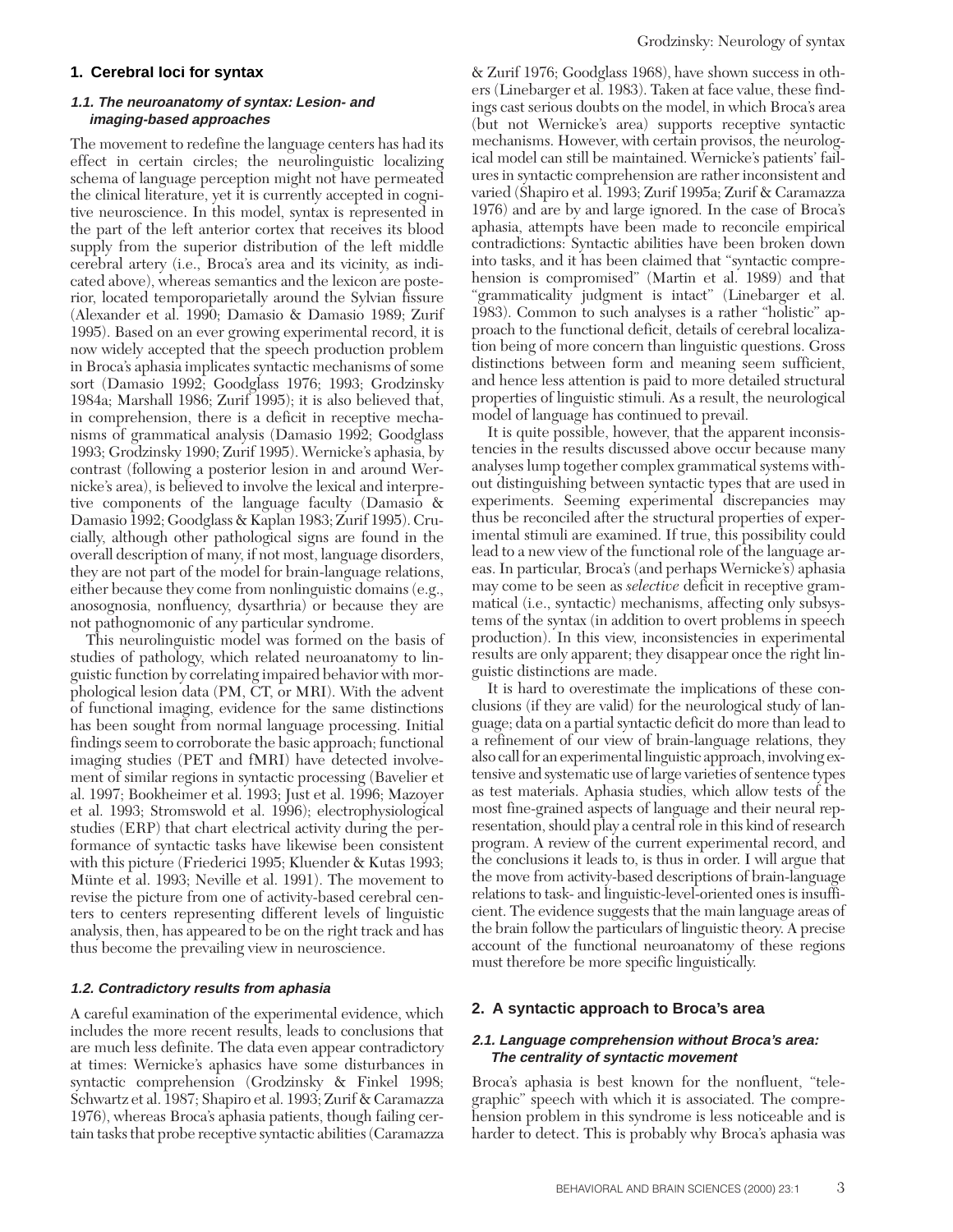#### **1. Cerebral loci for syntax**

#### **1.1. The neuroanatomy of syntax: Lesion- and imaging-based approaches**

The movement to redefine the language centers has had its effect in certain circles; the neurolinguistic localizing schema of language perception might not have permeated the clinical literature, yet it is currently accepted in cognitive neuroscience. In this model, syntax is represented in the part of the left anterior cortex that receives its blood supply from the superior distribution of the left middle cerebral artery (i.e., Broca's area and its vicinity, as indicated above), whereas semantics and the lexicon are posterior, located temporoparietally around the Sylvian fissure (Alexander et al. 1990; Damasio & Damasio 1989; Zurif 1995). Based on an ever growing experimental record, it is now widely accepted that the speech production problem in Broca's aphasia implicates syntactic mechanisms of some sort (Damasio 1992; Goodglass 1976; 1993; Grodzinsky 1984a; Marshall 1986; Zurif 1995); it is also believed that, in comprehension, there is a deficit in receptive mechanisms of grammatical analysis (Damasio 1992; Goodglass 1993; Grodzinsky 1990; Zurif 1995). Wernicke's aphasia, by contrast (following a posterior lesion in and around Wernicke's area), is believed to involve the lexical and interpretive components of the language faculty (Damasio & Damasio 1992; Goodglass & Kaplan 1983; Zurif 1995). Crucially, although other pathological signs are found in the overall description of many, if not most, language disorders, they are not part of the model for brain-language relations, either because they come from nonlinguistic domains (e.g., anosognosia, nonfluency, dysarthria) or because they are not pathognomonic of any particular syndrome.

This neurolinguistic model was formed on the basis of studies of pathology, which related neuroanatomy to linguistic function by correlating impaired behavior with morphological lesion data (PM, CT, or MRI). With the advent of functional imaging, evidence for the same distinctions has been sought from normal language processing. Initial findings seem to corroborate the basic approach; functional imaging studies (PET and fMRI) have detected involvement of similar regions in syntactic processing (Bavelier et al. 1997; Bookheimer et al. 1993; Just et al. 1996; Mazoyer et al. 1993; Stromswold et al. 1996); electrophysiological studies (ERP) that chart electrical activity during the performance of syntactic tasks have likewise been consistent with this picture (Friederici 1995; Kluender & Kutas 1993; Münte et al. 1993; Neville et al. 1991). The movement to revise the picture from one of activity-based cerebral centers to centers representing different levels of linguistic analysis, then, has appeared to be on the right track and has thus become the prevailing view in neuroscience.

#### **1.2. Contradictory results from aphasia**

A careful examination of the experimental evidence, which includes the more recent results, leads to conclusions that are much less definite. The data even appear contradictory at times: Wernicke's aphasics have some disturbances in syntactic comprehension (Grodzinsky & Finkel 1998; Schwartz et al. 1987; Shapiro et al. 1993; Zurif & Caramazza 1976), whereas Broca's aphasia patients, though failing certain tasks that probe receptive syntactic abilities (Caramazza

& Zurif 1976; Goodglass 1968), have shown success in others (Linebarger et al. 1983). Taken at face value, these findings cast serious doubts on the model, in which Broca's area (but not Wernicke's area) supports receptive syntactic mechanisms. However, with certain provisos, the neurological model can still be maintained. Wernicke's patients' failures in syntactic comprehension are rather inconsistent and varied (Shapiro et al. 1993; Zurif 1995a; Zurif & Caramazza 1976) and are by and large ignored. In the case of Broca's aphasia, attempts have been made to reconcile empirical contradictions: Syntactic abilities have been broken down into tasks, and it has been claimed that "syntactic comprehension is compromised" (Martin et al. 1989) and that "grammaticality judgment is intact" (Linebarger et al. 1983). Common to such analyses is a rather "holistic" approach to the functional deficit, details of cerebral localization being of more concern than linguistic questions. Gross distinctions between form and meaning seem sufficient, and hence less attention is paid to more detailed structural properties of linguistic stimuli. As a result, the neurological model of language has continued to prevail.

It is quite possible, however, that the apparent inconsistencies in the results discussed above occur because many analyses lump together complex grammatical systems without distinguishing between syntactic types that are used in experiments. Seeming experimental discrepancies may thus be reconciled after the structural properties of experimental stimuli are examined. If true, this possibility could lead to a new view of the functional role of the language areas. In particular, Broca's (and perhaps Wernicke's) aphasia may come to be seen as *selective* deficit in receptive grammatical (i.e., syntactic) mechanisms, affecting only subsystems of the syntax (in addition to overt problems in speech production). In this view, inconsistencies in experimental results are only apparent; they disappear once the right linguistic distinctions are made.

It is hard to overestimate the implications of these conclusions (if they are valid) for the neurological study of language; data on a partial syntactic deficit do more than lead to a refinement of our view of brain-language relations, they also call for an experimental linguistic approach, involving extensive and systematic use of large varieties of sentence types as test materials. Aphasia studies, which allow tests of the most fine-grained aspects of language and their neural representation, should play a central role in this kind of research program. A review of the current experimental record, and the conclusions it leads to, is thus in order. I will argue that the move from activity-based descriptions of brain-language relations to task- and linguistic-level-oriented ones is insufficient. The evidence suggests that the main language areas of the brain follow the particulars of linguistic theory. A precise account of the functional neuroanatomy of these regions must therefore be more specific linguistically.

#### **2. A syntactic approach to Broca's area**

#### **2.1. Language comprehension without Broca's area: The centrality of syntactic movement**

Broca's aphasia is best known for the nonfluent, "telegraphic" speech with which it is associated. The comprehension problem in this syndrome is less noticeable and is harder to detect. This is probably why Broca's aphasia was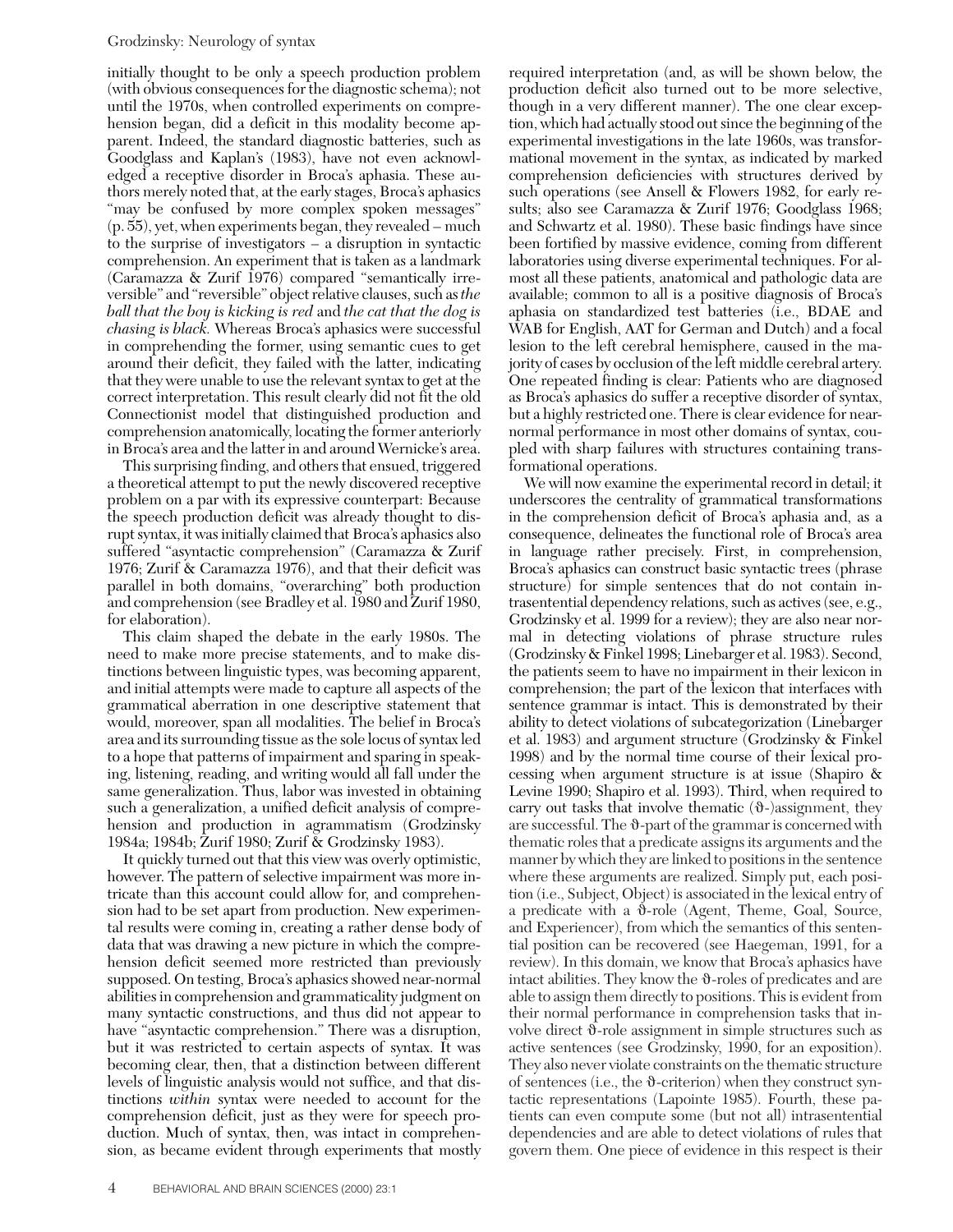### Grodzinsky: Neurology of syntax

initially thought to be only a speech production problem (with obvious consequences for the diagnostic schema); not until the 1970s, when controlled experiments on comprehension began, did a deficit in this modality become apparent. Indeed, the standard diagnostic batteries, such as Goodglass and Kaplan's (1983), have not even acknowledged a receptive disorder in Broca's aphasia. These authors merely noted that, at the early stages, Broca's aphasics "may be confused by more complex spoken messages" (p. 55), yet, when experiments began, they revealed – much to the surprise of investigators – a disruption in syntactic comprehension. An experiment that is taken as a landmark (Caramazza & Zurif 1976) compared "semantically irreversible" and "reversible" object relative clauses, such as *the ball that the boy is kicking is red* and *the cat that the dog is chasing is black.* Whereas Broca's aphasics were successful in comprehending the former, using semantic cues to get around their deficit, they failed with the latter, indicating that they were unable to use the relevant syntax to get at the correct interpretation. This result clearly did not fit the old Connectionist model that distinguished production and comprehension anatomically, locating the former anteriorly in Broca's area and the latter in and around Wernicke's area.

This surprising finding, and others that ensued, triggered a theoretical attempt to put the newly discovered receptive problem on a par with its expressive counterpart: Because the speech production deficit was already thought to disrupt syntax, it was initially claimed that Broca's aphasics also suffered "asyntactic comprehension" (Caramazza & Zurif 1976; Zurif & Caramazza 1976), and that their deficit was parallel in both domains, "overarching" both production and comprehension (see Bradley et al. 1980 and Zurif 1980, for elaboration).

This claim shaped the debate in the early 1980s. The need to make more precise statements, and to make distinctions between linguistic types, was becoming apparent, and initial attempts were made to capture all aspects of the grammatical aberration in one descriptive statement that would, moreover, span all modalities. The belief in Broca's area and its surrounding tissue as the sole locus of syntax led to a hope that patterns of impairment and sparing in speaking, listening, reading, and writing would all fall under the same generalization. Thus, labor was invested in obtaining such a generalization, a unified deficit analysis of comprehension and production in agrammatism (Grodzinsky 1984a; 1984b; Zurif 1980; Zurif & Grodzinsky 1983).

It quickly turned out that this view was overly optimistic, however. The pattern of selective impairment was more intricate than this account could allow for, and comprehension had to be set apart from production. New experimental results were coming in, creating a rather dense body of data that was drawing a new picture in which the comprehension deficit seemed more restricted than previously supposed. On testing, Broca's aphasics showed near-normal abilities in comprehension and grammaticality judgment on many syntactic constructions, and thus did not appear to have "asyntactic comprehension." There was a disruption, but it was restricted to certain aspects of syntax. It was becoming clear, then, that a distinction between different levels of linguistic analysis would not suffice, and that distinctions *within* syntax were needed to account for the comprehension deficit, just as they were for speech production. Much of syntax, then, was intact in comprehension, as became evident through experiments that mostly

required interpretation (and, as will be shown below, the production deficit also turned out to be more selective, though in a very different manner). The one clear exception, which had actually stood out since the beginning of the experimental investigations in the late 1960s, was transformational movement in the syntax, as indicated by marked comprehension deficiencies with structures derived by such operations (see Ansell & Flowers 1982, for early results; also see Caramazza & Zurif 1976; Goodglass 1968; and Schwartz et al. 1980). These basic findings have since been fortified by massive evidence, coming from different laboratories using diverse experimental techniques. For almost all these patients, anatomical and pathologic data are available; common to all is a positive diagnosis of Broca's aphasia on standardized test batteries (i.e., BDAE and WAB for English, AAT for German and Dutch) and a focal lesion to the left cerebral hemisphere, caused in the majority of cases by occlusion of the left middle cerebral artery. One repeated finding is clear: Patients who are diagnosed as Broca's aphasics do suffer a receptive disorder of syntax, but a highly restricted one. There is clear evidence for nearnormal performance in most other domains of syntax, coupled with sharp failures with structures containing transformational operations.

We will now examine the experimental record in detail; it underscores the centrality of grammatical transformations in the comprehension deficit of Broca's aphasia and, as a consequence, delineates the functional role of Broca's area in language rather precisely. First, in comprehension, Broca's aphasics can construct basic syntactic trees (phrase structure) for simple sentences that do not contain intrasentential dependency relations, such as actives (see, e.g., Grodzinsky et al. 1999 for a review); they are also near normal in detecting violations of phrase structure rules (Grodzinsky & Finkel 1998; Linebarger et al. 1983). Second, the patients seem to have no impairment in their lexicon in comprehension; the part of the lexicon that interfaces with sentence grammar is intact. This is demonstrated by their ability to detect violations of subcategorization (Linebarger et al. 1983) and argument structure (Grodzinsky & Finkel 1998) and by the normal time course of their lexical processing when argument structure is at issue (Shapiro & Levine 1990; Shapiro et al. 1993). Third, when required to carry out tasks that involve thematic  $(\vartheta)$ -)assignment, they are successful. The  $\vartheta$ -part of the grammar is concerned with thematic roles that a predicate assigns its arguments and the manner by which they are linked to positions in the sentence where these arguments are realized. Simply put, each position (i.e., Subject, Object) is associated in the lexical entry of a predicate with a q*-*role (Agent, Theme, Goal, Source, and Experiencer), from which the semantics of this sentential position can be recovered (see Haegeman, 1991, for a review). In this domain, we know that Broca's aphasics have intact abilities. They know the  $\vartheta$ -roles of predicates and are able to assign them directly to positions. This is evident from their normal performance in comprehension tasks that involve direct  $\vartheta$ -role assignment in simple structures such as active sentences (see Grodzinsky, 1990, for an exposition). They also never violate constraints on the thematic structure of sentences (i.e., the  $\vartheta$ -criterion) when they construct syntactic representations (Lapointe 1985). Fourth, these patients can even compute some (but not all) intrasentential dependencies and are able to detect violations of rules that govern them. One piece of evidence in this respect is their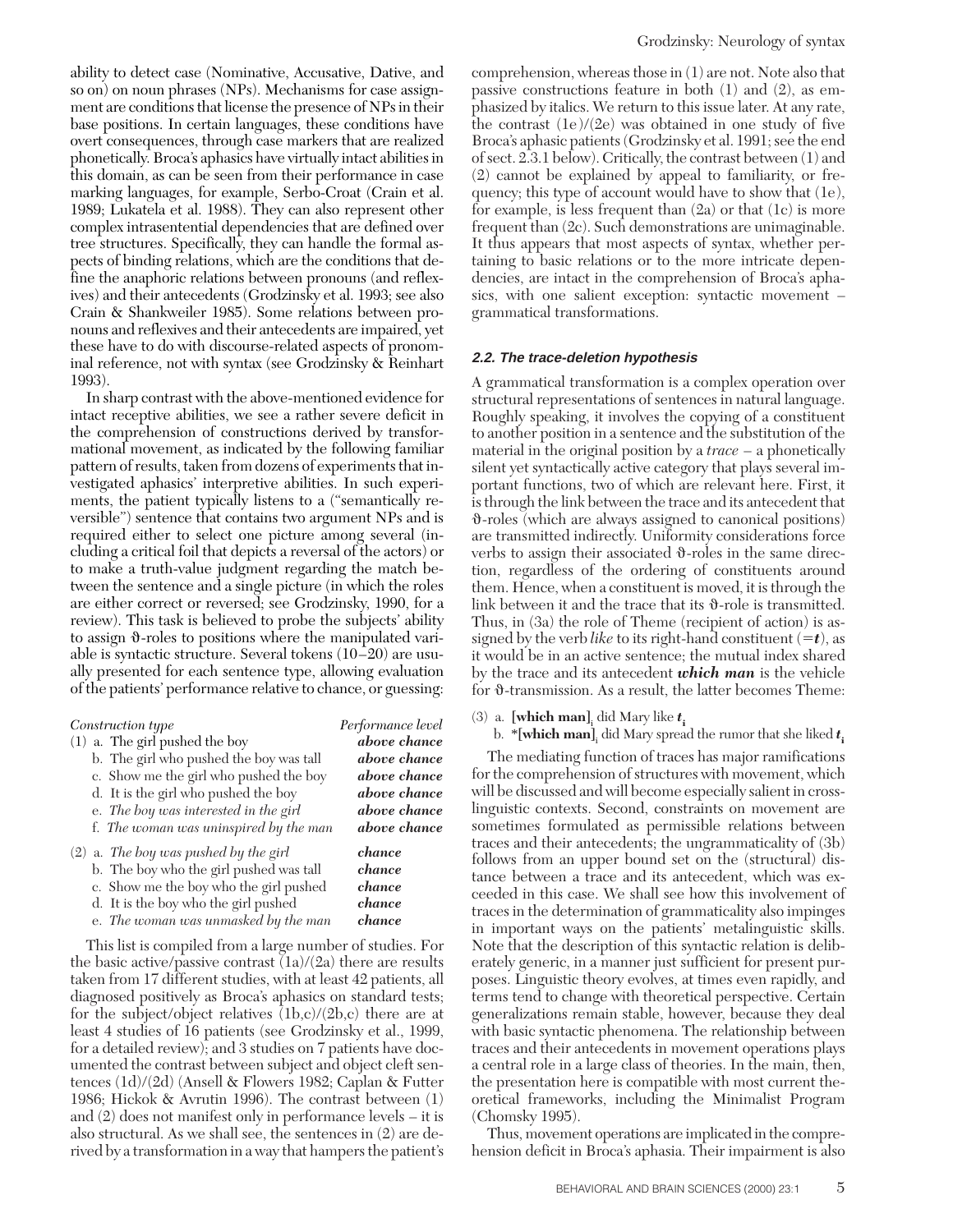ability to detect case (Nominative, Accusative, Dative, and so on) on noun phrases (NPs). Mechanisms for case assignment are conditions that license the presence of NPs in their base positions. In certain languages, these conditions have overt consequences, through case markers that are realized phonetically. Broca's aphasics have virtually intact abilities in this domain, as can be seen from their performance in case marking languages, for example, Serbo-Croat (Crain et al. 1989; Lukatela et al. 1988). They can also represent other complex intrasentential dependencies that are defined over tree structures. Specifically, they can handle the formal aspects of binding relations, which are the conditions that define the anaphoric relations between pronouns (and reflexives) and their antecedents (Grodzinsky et al. 1993; see also Crain & Shankweiler 1985). Some relations between pronouns and reflexives and their antecedents are impaired, yet these have to do with discourse-related aspects of pronominal reference, not with syntax (see Grodzinsky & Reinhart 1993).

In sharp contrast with the above-mentioned evidence for intact receptive abilities, we see a rather severe deficit in the comprehension of constructions derived by transformational movement, as indicated by the following familiar pattern of results, taken from dozens of experiments that investigated aphasics' interpretive abilities. In such experiments, the patient typically listens to a ("semantically reversible") sentence that contains two argument NPs and is required either to select one picture among several (including a critical foil that depicts a reversal of the actors) or to make a truth-value judgment regarding the match between the sentence and a single picture (in which the roles are either correct or reversed; see Grodzinsky, 1990, for a review). This task is believed to probe the subjects' ability to assign  $\vartheta$ -roles to positions where the manipulated variable is syntactic structure. Several tokens (10–20) are usually presented for each sentence type, allowing evaluation of the patients' performance relative to chance, or guessing:

| Construction type                       | Performance level |
|-----------------------------------------|-------------------|
| $(1)$ a. The girl pushed the boy        | above chance      |
| b. The girl who pushed the boy was tall | above chance      |
| c. Show me the girl who pushed the boy  | above chance      |
| d. It is the girl who pushed the boy    | above chance      |
| e. The boy was interested in the girl   | above chance      |
| f. The woman was uninspired by the man  | above chance      |
| $(2)$ a. The boy was pushed by the girl | chance            |
| b. The boy who the girl pushed was tall | chance            |
| c. Show me the boy who the girl pushed  | chance            |
| d. It is the boy who the girl pushed    | chance            |

#### e. *The woman was unmasked by the man chance*

This list is compiled from a large number of studies. For the basic active/passive contrast (1a)/(2a) there are results taken from 17 different studies, with at least 42 patients, all diagnosed positively as Broca's aphasics on standard tests; for the subject/object relatives (1b,c)/(2b,c) there are at least 4 studies of 16 patients (see Grodzinsky et al., 1999, for a detailed review); and 3 studies on 7 patients have documented the contrast between subject and object cleft sentences (1d)/(2d) (Ansell & Flowers 1982; Caplan & Futter 1986; Hickok & Avrutin 1996). The contrast between (1) and (2) does not manifest only in performance levels – it is also structural. As we shall see, the sentences in (2) are derived by a transformation in a way that hampers the patient's

comprehension, whereas those in (1) are not. Note also that passive constructions feature in both (1) and (2), as emphasized by italics. We return to this issue later. At any rate, the contrast (1e)/(2e) was obtained in one study of five Broca's aphasic patients (Grodzinsky et al. 1991; see the end of sect. 2.3.1 below). Critically, the contrast between (1) and (2) cannot be explained by appeal to familiarity, or frequency; this type of account would have to show that (1e), for example, is less frequent than (2a) or that (1c) is more frequent than (2c). Such demonstrations are unimaginable. It thus appears that most aspects of syntax, whether pertaining to basic relations or to the more intricate dependencies, are intact in the comprehension of Broca's aphasics, with one salient exception: syntactic movement – grammatical transformations.

#### **2.2. The trace-deletion hypothesis**

A grammatical transformation is a complex operation over structural representations of sentences in natural language. Roughly speaking, it involves the copying of a constituent to another position in a sentence and the substitution of the material in the original position by a *trace* – a phonetically silent yet syntactically active category that plays several important functions, two of which are relevant here. First, it is through the link between the trace and its antecedent that  $\vartheta$ -roles (which are always assigned to canonical positions) are transmitted indirectly. Uniformity considerations force verbs to assign their associated  $\vartheta$ -roles in the same direction, regardless of the ordering of constituents around them. Hence, when a constituent is moved, it is through the link between it and the trace that its  $\vartheta$ -role is transmitted. Thus, in (3a) the role of Theme (recipient of action) is assigned by the verb *like* to its right-hand constituent  $(=t)$ , as it would be in an active sentence; the mutual index shared by the trace and its antecedent *which man* is the vehicle for  $\vartheta$ -transmission. As a result, the latter becomes Theme:

(3) a. **[which man]**, did Mary like  $t_i$ 

b. \***[which man]**, did Mary spread the rumor that she liked  $t_i$ 

The mediating function of traces has major ramifications for the comprehension of structures with movement, which will be discussed and will become especially salient in crosslinguistic contexts. Second, constraints on movement are sometimes formulated as permissible relations between traces and their antecedents; the ungrammaticality of (3b) follows from an upper bound set on the (structural) distance between a trace and its antecedent, which was exceeded in this case. We shall see how this involvement of traces in the determination of grammaticality also impinges in important ways on the patients' metalinguistic skills. Note that the description of this syntactic relation is deliberately generic, in a manner just sufficient for present purposes. Linguistic theory evolves, at times even rapidly, and terms tend to change with theoretical perspective. Certain generalizations remain stable, however, because they deal with basic syntactic phenomena. The relationship between traces and their antecedents in movement operations plays a central role in a large class of theories. In the main, then, the presentation here is compatible with most current theoretical frameworks, including the Minimalist Program (Chomsky 1995).

Thus, movement operations are implicated in the comprehension deficit in Broca's aphasia. Their impairment is also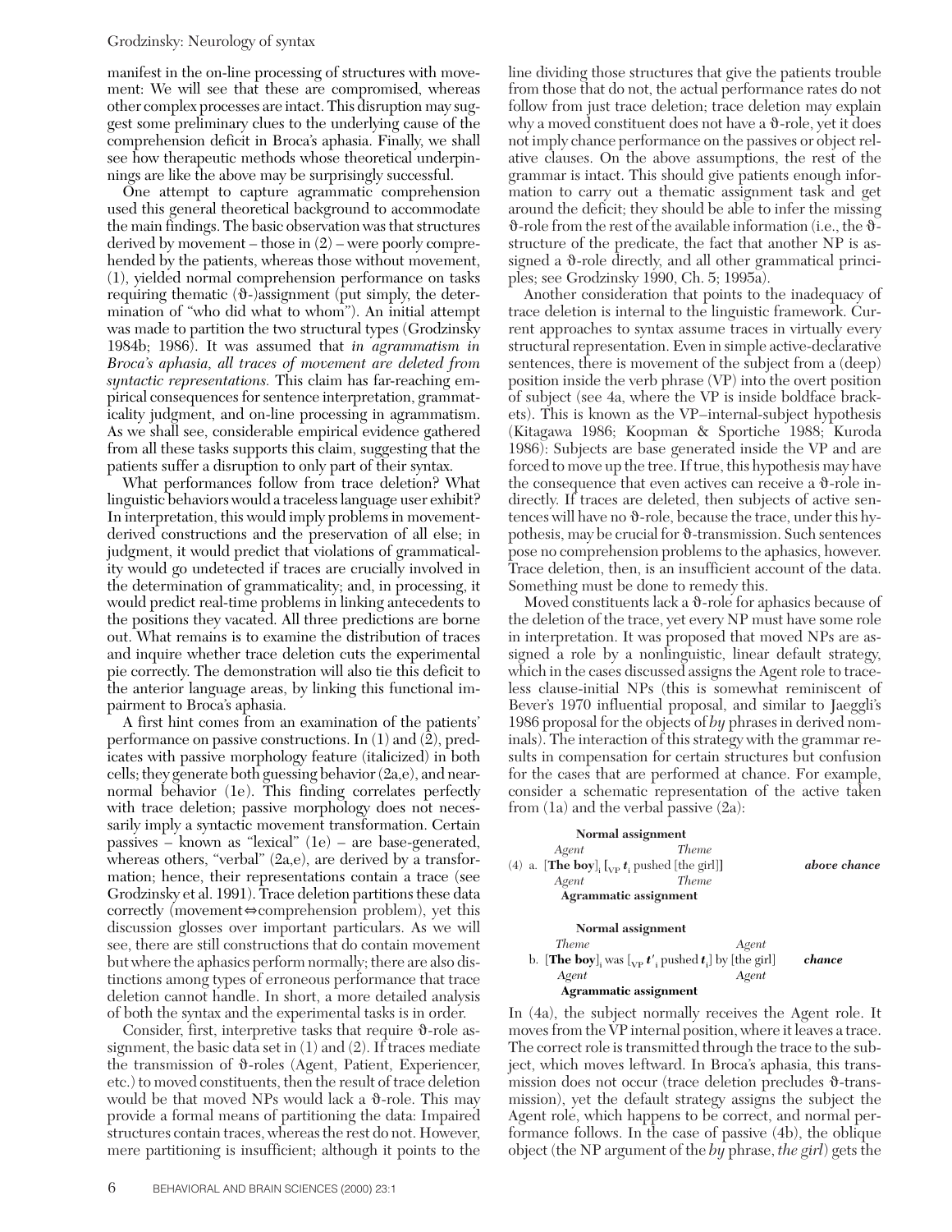#### Grodzinsky: Neurology of syntax

manifest in the on-line processing of structures with movement: We will see that these are compromised, whereas other complex processes are intact. This disruption may suggest some preliminary clues to the underlying cause of the comprehension deficit in Broca's aphasia. Finally, we shall see how therapeutic methods whose theoretical underpinnings are like the above may be surprisingly successful.

One attempt to capture agrammatic comprehension used this general theoretical background to accommodate the main findings. The basic observation was that structures derived by movement – those in  $(2)$  – were poorly comprehended by the patients, whereas those without movement, (1), yielded normal comprehension performance on tasks requiring thematic  $(\vartheta)$ -)assignment (put simply, the determination of "who did what to whom"). An initial attempt was made to partition the two structural types (Grodzinsky 1984b; 1986). It was assumed that *in agrammatism in Broca's aphasia, all traces of movement are deleted from syntactic representations.* This claim has far-reaching empirical consequences for sentence interpretation, grammaticality judgment, and on-line processing in agrammatism. As we shall see, considerable empirical evidence gathered from all these tasks supports this claim, suggesting that the patients suffer a disruption to only part of their syntax.

What performances follow from trace deletion? What linguistic behaviors would a traceless language user exhibit? In interpretation, this would imply problems in movementderived constructions and the preservation of all else; in judgment, it would predict that violations of grammaticality would go undetected if traces are crucially involved in the determination of grammaticality; and, in processing, it would predict real-time problems in linking antecedents to the positions they vacated. All three predictions are borne out. What remains is to examine the distribution of traces and inquire whether trace deletion cuts the experimental pie correctly. The demonstration will also tie this deficit to the anterior language areas, by linking this functional impairment to Broca's aphasia.

A first hint comes from an examination of the patients' performance on passive constructions. In (1) and (2), predicates with passive morphology feature (italicized) in both cells; they generate both guessing behavior (2a,e), and nearnormal behavior (1e). This finding correlates perfectly with trace deletion; passive morphology does not necessarily imply a syntactic movement transformation. Certain passives – known as "lexical" (1e) – are base-generated, whereas others, "verbal" (2a,e), are derived by a transformation; hence, their representations contain a trace (see Grodzinsky et al. 1991). Trace deletion partitions these data correctly (movement $\Leftrightarrow$ comprehension problem), yet this discussion glosses over important particulars. As we will see, there are still constructions that do contain movement but where the aphasics perform normally; there are also distinctions among types of erroneous performance that trace deletion cannot handle. In short, a more detailed analysis of both the syntax and the experimental tasks is in order.

Consider, first, interpretive tasks that require  $\vartheta$ -role assignment, the basic data set in (1) and (2). If traces mediate the transmission of  $\vartheta$ -roles (Agent, Patient, Experiencer, etc.) to moved constituents, then the result of trace deletion would be that moved NPs would lack a  $\vartheta$ -role. This may provide a formal means of partitioning the data: Impaired structures contain traces, whereas the rest do not. However, mere partitioning is insufficient; although it points to the

line dividing those structures that give the patients trouble from those that do not, the actual performance rates do not follow from just trace deletion; trace deletion may explain why a moved constituent does not have a  $\vartheta$ -role, yet it does not imply chance performance on the passives or object relative clauses. On the above assumptions, the rest of the grammar is intact. This should give patients enough information to carry out a thematic assignment task and get around the deficit; they should be able to infer the missing  $\vartheta$ -role from the rest of the available information (i.e., the  $\vartheta$ structure of the predicate, the fact that another NP is assigned a  $\vartheta$ -role directly, and all other grammatical principles; see Grodzinsky 1990, Ch. 5; 1995a).

Another consideration that points to the inadequacy of trace deletion is internal to the linguistic framework. Current approaches to syntax assume traces in virtually every structural representation. Even in simple active-declarative sentences, there is movement of the subject from a (deep) position inside the verb phrase (VP) into the overt position of subject (see 4a, where the VP is inside boldface brackets). This is known as the VP–internal-subject hypothesis (Kitagawa 1986; Koopman & Sportiche 1988; Kuroda 1986): Subjects are base generated inside the VP and are forced to move up the tree. If true, this hypothesis may have the consequence that even actives can receive a  $\vartheta$ -role indirectly. If traces are deleted, then subjects of active sentences will have no  $\vartheta$ -role, because the trace, under this hypothesis, may be crucial for  $\vartheta$ -transmission. Such sentences pose no comprehension problems to the aphasics, however. Trace deletion, then, is an insufficient account of the data. Something must be done to remedy this.

Moved constituents lack a  $\vartheta$ -role for aphasics because of the deletion of the trace, yet every NP must have some role in interpretation. It was proposed that moved NPs are assigned a role by a nonlinguistic, linear default strategy, which in the cases discussed assigns the Agent role to traceless clause-initial NPs (this is somewhat reminiscent of Bever's 1970 influential proposal, and similar to Jaeggli's 1986 proposal for the objects of *by* phrases in derived nominals). The interaction of this strategy with the grammar results in compensation for certain structures but confusion for the cases that are performed at chance. For example, consider a schematic representation of the active taken from (1a) and the verbal passive (2a):

| Normal assignment                                                                                                                              |              |
|------------------------------------------------------------------------------------------------------------------------------------------------|--------------|
| <b>Theme</b><br>Agent                                                                                                                          |              |
| (4) a. [ <b>The boy</b> ], $[\mathbf{v}_P \, \mathbf{t}_P]$ pushed [the girl]]                                                                 | above chance |
| <i>Theme</i><br>Agent                                                                                                                          |              |
| <b>Agrammatic assignment</b>                                                                                                                   |              |
| Normal assignment                                                                                                                              |              |
| Theme<br>Agent                                                                                                                                 |              |
| b. [ <b>The boy</b> ], was $\left[\begin{smallmatrix} x & b \\ y & d \end{smallmatrix}\right]$ is pushed <b>t</b> <sub>i</sub> ] by [the girl] | chance       |
| Agent<br>Agent                                                                                                                                 |              |
| Agrammatic assignment                                                                                                                          |              |

In (4a), the subject normally receives the Agent role. It moves from the VP internal position, where it leaves a trace. The correct role is transmitted through the trace to the subject, which moves leftward. In Broca's aphasia, this transmission does not occur (trace deletion precludes  $\vartheta$ -transmission), yet the default strategy assigns the subject the Agent role, which happens to be correct, and normal performance follows. In the case of passive (4b), the oblique object (the NP argument of the *by* phrase, *the girl*) gets the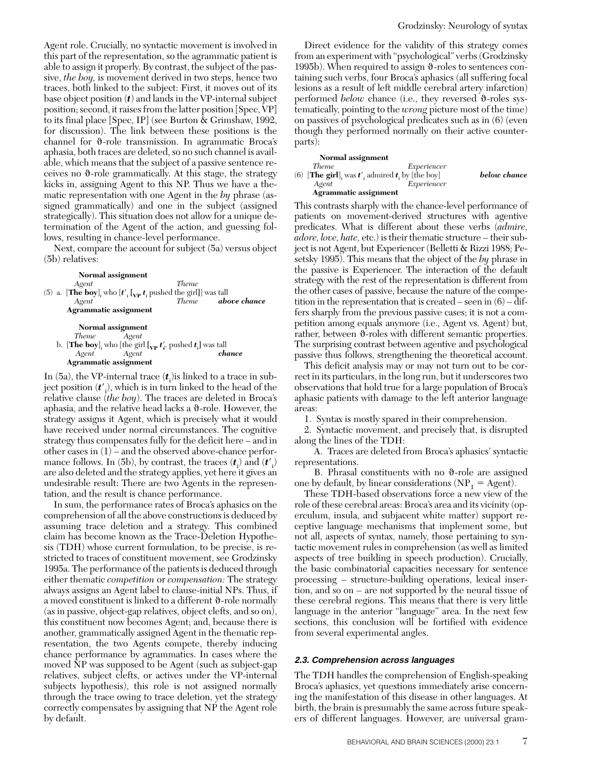Agent role. Crucially, no syntactic movement is involved in this part of the representation, so the agrammatic patient is able to assign it properly. By contrast, the subject of the passive, *the boy,* is movement derived in two steps, hence two traces, both linked to the subject: First, it moves out of its base object position (*t*) and lands in the VP-internal subject position; second, it raises from the latter position [Spec, VP] to its final place [Spec, IP] (see Burton & Grimshaw, 1992, for discussion). The link between these positions is the channel for  $\vartheta$ -role transmission. In agrammatic Broca's aphasia, both traces are deleted, so no such channel is available, which means that the subject of a passive sentence receives no  $\vartheta$ -role grammatically. At this stage, the strategy kicks in, assigning Agent to this NP. Thus we have a thematic representation with one Agent in the *by* phrase (assigned grammatically) and one in the subject (assigned strategically). This situation does not allow for a unique determination of the Agent of the action, and guessing follows, resulting in chance-level performance.

Next, compare the account for subject (5a) versus object (5b) relatives:

**Normal assignment** *Agent Theme* (5) a.  $[\textbf{The boy}]$ <sub>i</sub> who  $[\textbf{\emph{t}}']$ <sub>i</sub>  $[\textbf{v}_{\textbf{P}} \textbf{\emph{t}}]$ <sub>i</sub> pushed the girl]] was tall *Agent abo Agent Theme above chance* **Agrammatic assignment Normal assignment** *Theme Agent* b.  $[\textbf{The boy}]_i$  who [the girl  $[\mathbf{v}_P \, \boldsymbol{t}'_i]$  pushed  $\boldsymbol{t}_i$ ] was tall *Agent Agent chance*

**Agrammatic assignment**

In  $(5a)$ , the VP-internal trace  $(\boldsymbol{t}_i)$  is linked to a trace in subject position  $(\boldsymbol{t}')$ , which is in turn linked to the head of the relative clause (*the boy*). The traces are deleted in Broca's aphasia, and the relative head lacks a  $\vartheta$ -role. However, the strategy assigns it Agent, which is precisely what it would have received under normal circumstances. The cognitive strategy thus compensates fully for the deficit here – and in other cases in (1) – and the observed above-chance performance follows. In (5b), by contrast, the traces  $(\boldsymbol{t}_i)$  and  $(\boldsymbol{t'}_i)$ are also deleted and the strategy applies, yet here it gives an undesirable result: There are two Agents in the representation, and the result is chance performance.

In sum, the performance rates of Broca's aphasics on the comprehension of all the above constructions is deduced by assuming trace deletion and a strategy. This combined claim has become known as the Trace-Deletion Hypothesis (TDH) whose current formulation, to be precise, is restricted to traces of constituent movement, see Grodzinsky 1995a. The performance of the patients is deduced through either thematic *competition* or *compensation:* The strategy always assigns an Agent label to clause-initial NPs. Thus, if a moved constituent is linked to a different  $\vartheta$ -role normally (as in passive, object-gap relatives, object clefts, and so on), this constituent now becomes Agent; and, because there is another, grammatically assigned Agent in the thematic representation, the two Agents compete, thereby inducing chance performance by agrammatics. In cases where the moved NP was supposed to be Agent (such as subject-gap relatives, subject clefts, or actives under the VP-internal subjects hypothesis), this role is not assigned normally through the trace owing to trace deletion, yet the strategy correctly compensates by assigning that NP the Agent role by default.

Direct evidence for the validity of this strategy comes from an experiment with "psychological" verbs (Grodzinsky 1995b). When required to assign  $\vartheta$ -roles to sentences containing such verbs, four Broca's aphasics (all suffering focal lesions as a result of left middle cerebral artery infarction) performed *below* chance (i.e., they reversed  $\vartheta$ -roles systematically, pointing to the *wrong* picture most of the time) on passives of psychological predicates such as in (6) (even though they performed normally on their active counterparts):

#### **Normal assignment**

| <i>Theme</i>                                          | Experiencer |              |
|-------------------------------------------------------|-------------|--------------|
| (6) [The girl], was $t'$ , admired $t$ , by [the boy] |             | below chance |
| Agent                                                 | Experiencer |              |
| Agrammatic assignment                                 |             |              |

This contrasts sharply with the chance-level performance of patients on movement-derived structures with agentive predicates. What is different about these verbs (*admire, adore, love, hate,* etc.) is their thematic structure – their subject is not Agent, but Experiencer (Belletti & Rizzi 1988; Pesetsky 1995). This means that the object of the *by* phrase in the passive is Experiencer. The interaction of the default strategy with the rest of the representation is different from the other cases of passive, because the nature of the competition in the representation that is created – seen in  $(6)$  – differs sharply from the previous passive cases; it is not a competition among equals anymore (i.e., Agent vs. Agent) but, rather, between  $\vartheta$ -roles with different semantic properties. The surprising contrast between agentive and psychological passive thus follows, strengthening the theoretical account.

This deficit analysis may or may not turn out to be correct in its particulars, in the long run, but it underscores two observations that hold true for a large population of Broca's aphasic patients with damage to the left anterior language areas:

1. Syntax is mostly spared in their comprehension.

2. Syntactic movement, and precisely that, is disrupted along the lines of the TDH:

A. Traces are deleted from Broca's aphasics' syntactic representations.

B. Phrasal constituents with no  $\vartheta$ -role are assigned one by default, by linear considerations  $(NP_1 = Agent)$ .

These TDH-based observations force a new view of the role of these cerebral areas: Broca's area and its vicinity (operculum, insula, and subjacent white matter) support receptive language mechanisms that implement some, but not all, aspects of syntax, namely, those pertaining to syntactic movement rules in comprehension (as well as limited aspects of tree building in speech production). Crucially, the basic combinatorial capacities necessary for sentence processing – structure-building operations, lexical insertion, and so on – are not supported by the neural tissue of these cerebral regions. This means that there is very little language in the anterior "language" area. In the next few sections, this conclusion will be fortified with evidence from several experimental angles.

#### **2.3. Comprehension across languages**

The TDH handles the comprehension of English-speaking Broca's aphasics, yet questions immediately arise concerning the manifestation of this disease in other languages. At birth, the brain is presumably the same across future speakers of different languages. However, are universal gram-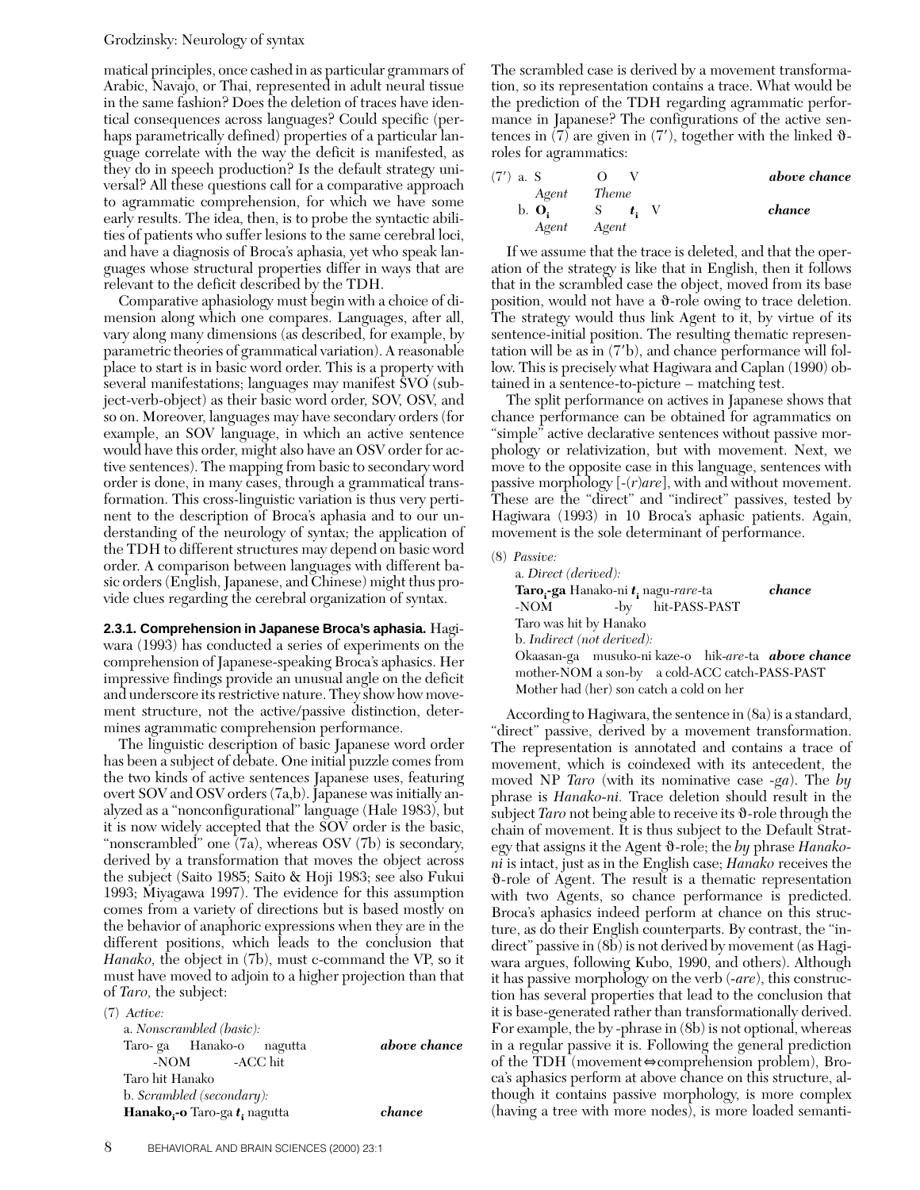#### Grodzinsky: Neurology of syntax

matical principles, once cashed in as particular grammars of Arabic, Navajo, or Thai, represented in adult neural tissue in the same fashion? Does the deletion of traces have identical consequences across languages? Could specific (perhaps parametrically defined) properties of a particular language correlate with the way the deficit is manifested, as they do in speech production? Is the default strategy universal? All these questions call for a comparative approach to agrammatic comprehension, for which we have some early results. The idea, then, is to probe the syntactic abilities of patients who suffer lesions to the same cerebral loci, and have a diagnosis of Broca's aphasia, yet who speak languages whose structural properties differ in ways that are relevant to the deficit described by the TDH.

Comparative aphasiology must begin with a choice of dimension along which one compares. Languages, after all, vary along many dimensions (as described, for example, by parametric theories of grammatical variation). A reasonable place to start is in basic word order. This is a property with several manifestations; languages may manifest SVO (subject-verb-object) as their basic word order, SOV, OSV, and so on. Moreover, languages may have secondary orders (for example, an SOV language, in which an active sentence would have this order, might also have an OSV order for active sentences). The mapping from basic to secondary word order is done, in many cases, through a grammatical transformation. This cross-linguistic variation is thus very pertinent to the description of Broca's aphasia and to our understanding of the neurology of syntax; the application of the TDH to different structures may depend on basic word order. A comparison between languages with different basic orders (English, Japanese, and Chinese) might thus provide clues regarding the cerebral organization of syntax.

**2.3.1. Comprehension in Japanese Broca's aphasia.** Hagiwara (1993) has conducted a series of experiments on the comprehension of Japanese-speaking Broca's aphasics. Her impressive findings provide an unusual angle on the deficit and underscore its restrictive nature. They show how movement structure, not the active/passive distinction, determines agrammatic comprehension performance.

The linguistic description of basic Japanese word order has been a subject of debate. One initial puzzle comes from the two kinds of active sentences Japanese uses, featuring overt SOV and OSV orders (7a,b). Japanese was initially analyzed as a "nonconfigurational" language (Hale 1983), but it is now widely accepted that the SOV order is the basic, "nonscrambled" one (7a), whereas OSV (7b) is secondary, derived by a transformation that moves the object across the subject (Saito 1985; Saito & Hoji 1983; see also Fukui 1993; Miyagawa 1997). The evidence for this assumption comes from a variety of directions but is based mostly on the behavior of anaphoric expressions when they are in the different positions, which leads to the conclusion that *Hanako,* the object in (7b), must c-command the VP, so it must have moved to adjoin to a higher projection than that of *Taro,* the subject:

(7) *Active:* a. *Nonscrambled (basic):* Taro- ga Hanako-o nagutta *above chance* -NOM -ACC hit Taro hit Hanako b. *Scrambled (secondary):* **Hanakoi -o** Taro-ga *t***<sup>i</sup>** nagutta *chance*

The scrambled case is derived by a movement transformation, so its representation contains a trace. What would be the prediction of the TDH regarding agrammatic performance in Japanese? The configurations of the active sentences in  $(7)$  are given in  $(7')$ , together with the linked  $\vartheta$ roles for agrammatics:

| $(7')$ a. S | $\lambda$      | above chance |
|-------------|----------------|--------------|
| Agent       | <i>Theme</i>   |              |
|             | b. O. $S$ t. V | chance       |
| Agent       | Agent          |              |

If we assume that the trace is deleted, and that the operation of the strategy is like that in English, then it follows that in the scrambled case the object, moved from its base position, would not have a  $\vartheta$ -role owing to trace deletion. The strategy would thus link Agent to it, by virtue of its sentence-initial position. The resulting thematic representation will be as in  $(7<sup>'</sup>b)$ , and chance performance will follow. This is precisely what Hagiwara and Caplan (1990) obtained in a sentence-to-picture – matching test.

The split performance on actives in Japanese shows that chance performance can be obtained for agrammatics on "simple" active declarative sentences without passive morphology or relativization, but with movement. Next, we move to the opposite case in this language, sentences with passive morphology [-(*r*)*are*], with and without movement. These are the "direct" and "indirect" passives, tested by Hagiwara (1993) in 10 Broca's aphasic patients. Again, movement is the sole determinant of performance.

(8) *Passive:*

| chance                                              |
|-----------------------------------------------------|
|                                                     |
|                                                     |
|                                                     |
| Okaasan-ga musuko-ni kaze-o hik-are-ta above chance |
| mother-NOM a son-by a cold-ACC catch-PASS-PAST      |
|                                                     |
|                                                     |

According to Hagiwara, the sentence in (8a) is a standard, "direct" passive, derived by a movement transformation. The representation is annotated and contains a trace of movement, which is coindexed with its antecedent, the moved NP *Taro* (with its nominative case *-ga*). The *by* phrase is *Hanako-ni.* Trace deletion should result in the subject *Taro* not being able to receive its  $\vartheta$ -role through the chain of movement. It is thus subject to the Default Strategy that assigns it the Agent q-role; the *by* phrase *Hanakoni* is intact, just as in the English case; *Hanako* receives the  $\vartheta$ -role of Agent. The result is a thematic representation with two Agents, so chance performance is predicted. Broca's aphasics indeed perform at chance on this structure, as do their English counterparts. By contrast, the "indirect" passive in (8b) is not derived by movement (as Hagiwara argues, following Kubo, 1990, and others). Although it has passive morphology on the verb (*-are*), this construction has several properties that lead to the conclusion that it is base-generated rather than transformationally derived. For example, the by -phrase in (8b) is not optional, whereas in a regular passive it is. Following the general prediction of the TDH (movement $\Leftrightarrow$ comprehension problem), Broca's aphasics perform at above chance on this structure, although it contains passive morphology, is more complex (having a tree with more nodes), is more loaded semanti-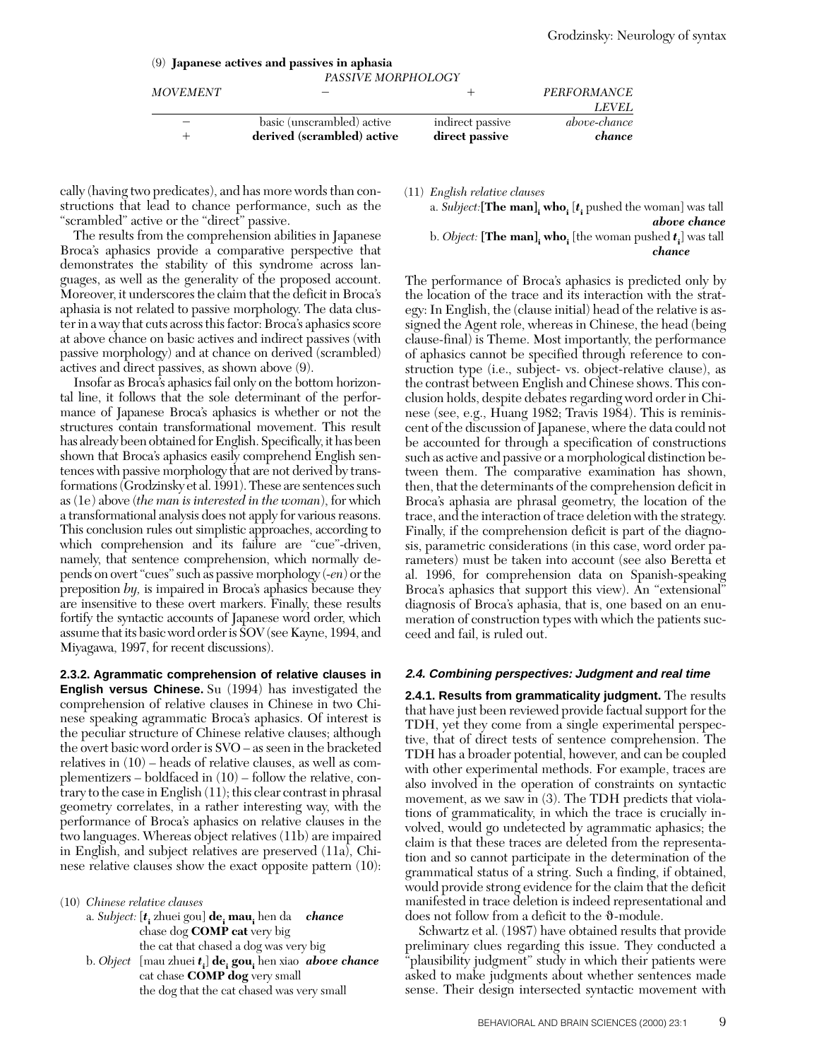|                                                | derived (scrambled) active | direct passive   | chance       |  |
|------------------------------------------------|----------------------------|------------------|--------------|--|
|                                                | basic (unscrambled) active | indirect passive | above-chance |  |
|                                                |                            |                  | <b>LEVEL</b> |  |
| <b>MOVEMENT</b>                                |                            |                  | PERFORMANCE  |  |
|                                                | PASSIVE MORPHOLOGY         |                  |              |  |
| $(9)$ Japanese actives and passives in aphasia |                            |                  |              |  |

cally (having two predicates), and has more words than constructions that lead to chance performance, such as the "scrambled" active or the "direct" passive.

The results from the comprehension abilities in Japanese Broca's aphasics provide a comparative perspective that demonstrates the stability of this syndrome across languages, as well as the generality of the proposed account. Moreover, it underscores the claim that the deficit in Broca's aphasia is not related to passive morphology. The data cluster in a way that cuts across this factor: Broca's aphasics score at above chance on basic actives and indirect passives (with passive morphology) and at chance on derived (scrambled) actives and direct passives, as shown above (9).

Insofar as Broca's aphasics fail only on the bottom horizontal line, it follows that the sole determinant of the performance of Japanese Broca's aphasics is whether or not the structures contain transformational movement. This result has already been obtained for English. Specifically, it has been shown that Broca's aphasics easily comprehend English sentences with passive morphology that are not derived by transformations (Grodzinsky et al. 1991). These are sentences such as (1e) above (*the man is interested in the woman*), for which a transformational analysis does not apply for various reasons. This conclusion rules out simplistic approaches, according to which comprehension and its failure are "cue"-driven, namely, that sentence comprehension, which normally depends on overt "cues" such as passive morphology (*-en*) or the preposition *by,* is impaired in Broca's aphasics because they are insensitive to these overt markers. Finally, these results fortify the syntactic accounts of Japanese word order, which assume that its basic word order is SOV (see Kayne, 1994, and Miyagawa, 1997, for recent discussions).

**2.3.2. Agrammatic comprehension of relative clauses in English versus Chinese.** Su (1994) has investigated the comprehension of relative clauses in Chinese in two Chinese speaking agrammatic Broca's aphasics. Of interest is the peculiar structure of Chinese relative clauses; although the overt basic word order is SVO – as seen in the bracketed relatives in (10) – heads of relative clauses, as well as complementizers – boldfaced in (10) – follow the relative, contrary to the case in English (11); this clear contrast in phrasal geometry correlates, in a rather interesting way, with the performance of Broca's aphasics on relative clauses in the two languages. Whereas object relatives (11b) are impaired in English, and subject relatives are preserved (11a), Chinese relative clauses show the exact opposite pattern (10):

(10) *Chinese relative clauses*

(10) a. *Subject:* [*t***<sup>i</sup>** zhuei gou] **dei maui** hen da *chance* chase dog **COMP cat** very big the cat that chased a dog was very big (10) b. *Object* [mau zhuei *t***<sup>i</sup>** ] **dei goui** hen xiao *above chance* cat chase **COMP dog** very small the dog that the cat chased was very small

(11) *English relative clauses*

a. *Subject*:**[The man]**, who,  $[t,$  pushed the woman] was tall *above chance*

#### b. *Object:*  $[\textbf{The man}]_i$  who $_i$  [the woman pushed  $t_i$ ] was tall *chance*

The performance of Broca's aphasics is predicted only by the location of the trace and its interaction with the strategy: In English, the (clause initial) head of the relative is assigned the Agent role, whereas in Chinese, the head (being clause-final) is Theme. Most importantly, the performance of aphasics cannot be specified through reference to construction type (i.e., subject- vs. object-relative clause), as the contrast between English and Chinese shows. This conclusion holds, despite debates regarding word order in Chinese (see, e.g., Huang 1982; Travis 1984). This is reminiscent of the discussion of Japanese, where the data could not be accounted for through a specification of constructions such as active and passive or a morphological distinction between them. The comparative examination has shown, then, that the determinants of the comprehension deficit in Broca's aphasia are phrasal geometry, the location of the trace, and the interaction of trace deletion with the strategy. Finally, if the comprehension deficit is part of the diagnosis, parametric considerations (in this case, word order parameters) must be taken into account (see also Beretta et al. 1996, for comprehension data on Spanish-speaking Broca's aphasics that support this view). An "extensional" diagnosis of Broca's aphasia, that is, one based on an enumeration of construction types with which the patients succeed and fail, is ruled out.

### **2.4. Combining perspectives: Judgment and real time**

**2.4.1. Results from grammaticality judgment.** The results that have just been reviewed provide factual support for the TDH, yet they come from a single experimental perspective, that of direct tests of sentence comprehension. The TDH has a broader potential, however, and can be coupled with other experimental methods. For example, traces are also involved in the operation of constraints on syntactic movement, as we saw in  $(3)$ . The TDH predicts that violations of grammaticality, in which the trace is crucially involved, would go undetected by agrammatic aphasics; the claim is that these traces are deleted from the representation and so cannot participate in the determination of the grammatical status of a string. Such a finding, if obtained, would provide strong evidence for the claim that the deficit manifested in trace deletion is indeed representational and does not follow from a deficit to the  $\vartheta$ -module.

Schwartz et al. (1987) have obtained results that provide preliminary clues regarding this issue. They conducted a "plausibility judgment" study in which their patients were asked to make judgments about whether sentences made sense. Their design intersected syntactic movement with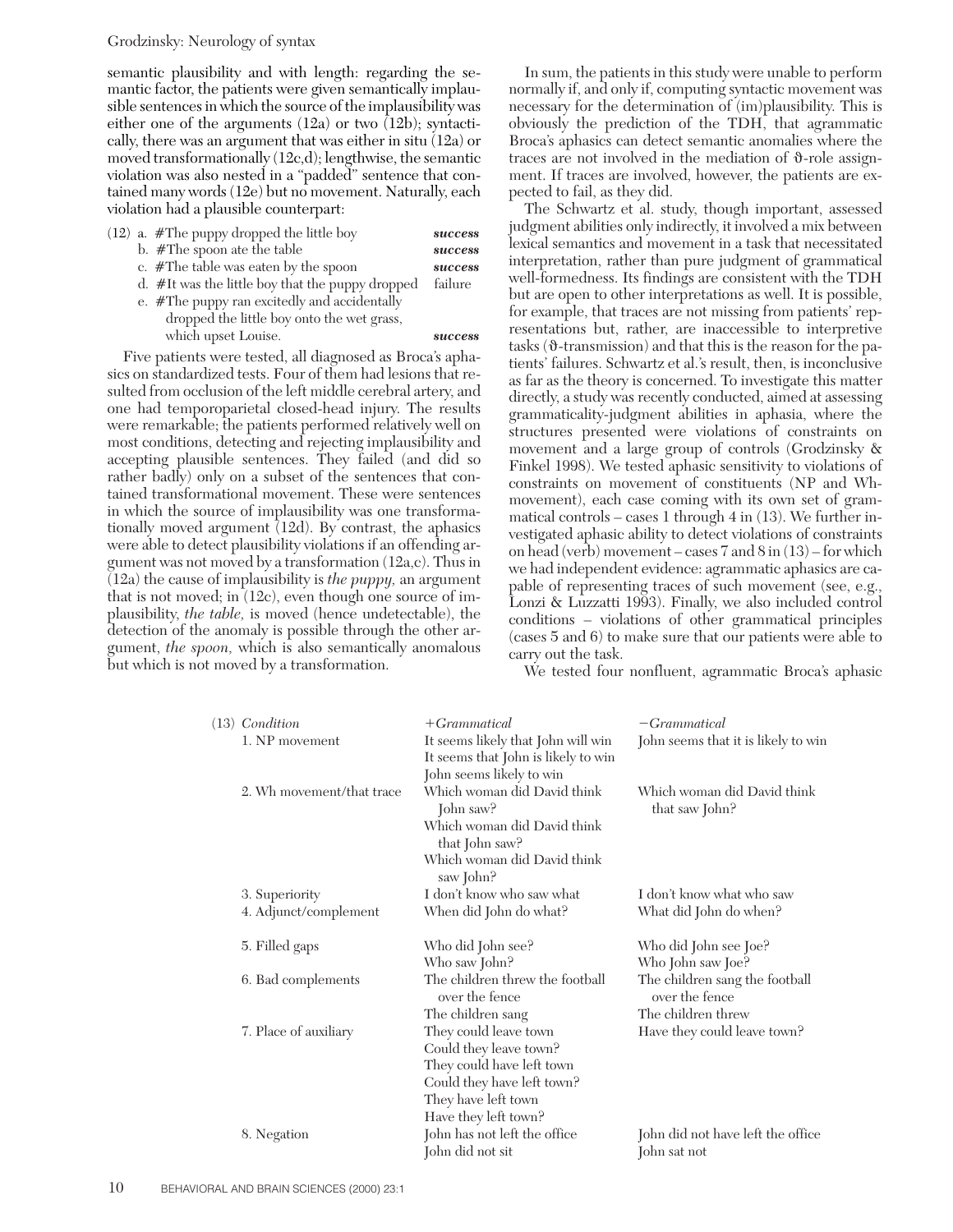#### Grodzinsky: Neurology of syntax

semantic plausibility and with length: regarding the semantic factor, the patients were given semantically implausible sentences in which the source of the implausibility was either one of the arguments (12a) or two (12b); syntactically, there was an argument that was either in situ (12a) or moved transformationally (12c,d); lengthwise, the semantic violation was also nested in a "padded" sentence that contained many words (12e) but no movement. Naturally, each violation had a plausible counterpart:

|  | $(12)$ a. #The puppy dropped the little boy         | success |
|--|-----------------------------------------------------|---------|
|  | b. #The spoon ate the table                         | success |
|  | c. #The table was eaten by the spoon                | success |
|  | d. $#$ It was the little boy that the puppy dropped | failure |
|  | e. #The puppy ran excitedly and accidentally        |         |
|  | dropped the little boy onto the wet grass,          |         |
|  | which upset Louise.                                 | success |

Five patients were tested, all diagnosed as Broca's aphasics on standardized tests. Four of them had lesions that resulted from occlusion of the left middle cerebral artery, and one had temporoparietal closed-head injury. The results were remarkable; the patients performed relatively well on most conditions, detecting and rejecting implausibility and accepting plausible sentences. They failed (and did so rather badly) only on a subset of the sentences that contained transformational movement. These were sentences in which the source of implausibility was one transformationally moved argument (12d). By contrast, the aphasics were able to detect plausibility violations if an offending argument was not moved by a transformation (12a,c). Thus in (12a) the cause of implausibility is *the puppy,* an argument that is not moved; in (12c), even though one source of implausibility, *the table,* is moved (hence undetectable), the detection of the anomaly is possible through the other argument, *the spoon,* which is also semantically anomalous but which is not moved by a transformation.

In sum, the patients in this study were unable to perform normally if, and only if, computing syntactic movement was necessary for the determination of (im)plausibility. This is obviously the prediction of the TDH, that agrammatic Broca's aphasics can detect semantic anomalies where the traces are not involved in the mediation of  $\vartheta$ -role assignment. If traces are involved, however, the patients are expected to fail, as they did.

The Schwartz et al. study, though important, assessed judgment abilities only indirectly, it involved a mix between lexical semantics and movement in a task that necessitated interpretation, rather than pure judgment of grammatical well-formedness. Its findings are consistent with the TDH but are open to other interpretations as well. It is possible, for example, that traces are not missing from patients' representations but, rather, are inaccessible to interpretive tasks  $(\vartheta$ -transmission) and that this is the reason for the patients' failures. Schwartz et al.'s result, then, is inconclusive as far as the theory is concerned. To investigate this matter directly, a study was recently conducted, aimed at assessing grammaticality-judgment abilities in aphasia, where the structures presented were violations of constraints on movement and a large group of controls (Grodzinsky & Finkel 1998). We tested aphasic sensitivity to violations of constraints on movement of constituents (NP and Whmovement), each case coming with its own set of grammatical controls – cases 1 through 4 in  $(13)$ . We further investigated aphasic ability to detect violations of constraints on head (verb) movement – cases 7 and 8 in (13) – for which we had independent evidence: agrammatic aphasics are capable of representing traces of such movement (see, e.g., Lonzi & Luzzatti 1993). Finally, we also included control conditions – violations of other grammatical principles (cases 5 and 6) to make sure that our patients were able to carry out the task.

We tested four nonfluent, agrammatic Broca's aphasic

| $(13)$ Condition          | $+Grammatical$                                                  | $-Grammatical$                                   |
|---------------------------|-----------------------------------------------------------------|--------------------------------------------------|
| 1. NP movement            | It seems likely that John will win                              | John seems that it is likely to win              |
|                           | It seems that John is likely to win<br>John seems likely to win |                                                  |
| 2. Wh movement/that trace | Which woman did David think<br>John saw?                        | Which woman did David think<br>that saw John?    |
|                           | Which woman did David think<br>that John saw?                   |                                                  |
|                           | Which woman did David think<br>saw John?                        |                                                  |
| 3. Superiority            | I don't know who saw what                                       | I don't know what who saw                        |
| 4. Adjunct/complement     | When did John do what?                                          | What did John do when?                           |
| 5. Filled gaps            | Who did John see?                                               | Who did John see Joe?                            |
|                           | Who saw John?                                                   | Who John saw Joe?                                |
| 6. Bad complements        | The children threw the football<br>over the fence               | The children sang the football<br>over the fence |
|                           | The children sang                                               | The children threw                               |
| 7. Place of auxiliary     | They could leave town                                           | Have they could leave town?                      |
|                           | Could they leave town?                                          |                                                  |
|                           | They could have left town                                       |                                                  |
|                           | Could they have left town?                                      |                                                  |
|                           | They have left town                                             |                                                  |
|                           | Have they left town?                                            |                                                  |
| 8. Negation               | John has not left the office                                    | John did not have left the office                |
|                           | John did not sit                                                | John sat not                                     |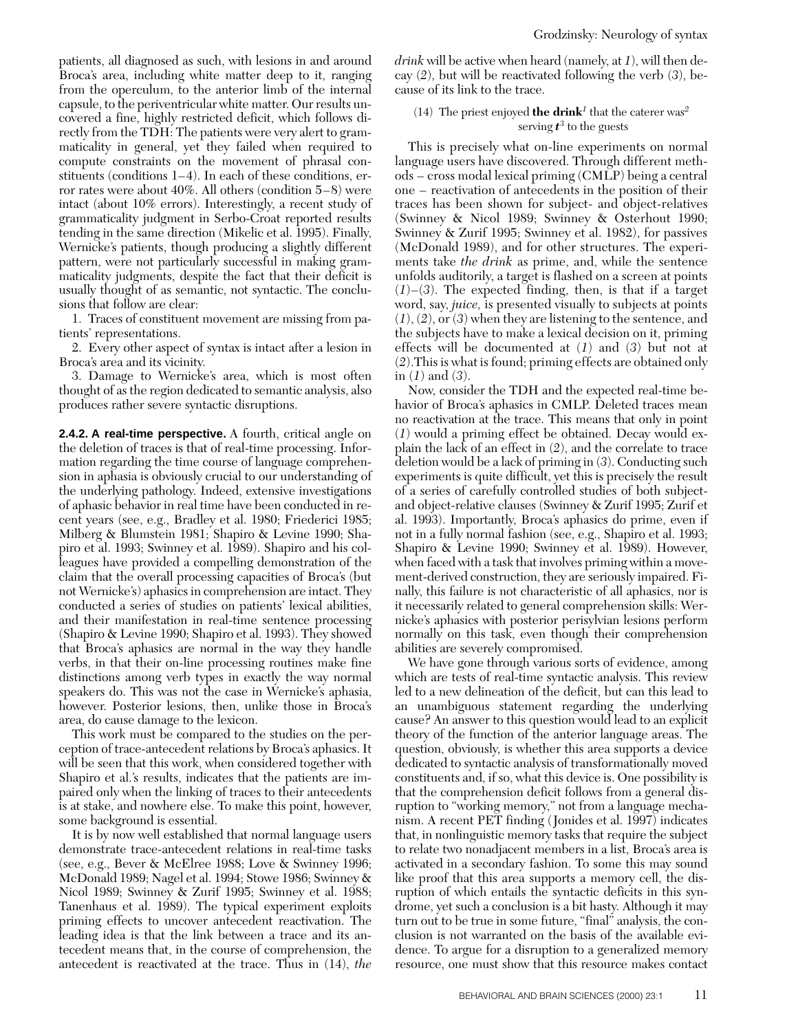patients, all diagnosed as such, with lesions in and around Broca's area, including white matter deep to it, ranging from the operculum, to the anterior limb of the internal capsule, to the periventricular white matter. Our results uncovered a fine, highly restricted deficit, which follows directly from the TDH: The patients were very alert to grammaticality in general, yet they failed when required to compute constraints on the movement of phrasal constituents (conditions 1–4). In each of these conditions, error rates were about 40%. All others (condition 5–8) were intact (about 10% errors). Interestingly, a recent study of grammaticality judgment in Serbo-Croat reported results tending in the same direction (Mikelic et al. 1995). Finally, Wernicke's patients, though producing a slightly different pattern, were not particularly successful in making grammaticality judgments, despite the fact that their deficit is usually thought of as semantic, not syntactic. The conclusions that follow are clear:

1. Traces of constituent movement are missing from patients' representations.

2. Every other aspect of syntax is intact after a lesion in Broca's area and its vicinity.

3. Damage to Wernicke's area, which is most often thought of as the region dedicated to semantic analysis, also produces rather severe syntactic disruptions.

**2.4.2. A real-time perspective.** A fourth, critical angle on the deletion of traces is that of real-time processing. Information regarding the time course of language comprehension in aphasia is obviously crucial to our understanding of the underlying pathology. Indeed, extensive investigations of aphasic behavior in real time have been conducted in recent years (see, e.g., Bradley et al. 1980; Friederici 1985; Milberg & Blumstein 1981; Shapiro & Levine 1990; Shapiro et al. 1993; Swinney et al. 1989). Shapiro and his colleagues have provided a compelling demonstration of the claim that the overall processing capacities of Broca's (but not Wernicke's) aphasics in comprehension are intact. They conducted a series of studies on patients' lexical abilities, and their manifestation in real-time sentence processing (Shapiro & Levine 1990; Shapiro et al. 1993). They showed that Broca's aphasics are normal in the way they handle verbs, in that their on-line processing routines make fine distinctions among verb types in exactly the way normal speakers do. This was not the case in Wernicke's aphasia, however. Posterior lesions, then, unlike those in Broca's area, do cause damage to the lexicon.

This work must be compared to the studies on the perception of trace-antecedent relations by Broca's aphasics. It will be seen that this work, when considered together with Shapiro et al.'s results, indicates that the patients are impaired only when the linking of traces to their antecedents is at stake, and nowhere else. To make this point, however, some background is essential.

It is by now well established that normal language users demonstrate trace-antecedent relations in real-time tasks (see, e.g., Bever & McElree 1988; Love & Swinney 1996; McDonald 1989; Nagel et al. 1994; Stowe 1986; Swinney & Nicol 1989; Swinney & Zurif 1995; Swinney et al. 1988; Tanenhaus et al. 1989). The typical experiment exploits priming effects to uncover antecedent reactivation. The leading idea is that the link between a trace and its antecedent means that, in the course of comprehension, the antecedent is reactivated at the trace. Thus in (14), *the*

*drink* will be active when heard (namely, at *1*), will then decay (*2*), but will be reactivated following the verb (*3*), because of its link to the trace.

#### (14) The priest enjoyed **the drink**<sup>*1*</sup> that the caterer was<sup>2</sup> serving  $t^3$  to the guests

This is precisely what on-line experiments on normal language users have discovered. Through different methods – cross modal lexical priming (CMLP) being a central one – reactivation of antecedents in the position of their traces has been shown for subject- and object-relatives (Swinney & Nicol 1989; Swinney & Osterhout 1990; Swinney & Zurif 1995; Swinney et al. 1982), for passives (McDonald 1989), and for other structures. The experiments take *the drink* as prime, and, while the sentence unfolds auditorily, a target is flashed on a screen at points  $(1)$ – $(3)$ . The expected finding, then, is that if a target word, say, *juice,* is presented visually to subjects at points (*1*), (*2*), or (*3*) when they are listening to the sentence, and the subjects have to make a lexical decision on it, priming effects will be documented at (*1*) and (*3*) but not at (*2*).This is what is found; priming effects are obtained only in (*1*) and (*3*).

Now, consider the TDH and the expected real-time behavior of Broca's aphasics in CMLP. Deleted traces mean no reactivation at the trace. This means that only in point (*1*) would a priming effect be obtained. Decay would explain the lack of an effect in (*2*), and the correlate to trace deletion would be a lack of priming in (*3*). Conducting such experiments is quite difficult, yet this is precisely the result of a series of carefully controlled studies of both subjectand object-relative clauses (Swinney & Zurif 1995; Zurif et al. 1993). Importantly, Broca's aphasics do prime, even if not in a fully normal fashion (see, e.g., Shapiro et al. 1993; Shapiro & Levine 1990; Swinney et al. 1989). However, when faced with a task that involves priming within a movement-derived construction, they are seriously impaired. Finally, this failure is not characteristic of all aphasics, nor is it necessarily related to general comprehension skills: Wernicke's aphasics with posterior perisylvian lesions perform normally on this task, even though their comprehension abilities are severely compromised.

We have gone through various sorts of evidence, among which are tests of real-time syntactic analysis. This review led to a new delineation of the deficit, but can this lead to an unambiguous statement regarding the underlying cause? An answer to this question would lead to an explicit theory of the function of the anterior language areas. The question, obviously, is whether this area supports a device dedicated to syntactic analysis of transformationally moved constituents and, if so, what this device is. One possibility is that the comprehension deficit follows from a general disruption to "working memory," not from a language mechanism. A recent PET finding (Jonides et al. 1997) indicates that, in nonlinguistic memory tasks that require the subject to relate two nonadjacent members in a list, Broca's area is activated in a secondary fashion. To some this may sound like proof that this area supports a memory cell, the disruption of which entails the syntactic deficits in this syndrome, yet such a conclusion is a bit hasty. Although it may turn out to be true in some future, "final" analysis, the conclusion is not warranted on the basis of the available evidence. To argue for a disruption to a generalized memory resource, one must show that this resource makes contact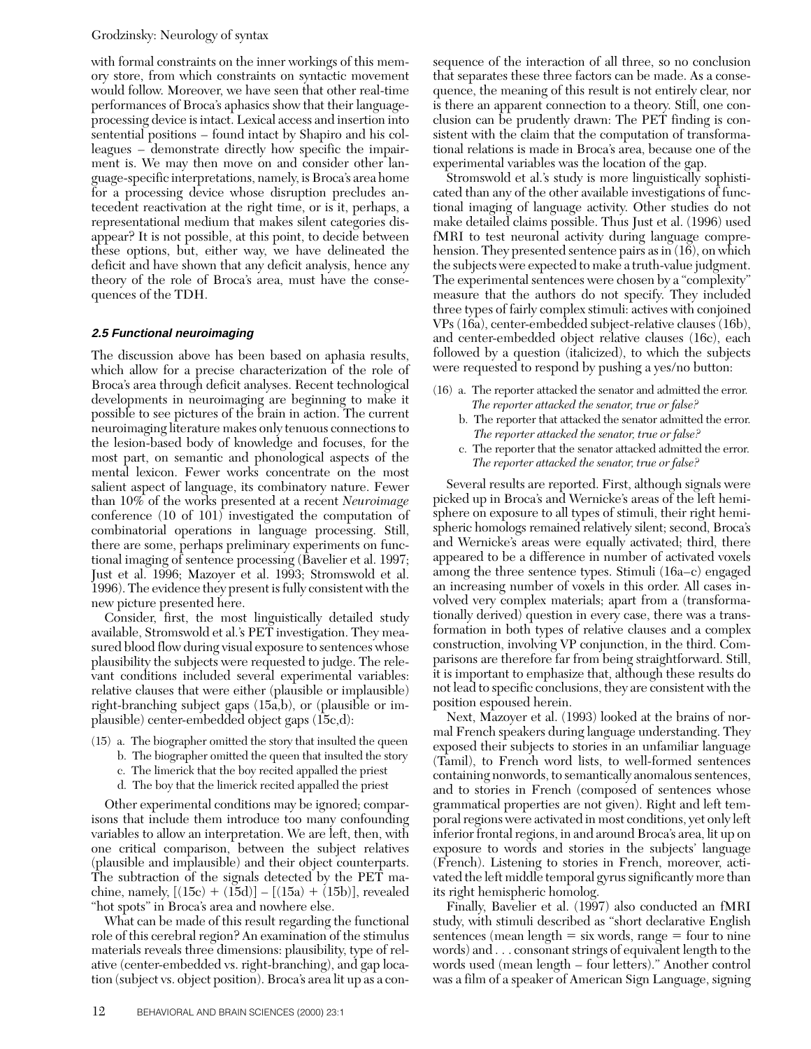#### Grodzinsky: Neurology of syntax

with formal constraints on the inner workings of this memory store, from which constraints on syntactic movement would follow. Moreover, we have seen that other real-time performances of Broca's aphasics show that their languageprocessing device is intact. Lexical access and insertion into sentential positions – found intact by Shapiro and his colleagues – demonstrate directly how specific the impairment is. We may then move on and consider other language-specific interpretations, namely, is Broca's area home for a processing device whose disruption precludes antecedent reactivation at the right time, or is it, perhaps, a representational medium that makes silent categories disappear? It is not possible, at this point, to decide between these options, but, either way, we have delineated the deficit and have shown that any deficit analysis, hence any theory of the role of Broca's area, must have the consequences of the TDH.

### **2.5 Functional neuroimaging**

The discussion above has been based on aphasia results, which allow for a precise characterization of the role of Broca's area through deficit analyses. Recent technological developments in neuroimaging are beginning to make it possible to see pictures of the brain in action. The current neuroimaging literature makes only tenuous connections to the lesion-based body of knowledge and focuses, for the most part, on semantic and phonological aspects of the mental lexicon. Fewer works concentrate on the most salient aspect of language, its combinatory nature. Fewer than 10% of the works presented at a recent *Neuroimage* conference (10 of 101) investigated the computation of combinatorial operations in language processing. Still, there are some, perhaps preliminary experiments on functional imaging of sentence processing (Bavelier et al. 1997; Just et al. 1996; Mazoyer et al. 1993; Stromswold et al. 1996). The evidence they present is fully consistent with the new picture presented here.

Consider, first, the most linguistically detailed study available, Stromswold et al.'s PET investigation. They measured blood flow during visual exposure to sentences whose plausibility the subjects were requested to judge. The relevant conditions included several experimental variables: relative clauses that were either (plausible or implausible) right-branching subject gaps (15a,b), or (plausible or implausible) center-embedded object gaps (15c,d):

- (15) a. The biographer omitted the story that insulted the queen
	- b. The biographer omitted the queen that insulted the story
	- c. The limerick that the boy recited appalled the priest
	- d. The boy that the limerick recited appalled the priest

Other experimental conditions may be ignored; comparisons that include them introduce too many confounding variables to allow an interpretation. We are left, then, with one critical comparison, between the subject relatives (plausible and implausible) and their object counterparts. The subtraction of the signals detected by the PET machine, namely,  $[(15c) + (15d)] - [(15a) + (15b)]$ , revealed "hot spots" in Broca's area and nowhere else.

What can be made of this result regarding the functional role of this cerebral region? An examination of the stimulus materials reveals three dimensions: plausibility, type of relative (center-embedded vs. right-branching), and gap location (subject vs. object position). Broca's area lit up as a consequence of the interaction of all three, so no conclusion that separates these three factors can be made. As a consequence, the meaning of this result is not entirely clear, nor is there an apparent connection to a theory. Still, one conclusion can be prudently drawn: The PET finding is consistent with the claim that the computation of transformational relations is made in Broca's area, because one of the experimental variables was the location of the gap.

Stromswold et al.'s study is more linguistically sophisticated than any of the other available investigations of functional imaging of language activity. Other studies do not make detailed claims possible. Thus Just et al. (1996) used fMRI to test neuronal activity during language comprehension. They presented sentence pairs as in (16), on which the subjects were expected to make a truth-value judgment. The experimental sentences were chosen by a "complexity" measure that the authors do not specify. They included three types of fairly complex stimuli: actives with conjoined VPs (16a), center-embedded subject-relative clauses (16b), and center-embedded object relative clauses (16c), each followed by a question (italicized), to which the subjects were requested to respond by pushing a yes/no button:

- (16) a. The reporter attacked the senator and admitted the error. *The reporter attacked the senator, true or false?*
	- b. The reporter that attacked the senator admitted the error. *The reporter attacked the senator, true or false?*
	- c. The reporter that the senator attacked admitted the error. *The reporter attacked the senator, true or false?*

Several results are reported. First, although signals were picked up in Broca's and Wernicke's areas of the left hemisphere on exposure to all types of stimuli, their right hemispheric homologs remained relatively silent; second, Broca's and Wernicke's areas were equally activated; third, there appeared to be a difference in number of activated voxels among the three sentence types. Stimuli (16a–c) engaged an increasing number of voxels in this order. All cases involved very complex materials; apart from a (transformationally derived) question in every case, there was a transformation in both types of relative clauses and a complex construction, involving VP conjunction, in the third. Comparisons are therefore far from being straightforward. Still, it is important to emphasize that, although these results do not lead to specific conclusions, they are consistent with the position espoused herein.

Next, Mazoyer et al. (1993) looked at the brains of normal French speakers during language understanding. They exposed their subjects to stories in an unfamiliar language (Tamil), to French word lists, to well-formed sentences containing nonwords, to semantically anomalous sentences, and to stories in French (composed of sentences whose grammatical properties are not given). Right and left temporal regions were activated in most conditions, yet only left inferior frontal regions, in and around Broca's area, lit up on exposure to words and stories in the subjects' language (French). Listening to stories in French, moreover, activated the left middle temporal gyrus significantly more than its right hemispheric homolog.

Finally, Bavelier et al. (1997) also conducted an fMRI study, with stimuli described as "short declarative English sentences (mean length  $=$  six words, range  $=$  four to nine words) and . . . consonant strings of equivalent length to the words used (mean length – four letters)." Another control was a film of a speaker of American Sign Language, signing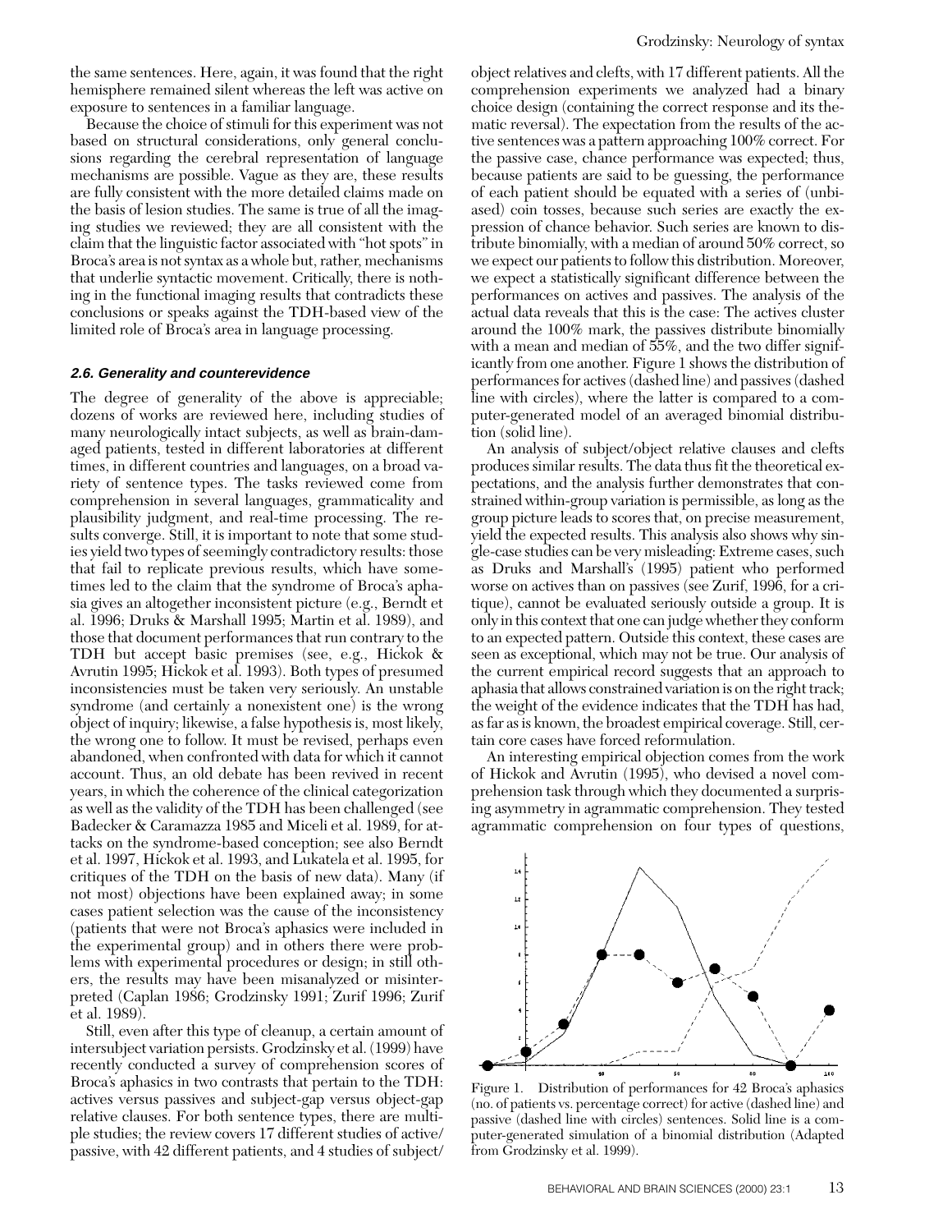the same sentences. Here, again, it was found that the right hemisphere remained silent whereas the left was active on exposure to sentences in a familiar language.

Because the choice of stimuli for this experiment was not based on structural considerations, only general conclusions regarding the cerebral representation of language mechanisms are possible. Vague as they are, these results are fully consistent with the more detailed claims made on the basis of lesion studies. The same is true of all the imaging studies we reviewed; they are all consistent with the claim that the linguistic factor associated with "hot spots" in Broca's area is not syntax as a whole but, rather, mechanisms that underlie syntactic movement. Critically, there is nothing in the functional imaging results that contradicts these conclusions or speaks against the TDH-based view of the limited role of Broca's area in language processing.

#### **2.6. Generality and counterevidence**

The degree of generality of the above is appreciable; dozens of works are reviewed here, including studies of many neurologically intact subjects, as well as brain-damaged patients, tested in different laboratories at different times, in different countries and languages, on a broad variety of sentence types. The tasks reviewed come from comprehension in several languages, grammaticality and plausibility judgment, and real-time processing. The results converge. Still, it is important to note that some studies yield two types of seemingly contradictory results: those that fail to replicate previous results, which have sometimes led to the claim that the syndrome of Broca's aphasia gives an altogether inconsistent picture (e.g., Berndt et al. 1996; Druks & Marshall 1995; Martin et al. 1989), and those that document performances that run contrary to the TDH but accept basic premises (see, e.g., Hickok & Avrutin 1995; Hickok et al. 1993). Both types of presumed inconsistencies must be taken very seriously. An unstable syndrome (and certainly a nonexistent one) is the wrong object of inquiry; likewise, a false hypothesis is, most likely, the wrong one to follow. It must be revised, perhaps even abandoned, when confronted with data for which it cannot account. Thus, an old debate has been revived in recent years, in which the coherence of the clinical categorization as well as the validity of the TDH has been challenged (see Badecker & Caramazza 1985 and Miceli et al. 1989, for attacks on the syndrome-based conception; see also Berndt et al. 1997, Hickok et al. 1993, and Lukatela et al. 1995, for critiques of the TDH on the basis of new data). Many (if not most) objections have been explained away; in some cases patient selection was the cause of the inconsistency (patients that were not Broca's aphasics were included in the experimental group) and in others there were problems with experimental procedures or design; in still others, the results may have been misanalyzed or misinterpreted (Caplan 1986; Grodzinsky 1991; Zurif 1996; Zurif et al. 1989).

Still, even after this type of cleanup, a certain amount of intersubject variation persists. Grodzinsky et al. (1999) have recently conducted a survey of comprehension scores of Broca's aphasics in two contrasts that pertain to the TDH: actives versus passives and subject-gap versus object-gap relative clauses. For both sentence types, there are multiple studies; the review covers 17 different studies of active/ passive, with 42 different patients, and 4 studies of subject/

object relatives and clefts, with 17 different patients. All the comprehension experiments we analyzed had a binary choice design (containing the correct response and its thematic reversal). The expectation from the results of the active sentences was a pattern approaching 100% correct. For the passive case, chance performance was expected; thus, because patients are said to be guessing, the performance of each patient should be equated with a series of (unbiased) coin tosses, because such series are exactly the expression of chance behavior. Such series are known to distribute binomially, with a median of around 50% correct, so we expect our patients to follow this distribution. Moreover, we expect a statistically significant difference between the performances on actives and passives. The analysis of the actual data reveals that this is the case: The actives cluster around the 100% mark, the passives distribute binomially with a mean and median of 55%, and the two differ significantly from one another. Figure 1 shows the distribution of performances for actives (dashed line) and passives (dashed line with circles), where the latter is compared to a computer-generated model of an averaged binomial distribution (solid line).

An analysis of subject/object relative clauses and clefts produces similar results. The data thus fit the theoretical expectations, and the analysis further demonstrates that constrained within-group variation is permissible, as long as the group picture leads to scores that, on precise measurement, yield the expected results. This analysis also shows why single-case studies can be very misleading: Extreme cases, such as Druks and Marshall's (1995) patient who performed worse on actives than on passives (see Zurif, 1996, for a critique), cannot be evaluated seriously outside a group. It is only in this context that one can judge whether they conform to an expected pattern. Outside this context, these cases are seen as exceptional, which may not be true. Our analysis of the current empirical record suggests that an approach to aphasia that allows constrained variation is on the right track; the weight of the evidence indicates that the TDH has had, as far as is known, the broadest empirical coverage. Still, certain core cases have forced reformulation.

An interesting empirical objection comes from the work of Hickok and Avrutin (1995), who devised a novel comprehension task through which they documented a surprising asymmetry in agrammatic comprehension. They tested agrammatic comprehension on four types of questions,



Figure 1. Distribution of performances for 42 Broca's aphasics (no. of patients vs. percentage correct) for active (dashed line) and passive (dashed line with circles) sentences. Solid line is a computer-generated simulation of a binomial distribution (Adapted from Grodzinsky et al. 1999).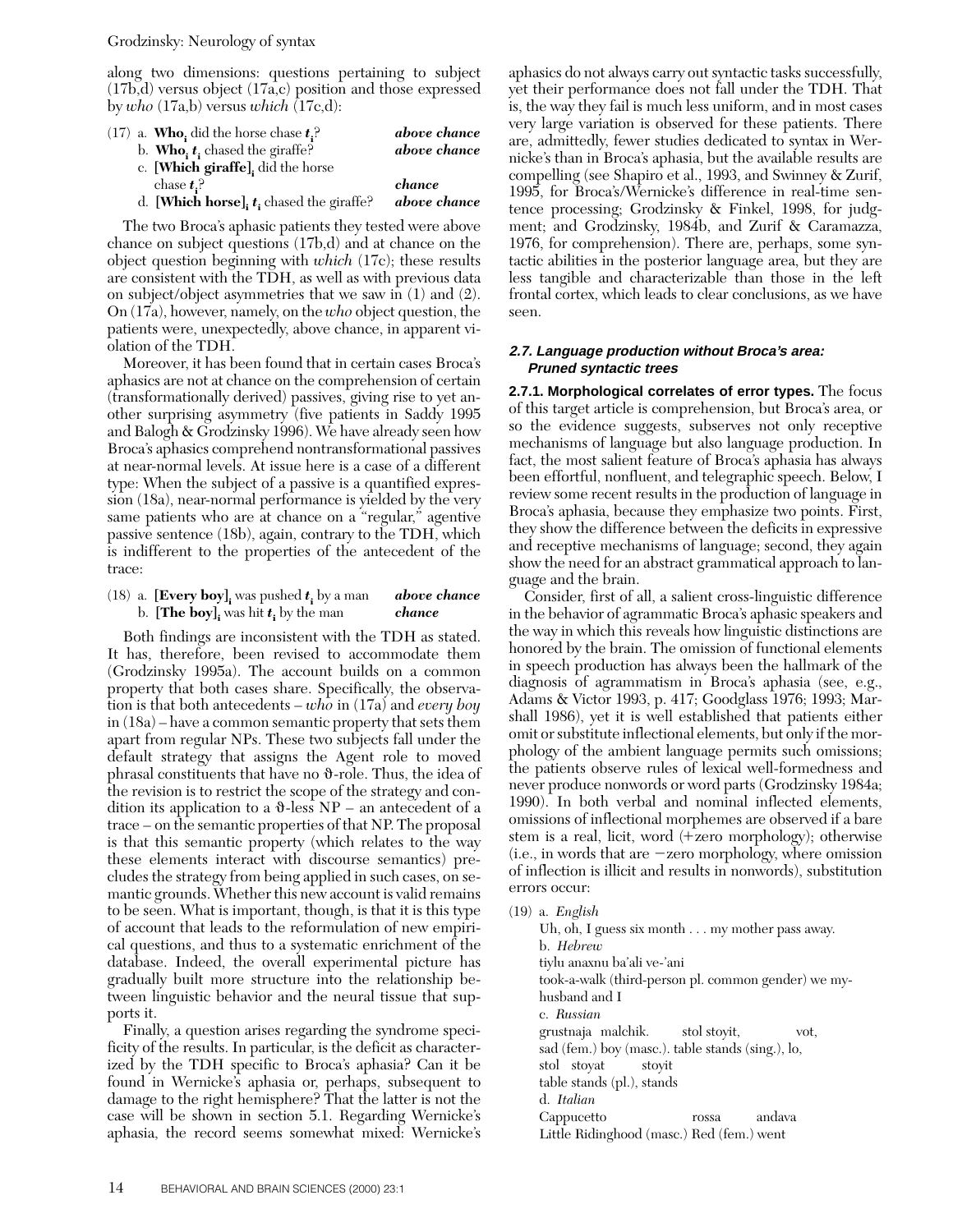along two dimensions: questions pertaining to subject (17b,d) versus object (17a,c) position and those expressed by *who* (17a,b) versus *which* (17c,d):

| (17) a. <b>Who</b> , did the horse chase $t_i$ ? | above chance |
|--------------------------------------------------|--------------|
| b. Who, $t_i$ , chased the giraffe?              | above chance |
| c. [Which giraffe], did the horse                |              |
| chase $t$ <sup>2</sup>                           | chance       |
| d. [Which horse], $t$ , chased the giraffe?      | above chance |

The two Broca's aphasic patients they tested were above chance on subject questions (17b,d) and at chance on the object question beginning with *which* (17c); these results are consistent with the TDH, as well as with previous data on subject/object asymmetries that we saw in (1) and (2). On (17a), however, namely, on the *who* object question, the patients were, unexpectedly, above chance, in apparent violation of the TDH.

Moreover, it has been found that in certain cases Broca's aphasics are not at chance on the comprehension of certain (transformationally derived) passives, giving rise to yet another surprising asymmetry (five patients in Saddy 1995 and Balogh & Grodzinsky 1996). We have already seen how Broca's aphasics comprehend nontransformational passives at near-normal levels. At issue here is a case of a different type: When the subject of a passive is a quantified expression (18a), near-normal performance is yielded by the very same patients who are at chance on a "regular," agentive passive sentence (18b), again, contrary to the TDH, which is indifferent to the properties of the antecedent of the trace:

(18) a.  $[\text{Every boy}]$  was pushed *t*<sub>i</sub> by a man *above chance*<br>b.  $[\text{The boy}]$  was hit *t*, by the man *chance* b. **[The boy]**, was hit  $t_i$  by the man

Both findings are inconsistent with the TDH as stated. It has, therefore, been revised to accommodate them (Grodzinsky 1995a). The account builds on a common property that both cases share. Specifically, the observation is that both antecedents – *who* in (17a) and *every boy* in (18a) – have a common semantic property that sets them apart from regular NPs. These two subjects fall under the default strategy that assigns the Agent role to moved phrasal constituents that have no  $\vartheta$ -role. Thus, the idea of the revision is to restrict the scope of the strategy and condition its application to a  $\vartheta$ -less NP – an antecedent of a trace – on the semantic properties of that NP. The proposal is that this semantic property (which relates to the way these elements interact with discourse semantics) precludes the strategy from being applied in such cases, on semantic grounds. Whether this new account is valid remains to be seen. What is important, though, is that it is this type of account that leads to the reformulation of new empirical questions, and thus to a systematic enrichment of the database. Indeed, the overall experimental picture has gradually built more structure into the relationship between linguistic behavior and the neural tissue that supports it.

Finally, a question arises regarding the syndrome specificity of the results. In particular, is the deficit as characterized by the TDH specific to Broca's aphasia? Can it be found in Wernicke's aphasia or, perhaps, subsequent to damage to the right hemisphere? That the latter is not the case will be shown in section 5.1. Regarding Wernicke's aphasia, the record seems somewhat mixed: Wernicke's aphasics do not always carry out syntactic tasks successfully, yet their performance does not fall under the TDH. That is, the way they fail is much less uniform, and in most cases very large variation is observed for these patients. There are, admittedly, fewer studies dedicated to syntax in Wernicke's than in Broca's aphasia, but the available results are compelling (see Shapiro et al., 1993, and Swinney & Zurif, 1995, for Broca's/Wernicke's difference in real-time sentence processing; Grodzinsky & Finkel, 1998, for judgment; and Grodzinsky, 1984b, and Zurif & Caramazza, 1976, for comprehension). There are, perhaps, some syntactic abilities in the posterior language area, but they are less tangible and characterizable than those in the left frontal cortex, which leads to clear conclusions, as we have seen.

#### **2.7. Language production without Broca's area: Pruned syntactic trees**

**2.7.1. Morphological correlates of error types.** The focus of this target article is comprehension, but Broca's area, or so the evidence suggests, subserves not only receptive mechanisms of language but also language production. In fact, the most salient feature of Broca's aphasia has always been effortful, nonfluent, and telegraphic speech. Below, I review some recent results in the production of language in Broca's aphasia, because they emphasize two points. First, they show the difference between the deficits in expressive and receptive mechanisms of language; second, they again show the need for an abstract grammatical approach to language and the brain.

Consider, first of all, a salient cross-linguistic difference in the behavior of agrammatic Broca's aphasic speakers and the way in which this reveals how linguistic distinctions are honored by the brain. The omission of functional elements in speech production has always been the hallmark of the diagnosis of agrammatism in Broca's aphasia (see, e.g., Adams & Victor 1993, p. 417; Goodglass 1976; 1993; Marshall 1986), yet it is well established that patients either omit or substitute inflectional elements, but only if the morphology of the ambient language permits such omissions; the patients observe rules of lexical well-formedness and never produce nonwords or word parts (Grodzinsky 1984a; 1990). In both verbal and nominal inflected elements, omissions of inflectional morphemes are observed if a bare stem is a real, licit, word  $(+$ zero morphology); otherwise  $(i.e., in words that are  $-zero$  morphology, where omission$ of inflection is illicit and results in nonwords), substitution errors occur:

```
(19) a. English
```
Uh, oh, I guess six month . . . my mother pass away. b. *Hebrew* tiylu anaxnu ba'ali ve-'ani took-a-walk (third-person pl. common gender) we myhusband and I c. *Russian* grustnaja malchik. stol stoyit, vot, sad (fem.) boy (masc.). table stands (sing.), lo, stol stoyat stoyit table stands (pl.), stands d. *Italian* Cappucetto rossa andava Little Ridinghood (masc.) Red (fem.) went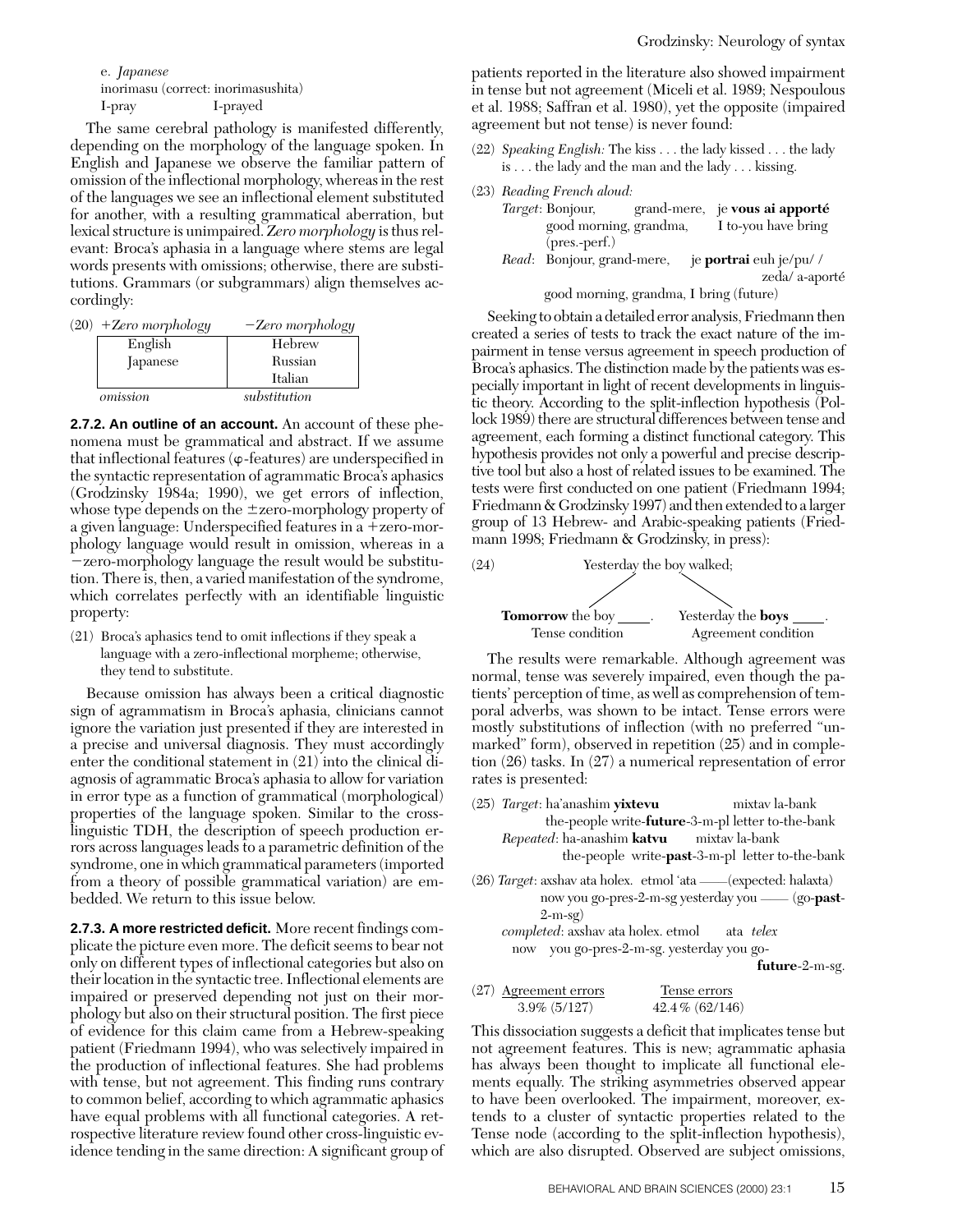e. *Japanese* inorimasu (correct: inorimasushita) I-pray I-prayed

The same cerebral pathology is manifested differently, depending on the morphology of the language spoken. In English and Japanese we observe the familiar pattern of omission of the inflectional morphology, whereas in the rest of the languages we see an inflectional element substituted for another, with a resulting grammatical aberration, but lexical structure is unimpaired. *Zero morphology* is thus relevant: Broca's aphasia in a language where stems are legal words presents with omissions; otherwise, there are substitutions. Grammars (or subgrammars) align themselves accordingly:

| $(20)$ +Zero morphology | $-Zero$ morphology |
|-------------------------|--------------------|
| English                 | Hebrew             |
| Japanese                | Russian            |
|                         | Italian            |
| omission                | substitution       |

**2.7.2. An outline of an account.** An account of these phenomena must be grammatical and abstract. If we assume that inflectional features  $(\varphi$ -features) are underspecified in the syntactic representation of agrammatic Broca's aphasics (Grodzinsky 1984a; 1990), we get errors of inflection, whose type depends on the  $\pm$ zero-morphology property of a given language: Underspecified features in  $a + zero - mor$ phology language would result in omission, whereas in a  $-zero$ -morphology language the result would be substitution. There is, then, a varied manifestation of the syndrome, which correlates perfectly with an identifiable linguistic property:

(21) Broca's aphasics tend to omit inflections if they speak a language with a zero-inflectional morpheme; otherwise, they tend to substitute.

Because omission has always been a critical diagnostic sign of agrammatism in Broca's aphasia, clinicians cannot ignore the variation just presented if they are interested in a precise and universal diagnosis. They must accordingly enter the conditional statement in (21) into the clinical diagnosis of agrammatic Broca's aphasia to allow for variation in error type as a function of grammatical (morphological) properties of the language spoken. Similar to the crosslinguistic TDH, the description of speech production errors across languages leads to a parametric definition of the syndrome, one in which grammatical parameters (imported from a theory of possible grammatical variation) are embedded. We return to this issue below.

**2.7.3. A more restricted deficit.** More recent findings complicate the picture even more. The deficit seems to bear not only on different types of inflectional categories but also on their location in the syntactic tree. Inflectional elements are impaired or preserved depending not just on their morphology but also on their structural position. The first piece of evidence for this claim came from a Hebrew-speaking patient (Friedmann 1994), who was selectively impaired in the production of inflectional features. She had problems with tense, but not agreement. This finding runs contrary to common belief, according to which agrammatic aphasics have equal problems with all functional categories. A retrospective literature review found other cross-linguistic evidence tending in the same direction: A significant group of

patients reported in the literature also showed impairment in tense but not agreement (Miceli et al. 1989; Nespoulous et al. 1988; Saffran et al. 1980), yet the opposite (impaired agreement but not tense) is never found:

- (22) *Speaking English:* The kiss . . . the lady kissed . . . the lady is . . . the lady and the man and the lady . . . kissing.
- (23) *Reading French aloud:*

| <i>Target</i> : Bonjour,                | grand-mere, je <b>vous ai apporté</b> |
|-----------------------------------------|---------------------------------------|
| good morning, grandma,                  | I to-you have bring                   |
| $(pres.\text{-perf.})$                  |                                       |
| Read: Bonjour, grand-mere,              | je <b>portrai</b> euh je/pu//         |
|                                         | zeda/a-aporté                         |
| good morning, grandma, I bring (future) |                                       |

Seeking to obtain a detailed error analysis, Friedmann then created a series of tests to track the exact nature of the impairment in tense versus agreement in speech production of Broca's aphasics. The distinction made by the patients was especially important in light of recent developments in linguistic theory. According to the split-inflection hypothesis (Pollock 1989) there are structural differences between tense and agreement, each forming a distinct functional category. This hypothesis provides not only a powerful and precise descriptive tool but also a host of related issues to be examined. The tests were first conducted on one patient (Friedmann 1994; Friedmann & Grodzinsky 1997) and then extended to a larger group of 13 Hebrew- and Arabic-speaking patients (Friedmann 1998; Friedmann & Grodzinsky, in press):



The results were remarkable. Although agreement was normal, tense was severely impaired, even though the patients' perception of time, as well as comprehension of temporal adverbs, was shown to be intact. Tense errors were mostly substitutions of inflection (with no preferred "unmarked" form), observed in repetition (25) and in completion (26) tasks. In (27) a numerical representation of error rates is presented:

- (25) *Target*: ha'anashim **yixtevu** mixtav la-bank the-people write-**future**-3-m-pl letter to-the-bank *Repeated*: ha-anashim **katvu** mixtav la-bank the-people write-**past**-3-m-pl letter to-the-bank
- (26) *Target*: axshav ata holex. etmol 'ata ———(expected: halaxta) now you go-pres-2-m-sg yesterday you ——— (go-**past**-2-m-sg)

*completed*: axshav ata holex. etmol ata *telex* now you go-pres-2-m-sg. yesterday you go-

**future**-2-m-sg.

(27) Agreement errors Tense errors 3.9% (5/127) 42.4 % (62/146)

This dissociation suggests a deficit that implicates tense but not agreement features. This is new; agrammatic aphasia has always been thought to implicate all functional elements equally. The striking asymmetries observed appear to have been overlooked. The impairment, moreover, extends to a cluster of syntactic properties related to the Tense node (according to the split-inflection hypothesis), which are also disrupted. Observed are subject omissions,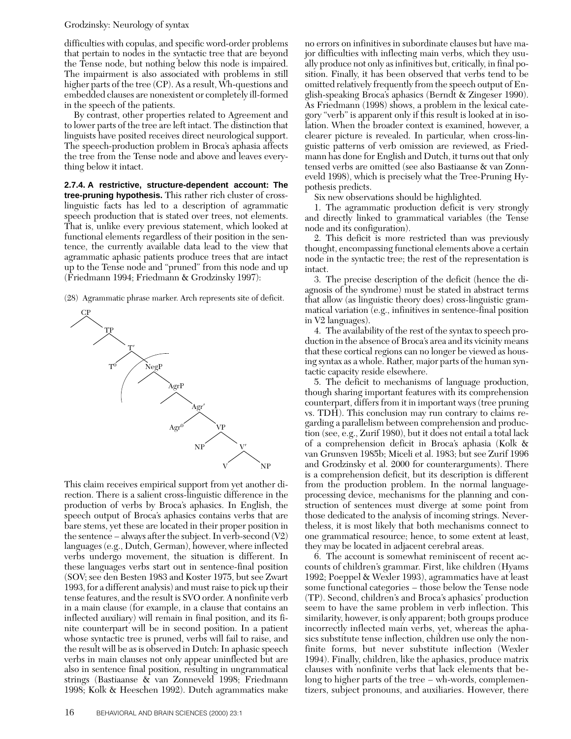#### Grodzinsky: Neurology of syntax

difficulties with copulas, and specific word-order problems that pertain to nodes in the syntactic tree that are beyond the Tense node, but nothing below this node is impaired. The impairment is also associated with problems in still higher parts of the tree (CP). As a result, Wh-questions and embedded clauses are nonexistent or completely ill-formed in the speech of the patients.

By contrast, other properties related to Agreement and to lower parts of the tree are left intact. The distinction that linguists have posited receives direct neurological support. The speech-production problem in Broca's aphasia affects the tree from the Tense node and above and leaves everything below it intact.

**2.7.4. A restrictive, structure-dependent account: The tree-pruning hypothesis.** This rather rich cluster of crosslinguistic facts has led to a description of agrammatic speech production that is stated over trees, not elements. That is, unlike every previous statement, which looked at functional elements regardless of their position in the sentence, the currently available data lead to the view that agrammatic aphasic patients produce trees that are intact up to the Tense node and "pruned" from this node and up (Friedmann 1994; Friedmann & Grodzinsky 1997):

(28) Agrammatic phrase marker. Arch represents site of deficit.



This claim receives empirical support from yet another direction. There is a salient cross-linguistic difference in the production of verbs by Broca's aphasics. In English, the speech output of Broca's aphasics contains verbs that are bare stems, yet these are located in their proper position in the sentence – always after the subject. In verb-second (V2) languages (e.g., Dutch, German), however, where inflected verbs undergo movement, the situation is different. In these languages verbs start out in sentence-final position (SOV; see den Besten 1983 and Koster 1975, but see Zwart 1993, for a different analysis) and must raise to pick up their tense features, and the result is SVO order. A nonfinite verb in a main clause (for example, in a clause that contains an inflected auxiliary) will remain in final position, and its finite counterpart will be in second position. In a patient whose syntactic tree is pruned, verbs will fail to raise, and the result will be as is observed in Dutch: In aphasic speech verbs in main clauses not only appear uninflected but are also in sentence final position, resulting in ungrammatical strings (Bastiaanse & van Zonneveld 1998; Friedmann 1998; Kolk & Heeschen 1992). Dutch agrammatics make no errors on infinitives in subordinate clauses but have major difficulties with inflecting main verbs, which they usually produce not only as infinitives but, critically, in final position. Finally, it has been observed that verbs tend to be omitted relatively frequently from the speech output of English-speaking Broca's aphasics (Berndt & Zingeser 1990). As Friedmann (1998) shows, a problem in the lexical category "verb" is apparent only if this result is looked at in isolation. When the broader context is examined, however, a clearer picture is revealed. In particular, when cross-linguistic patterns of verb omission are reviewed, as Friedmann has done for English and Dutch, it turns out that only tensed verbs are omitted (see also Bastiaanse & van Zonneveld 1998), which is precisely what the Tree-Pruning Hypothesis predicts.

Six new observations should be highlighted.

1. The agrammatic production deficit is very strongly and directly linked to grammatical variables (the Tense node and its configuration).

2. This deficit is more restricted than was previously thought, encompassing functional elements above a certain node in the syntactic tree; the rest of the representation is intact.

3. The precise description of the deficit (hence the diagnosis of the syndrome) must be stated in abstract terms that allow (as linguistic theory does) cross-linguistic grammatical variation (e.g., infinitives in sentence-final position in V2 languages).

4. The availability of the rest of the syntax to speech production in the absence of Broca's area and its vicinity means that these cortical regions can no longer be viewed as housing syntax as a whole. Rather, major parts of the human syntactic capacity reside elsewhere.

5. The deficit to mechanisms of language production, though sharing important features with its comprehension counterpart, differs from it in important ways (tree pruning vs. TDH). This conclusion may run contrary to claims regarding a parallelism between comprehension and production (see, e.g., Zurif 1980), but it does not entail a total lack of a comprehension deficit in Broca's aphasia (Kolk & van Grunsven 1985b; Miceli et al. 1983; but see Zurif 1996 and Grodzinsky et al. 2000 for counterarguments). There is a comprehension deficit, but its description is different from the production problem. In the normal languageprocessing device, mechanisms for the planning and construction of sentences must diverge at some point from those dedicated to the analysis of incoming strings. Nevertheless, it is most likely that both mechanisms connect to one grammatical resource; hence, to some extent at least, they may be located in adjacent cerebral areas.

6. The account is somewhat reminiscent of recent accounts of children's grammar. First, like children (Hyams 1992; Poeppel & Wexler 1993), agrammatics have at least some functional categories – those below the Tense node (TP). Second, children's and Broca's aphasics' production seem to have the same problem in verb inflection. This similarity, however, is only apparent; both groups produce incorrectly inflected main verbs, yet, whereas the aphasics substitute tense inflection, children use only the nonfinite forms, but never substitute inflection (Wexler 1994). Finally, children, like the aphasics, produce matrix clauses with nonfinite verbs that lack elements that belong to higher parts of the tree – wh-words, complementizers, subject pronouns, and auxiliaries. However, there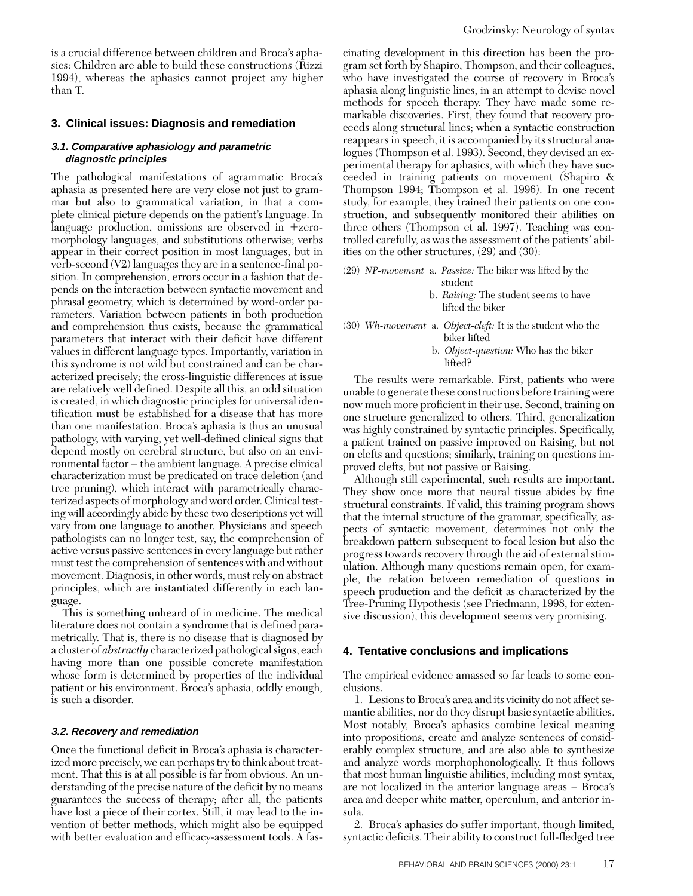is a crucial difference between children and Broca's aphasics: Children are able to build these constructions (Rizzi 1994), whereas the aphasics cannot project any higher than T.

#### **3. Clinical issues: Diagnosis and remediation**

#### **3.1. Comparative aphasiology and parametric diagnostic principles**

The pathological manifestations of agrammatic Broca's aphasia as presented here are very close not just to grammar but also to grammatical variation, in that a complete clinical picture depends on the patient's language. In language production, omissions are observed in  $+$ zeromorphology languages, and substitutions otherwise; verbs appear in their correct position in most languages, but in verb-second (V2) languages they are in a sentence-final position. In comprehension, errors occur in a fashion that depends on the interaction between syntactic movement and phrasal geometry, which is determined by word-order parameters. Variation between patients in both production and comprehension thus exists, because the grammatical parameters that interact with their deficit have different values in different language types. Importantly, variation in this syndrome is not wild but constrained and can be characterized precisely; the cross-linguistic differences at issue are relatively well defined. Despite all this, an odd situation is created, in which diagnostic principles for universal identification must be established for a disease that has more than one manifestation. Broca's aphasia is thus an unusual pathology, with varying, yet well-defined clinical signs that depend mostly on cerebral structure, but also on an environmental factor – the ambient language. A precise clinical characterization must be predicated on trace deletion (and tree pruning), which interact with parametrically characterized aspects of morphology and word order. Clinical testing will accordingly abide by these two descriptions yet will vary from one language to another. Physicians and speech pathologists can no longer test, say, the comprehension of active versus passive sentences in every language but rather must test the comprehension of sentences with and without movement. Diagnosis, in other words, must rely on abstract principles, which are instantiated differently in each language.

This is something unheard of in medicine. The medical literature does not contain a syndrome that is defined parametrically. That is, there is no disease that is diagnosed by a cluster of *abstractly* characterized pathological signs, each having more than one possible concrete manifestation whose form is determined by properties of the individual patient or his environment. Broca's aphasia, oddly enough, is such a disorder.

#### **3.2. Recovery and remediation**

Once the functional deficit in Broca's aphasia is characterized more precisely, we can perhaps try to think about treatment. That this is at all possible is far from obvious. An understanding of the precise nature of the deficit by no means guarantees the success of therapy; after all, the patients have lost a piece of their cortex. Still, it may lead to the invention of better methods, which might also be equipped with better evaluation and efficacy-assessment tools. A fas-

cinating development in this direction has been the program set forth by Shapiro, Thompson, and their colleagues, who have investigated the course of recovery in Broca's aphasia along linguistic lines, in an attempt to devise novel methods for speech therapy. They have made some remarkable discoveries. First, they found that recovery proceeds along structural lines; when a syntactic construction reappears in speech, it is accompanied by its structural analogues (Thompson et al. 1993). Second, they devised an experimental therapy for aphasics, with which they have succeeded in training patients on movement (Shapiro & Thompson 1994; Thompson et al. 1996). In one recent study, for example, they trained their patients on one construction, and subsequently monitored their abilities on three others (Thompson et al. 1997). Teaching was controlled carefully, as was the assessment of the patients' abilities on the other structures, (29) and (30):

- (29) *NP-movement* a. *Passive:* The biker was lifted by the student
	- b. *Raising:* The student seems to have lifted the biker
- (30) *Wh-movement* a. *Object-cleft:* It is the student who the biker lifted
	- b. *Object-question:* Who has the biker lifted?

The results were remarkable. First, patients who were unable to generate these constructions before training were now much more proficient in their use. Second, training on one structure generalized to others. Third, generalization was highly constrained by syntactic principles. Specifically, a patient trained on passive improved on Raising, but not on clefts and questions; similarly, training on questions improved clefts, but not passive or Raising.

Although still experimental, such results are important. They show once more that neural tissue abides by fine structural constraints. If valid, this training program shows that the internal structure of the grammar, specifically, aspects of syntactic movement, determines not only the breakdown pattern subsequent to focal lesion but also the progress towards recovery through the aid of external stimulation. Although many questions remain open, for example, the relation between remediation of questions in speech production and the deficit as characterized by the Tree-Pruning Hypothesis (see Friedmann, 1998, for extensive discussion), this development seems very promising.

#### **4. Tentative conclusions and implications**

The empirical evidence amassed so far leads to some conclusions.

1. Lesions to Broca's area and its vicinity do not affect semantic abilities, nor do they disrupt basic syntactic abilities. Most notably, Broca's aphasics combine lexical meaning into propositions, create and analyze sentences of considerably complex structure, and are also able to synthesize and analyze words morphophonologically. It thus follows that most human linguistic abilities, including most syntax, are not localized in the anterior language areas – Broca's area and deeper white matter, operculum, and anterior insula.

2. Broca's aphasics do suffer important, though limited, syntactic deficits. Their ability to construct full-fledged tree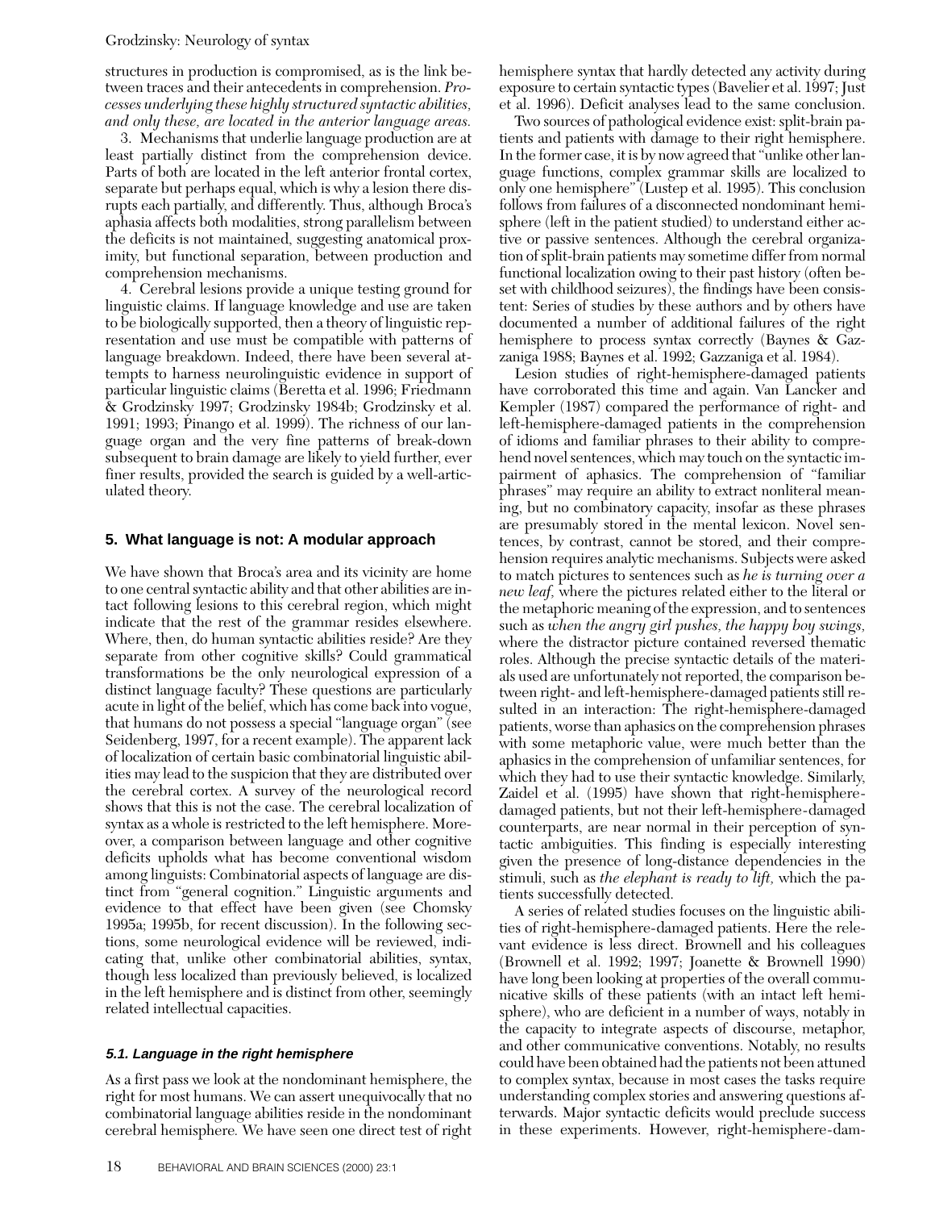### Grodzinsky: Neurology of syntax

structures in production is compromised, as is the link between traces and their antecedents in comprehension. *Processes underlying these highly structured syntactic abilities, and only these, are located in the anterior language areas.*

3. Mechanisms that underlie language production are at least partially distinct from the comprehension device. Parts of both are located in the left anterior frontal cortex, separate but perhaps equal, which is why a lesion there disrupts each partially, and differently. Thus, although Broca's aphasia affects both modalities, strong parallelism between the deficits is not maintained, suggesting anatomical proximity, but functional separation, between production and comprehension mechanisms.

4. Cerebral lesions provide a unique testing ground for linguistic claims. If language knowledge and use are taken to be biologically supported, then a theory of linguistic representation and use must be compatible with patterns of language breakdown. Indeed, there have been several attempts to harness neurolinguistic evidence in support of particular linguistic claims (Beretta et al. 1996; Friedmann & Grodzinsky 1997; Grodzinsky 1984b; Grodzinsky et al. 1991; 1993; Pinango et al. 1999). The richness of our language organ and the very fine patterns of break-down subsequent to brain damage are likely to yield further, ever finer results, provided the search is guided by a well-articulated theory.

### **5. What language is not: A modular approach**

We have shown that Broca's area and its vicinity are home to one central syntactic ability and that other abilities are intact following lesions to this cerebral region, which might indicate that the rest of the grammar resides elsewhere. Where, then, do human syntactic abilities reside? Are they separate from other cognitive skills? Could grammatical transformations be the only neurological expression of a distinct language faculty? These questions are particularly acute in light of the belief, which has come back into vogue, that humans do not possess a special "language organ" (see Seidenberg, 1997, for a recent example). The apparent lack of localization of certain basic combinatorial linguistic abilities may lead to the suspicion that they are distributed over the cerebral cortex. A survey of the neurological record shows that this is not the case. The cerebral localization of syntax as a whole is restricted to the left hemisphere. Moreover, a comparison between language and other cognitive deficits upholds what has become conventional wisdom among linguists: Combinatorial aspects of language are distinct from "general cognition." Linguistic arguments and evidence to that effect have been given (see Chomsky 1995a; 1995b, for recent discussion). In the following sections, some neurological evidence will be reviewed, indicating that, unlike other combinatorial abilities, syntax, though less localized than previously believed, is localized in the left hemisphere and is distinct from other, seemingly related intellectual capacities.

### **5.1. Language in the right hemisphere**

As a first pass we look at the nondominant hemisphere, the right for most humans. We can assert unequivocally that no combinatorial language abilities reside in the nondominant cerebral hemisphere*.* We have seen one direct test of right hemisphere syntax that hardly detected any activity during exposure to certain syntactic types (Bavelier et al. 1997; Just et al. 1996). Deficit analyses lead to the same conclusion.

Two sources of pathological evidence exist: split-brain patients and patients with damage to their right hemisphere. In the former case, it is by now agreed that "unlike other language functions, complex grammar skills are localized to only one hemisphere" (Lustep et al. 1995). This conclusion follows from failures of a disconnected nondominant hemisphere (left in the patient studied) to understand either active or passive sentences. Although the cerebral organization of split-brain patients may sometime differ from normal functional localization owing to their past history (often beset with childhood seizures), the findings have been consistent: Series of studies by these authors and by others have documented a number of additional failures of the right hemisphere to process syntax correctly (Baynes & Gazzaniga 1988; Baynes et al. 1992; Gazzaniga et al. 1984).

Lesion studies of right-hemisphere-damaged patients have corroborated this time and again. Van Lancker and Kempler (1987) compared the performance of right- and left-hemisphere-damaged patients in the comprehension of idioms and familiar phrases to their ability to comprehend novel sentences, which may touch on the syntactic impairment of aphasics. The comprehension of "familiar phrases" may require an ability to extract nonliteral meaning, but no combinatory capacity, insofar as these phrases are presumably stored in the mental lexicon. Novel sentences, by contrast, cannot be stored, and their comprehension requires analytic mechanisms. Subjects were asked to match pictures to sentences such as *he is turning over a new leaf,* where the pictures related either to the literal or the metaphoric meaning of the expression, and to sentences such as *when the angry girl pushes, the happy boy swings,* where the distractor picture contained reversed thematic roles. Although the precise syntactic details of the materials used are unfortunately not reported, the comparison between right- and left-hemisphere-damaged patients still resulted in an interaction: The right-hemisphere-damaged patients, worse than aphasics on the comprehension phrases with some metaphoric value, were much better than the aphasics in the comprehension of unfamiliar sentences, for which they had to use their syntactic knowledge. Similarly, Zaidel et al. (1995) have shown that right-hemispheredamaged patients, but not their left-hemisphere-damaged counterparts, are near normal in their perception of syntactic ambiguities. This finding is especially interesting given the presence of long-distance dependencies in the stimuli, such as *the elephant is ready to lift,* which the patients successfully detected.

A series of related studies focuses on the linguistic abilities of right-hemisphere-damaged patients. Here the relevant evidence is less direct. Brownell and his colleagues (Brownell et al. 1992; 1997; Joanette & Brownell 1990) have long been looking at properties of the overall communicative skills of these patients (with an intact left hemisphere), who are deficient in a number of ways, notably in the capacity to integrate aspects of discourse, metaphor, and other communicative conventions. Notably, no results could have been obtained had the patients not been attuned to complex syntax, because in most cases the tasks require understanding complex stories and answering questions afterwards. Major syntactic deficits would preclude success in these experiments. However, right-hemisphere-dam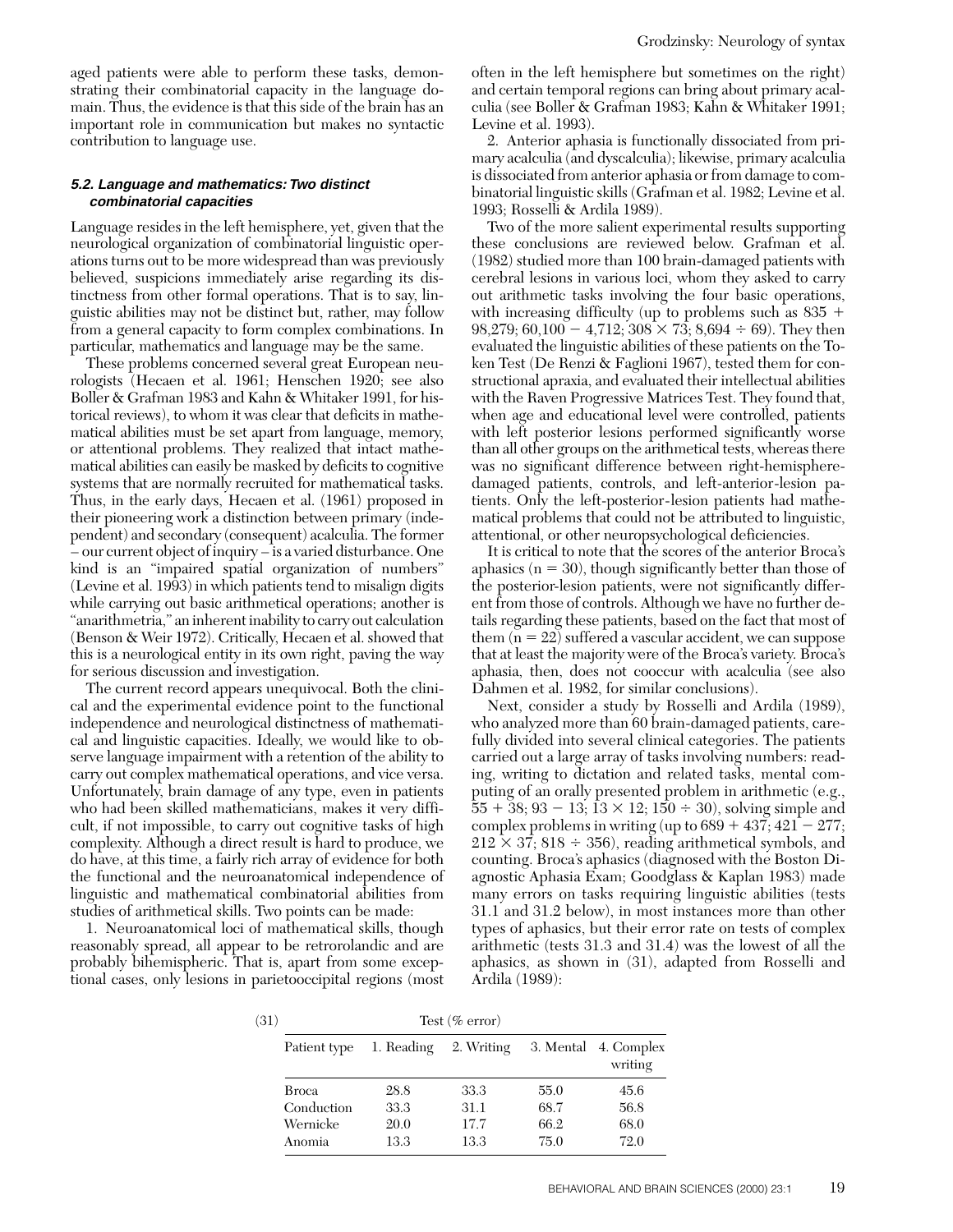aged patients were able to perform these tasks, demonstrating their combinatorial capacity in the language domain. Thus, the evidence is that this side of the brain has an important role in communication but makes no syntactic contribution to language use.

#### **5.2. Language and mathematics: Two distinct combinatorial capacities**

Language resides in the left hemisphere, yet, given that the neurological organization of combinatorial linguistic operations turns out to be more widespread than was previously believed, suspicions immediately arise regarding its distinctness from other formal operations. That is to say, linguistic abilities may not be distinct but, rather, may follow from a general capacity to form complex combinations. In particular, mathematics and language may be the same.

These problems concerned several great European neurologists (Hecaen et al. 1961; Henschen 1920; see also Boller & Grafman 1983 and Kahn & Whitaker 1991, for historical reviews), to whom it was clear that deficits in mathematical abilities must be set apart from language, memory, or attentional problems. They realized that intact mathematical abilities can easily be masked by deficits to cognitive systems that are normally recruited for mathematical tasks. Thus, in the early days, Hecaen et al. (1961) proposed in their pioneering work a distinction between primary (independent) and secondary (consequent) acalculia. The former – our current object of inquiry – is a varied disturbance. One kind is an "impaired spatial organization of numbers" (Levine et al. 1993) in which patients tend to misalign digits while carrying out basic arithmetical operations; another is "anarithmetria," an inherent inability to carry out calculation (Benson & Weir 1972). Critically, Hecaen et al. showed that this is a neurological entity in its own right, paving the way for serious discussion and investigation.

The current record appears unequivocal. Both the clinical and the experimental evidence point to the functional independence and neurological distinctness of mathematical and linguistic capacities. Ideally, we would like to observe language impairment with a retention of the ability to carry out complex mathematical operations, and vice versa. Unfortunately, brain damage of any type, even in patients who had been skilled mathematicians, makes it very difficult, if not impossible, to carry out cognitive tasks of high complexity. Although a direct result is hard to produce, we do have, at this time, a fairly rich array of evidence for both the functional and the neuroanatomical independence of linguistic and mathematical combinatorial abilities from studies of arithmetical skills. Two points can be made:

1. Neuroanatomical loci of mathematical skills, though reasonably spread, all appear to be retrorolandic and are probably bihemispheric. That is, apart from some exceptional cases, only lesions in parietooccipital regions (most

often in the left hemisphere but sometimes on the right) and certain temporal regions can bring about primary acalculia (see Boller & Grafman 1983; Kahn & Whitaker 1991; Levine et al. 1993).

2. Anterior aphasia is functionally dissociated from primary acalculia (and dyscalculia); likewise, primary acalculia is dissociated from anterior aphasia or from damage to combinatorial linguistic skills (Grafman et al. 1982; Levine et al. 1993; Rosselli & Ardila 1989).

Two of the more salient experimental results supporting these conclusions are reviewed below. Grafman et al. (1982) studied more than 100 brain-damaged patients with cerebral lesions in various loci, whom they asked to carry out arithmetic tasks involving the four basic operations, with increasing difficulty (up to problems such as  $835 +$ 98,279; 60,100 - 4,712; 308  $\times$  73; 8,694  $\div$  69). They then evaluated the linguistic abilities of these patients on the Token Test (De Renzi & Faglioni 1967), tested them for constructional apraxia, and evaluated their intellectual abilities with the Raven Progressive Matrices Test. They found that, when age and educational level were controlled, patients with left posterior lesions performed significantly worse than all other groups on the arithmetical tests, whereas there was no significant difference between right-hemispheredamaged patients, controls, and left-anterior-lesion patients. Only the left-posterior-lesion patients had mathematical problems that could not be attributed to linguistic, attentional, or other neuropsychological deficiencies.

It is critical to note that the scores of the anterior Broca's aphasics  $(n = 30)$ , though significantly better than those of the posterior-lesion patients, were not significantly different from those of controls. Although we have no further details regarding these patients, based on the fact that most of them  $(n = 22)$  suffered a vascular accident, we can suppose that at least the majority were of the Broca's variety. Broca's aphasia, then, does not cooccur with acalculia (see also Dahmen et al. 1982, for similar conclusions).

Next, consider a study by Rosselli and Ardila (1989), who analyzed more than 60 brain-damaged patients, carefully divided into several clinical categories. The patients carried out a large array of tasks involving numbers: reading, writing to dictation and related tasks, mental computing of an orally presented problem in arithmetic (e.g.,  $55 + 38$ ;  $93 - 13$ ;  $13 \times 12$ ;  $150 \div 30$ ), solving simple and complex problems in writing (up to  $689 + 437$ ;  $421 - 277$ ;  $212 \times 37$ ; 818 ÷ 356), reading arithmetical symbols, and counting. Broca's aphasics (diagnosed with the Boston Diagnostic Aphasia Exam; Goodglass & Kaplan 1983) made many errors on tasks requiring linguistic abilities (tests 31.1 and 31.2 below), in most instances more than other types of aphasics, but their error rate on tests of complex arithmetic (tests 31.3 and 31.4) was the lowest of all the aphasics, as shown in (31), adapted from Rosselli and Ardila (1989):

 $\text{Test} \, (\% \, \text{error})$ Patient type 1. Reading 2. Writing 3. Mental 4. Complex writing Broca 28.8 33.3 55.0 45.6 Conduction 33.3 31.1 68.7 56.8 Wernicke 20.0 17.7 66.2 68.0

Anomia 13.3 13.3 75.0 72.0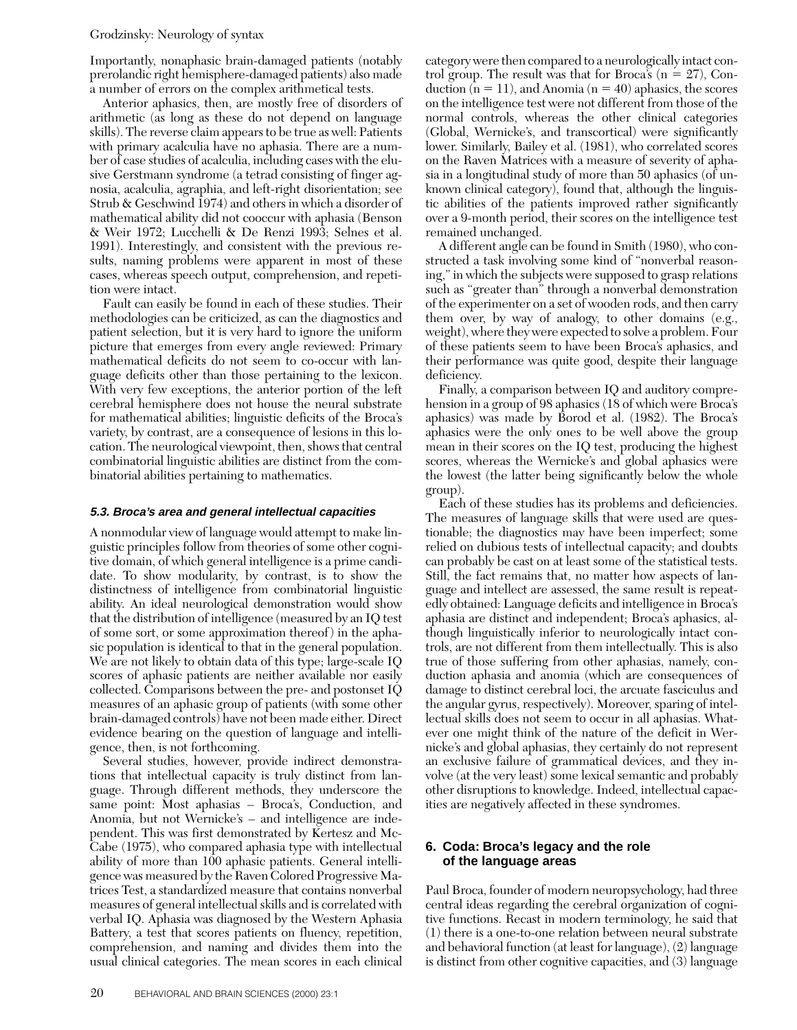### Grodzinsky: Neurology of syntax

Importantly, nonaphasic brain-damaged patients (notably prerolandic right hemisphere-damaged patients) also made a number of errors on the complex arithmetical tests.

Anterior aphasics, then, are mostly free of disorders of arithmetic (as long as these do not depend on language skills). The reverse claim appears to be true as well: Patients with primary acalculia have no aphasia. There are a number of case studies of acalculia, including cases with the elusive Gerstmann syndrome (a tetrad consisting of finger agnosia, acalculia, agraphia, and left-right disorientation; see Strub & Geschwind 1974) and others in which a disorder of mathematical ability did not cooccur with aphasia (Benson & Weir 1972; Lucchelli & De Renzi 1993; Selnes et al. 1991). Interestingly, and consistent with the previous results, naming problems were apparent in most of these cases, whereas speech output, comprehension, and repetition were intact.

Fault can easily be found in each of these studies. Their methodologies can be criticized, as can the diagnostics and patient selection, but it is very hard to ignore the uniform picture that emerges from every angle reviewed: Primary mathematical deficits do not seem to co-occur with language deficits other than those pertaining to the lexicon. With very few exceptions, the anterior portion of the left cerebral hemisphere does not house the neural substrate for mathematical abilities; linguistic deficits of the Broca's variety, by contrast, are a consequence of lesions in this location. The neurological viewpoint, then, shows that central combinatorial linguistic abilities are distinct from the combinatorial abilities pertaining to mathematics.

### **5.3. Broca's area and general intellectual capacities**

A nonmodular view of language would attempt to make linguistic principles follow from theories of some other cognitive domain, of which general intelligence is a prime candidate. To show modularity, by contrast, is to show the distinctness of intelligence from combinatorial linguistic ability. An ideal neurological demonstration would show that the distribution of intelligence (measured by an IQ test of some sort, or some approximation thereof) in the aphasic population is identical to that in the general population. We are not likely to obtain data of this type; large-scale IQ scores of aphasic patients are neither available nor easily collected. Comparisons between the pre- and postonset IQ measures of an aphasic group of patients (with some other brain-damaged controls) have not been made either. Direct evidence bearing on the question of language and intelligence, then, is not forthcoming.

Several studies, however, provide indirect demonstrations that intellectual capacity is truly distinct from language. Through different methods, they underscore the same point: Most aphasias – Broca's, Conduction, and Anomia, but not Wernicke's – and intelligence are independent. This was first demonstrated by Kertesz and Mc-Cabe (1975), who compared aphasia type with intellectual ability of more than 100 aphasic patients. General intelligence was measured by the Raven Colored Progressive Matrices Test, a standardized measure that contains nonverbal measures of general intellectual skills and is correlated with verbal IQ. Aphasia was diagnosed by the Western Aphasia Battery, a test that scores patients on fluency, repetition, comprehension, and naming and divides them into the usual clinical categories. The mean scores in each clinical category were then compared to a neurologically intact control group. The result was that for Broca's  $(n = 27)$ , Conduction  $(n = 11)$ , and Anomia  $(n = 40)$  aphasics, the scores on the intelligence test were not different from those of the normal controls, whereas the other clinical categories (Global, Wernicke's, and transcortical) were significantly lower. Similarly, Bailey et al. (1981), who correlated scores on the Raven Matrices with a measure of severity of aphasia in a longitudinal study of more than 50 aphasics (of unknown clinical category), found that, although the linguistic abilities of the patients improved rather significantly over a 9-month period, their scores on the intelligence test remained unchanged.

A different angle can be found in Smith (1980), who constructed a task involving some kind of "nonverbal reasoning," in which the subjects were supposed to grasp relations such as "greater than" through a nonverbal demonstration of the experimenter on a set of wooden rods, and then carry them over, by way of analogy, to other domains (e.g., weight), where they were expected to solve a problem. Four of these patients seem to have been Broca's aphasics, and their performance was quite good, despite their language deficiency.

Finally, a comparison between IQ and auditory comprehension in a group of 98 aphasics (18 of which were Broca's aphasics) was made by Borod et al. (1982). The Broca's aphasics were the only ones to be well above the group mean in their scores on the IQ test, producing the highest scores, whereas the Wernicke's and global aphasics were the lowest (the latter being significantly below the whole group).

Each of these studies has its problems and deficiencies. The measures of language skills that were used are questionable; the diagnostics may have been imperfect; some relied on dubious tests of intellectual capacity; and doubts can probably be cast on at least some of the statistical tests. Still, the fact remains that, no matter how aspects of language and intellect are assessed, the same result is repeatedly obtained: Language deficits and intelligence in Broca's aphasia are distinct and independent; Broca's aphasics, although linguistically inferior to neurologically intact controls, are not different from them intellectually. This is also true of those suffering from other aphasias, namely, conduction aphasia and anomia (which are consequences of damage to distinct cerebral loci, the arcuate fasciculus and the angular gyrus, respectively). Moreover, sparing of intellectual skills does not seem to occur in all aphasias. Whatever one might think of the nature of the deficit in Wernicke's and global aphasias, they certainly do not represent an exclusive failure of grammatical devices, and they involve (at the very least) some lexical semantic and probably other disruptions to knowledge. Indeed, intellectual capacities are negatively affected in these syndromes.

### **6. Coda: Broca's legacy and the role of the language areas**

Paul Broca, founder of modern neuropsychology, had three central ideas regarding the cerebral organization of cognitive functions. Recast in modern terminology, he said that (1) there is a one-to-one relation between neural substrate and behavioral function (at least for language), (2) language is distinct from other cognitive capacities, and (3) language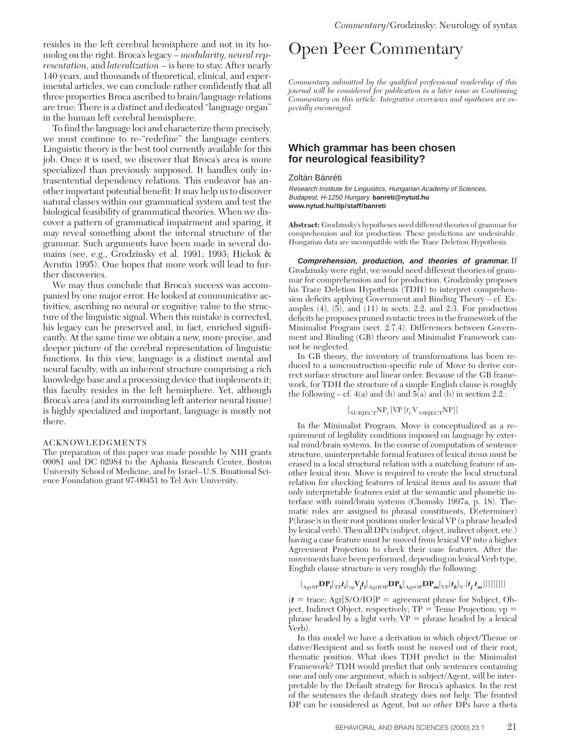resides in the left cerebral hemisphere and not in its homolog on the right. Broca's legacy – *modularity, neural representation,* and *lateralization* – is here to stay. After nearly 140 years, and thousands of theoretical, clinical, and experimental articles, we can conclude rather confidently that all three properties Broca ascribed to brain/language relations are true: There is a distinct and dedicated "language organ" in the human left cerebral hemisphere.

To find the language loci and characterize them precisely, we must continue to re-"redefine" the language centers. Linguistic theory is the best tool currently available for this job. Once it is used, we discover that Broca's area is more specialized than previously supposed. It handles only intrasentential dependency relations. This endeavor has another important potential benefit: It may help us to discover natural classes within our grammatical system and test the biological feasibility of grammatical theories. When we discover a pattern of grammatical impairment and sparing, it may reveal something about the internal structure of the grammar. Such arguments have been made in several domains (see, e.g., Grodzinsky et al. 1991; 1993; Hickok & Avrutin 1995). One hopes that more work will lead to further discoveries.

We may thus conclude that Broca's success was accompanied by one major error. He looked at communicative activities, ascribing no neural or cognitive value to the structure of the linguistic signal. When this mistake is corrected, his legacy can be preserved and, in fact, enriched significantly. At the same time we obtain a new, more precise, and deeper picture of the cerebral representation of linguistic functions. In this view, language is a distinct mental and neural faculty, with an inherent structure comprising a rich knowledge base and a processing device that implements it; this faculty resides in the left hemisphere. Yet, although Broca's area (and its surrounding left anterior neural tissue) is highly specialized and important, language is mostly not there.

#### ACKNOWLEDGMENTS

The preparation of this paper was made possible by NIH grants 00081 and DC 02984 to the Aphasia Research Center, Boston University School of Medicine, and by Israel–U.S. Binational Science Foundation grant 97-00451 to Tel Aviv University.

## Open Peer Commentary

*Commentary submitted by the qualified professional readership of this journal will be considered for publication in a later issue as Continuing Commentary on this article. Integrative overviews and syntheses are especially encouraged.*

### **Which grammar has been chosen for neurological feasibility?**

Zoltán Bánréti

Research Institute for Linguistics, Hungarian Academy of Sciences, Budapest, H-1250 Hungary. **banreti@nytud.hu www.nytud.hu/tlp/staff/banreti**

**Abstract:** Grodzinsky's hypotheses need different theories of grammar for comprehension and for production. These predictions are undesirable. Hungarian data are incompatible with the Trace Deletion Hypothesis.

**Comprehension, production, and theories of grammar.** If Grodzinsky were right, we would need different theories of grammar for comprehension and for production. Grodzinsky proposes his Trace Deletion Hypothesis (TDH) to interpret comprehension deficits applying Government and Binding Theory – cf. Examples  $(4)$ ,  $(5)$ , and  $(11)$  in sects. 2.2. and 2.3. For production deficits he proposes pruned syntactic trees in the framework of the Minimalist Program (sect. 2.7.4). Differences between Government and Binding (GB) theory and Minimalist Framework cannot be neglected.

In GB theory, the inventory of transformations has been reduced to a nonconstruction-specific rule of Move to derive correct surface structure and linear order. Because of the GB framework, for TDH the structure of a simple English clause is roughly the following – cf. 4(a) and (b) and  $5(a)$  and (b) in section 2.2.:

#### $\left[\begin{smallmatrix} \begin{smallmatrix} \begin{smallmatrix} \begin{smallmatrix} \end{smallmatrix} \end{smallmatrix} \\ \end{smallmatrix} \\ \begin{smallmatrix} \end{smallmatrix} \\ \end{smallmatrix} \end{smallmatrix} \right]$

In the Minimalist Program, Move is conceptualized as a requirement of legibility conditions imposed on language by external mind/brain systems. In the course of computation of sentence structure, uninterpretable formal features of lexical items must be erased in a local structural relation with a matching feature of another lexical item. Move is required to create the local structural relation for checking features of lexical items and to assure that only interpretable features exist at the semantic and phonetic interface with mind/brain systems (Chomsky 1997a, p. 18). Thematic roles are assigned to phrasal constituents, D(eterminer) P(hrase)s in their root positions under lexical VP (a phrase headed by lexical verb). Then all DPs (subject, object, indirect object, etc.) having a case feature must be moved from lexical VP into a higher Agreement Projection to check their case features. After the movements have been performed, depending on lexical Verb type, English clause structure is very roughly the following:

$$
[\mathbf{R}_{\mathrm{AgrSP}}\mathbf{DP}_{\mathbf{i}}]_{\mathrm{TP}}t_{\mathbf{i}}[\mathbf{I}_{\mathrm{VP}}\mathbf{V}_{\mathbf{j}}t_{\mathbf{i}}]\mathbf{A}_{\mathrm{grIDP}}\mathbf{DP}_{\mathbf{k}}[\mathbf{A}_{\mathrm{grOP}}\mathbf{DP}_{\mathbf{m}}]\mathbf{V}_{\mathrm{VP}}[t_{\mathbf{k}}[\mathbf{V}_{\mathrm{V}}[t_{\mathbf{j}}\;t_{\mathbf{m}}]]]]]]]]]
$$

 $(t = \text{trace}; \text{Agr}[S/O/IO]P = \text{agreement phrase for Subject}, Ob$ ject, Indirect Object, respectively;  $TP =$  Tense Projection;  $vp =$ phrase headed by a light verb;  $VP =$  phrase headed by a lexical Verb).

In this model we have a derivation in which object/Theme or dative/Recipient and so forth must be moved out of their root, thematic position. What does TDH predict in the Minimalist Framework? TDH would predict that only sentences containing one and only one argument, which is subject/Agent, will be interpretable by the Default strategy for Broca's aphasics. In the rest of the sentences the default strategy does not help: The fronted DP can be considered as Agent, but *no other* DPs have a theta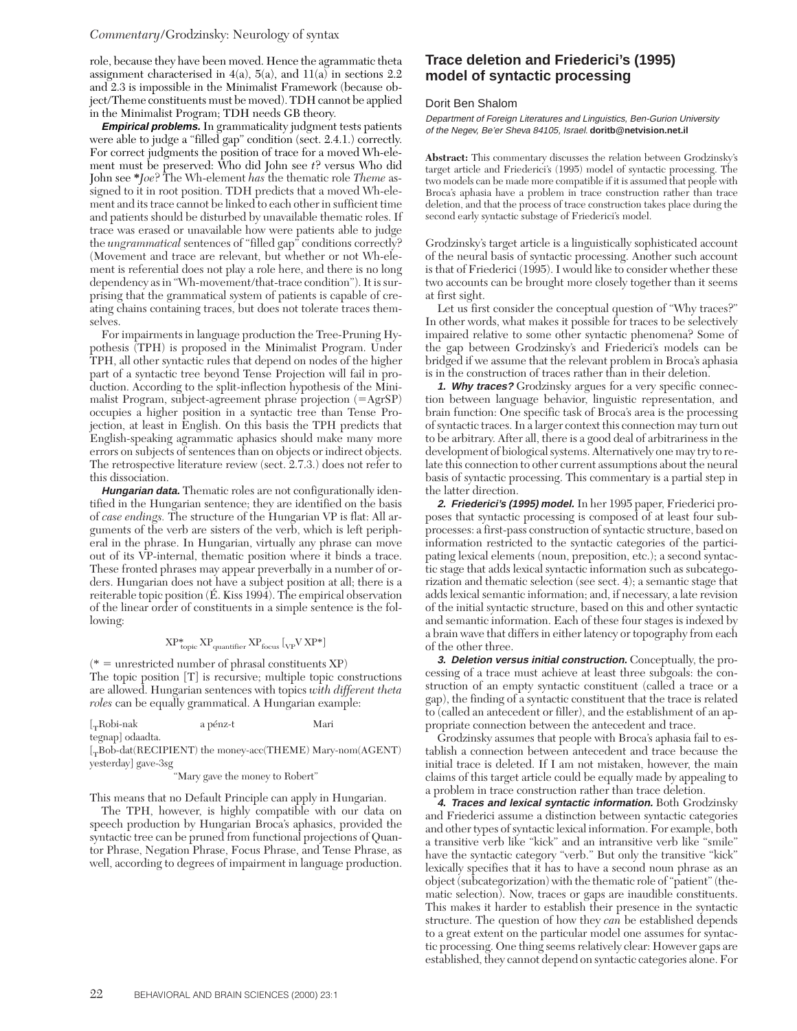#### *Commentary/*Grodzinsky: Neurology of syntax

role, because they have been moved. Hence the agrammatic theta assignment characterised in  $4(a)$ ,  $5(a)$ , and  $11(a)$  in sections 2.2 and 2.3 is impossible in the Minimalist Framework (because object/Theme constituents must be moved). TDH cannot be applied in the Minimalist Program; TDH needs GB theory.

**Empirical problems.** In grammaticality judgment tests patients were able to judge a "filled gap" condition (sect. 2.4.1.) correctly. For correct judgments the position of trace for a moved Wh-element must be preserved: Who did John see *t*? versus Who did John see **\****Joe*? The Wh-element *has* the thematic role *Theme* assigned to it in root position. TDH predicts that a moved Wh-element and its trace cannot be linked to each other in sufficient time and patients should be disturbed by unavailable thematic roles. If trace was erased or unavailable how were patients able to judge the *ungrammatical* sentences of "filled gap" conditions correctly? (Movement and trace are relevant, but whether or not Wh-element is referential does not play a role here, and there is no long dependency as in "Wh-movement/that-trace condition"). It is surprising that the grammatical system of patients is capable of creating chains containing traces, but does not tolerate traces themselves.

For impairments in language production the Tree-Pruning Hypothesis (TPH) is proposed in the Minimalist Program. Under TPH, all other syntactic rules that depend on nodes of the higher part of a syntactic tree beyond Tense Projection will fail in production. According to the split-inflection hypothesis of the Minimalist Program, subject-agreement phrase projection  $(=AgrSP)$ occupies a higher position in a syntactic tree than Tense Projection, at least in English. On this basis the TPH predicts that English-speaking agrammatic aphasics should make many more errors on subjects of sentences than on objects or indirect objects. The retrospective literature review (sect. 2.7.3.) does not refer to this dissociation.

**Hungarian data.** Thematic roles are not configurationally identified in the Hungarian sentence; they are identified on the basis of *case endings.* The structure of the Hungarian VP is flat: All arguments of the verb are sisters of the verb, which is left peripheral in the phrase. In Hungarian, virtually any phrase can move out of its VP-internal, thematic position where it binds a trace. These fronted phrases may appear preverbally in a number of orders. Hungarian does not have a subject position at all; there is a reiterable topic position (É. Kiss 1994). The empirical observation of the linear order of constituents in a simple sentence is the following:

$$
\mathrm{XP_{topic}^*}\,\mathrm{XP_{quantifier}\,XP_{focus}\,[}_{\mathrm{VP}}\mathrm{V}\,\mathrm{XP}^*]
$$

 $(* =$  unrestricted number of phrasal constituents  $XP$ )

The topic position [T] is recursive; multiple topic constructions are allowed. Hungarian sentences with topics *with different theta roles* can be equally grammatical. A Hungarian example:

[<sub>T</sub>Robi-nak a pénz-t Mari

tegnap] odaadta.

[TBob-dat(RECIPIENT) the money-acc(THEME) Mary-nom(AGENT) yesterday] gave-3sg

#### "Mary gave the money to Robert"

This means that no Default Principle can apply in Hungarian.

The TPH, however, is highly compatible with our data on speech production by Hungarian Broca's aphasics, provided the syntactic tree can be pruned from functional projections of Quantor Phrase, Negation Phrase, Focus Phrase, and Tense Phrase, as well, according to degrees of impairment in language production.

### **Trace deletion and Friederici's (1995) model of syntactic processing**

#### Dorit Ben Shalom

Department of Foreign Literatures and Linguistics, Ben-Gurion University of the Negev, Be'er Sheva 84105, Israel. **doritb@netvision.net.il**

**Abstract:** This commentary discusses the relation between Grodzinsky's target article and Friederici's (1995) model of syntactic processing. The two models can be made more compatible if it is assumed that people with Broca's aphasia have a problem in trace construction rather than trace deletion, and that the process of trace construction takes place during the second early syntactic substage of Friederici's model.

Grodzinsky's target article is a linguistically sophisticated account of the neural basis of syntactic processing. Another such account is that of Friederici (1995). I would like to consider whether these two accounts can be brought more closely together than it seems at first sight.

Let us first consider the conceptual question of "Why traces?" In other words, what makes it possible for traces to be selectively impaired relative to some other syntactic phenomena? Some of the gap between Grodzinsky's and Friederici's models can be bridged if we assume that the relevant problem in Broca's aphasia is in the construction of traces rather than in their deletion.

**1. Why traces?** Grodzinsky argues for a very specific connection between language behavior, linguistic representation, and brain function: One specific task of Broca's area is the processing of syntactic traces. In a larger context this connection may turn out to be arbitrary. After all, there is a good deal of arbitrariness in the development of biological systems. Alternatively one may try to relate this connection to other current assumptions about the neural basis of syntactic processing. This commentary is a partial step in the latter direction.

**2. Friederici's (1995) model.** In her 1995 paper, Friederici proposes that syntactic processing is composed of at least four subprocesses: a first-pass construction of syntactic structure, based on information restricted to the syntactic categories of the participating lexical elements (noun, preposition, etc.); a second syntactic stage that adds lexical syntactic information such as subcategorization and thematic selection (see sect. 4); a semantic stage that adds lexical semantic information; and, if necessary, a late revision of the initial syntactic structure, based on this and other syntactic and semantic information. Each of these four stages is indexed by a brain wave that differs in either latency or topography from each of the other three.

**3. Deletion versus initial construction.** Conceptually, the processing of a trace must achieve at least three subgoals: the construction of an empty syntactic constituent (called a trace or a gap), the finding of a syntactic constituent that the trace is related to (called an antecedent or filler), and the establishment of an appropriate connection between the antecedent and trace.

Grodzinsky assumes that people with Broca's aphasia fail to establish a connection between antecedent and trace because the initial trace is deleted. If I am not mistaken, however, the main claims of this target article could be equally made by appealing to a problem in trace construction rather than trace deletion.

**4. Traces and lexical syntactic information.** Both Grodzinsky and Friederici assume a distinction between syntactic categories and other types of syntactic lexical information. For example, both a transitive verb like "kick" and an intransitive verb like "smile" have the syntactic category "verb." But only the transitive "kick" lexically specifies that it has to have a second noun phrase as an object (subcategorization) with the thematic role of "patient" (thematic selection). Now, traces or gaps are inaudible constituents. This makes it harder to establish their presence in the syntactic structure. The question of how they *can* be established depends to a great extent on the particular model one assumes for syntactic processing. One thing seems relatively clear: However gaps are established, they cannot depend on syntactic categories alone. For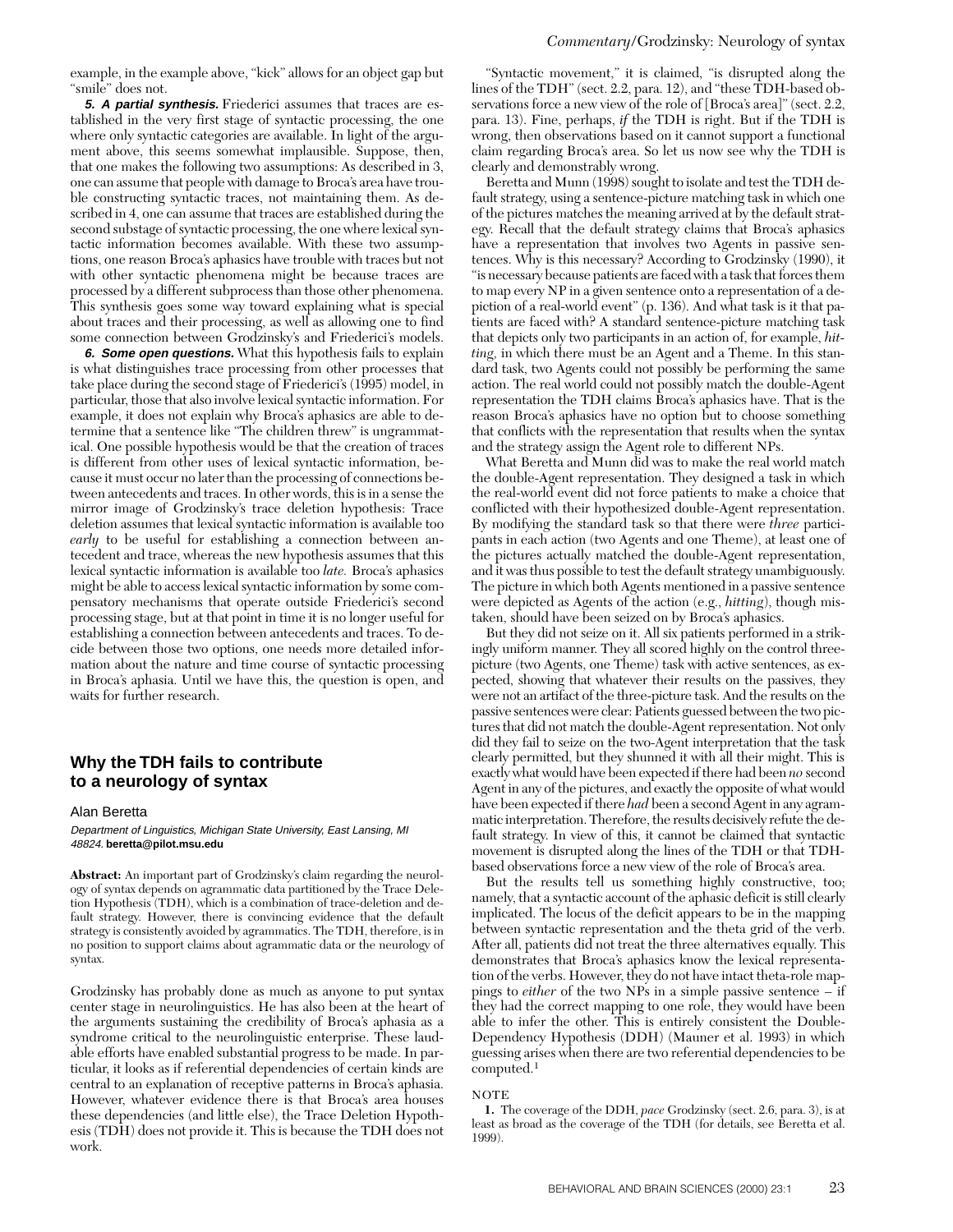**5. A partial synthesis.** Friederici assumes that traces are established in the very first stage of syntactic processing, the one where only syntactic categories are available. In light of the argument above, this seems somewhat implausible. Suppose, then, that one makes the following two assumptions: As described in 3, one can assume that people with damage to Broca's area have trouble constructing syntactic traces, not maintaining them. As described in 4, one can assume that traces are established during the second substage of syntactic processing, the one where lexical syntactic information becomes available. With these two assumptions, one reason Broca's aphasics have trouble with traces but not with other syntactic phenomena might be because traces are processed by a different subprocess than those other phenomena. This synthesis goes some way toward explaining what is special about traces and their processing, as well as allowing one to find some connection between Grodzinsky's and Friederici's models.

**6. Some open questions.** What this hypothesis fails to explain is what distinguishes trace processing from other processes that take place during the second stage of Friederici's (1995) model, in particular, those that also involve lexical syntactic information. For example, it does not explain why Broca's aphasics are able to determine that a sentence like "The children threw" is ungrammatical. One possible hypothesis would be that the creation of traces is different from other uses of lexical syntactic information, because it must occur no later than the processing of connections between antecedents and traces. In other words, this is in a sense the mirror image of Grodzinsky's trace deletion hypothesis: Trace deletion assumes that lexical syntactic information is available too *early* to be useful for establishing a connection between antecedent and trace, whereas the new hypothesis assumes that this lexical syntactic information is available too *late.* Broca's aphasics might be able to access lexical syntactic information by some compensatory mechanisms that operate outside Friederici's second processing stage, but at that point in time it is no longer useful for establishing a connection between antecedents and traces. To decide between those two options, one needs more detailed information about the nature and time course of syntactic processing in Broca's aphasia. Until we have this, the question is open, and waits for further research.

### **Why the TDH fails to contribute to a neurology of syntax**

Alan Beretta

Department of Linguistics, Michigan State University, East Lansing, MI 48824. **beretta@pilot.msu.edu**

**Abstract:** An important part of Grodzinsky's claim regarding the neurology of syntax depends on agrammatic data partitioned by the Trace Deletion Hypothesis (TDH), which is a combination of trace-deletion and default strategy. However, there is convincing evidence that the default strategy is consistently avoided by agrammatics. The TDH, therefore, is in no position to support claims about agrammatic data or the neurology of syntax.

Grodzinsky has probably done as much as anyone to put syntax center stage in neurolinguistics. He has also been at the heart of the arguments sustaining the credibility of Broca's aphasia as a syndrome critical to the neurolinguistic enterprise. These laudable efforts have enabled substantial progress to be made. In particular, it looks as if referential dependencies of certain kinds are central to an explanation of receptive patterns in Broca's aphasia. However, whatever evidence there is that Broca's area houses these dependencies (and little else), the Trace Deletion Hypothesis (TDH) does not provide it. This is because the TDH does not work.

"Syntactic movement," it is claimed, "is disrupted along the lines of the TDH" (sect. 2.2, para. 12), and "these TDH-based observations force a new view of the role of [Broca's area]" (sect. 2.2, para. 13). Fine, perhaps, *if* the TDH is right. But if the TDH is wrong, then observations based on it cannot support a functional claim regarding Broca's area. So let us now see why the TDH is clearly and demonstrably wrong.

Beretta and Munn (1998) sought to isolate and test the TDH default strategy, using a sentence-picture matching task in which one of the pictures matches the meaning arrived at by the default strategy. Recall that the default strategy claims that Broca's aphasics have a representation that involves two Agents in passive sentences. Why is this necessary? According to Grodzinsky (1990), it "is necessary because patients are faced with a task that forces them to map every NP in a given sentence onto a representation of a depiction of a real-world event" (p. 136). And what task is it that patients are faced with? A standard sentence-picture matching task that depicts only two participants in an action of, for example, *hitting,* in which there must be an Agent and a Theme. In this standard task, two Agents could not possibly be performing the same action. The real world could not possibly match the double-Agent representation the TDH claims Broca's aphasics have. That is the reason Broca's aphasics have no option but to choose something that conflicts with the representation that results when the syntax and the strategy assign the Agent role to different NPs.

What Beretta and Munn did was to make the real world match the double-Agent representation. They designed a task in which the real-world event did not force patients to make a choice that conflicted with their hypothesized double-Agent representation. By modifying the standard task so that there were *three* participants in each action (two Agents and one Theme), at least one of the pictures actually matched the double-Agent representation, and it was thus possible to test the default strategy unambiguously. The picture in which both Agents mentioned in a passive sentence were depicted as Agents of the action (e.g., *hitting*), though mistaken, should have been seized on by Broca's aphasics.

But they did not seize on it. All six patients performed in a strikingly uniform manner. They all scored highly on the control threepicture (two Agents, one Theme) task with active sentences, as expected, showing that whatever their results on the passives, they were not an artifact of the three-picture task. And the results on the passive sentences were clear: Patients guessed between the two pictures that did not match the double-Agent representation. Not only did they fail to seize on the two-Agent interpretation that the task clearly permitted, but they shunned it with all their might. This is exactly what would have been expected if there had been *no* second Agent in any of the pictures, and exactly the opposite of what would have been expected if there *had* been a second Agent in any agrammatic interpretation. Therefore, the results decisively refute the default strategy. In view of this, it cannot be claimed that syntactic movement is disrupted along the lines of the TDH or that TDHbased observations force a new view of the role of Broca's area.

But the results tell us something highly constructive, too; namely, that a syntactic account of the aphasic deficit is still clearly implicated. The locus of the deficit appears to be in the mapping between syntactic representation and the theta grid of the verb. After all, patients did not treat the three alternatives equally. This demonstrates that Broca's aphasics know the lexical representation of the verbs. However, they do not have intact theta-role mappings to *either* of the two NPs in a simple passive sentence – if they had the correct mapping to one role, they would have been able to infer the other. This is entirely consistent the Double-Dependency Hypothesis (DDH) (Mauner et al. 1993) in which guessing arises when there are two referential dependencies to be computed.1

#### NOTE

**1.** The coverage of the DDH, *pace* Grodzinsky (sect. 2.6, para. 3), is at least as broad as the coverage of the TDH (for details, see Beretta et al. 1999).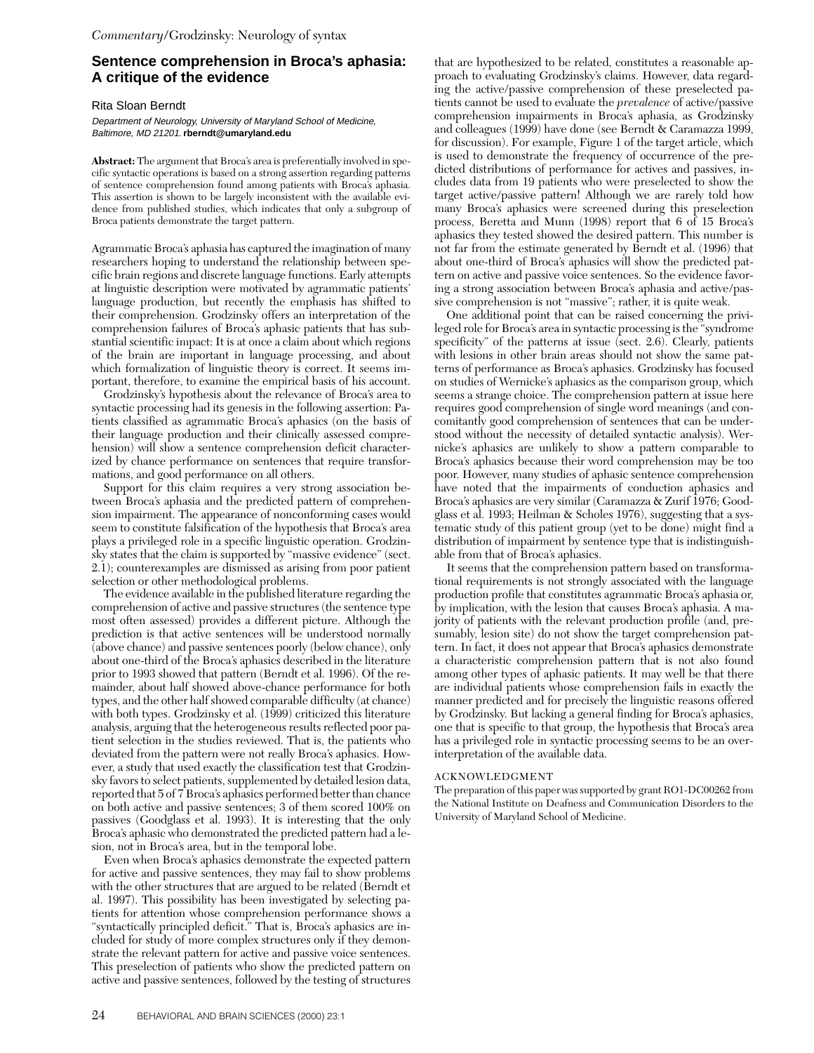### **Sentence comprehension in Broca's aphasia: A critique of the evidence**

Rita Sloan Berndt

Department of Neurology, University of Maryland School of Medicine, Baltimore, MD 21201. **rberndt@umaryland.edu**

**Abstract:** The argument that Broca's area is preferentially involved in specific syntactic operations is based on a strong assertion regarding patterns of sentence comprehension found among patients with Broca's aphasia. This assertion is shown to be largely inconsistent with the available evidence from published studies, which indicates that only a subgroup of Broca patients demonstrate the target pattern.

Agrammatic Broca's aphasia has captured the imagination of many researchers hoping to understand the relationship between specific brain regions and discrete language functions. Early attempts at linguistic description were motivated by agrammatic patients' language production, but recently the emphasis has shifted to their comprehension. Grodzinsky offers an interpretation of the comprehension failures of Broca's aphasic patients that has substantial scientific impact: It is at once a claim about which regions of the brain are important in language processing, and about which formalization of linguistic theory is correct. It seems important, therefore, to examine the empirical basis of his account.

Grodzinsky's hypothesis about the relevance of Broca's area to syntactic processing had its genesis in the following assertion: Patients classified as agrammatic Broca's aphasics (on the basis of their language production and their clinically assessed comprehension) will show a sentence comprehension deficit characterized by chance performance on sentences that require transformations, and good performance on all others.

Support for this claim requires a very strong association between Broca's aphasia and the predicted pattern of comprehension impairment. The appearance of nonconforming cases would seem to constitute falsification of the hypothesis that Broca's area plays a privileged role in a specific linguistic operation. Grodzinsky states that the claim is supported by "massive evidence" (sect. 2.1); counterexamples are dismissed as arising from poor patient selection or other methodological problems.

The evidence available in the published literature regarding the comprehension of active and passive structures (the sentence type most often assessed) provides a different picture. Although the prediction is that active sentences will be understood normally (above chance) and passive sentences poorly (below chance), only about one-third of the Broca's aphasics described in the literature prior to 1993 showed that pattern (Berndt et al. 1996). Of the remainder, about half showed above-chance performance for both types, and the other half showed comparable difficulty (at chance) with both types. Grodzinsky et al. (1999) criticized this literature analysis, arguing that the heterogeneous results reflected poor patient selection in the studies reviewed. That is, the patients who deviated from the pattern were not really Broca's aphasics. However, a study that used exactly the classification test that Grodzinsky favors to select patients, supplemented by detailed lesion data, reported that 5 of 7 Broca's aphasics performed better than chance on both active and passive sentences; 3 of them scored 100% on passives (Goodglass et al. 1993). It is interesting that the only Broca's aphasic who demonstrated the predicted pattern had a lesion, not in Broca's area, but in the temporal lobe.

Even when Broca's aphasics demonstrate the expected pattern for active and passive sentences, they may fail to show problems with the other structures that are argued to be related (Berndt et al. 1997). This possibility has been investigated by selecting patients for attention whose comprehension performance shows a "syntactically principled deficit." That is, Broca's aphasics are included for study of more complex structures only if they demonstrate the relevant pattern for active and passive voice sentences. This preselection of patients who show the predicted pattern on active and passive sentences, followed by the testing of structures

that are hypothesized to be related, constitutes a reasonable approach to evaluating Grodzinsky's claims. However, data regarding the active/passive comprehension of these preselected patients cannot be used to evaluate the *prevalence* of active/passive comprehension impairments in Broca's aphasia, as Grodzinsky and colleagues (1999) have done (see Berndt & Caramazza 1999, for discussion). For example, Figure 1 of the target article, which is used to demonstrate the frequency of occurrence of the predicted distributions of performance for actives and passives, includes data from 19 patients who were preselected to show the target active/passive pattern! Although we are rarely told how many Broca's aphasics were screened during this preselection process, Beretta and Munn (1998) report that 6 of 15 Broca's aphasics they tested showed the desired pattern. This number is not far from the estimate generated by Berndt et al. (1996) that about one-third of Broca's aphasics will show the predicted pattern on active and passive voice sentences. So the evidence favoring a strong association between Broca's aphasia and active/passive comprehension is not "massive"; rather, it is quite weak.

One additional point that can be raised concerning the privileged role for Broca's area in syntactic processing is the "syndrome specificity" of the patterns at issue (sect. 2.6). Clearly, patients with lesions in other brain areas should not show the same patterns of performance as Broca's aphasics. Grodzinsky has focused on studies of Wernicke's aphasics as the comparison group, which seems a strange choice. The comprehension pattern at issue here requires good comprehension of single word meanings (and concomitantly good comprehension of sentences that can be understood without the necessity of detailed syntactic analysis). Wernicke's aphasics are unlikely to show a pattern comparable to Broca's aphasics because their word comprehension may be too poor. However, many studies of aphasic sentence comprehension have noted that the impairments of conduction aphasics and Broca's aphasics are very similar (Caramazza & Zurif 1976; Goodglass et al. 1993; Heilman & Scholes 1976), suggesting that a systematic study of this patient group (yet to be done) might find a distribution of impairment by sentence type that is indistinguishable from that of Broca's aphasics.

It seems that the comprehension pattern based on transformational requirements is not strongly associated with the language production profile that constitutes agrammatic Broca's aphasia or, by implication, with the lesion that causes Broca's aphasia. A majority of patients with the relevant production profile (and, presumably, lesion site) do not show the target comprehension pattern. In fact, it does not appear that Broca's aphasics demonstrate a characteristic comprehension pattern that is not also found among other types of aphasic patients. It may well be that there are individual patients whose comprehension fails in exactly the manner predicted and for precisely the linguistic reasons offered by Grodzinsky. But lacking a general finding for Broca's aphasics, one that is specific to that group, the hypothesis that Broca's area has a privileged role in syntactic processing seems to be an overinterpretation of the available data.

#### ACKNOWLEDGMENT

The preparation of this paper was supported by grant RO1-DC00262 from the National Institute on Deafness and Communication Disorders to the University of Maryland School of Medicine.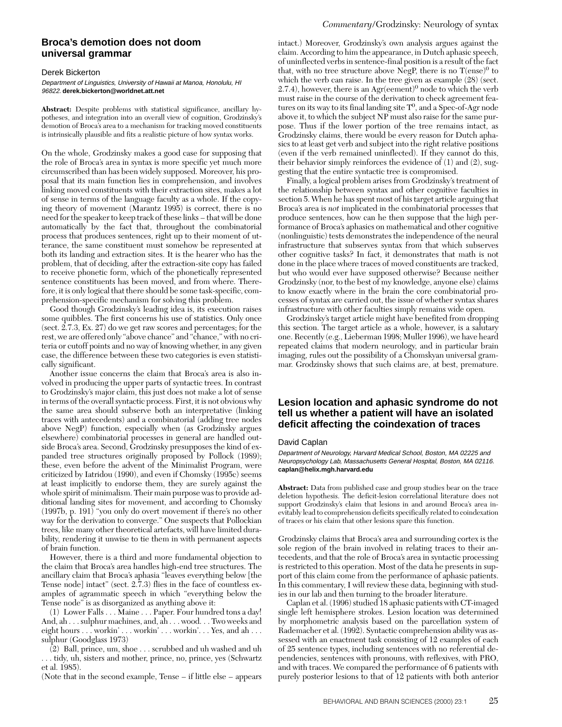### **Broca's demotion does not doom universal grammar**

#### Derek Bickerton

Department of Linguistics, University of Hawaii at Manoa, Honolulu, HI 96822. **derek.bickerton@worldnet.att.net**

**Abstract:** Despite problems with statistical significance, ancillary hypotheses, and integration into an overall view of cognition, Grodzinsky's demotion of Broca's area to a mechanism for tracking moved constituents is intrinsically plausible and fits a realistic picture of how syntax works.

On the whole, Grodzinsky makes a good case for supposing that the role of Broca's area in syntax is more specific yet much more circumscribed than has been widely supposed. Moreover, his proposal that its main function lies in comprehension, and involves linking moved constituents with their extraction sites, makes a lot of sense in terms of the language faculty as a whole. If the copying theory of movement (Marantz 1995) is correct, there is no need for the speaker to keep track of these links – that will be done automatically by the fact that, throughout the combinatorial process that produces sentences, right up to their moment of utterance, the same constituent must somehow be represented at both its landing and extraction sites. It is the hearer who has the problem, that of deciding, after the extraction-site copy has failed to receive phonetic form, which of the phonetically represented sentence constituents has been moved, and from where. Therefore, it is only logical that there should be some task-specific, comprehension-specific mechanism for solving this problem.

Good though Grodzinsky's leading idea is, its execution raises some quibbles. The first concerns his use of statistics. Only once (sect. 2.7.3, Ex. 27) do we get raw scores and percentages; for the rest, we are offered only "above chance" and "chance," with no criteria or cutoff points and no way of knowing whether, in any given case, the difference between these two categories is even statistically significant.

Another issue concerns the claim that Broca's area is also involved in producing the upper parts of syntactic trees. In contrast to Grodzinsky's major claim, this just does not make a lot of sense in terms of the overall syntactic process. First, it is not obvious why the same area should subserve both an interpretative (linking traces with antecedents) and a combinatorial (adding tree nodes above NegP) function, especially when (as Grodzinsky argues elsewhere) combinatorial processes in general are handled outside Broca's area. Second, Grodzinsky presupposes the kind of expanded tree structures originally proposed by Pollock (1989); these, even before the advent of the Minimalist Program, were criticized by Iatridou (1990), and even if Chomsky (1995c) seems at least implicitly to endorse them, they are surely against the whole spirit of minimalism. Their main purpose was to provide additional landing sites for movement, and according to Chomsky (1997b, p. 191) "you only do overt movement if there's no other way for the derivation to converge." One suspects that Pollockian trees, like many other theoretical artefacts, will have limited durability, rendering it unwise to tie them in with permanent aspects of brain function.

However, there is a third and more fundamental objection to the claim that Broca's area handles high-end tree structures. The ancillary claim that Broca's aphasia "leaves everything below [the Tense node] intact" (sect. 2.7.3) flies in the face of countless examples of agrammatic speech in which "everything below the Tense node" is as disorganized as anything above it:

(1) Lower Falls . . . Maine . . . Paper. Four hundred tons a day! And, ah . . . sulphur machines, and, ah . . . wood. . . Two weeks and eight hours . . . workin' . . . workin' . . . workin' . . . Yes, and ah . . . sulphur (Goodglass 1973)

(2) Ball, prince, um, shoe . . . scrubbed and uh washed and uh . . . tidy, uh, sisters and mother, prince, no, prince, yes (Schwartz et al. 1985).

(Note that in the second example, Tense – if little else – appears

intact.) Moreover, Grodzinsky's own analysis argues against the claim. According to him the appearance, in Dutch aphasic speech, of uninflected verbs in sentence-final position is a result of the fact that, with no tree structure above NegP, there is no  $T(\text{ense})^0$  to which the verb can raise. In the tree given as example (28) (sect. 2.7.4), however, there is an  $Agr(eement)^0$  node to which the verb must raise in the course of the derivation to check agreement features on its way to its final landing site  $T^0$ , and a Spec-of-Agr node above it, to which the subject NP must also raise for the same purpose. Thus if the lower portion of the tree remains intact, as Grodzinsky claims, there would be every reason for Dutch aphasics to at least get verb and subject into the right relative positions (even if the verb remained uninflected). If they cannot do this, their behavior simply reinforces the evidence of (1) and (2), suggesting that the entire syntactic tree is compromised.

Finally, a logical problem arises from Grodzinsky's treatment of the relationship between syntax and other cognitive faculties in section 5. When he has spent most of his target article arguing that Broca's area is *not* implicated in the combinatorial processes that produce sentences, how can he then suppose that the high performance of Broca's aphasics on mathematical and other cognitive (nonlinguistic) tests demonstrates the independence of the neural infrastructure that subserves syntax from that which subserves other cognitive tasks? In fact, it demonstrates that math is not done in the place where traces of moved constituents are tracked, but who would ever have supposed otherwise? Because neither Grodzinsky (nor, to the best of my knowledge, anyone else) claims to know exactly where in the brain the core combinatorial processes of syntax are carried out, the issue of whether syntax shares infrastructure with other faculties simply remains wide open.

Grodzinsky's target article might have benefited from dropping this section. The target article as a whole, however, is a salutary one. Recently (e.g., Lieberman 1998; Muller 1996), we have heard repeated claims that modern neurology, and in particular brain imaging, rules out the possibility of a Chomskyan universal grammar. Grodzinsky shows that such claims are, at best, premature.

### **Lesion location and aphasic syndrome do not tell us whether a patient will have an isolated deficit affecting the coindexation of traces**

#### David Caplan

Department of Neurology, Harvard Medical School, Boston, MA 02225 and Neuropsychology Lab, Massachusetts General Hospital, Boston, MA 02116. **caplan@helix.mgh.harvard.edu**

Abstract: Data from published case and group studies bear on the trace deletion hypothesis. The deficit-lesion correlational literature does not support Grodzinsky's claim that lesions in and around Broca's area inevitably lead to comprehension deficits specifically related to coindexation of traces or his claim that other lesions spare this function.

Grodzinsky claims that Broca's area and surrounding cortex is the sole region of the brain involved in relating traces to their antecedents, and that the role of Broca's area in syntactic processing is restricted to this operation. Most of the data he presents in support of this claim come from the performance of aphasic patients. In this commentary, I will review these data, beginning with studies in our lab and then turning to the broader literature.

Caplan et al. (1996) studied 18 aphasic patients with CT-imaged single left hemisphere strokes. Lesion location was determined by morphometric analysis based on the parcellation system of Rademacher et al. (1992). Syntactic comprehension ability was assessed with an enactment task consisting of 12 examples of each of 25 sentence types, including sentences with no referential dependencies, sentences with pronouns, with reflexives, with PRO, and with traces. We compared the performance of 6 patients with purely posterior lesions to that of 12 patients with both anterior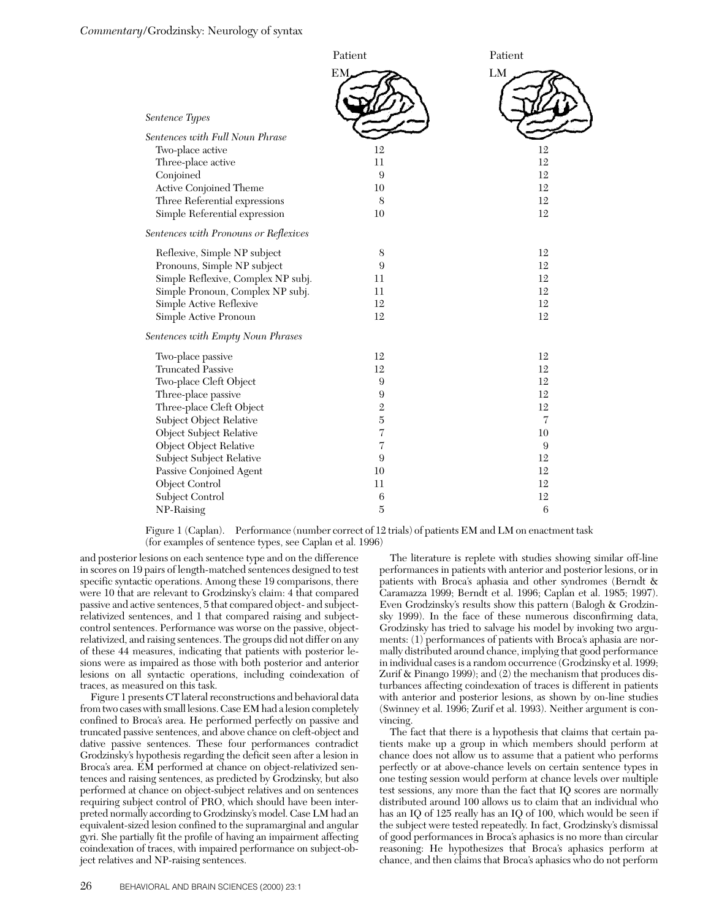|                                       | Patient          | Patient        |
|---------------------------------------|------------------|----------------|
|                                       | EM               | LM             |
|                                       |                  |                |
|                                       |                  |                |
| Sentence Types                        |                  |                |
| Sentences with Full Noun Phrase       |                  |                |
| Two-place active                      | 12               | 12             |
| Three-place active                    | 11               | 12             |
| Conjoined                             | $\boldsymbol{9}$ | 12             |
| Active Conjoined Theme                | 10               | 12             |
| Three Referential expressions         | 8                | 12             |
| Simple Referential expression         | 10               | 12             |
| Sentences with Pronouns or Reflexives |                  |                |
| Reflexive, Simple NP subject          | 8                | 12             |
| Pronouns, Simple NP subject           | 9                | 12             |
| Simple Reflexive, Complex NP subj.    | 11               | 12             |
| Simple Pronoun, Complex NP subj.      | 11               | 12             |
| Simple Active Reflexive               | 12               | 12             |
| Simple Active Pronoun                 | 12               | 12             |
| Sentences with Empty Noun Phrases     |                  |                |
| Two-place passive                     | 12               | 12             |
| <b>Truncated Passive</b>              | 12               | 12             |
| Two-place Cleft Object                | 9                | 12             |
| Three-place passive                   | 9                | 12             |
| Three-place Cleft Object              | $\mathbf 2$      | 12             |
| Subject Object Relative               | $\overline{5}$   | $\overline{7}$ |
| Object Subject Relative               | $\overline{7}$   | 10             |
| Object Object Relative                | 7                | 9              |
| Subject Subject Relative              | 9                | 12             |
| Passive Conjoined Agent               | 10               | 12             |
| Object Control                        | 11               | 12             |
| Subject Control                       | 6                | 12             |
| NP-Raising                            | $\bf 5$          | 6              |

Figure 1 (Caplan). Performance (number correct of 12 trials) of patients EM and LM on enactment task (for examples of sentence types, see Caplan et al. 1996)

and posterior lesions on each sentence type and on the difference in scores on 19 pairs of length-matched sentences designed to test specific syntactic operations. Among these 19 comparisons, there were 10 that are relevant to Grodzinsky's claim: 4 that compared passive and active sentences, 5 that compared object- and subjectrelativized sentences, and 1 that compared raising and subjectcontrol sentences. Performance was worse on the passive, objectrelativized, and raising sentences. The groups did not differ on any of these 44 measures, indicating that patients with posterior lesions were as impaired as those with both posterior and anterior lesions on all syntactic operations, including coindexation of traces, as measured on this task.

Figure 1 presents CT lateral reconstructions and behavioral data from two cases with small lesions. Case EM had a lesion completely confined to Broca's area. He performed perfectly on passive and truncated passive sentences, and above chance on cleft-object and dative passive sentences. These four performances contradict Grodzinsky's hypothesis regarding the deficit seen after a lesion in Broca's area. EM performed at chance on object-relativized sentences and raising sentences, as predicted by Grodzinsky, but also performed at chance on object-subject relatives and on sentences requiring subject control of PRO, which should have been interpreted normally according to Grodzinsky's model. Case LM had an equivalent-sized lesion confined to the supramarginal and angular gyri. She partially fit the profile of having an impairment affecting coindexation of traces, with impaired performance on subject-object relatives and NP-raising sentences.

The literature is replete with studies showing similar off-line performances in patients with anterior and posterior lesions, or in patients with Broca's aphasia and other syndromes (Berndt & Caramazza 1999; Berndt et al. 1996; Caplan et al. 1985; 1997). Even Grodzinsky's results show this pattern (Balogh & Grodzinsky 1999). In the face of these numerous disconfirming data, Grodzinsky has tried to salvage his model by invoking two arguments: (1) performances of patients with Broca's aphasia are normally distributed around chance, implying that good performance in individual cases is a random occurrence (Grodzinsky et al. 1999; Zurif & Pinango 1999); and (2) the mechanism that produces disturbances affecting coindexation of traces is different in patients with anterior and posterior lesions, as shown by on-line studies (Swinney et al. 1996; Zurif et al. 1993). Neither argument is convincing.

The fact that there is a hypothesis that claims that certain patients make up a group in which members should perform at chance does not allow us to assume that a patient who performs perfectly or at above-chance levels on certain sentence types in one testing session would perform at chance levels over multiple test sessions, any more than the fact that IQ scores are normally distributed around 100 allows us to claim that an individual who has an IQ of 125 really has an IQ of 100, which would be seen if the subject were tested repeatedly. In fact, Grodzinsky's dismissal of good performances in Broca's aphasics is no more than circular reasoning: He hypothesizes that Broca's aphasics perform at chance, and then claims that Broca's aphasics who do not perform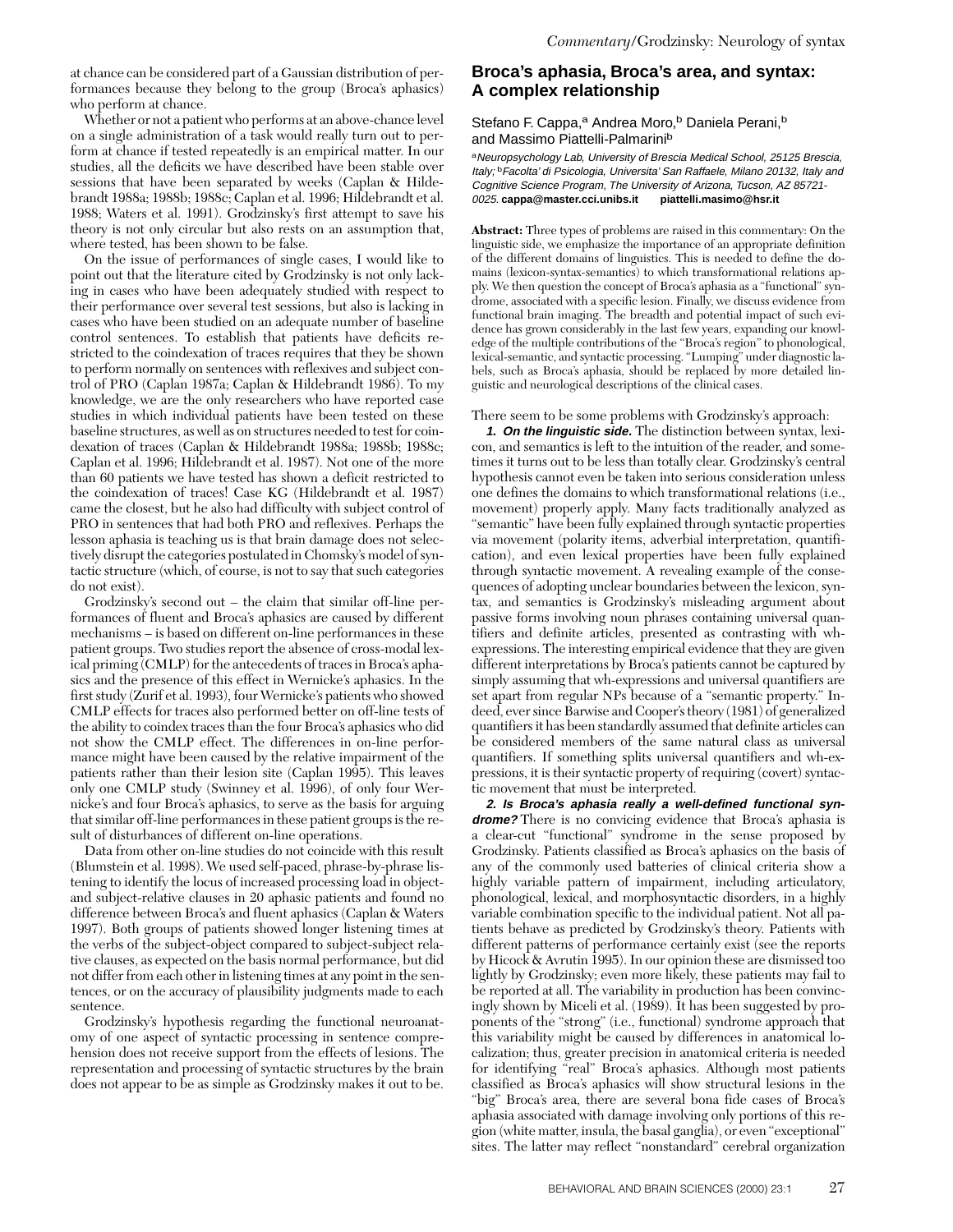at chance can be considered part of a Gaussian distribution of performances because they belong to the group (Broca's aphasics) who perform at chance.

Whether or not a patient who performs at an above-chance level on a single administration of a task would really turn out to perform at chance if tested repeatedly is an empirical matter. In our studies, all the deficits we have described have been stable over sessions that have been separated by weeks (Caplan & Hildebrandt 1988a; 1988b; 1988c; Caplan et al. 1996; Hildebrandt et al. 1988; Waters et al. 1991). Grodzinsky's first attempt to save his theory is not only circular but also rests on an assumption that, where tested, has been shown to be false.

On the issue of performances of single cases, I would like to point out that the literature cited by Grodzinsky is not only lacking in cases who have been adequately studied with respect to their performance over several test sessions, but also is lacking in cases who have been studied on an adequate number of baseline control sentences. To establish that patients have deficits restricted to the coindexation of traces requires that they be shown to perform normally on sentences with reflexives and subject control of PRO (Caplan 1987a; Caplan & Hildebrandt 1986). To my knowledge, we are the only researchers who have reported case studies in which individual patients have been tested on these baseline structures, as well as on structures needed to test for coindexation of traces (Caplan & Hildebrandt 1988a; 1988b; 1988c; Caplan et al. 1996; Hildebrandt et al. 1987). Not one of the more than 60 patients we have tested has shown a deficit restricted to the coindexation of traces! Case KG (Hildebrandt et al. 1987) came the closest, but he also had difficulty with subject control of PRO in sentences that had both PRO and reflexives. Perhaps the lesson aphasia is teaching us is that brain damage does not selectively disrupt the categories postulated in Chomsky's model of syntactic structure (which, of course, is not to say that such categories do not exist).

Grodzinsky's second out – the claim that similar off-line performances of fluent and Broca's aphasics are caused by different mechanisms – is based on different on-line performances in these patient groups. Two studies report the absence of cross-modal lexical priming (CMLP) for the antecedents of traces in Broca's aphasics and the presence of this effect in Wernicke's aphasics. In the first study (Zurif et al. 1993), four Wernicke's patients who showed CMLP effects for traces also performed better on off-line tests of the ability to coindex traces than the four Broca's aphasics who did not show the CMLP effect. The differences in on-line performance might have been caused by the relative impairment of the patients rather than their lesion site (Caplan 1995). This leaves only one CMLP study (Swinney et al. 1996), of only four Wernicke's and four Broca's aphasics, to serve as the basis for arguing that similar off-line performances in these patient groups is the result of disturbances of different on-line operations.

Data from other on-line studies do not coincide with this result (Blumstein et al. 1998). We used self-paced, phrase-by-phrase listening to identify the locus of increased processing load in objectand subject-relative clauses in 20 aphasic patients and found no difference between Broca's and fluent aphasics (Caplan & Waters 1997). Both groups of patients showed longer listening times at the verbs of the subject-object compared to subject-subject relative clauses, as expected on the basis normal performance, but did not differ from each other in listening times at any point in the sentences, or on the accuracy of plausibility judgments made to each sentence.

Grodzinsky's hypothesis regarding the functional neuroanatomy of one aspect of syntactic processing in sentence comprehension does not receive support from the effects of lesions. The representation and processing of syntactic structures by the brain does not appear to be as simple as Grodzinsky makes it out to be.

### **Broca's aphasia, Broca's area, and syntax: A complex relationship**

Stefano F. Cappa,<sup>a</sup> Andrea Moro,<sup>b</sup> Daniela Perani,<sup>b</sup> and Massimo Piattelli-Palmarini<sup>b</sup>

a Neuropsychology Lab, University of Brescia Medical School, 25125 Brescia, Italy; <sup>b</sup>Facolta' di Psicologia, Universita' San Raffaele, Milano 20132, Italy and Cognitive Science Program, The University of Arizona, Tucson, AZ 85721- 0025. **cappa@master.cci.unibs.it piattelli.masimo@hsr.it**

**Abstract:** Three types of problems are raised in this commentary: On the linguistic side, we emphasize the importance of an appropriate definition of the different domains of linguistics. This is needed to define the domains (lexicon-syntax-semantics) to which transformational relations apply. We then question the concept of Broca's aphasia as a "functional" syndrome, associated with a specific lesion. Finally, we discuss evidence from functional brain imaging. The breadth and potential impact of such evidence has grown considerably in the last few years, expanding our knowledge of the multiple contributions of the "Broca's region" to phonological, lexical-semantic, and syntactic processing. "Lumping" under diagnostic labels, such as Broca's aphasia, should be replaced by more detailed linguistic and neurological descriptions of the clinical cases.

There seem to be some problems with Grodzinsky's approach:

**1. On the linguistic side.** The distinction between syntax, lexicon, and semantics is left to the intuition of the reader, and sometimes it turns out to be less than totally clear. Grodzinsky's central hypothesis cannot even be taken into serious consideration unless one defines the domains to which transformational relations (i.e., movement) properly apply. Many facts traditionally analyzed as "semantic" have been fully explained through syntactic properties via movement (polarity items, adverbial interpretation, quantification), and even lexical properties have been fully explained through syntactic movement. A revealing example of the consequences of adopting unclear boundaries between the lexicon, syntax, and semantics is Grodzinsky's misleading argument about passive forms involving noun phrases containing universal quantifiers and definite articles, presented as contrasting with whexpressions. The interesting empirical evidence that they are given different interpretations by Broca's patients cannot be captured by simply assuming that wh-expressions and universal quantifiers are set apart from regular NPs because of a "semantic property." Indeed, ever since Barwise and Cooper's theory (1981) of generalized quantifiers it has been standardly assumed that definite articles can be considered members of the same natural class as universal quantifiers. If something splits universal quantifiers and wh-expressions, it is their syntactic property of requiring (covert) syntactic movement that must be interpreted.

**2. Is Broca's aphasia really a well-defined functional syndrome?** There is no convicing evidence that Broca's aphasia is a clear-cut "functional" syndrome in the sense proposed by Grodzinsky. Patients classified as Broca's aphasics on the basis of any of the commonly used batteries of clinical criteria show a highly variable pattern of impairment, including articulatory, phonological, lexical, and morphosyntactic disorders, in a highly variable combination specific to the individual patient. Not all patients behave as predicted by Grodzinsky's theory. Patients with different patterns of performance certainly exist (see the reports by Hicock & Avrutin 1995). In our opinion these are dismissed too lightly by Grodzinsky; even more likely, these patients may fail to be reported at all. The variability in production has been convincingly shown by Miceli et al. (1989). It has been suggested by proponents of the "strong" (i.e., functional) syndrome approach that this variability might be caused by differences in anatomical localization; thus, greater precision in anatomical criteria is needed for identifying "real" Broca's aphasics. Although most patients classified as Broca's aphasics will show structural lesions in the "big" Broca's area, there are several bona fide cases of Broca's aphasia associated with damage involving only portions of this region (white matter, insula, the basal ganglia), or even "exceptional" sites. The latter may reflect "nonstandard" cerebral organization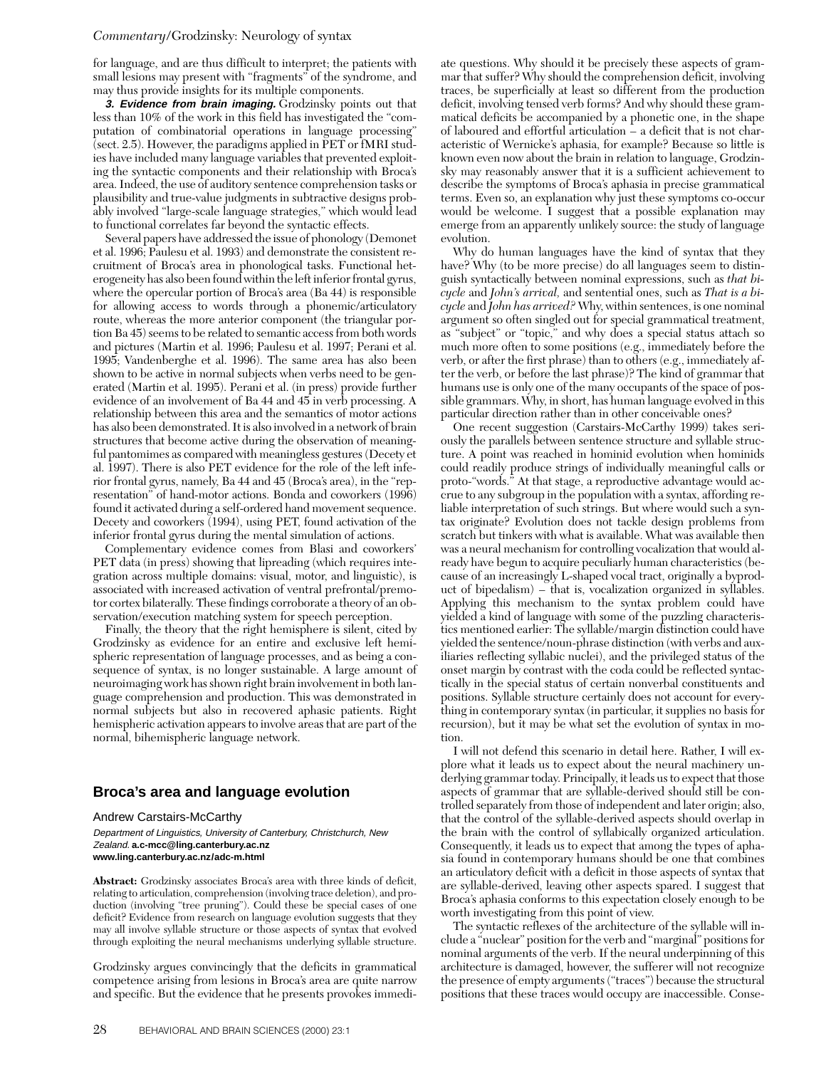#### *Commentary/*Grodzinsky: Neurology of syntax

for language, and are thus difficult to interpret; the patients with small lesions may present with "fragments" of the syndrome, and may thus provide insights for its multiple components.

**3. Evidence from brain imaging.** Grodzinsky points out that less than 10% of the work in this field has investigated the "computation of combinatorial operations in language processing" (sect. 2.5). However, the paradigms applied in PET or fMRI studies have included many language variables that prevented exploiting the syntactic components and their relationship with Broca's area. Indeed, the use of auditory sentence comprehension tasks or plausibility and true-value judgments in subtractive designs probably involved "large-scale language strategies," which would lead to functional correlates far beyond the syntactic effects.

Several papers have addressed the issue of phonology (Demonet et al. 1996; Paulesu et al. 1993) and demonstrate the consistent recruitment of Broca's area in phonological tasks. Functional heterogeneity has also been found within the left inferior frontal gyrus, where the opercular portion of Broca's area (Ba 44) is responsible for allowing access to words through a phonemic/articulatory route, whereas the more anterior component (the triangular portion Ba 45) seems to be related to semantic access from both words and pictures (Martin et al. 1996; Paulesu et al. 1997; Perani et al. 1995; Vandenberghe et al. 1996). The same area has also been shown to be active in normal subjects when verbs need to be generated (Martin et al. 1995). Perani et al. (in press) provide further evidence of an involvement of Ba 44 and 45 in verb processing. A relationship between this area and the semantics of motor actions has also been demonstrated. It is also involved in a network of brain structures that become active during the observation of meaningful pantomimes as compared with meaningless gestures (Decety et al. 1997). There is also PET evidence for the role of the left inferior frontal gyrus, namely, Ba 44 and 45 (Broca's area), in the "representation" of hand-motor actions. Bonda and coworkers (1996) found it activated during a self-ordered hand movement sequence. Decety and coworkers (1994), using PET, found activation of the inferior frontal gyrus during the mental simulation of actions.

Complementary evidence comes from Blasi and coworkers' PET data (in press) showing that lipreading (which requires integration across multiple domains: visual, motor, and linguistic), is associated with increased activation of ventral prefrontal/premotor cortex bilaterally. These findings corroborate a theory of an observation/execution matching system for speech perception.

Finally, the theory that the right hemisphere is silent, cited by Grodzinsky as evidence for an entire and exclusive left hemispheric representation of language processes, and as being a consequence of syntax, is no longer sustainable. A large amount of neuroimaging work has shown right brain involvement in both language comprehension and production. This was demonstrated in normal subjects but also in recovered aphasic patients. Right hemispheric activation appears to involve areas that are part of the normal, bihemispheric language network.

### **Broca's area and language evolution**

Andrew Carstairs-McCarthy

Department of Linguistics, University of Canterbury, Christchurch, New Zealand. **a.c-mcc@ling.canterbury.ac.nz www.ling.canterbury.ac.nz/adc-m.html**

**Abstract:** Grodzinsky associates Broca's area with three kinds of deficit, relating to articulation, comprehension (involving trace deletion), and production (involving "tree pruning"). Could these be special cases of one deficit? Evidence from research on language evolution suggests that they may all involve syllable structure or those aspects of syntax that evolved through exploiting the neural mechanisms underlying syllable structure.

Grodzinsky argues convincingly that the deficits in grammatical competence arising from lesions in Broca's area are quite narrow and specific. But the evidence that he presents provokes immediate questions. Why should it be precisely these aspects of grammar that suffer? Why should the comprehension deficit, involving traces, be superficially at least so different from the production deficit, involving tensed verb forms? And why should these grammatical deficits be accompanied by a phonetic one, in the shape of laboured and effortful articulation – a deficit that is not characteristic of Wernicke's aphasia, for example? Because so little is known even now about the brain in relation to language, Grodzinsky may reasonably answer that it is a sufficient achievement to describe the symptoms of Broca's aphasia in precise grammatical terms. Even so, an explanation why just these symptoms co-occur would be welcome. I suggest that a possible explanation may emerge from an apparently unlikely source: the study of language evolution.

Why do human languages have the kind of syntax that they have? Why (to be more precise) do all languages seem to distinguish syntactically between nominal expressions, such as *that bicycle* and *John's arrival,* and sentential ones, such as *That is a bicycle* and *John has arrived?* Why, within sentences, is one nominal argument so often singled out for special grammatical treatment, as "subject" or "topic," and why does a special status attach so much more often to some positions (e.g., immediately before the verb, or after the first phrase) than to others (e.g., immediately after the verb, or before the last phrase)? The kind of grammar that humans use is only one of the many occupants of the space of possible grammars. Why, in short, has human language evolved in this particular direction rather than in other conceivable ones?

One recent suggestion (Carstairs-McCarthy 1999) takes seriously the parallels between sentence structure and syllable structure. A point was reached in hominid evolution when hominids could readily produce strings of individually meaningful calls or proto-"words." At that stage, a reproductive advantage would accrue to any subgroup in the population with a syntax, affording reliable interpretation of such strings. But where would such a syntax originate? Evolution does not tackle design problems from scratch but tinkers with what is available. What was available then was a neural mechanism for controlling vocalization that would already have begun to acquire peculiarly human characteristics (because of an increasingly L-shaped vocal tract, originally a byproduct of bipedalism) – that is, vocalization organized in syllables. Applying this mechanism to the syntax problem could have yielded a kind of language with some of the puzzling characteristics mentioned earlier: The syllable/margin distinction could have yielded the sentence/noun-phrase distinction (with verbs and auxiliaries reflecting syllabic nuclei), and the privileged status of the onset margin by contrast with the coda could be reflected syntactically in the special status of certain nonverbal constituents and positions. Syllable structure certainly does not account for everything in contemporary syntax (in particular, it supplies no basis for recursion), but it may be what set the evolution of syntax in motion.

I will not defend this scenario in detail here. Rather, I will explore what it leads us to expect about the neural machinery underlying grammar today. Principally, it leads us to expect that those aspects of grammar that are syllable-derived should still be controlled separately from those of independent and later origin; also, that the control of the syllable-derived aspects should overlap in the brain with the control of syllabically organized articulation. Consequently, it leads us to expect that among the types of aphasia found in contemporary humans should be one that combines an articulatory deficit with a deficit in those aspects of syntax that are syllable-derived, leaving other aspects spared. I suggest that Broca's aphasia conforms to this expectation closely enough to be worth investigating from this point of view.

The syntactic reflexes of the architecture of the syllable will include a "nuclear" position for the verb and "marginal" positions for nominal arguments of the verb. If the neural underpinning of this architecture is damaged, however, the sufferer will not recognize the presence of empty arguments ("traces") because the structural positions that these traces would occupy are inaccessible. Conse-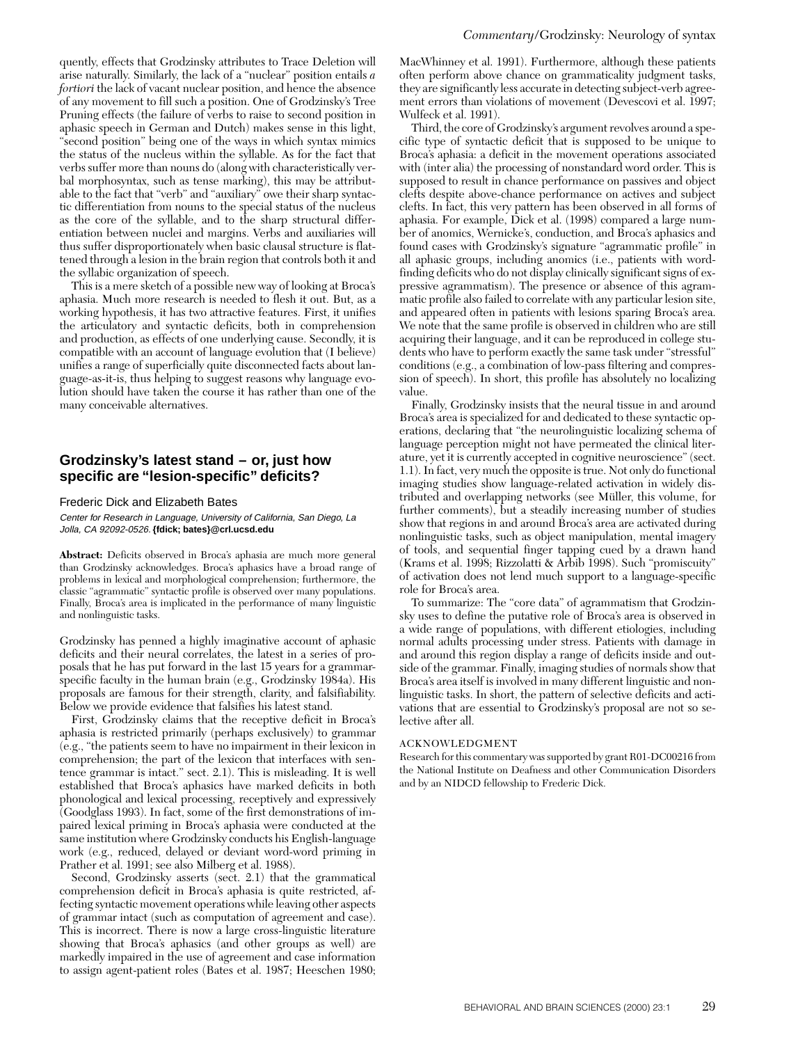quently, effects that Grodzinsky attributes to Trace Deletion will arise naturally. Similarly, the lack of a "nuclear" position entails *a fortiori* the lack of vacant nuclear position, and hence the absence of any movement to fill such a position. One of Grodzinsky's Tree Pruning effects (the failure of verbs to raise to second position in aphasic speech in German and Dutch) makes sense in this light, "second position" being one of the ways in which syntax mimics the status of the nucleus within the syllable. As for the fact that verbs suffer more than nouns do (along with characteristically verbal morphosyntax, such as tense marking), this may be attributable to the fact that "verb" and "auxiliary" owe their sharp syntactic differentiation from nouns to the special status of the nucleus as the core of the syllable, and to the sharp structural differentiation between nuclei and margins. Verbs and auxiliaries will thus suffer disproportionately when basic clausal structure is flattened through a lesion in the brain region that controls both it and the syllabic organization of speech.

This is a mere sketch of a possible new way of looking at Broca's aphasia. Much more research is needed to flesh it out. But, as a working hypothesis, it has two attractive features. First, it unifies the articulatory and syntactic deficits, both in comprehension and production, as effects of one underlying cause. Secondly, it is compatible with an account of language evolution that (I believe) unifies a range of superficially quite disconnected facts about language-as-it-is, thus helping to suggest reasons why language evolution should have taken the course it has rather than one of the many conceivable alternatives.

### **Grodzinsky's latest stand – or, just how specific are "lesion-specific" deficits?**

#### Frederic Dick and Elizabeth Bates

Center for Research in Language, University of California, San Diego, La Jolla, CA 92092-0526. **{fdick; bates}@crl.ucsd.edu**

**Abstract:** Deficits observed in Broca's aphasia are much more general than Grodzinsky acknowledges. Broca's aphasics have a broad range of problems in lexical and morphological comprehension; furthermore, the classic "agrammatic" syntactic profile is observed over many populations. Finally, Broca's area is implicated in the performance of many linguistic and nonlinguistic tasks.

Grodzinsky has penned a highly imaginative account of aphasic deficits and their neural correlates, the latest in a series of proposals that he has put forward in the last 15 years for a grammarspecific faculty in the human brain (e.g., Grodzinsky 1984a). His proposals are famous for their strength, clarity, and falsifiability. Below we provide evidence that falsifies his latest stand.

First, Grodzinsky claims that the receptive deficit in Broca's aphasia is restricted primarily (perhaps exclusively) to grammar (e.g., "the patients seem to have no impairment in their lexicon in comprehension; the part of the lexicon that interfaces with sentence grammar is intact." sect. 2.1). This is misleading. It is well established that Broca's aphasics have marked deficits in both phonological and lexical processing, receptively and expressively (Goodglass 1993). In fact, some of the first demonstrations of impaired lexical priming in Broca's aphasia were conducted at the same institution where Grodzinsky conducts his English-language work (e.g., reduced, delayed or deviant word-word priming in Prather et al. 1991; see also Milberg et al. 1988).

Second, Grodzinsky asserts (sect. 2.1) that the grammatical comprehension deficit in Broca's aphasia is quite restricted, affecting syntactic movement operations while leaving other aspects of grammar intact (such as computation of agreement and case). This is incorrect. There is now a large cross-linguistic literature showing that Broca's aphasics (and other groups as well) are markedly impaired in the use of agreement and case information to assign agent-patient roles (Bates et al. 1987; Heeschen 1980;

MacWhinney et al. 1991). Furthermore, although these patients often perform above chance on grammaticality judgment tasks, they are significantly less accurate in detecting subject-verb agreement errors than violations of movement (Devescovi et al. 1997; Wulfeck et al. 1991).

Third, the core of Grodzinsky's argument revolves around a specific type of syntactic deficit that is supposed to be unique to Broca's aphasia: a deficit in the movement operations associated with (inter alia) the processing of nonstandard word order. This is supposed to result in chance performance on passives and object clefts despite above-chance performance on actives and subject clefts. In fact, this very pattern has been observed in all forms of aphasia. For example, Dick et al. (1998) compared a large number of anomics, Wernicke's, conduction, and Broca's aphasics and found cases with Grodzinsky's signature "agrammatic profile" in all aphasic groups, including anomics (i.e., patients with wordfinding deficits who do not display clinically significant signs of expressive agrammatism). The presence or absence of this agrammatic profile also failed to correlate with any particular lesion site, and appeared often in patients with lesions sparing Broca's area. We note that the same profile is observed in children who are still acquiring their language, and it can be reproduced in college students who have to perform exactly the same task under "stressful" conditions (e.g., a combination of low-pass filtering and compression of speech). In short, this profile has absolutely no localizing value.

Finally, Grodzinsky insists that the neural tissue in and around Broca's area is specialized for and dedicated to these syntactic operations, declaring that "the neurolinguistic localizing schema of language perception might not have permeated the clinical literature, yet it is currently accepted in cognitive neuroscience" (sect. 1.1). In fact, very much the opposite is true. Not only do functional imaging studies show language-related activation in widely distributed and overlapping networks (see Müller, this volume, for further comments), but a steadily increasing number of studies show that regions in and around Broca's area are activated during nonlinguistic tasks, such as object manipulation, mental imagery of tools, and sequential finger tapping cued by a drawn hand (Krams et al. 1998; Rizzolatti & Arbib 1998). Such "promiscuity" of activation does not lend much support to a language-specific role for Broca's area.

To summarize: The "core data" of agrammatism that Grodzinsky uses to define the putative role of Broca's area is observed in a wide range of populations, with different etiologies, including normal adults processing under stress. Patients with damage in and around this region display a range of deficits inside and outside of the grammar. Finally, imaging studies of normals show that Broca's area itself is involved in many different linguistic and nonlinguistic tasks. In short, the pattern of selective deficits and activations that are essential to Grodzinsky's proposal are not so selective after all.

#### ACKNOWLEDGMENT

Research for this commentary was supported by grant R01-DC00216 from the National Institute on Deafness and other Communication Disorders and by an NIDCD fellowship to Frederic Dick.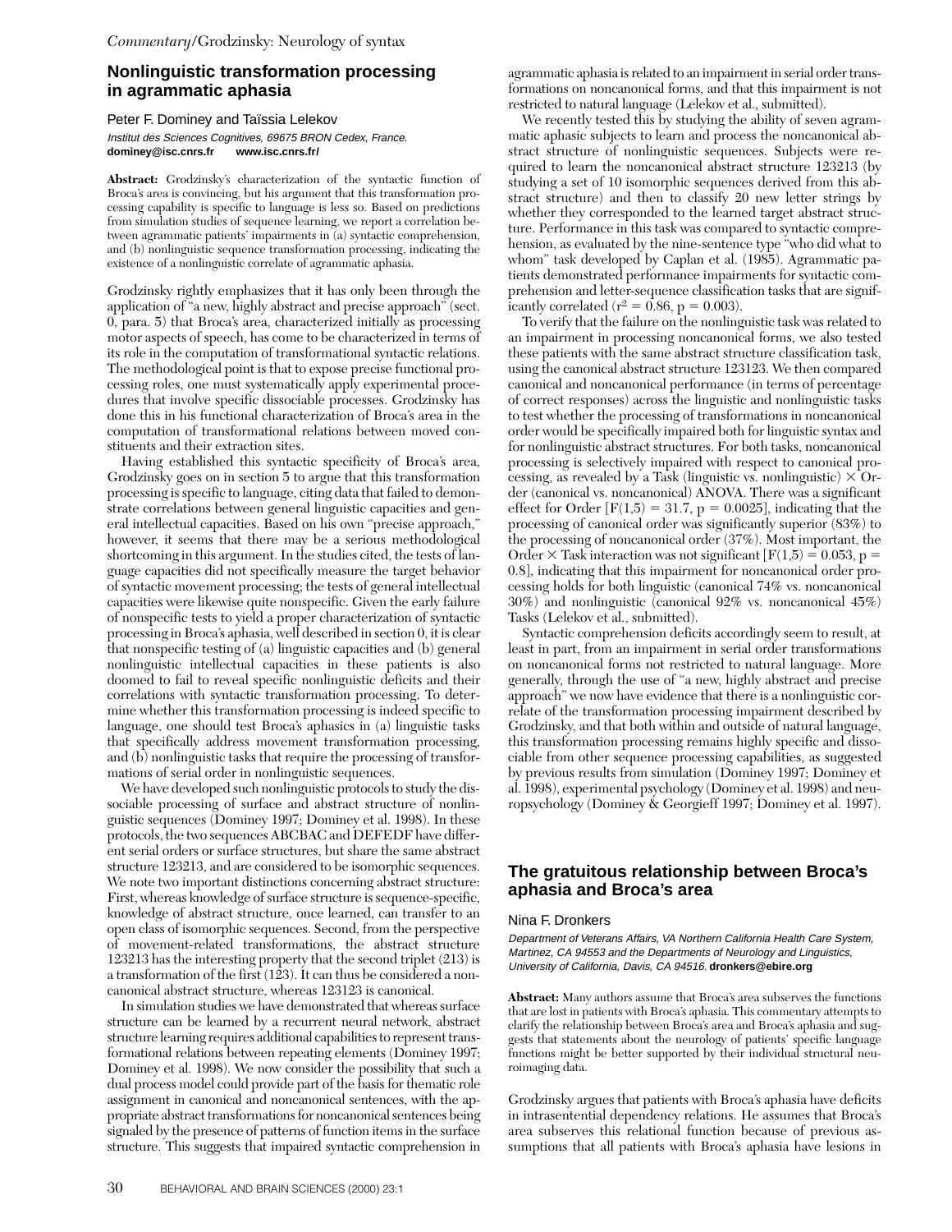### **Nonlinguistic transformation processing in agrammatic aphasia**

Peter F. Dominey and Taïssia Lelekov Institut des Sciences Cognitives, 69675 BRON Cedex, France. **dominey@isc.cnrs.fr www.isc.cnrs.fr/**

**Abstract:** Grodzinsky's characterization of the syntactic function of Broca's area is convincing, but his argument that this transformation processing capability is specific to language is less so. Based on predictions from simulation studies of sequence learning, we report a correlation between agrammatic patients' impairments in (a) syntactic comprehension, and (b) nonlinguistic sequence transformation processing, indicating the existence of a nonlinguistic correlate of agrammatic aphasia.

Grodzinsky rightly emphasizes that it has only been through the application of "a new, highly abstract and precise approach" (sect. 0, para. 5) that Broca's area, characterized initially as processing motor aspects of speech, has come to be characterized in terms of its role in the computation of transformational syntactic relations. The methodological point is that to expose precise functional processing roles, one must systematically apply experimental procedures that involve specific dissociable processes. Grodzinsky has done this in his functional characterization of Broca's area in the computation of transformational relations between moved constituents and their extraction sites.

Having established this syntactic specificity of Broca's area, Grodzinsky goes on in section 5 to argue that this transformation processing is specific to language, citing data that failed to demonstrate correlations between general linguistic capacities and general intellectual capacities. Based on his own "precise approach," however, it seems that there may be a serious methodological shortcoming in this argument. In the studies cited, the tests of language capacities did not specifically measure the target behavior of syntactic movement processing; the tests of general intellectual capacities were likewise quite nonspecific. Given the early failure of nonspecific tests to yield a proper characterization of syntactic processing in Broca's aphasia, well described in section 0, it is clear that nonspecific testing of (a) linguistic capacities and (b) general nonlinguistic intellectual capacities in these patients is also doomed to fail to reveal specific nonlinguistic deficits and their correlations with syntactic transformation processing. To determine whether this transformation processing is indeed specific to language, one should test Broca's aphasics in (a) linguistic tasks that specifically address movement transformation processing, and (b) nonlinguistic tasks that require the processing of transformations of serial order in nonlinguistic sequences.

We have developed such nonlinguistic protocols to study the dissociable processing of surface and abstract structure of nonlinguistic sequences (Dominey 1997; Dominey et al. 1998). In these protocols, the two sequences ABCBAC and DEFEDF have different serial orders or surface structures, but share the same abstract structure 123213, and are considered to be isomorphic sequences. We note two important distinctions concerning abstract structure: First, whereas knowledge of surface structure is sequence-specific, knowledge of abstract structure, once learned, can transfer to an open class of isomorphic sequences. Second, from the perspective of movement-related transformations, the abstract structure 123213 has the interesting property that the second triplet (213) is a transformation of the first (123). It can thus be considered a noncanonical abstract structure, whereas 123123 is canonical.

In simulation studies we have demonstrated that whereas surface structure can be learned by a recurrent neural network, abstract structure learning requires additional capabilities to represent transformational relations between repeating elements (Dominey 1997; Dominey et al. 1998). We now consider the possibility that such a dual process model could provide part of the basis for thematic role assignment in canonical and noncanonical sentences, with the appropriate abstract transformations for noncanonical sentences being signaled by the presence of patterns of function items in the surface structure. This suggests that impaired syntactic comprehension in agrammatic aphasia is related to an impairment in serial order transformations on noncanonical forms, and that this impairment is not restricted to natural language (Lelekov et al., submitted).

We recently tested this by studying the ability of seven agrammatic aphasic subjects to learn and process the noncanonical abstract structure of nonlinguistic sequences. Subjects were required to learn the noncanonical abstract structure 123213 (by studying a set of 10 isomorphic sequences derived from this abstract structure) and then to classify 20 new letter strings by whether they corresponded to the learned target abstract structure. Performance in this task was compared to syntactic comprehension, as evaluated by the nine-sentence type "who did what to whom" task developed by Caplan et al. (1985). Agrammatic patients demonstrated performance impairments for syntactic comprehension and letter-sequence classification tasks that are significantly correlated ( $r^2 = 0.86$ ,  $p = 0.003$ ).

To verify that the failure on the nonlinguistic task was related to an impairment in processing noncanonical forms, we also tested these patients with the same abstract structure classification task, using the canonical abstract structure 123123. We then compared canonical and noncanonical performance (in terms of percentage of correct responses) across the linguistic and nonlinguistic tasks to test whether the processing of transformations in noncanonical order would be specifically impaired both for linguistic syntax and for nonlinguistic abstract structures. For both tasks, noncanonical processing is selectively impaired with respect to canonical processing, as revealed by a Task (linguistic vs. nonlinguistic)  $\times$  Order (canonical vs. noncanonical) ANOVA. There was a significant effect for Order  $[F(1,5) = 31.7, p = 0.0025]$ , indicating that the processing of canonical order was significantly superior (83%) to the processing of noncanonical order (37%). Most important, the Order  $\times$  Task interaction was not significant [F(1,5) = 0.053, p = 0.8], indicating that this impairment for noncanonical order processing holds for both linguistic (canonical 74% vs. noncanonical 30%) and nonlinguistic (canonical 92% vs. noncanonical 45%) Tasks (Lelekov et al., submitted).

Syntactic comprehension deficits accordingly seem to result, at least in part, from an impairment in serial order transformations on noncanonical forms not restricted to natural language. More generally, through the use of "a new, highly abstract and precise approach" we now have evidence that there is a nonlinguistic correlate of the transformation processing impairment described by Grodzinsky, and that both within and outside of natural language, this transformation processing remains highly specific and dissociable from other sequence processing capabilities, as suggested by previous results from simulation (Dominey 1997; Dominey et al. 1998), experimental psychology (Dominey et al. 1998) and neuropsychology (Dominey & Georgieff 1997; Dominey et al. 1997).

### **The gratuitous relationship between Broca's aphasia and Broca's area**

#### Nina F. Dronkers

Department of Veterans Affairs, VA Northern California Health Care System, Martinez, CA 94553 and the Departments of Neurology and Linguistics, University of California, Davis, CA 94516. **dronkers@ebire.org**

**Abstract:** Many authors assume that Broca's area subserves the functions that are lost in patients with Broca's aphasia. This commentary attempts to clarify the relationship between Broca's area and Broca's aphasia and suggests that statements about the neurology of patients' specific language functions might be better supported by their individual structural neuroimaging data.

Grodzinsky argues that patients with Broca's aphasia have deficits in intrasentential dependency relations. He assumes that Broca's area subserves this relational function because of previous assumptions that all patients with Broca's aphasia have lesions in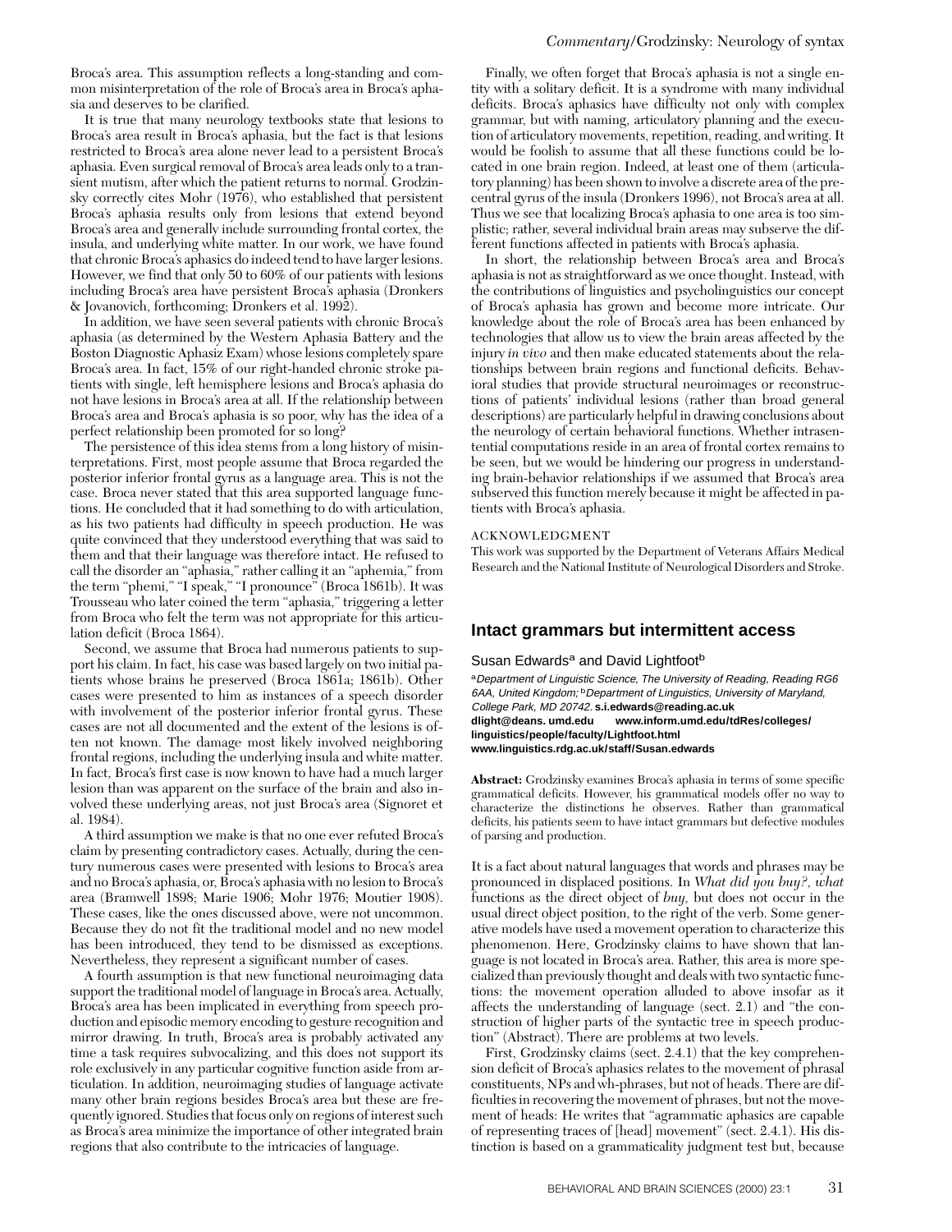Broca's area. This assumption reflects a long-standing and common misinterpretation of the role of Broca's area in Broca's aphasia and deserves to be clarified.

It is true that many neurology textbooks state that lesions to Broca's area result in Broca's aphasia, but the fact is that lesions restricted to Broca's area alone never lead to a persistent Broca's aphasia. Even surgical removal of Broca's area leads only to a transient mutism, after which the patient returns to normal. Grodzinsky correctly cites Mohr (1976), who established that persistent Broca's aphasia results only from lesions that extend beyond Broca's area and generally include surrounding frontal cortex, the insula, and underlying white matter. In our work, we have found that chronic Broca's aphasics do indeed tend to have larger lesions. However, we find that only 50 to 60% of our patients with lesions including Broca's area have persistent Broca's aphasia (Dronkers & Jovanovich, forthcoming; Dronkers et al. 1992).

In addition, we have seen several patients with chronic Broca's aphasia (as determined by the Western Aphasia Battery and the Boston Diagnostic Aphasiz Exam) whose lesions completely spare Broca's area. In fact, 15% of our right-handed chronic stroke patients with single, left hemisphere lesions and Broca's aphasia do not have lesions in Broca's area at all. If the relationship between Broca's area and Broca's aphasia is so poor, why has the idea of a perfect relationship been promoted for so long?

The persistence of this idea stems from a long history of misinterpretations. First, most people assume that Broca regarded the posterior inferior frontal gyrus as a language area. This is not the case. Broca never stated that this area supported language functions. He concluded that it had something to do with articulation, as his two patients had difficulty in speech production. He was quite convinced that they understood everything that was said to them and that their language was therefore intact. He refused to call the disorder an "aphasia," rather calling it an "aphemia," from the term "phemi," "I speak," "I pronounce" (Broca 1861b). It was Trousseau who later coined the term "aphasia," triggering a letter from Broca who felt the term was not appropriate for this articulation deficit (Broca 1864).

Second, we assume that Broca had numerous patients to support his claim. In fact, his case was based largely on two initial patients whose brains he preserved (Broca 1861a; 1861b). Other cases were presented to him as instances of a speech disorder with involvement of the posterior inferior frontal gyrus. These cases are not all documented and the extent of the lesions is often not known. The damage most likely involved neighboring frontal regions, including the underlying insula and white matter. In fact, Broca's first case is now known to have had a much larger lesion than was apparent on the surface of the brain and also involved these underlying areas, not just Broca's area (Signoret et al. 1984).

A third assumption we make is that no one ever refuted Broca's claim by presenting contradictory cases. Actually, during the century numerous cases were presented with lesions to Broca's area and no Broca's aphasia, or, Broca's aphasia with no lesion to Broca's area (Bramwell 1898; Marie 1906; Mohr 1976; Moutier 1908). These cases, like the ones discussed above, were not uncommon. Because they do not fit the traditional model and no new model has been introduced, they tend to be dismissed as exceptions. Nevertheless, they represent a significant number of cases.

A fourth assumption is that new functional neuroimaging data support the traditional model of language in Broca's area. Actually, Broca's area has been implicated in everything from speech production and episodic memory encoding to gesture recognition and mirror drawing. In truth, Broca's area is probably activated any time a task requires subvocalizing, and this does not support its role exclusively in any particular cognitive function aside from articulation. In addition, neuroimaging studies of language activate many other brain regions besides Broca's area but these are frequently ignored. Studies that focus only on regions of interest such as Broca's area minimize the importance of other integrated brain regions that also contribute to the intricacies of language.

Finally, we often forget that Broca's aphasia is not a single entity with a solitary deficit. It is a syndrome with many individual deficits. Broca's aphasics have difficulty not only with complex grammar, but with naming, articulatory planning and the execution of articulatory movements, repetition, reading, and writing. It would be foolish to assume that all these functions could be located in one brain region. Indeed, at least one of them (articulatory planning) has been shown to involve a discrete area of the precentral gyrus of the insula (Dronkers 1996), not Broca's area at all. Thus we see that localizing Broca's aphasia to one area is too simplistic; rather, several individual brain areas may subserve the different functions affected in patients with Broca's aphasia.

In short, the relationship between Broca's area and Broca's aphasia is not as straightforward as we once thought. Instead, with the contributions of linguistics and psycholinguistics our concept of Broca's aphasia has grown and become more intricate. Our knowledge about the role of Broca's area has been enhanced by technologies that allow us to view the brain areas affected by the injury *in vivo* and then make educated statements about the relationships between brain regions and functional deficits. Behavioral studies that provide structural neuroimages or reconstructions of patients' individual lesions (rather than broad general descriptions) are particularly helpful in drawing conclusions about the neurology of certain behavioral functions. Whether intrasentential computations reside in an area of frontal cortex remains to be seen, but we would be hindering our progress in understanding brain-behavior relationships if we assumed that Broca's area subserved this function merely because it might be affected in patients with Broca's aphasia.

#### ACKNOWLEDGMENT

This work was supported by the Department of Veterans Affairs Medical Research and the National Institute of Neurological Disorders and Stroke.

### **Intact grammars but intermittent access**

#### Susan Edwards<sup>a</sup> and David Lightfoot<sup>b</sup>

aDepartment of Linguistic Science, The University of Reading, Reading RG6 6AA, United Kingdom; <sup>b</sup>Department of Linguistics, University of Maryland, College Park, MD 20742. **s.i.edwards@reading.ac.uk dlight@deans. umd.edu www.inform.umd.edu/tdRes/colleges/ linguistics/people/faculty/Lightfoot.html www.linguistics.rdg.ac.uk/staff/Susan.edwards**

**Abstract:** Grodzinsky examines Broca's aphasia in terms of some specific grammatical deficits. However, his grammatical models offer no way to characterize the distinctions he observes. Rather than grammatical deficits, his patients seem to have intact grammars but defective modules of parsing and production.

It is a fact about natural languages that words and phrases may be pronounced in displaced positions. In *What did you buy?, what* functions as the direct object of *buy,* but does not occur in the usual direct object position, to the right of the verb. Some generative models have used a movement operation to characterize this phenomenon. Here, Grodzinsky claims to have shown that language is not located in Broca's area. Rather, this area is more specialized than previously thought and deals with two syntactic functions: the movement operation alluded to above insofar as it affects the understanding of language (sect. 2.1) and "the construction of higher parts of the syntactic tree in speech production" (Abstract). There are problems at two levels.

First, Grodzinsky claims (sect. 2.4.1) that the key comprehension deficit of Broca's aphasics relates to the movement of phrasal constituents, NPs and wh-phrases, but not of heads. There are difficulties in recovering the movement of phrases, but not the movement of heads: He writes that "agrammatic aphasics are capable of representing traces of [head] movement" (sect. 2.4.1). His distinction is based on a grammaticality judgment test but, because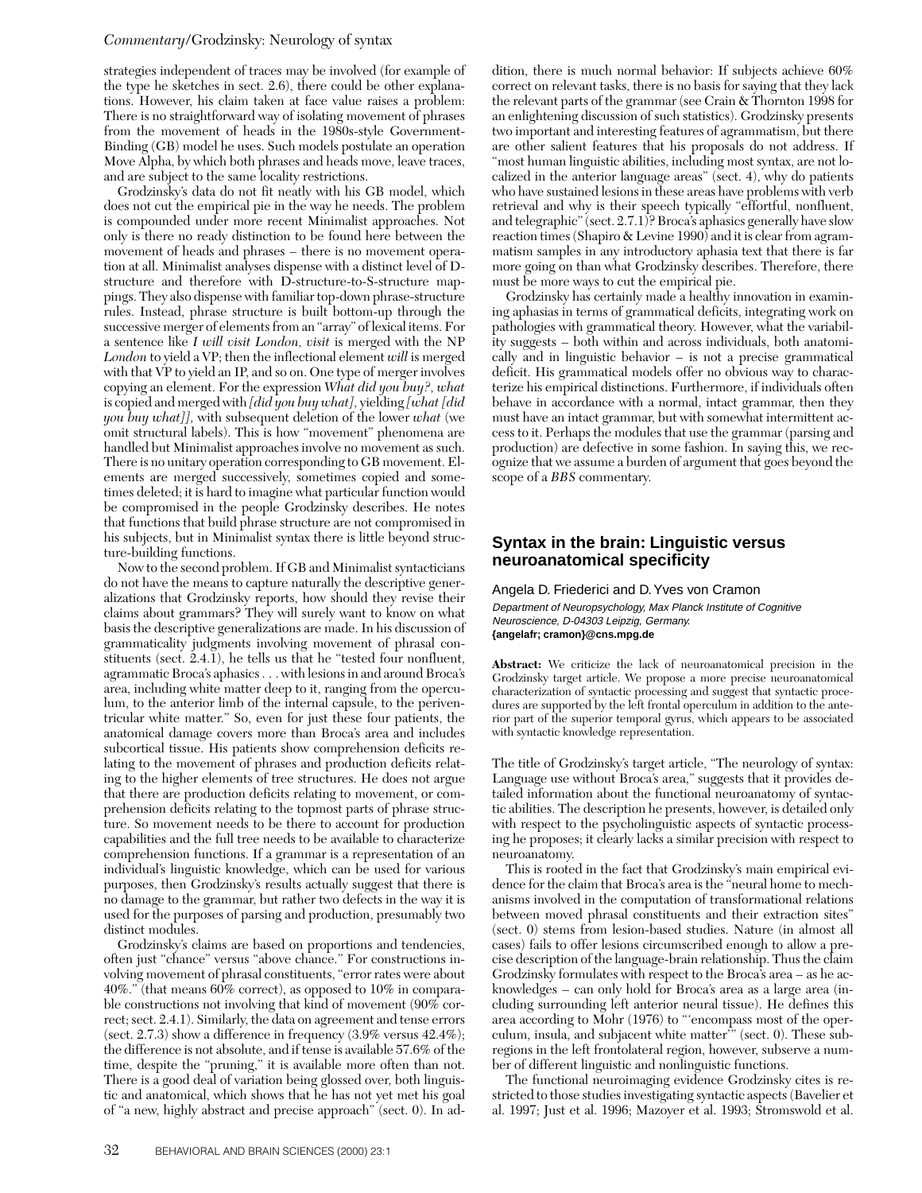strategies independent of traces may be involved (for example of the type he sketches in sect. 2.6), there could be other explanations. However, his claim taken at face value raises a problem: There is no straightforward way of isolating movement of phrases from the movement of heads in the 1980s-style Government-Binding (GB) model he uses. Such models postulate an operation Move Alpha, by which both phrases and heads move, leave traces, and are subject to the same locality restrictions.

Grodzinsky's data do not fit neatly with his GB model, which does not cut the empirical pie in the way he needs. The problem is compounded under more recent Minimalist approaches. Not only is there no ready distinction to be found here between the movement of heads and phrases – there is no movement operation at all. Minimalist analyses dispense with a distinct level of Dstructure and therefore with D-structure-to-S-structure mappings. They also dispense with familiar top-down phrase-structure rules. Instead, phrase structure is built bottom-up through the successive merger of elements from an "array" of lexical items. For a sentence like *I will visit London, visit* is merged with the NP *London* to yield a VP; then the inflectional element *will* is merged with that VP to yield an IP, and so on. One type of merger involves copying an element. For the expression *What did you buy?, what* is copied and merged with *[did you buy what],* yielding *[what [did you buy what]],* with subsequent deletion of the lower *what* (we omit structural labels). This is how "movement" phenomena are handled but Minimalist approaches involve no movement as such. There is no unitary operation corresponding to GB movement. Elements are merged successively, sometimes copied and sometimes deleted; it is hard to imagine what particular function would be compromised in the people Grodzinsky describes. He notes that functions that build phrase structure are not compromised in his subjects, but in Minimalist syntax there is little beyond structure-building functions.

Now to the second problem. If GB and Minimalist syntacticians do not have the means to capture naturally the descriptive generalizations that Grodzinsky reports, how should they revise their claims about grammars? They will surely want to know on what basis the descriptive generalizations are made. In his discussion of grammaticality judgments involving movement of phrasal constituents (sect. 2.4.1), he tells us that he "tested four nonfluent, agrammatic Broca's aphasics . . . with lesions in and around Broca's area, including white matter deep to it, ranging from the operculum, to the anterior limb of the internal capsule, to the periventricular white matter." So, even for just these four patients, the anatomical damage covers more than Broca's area and includes subcortical tissue. His patients show comprehension deficits relating to the movement of phrases and production deficits relating to the higher elements of tree structures. He does not argue that there are production deficits relating to movement, or comprehension deficits relating to the topmost parts of phrase structure. So movement needs to be there to account for production capabilities and the full tree needs to be available to characterize comprehension functions. If a grammar is a representation of an individual's linguistic knowledge, which can be used for various purposes, then Grodzinsky's results actually suggest that there is no damage to the grammar, but rather two defects in the way it is used for the purposes of parsing and production, presumably two distinct modules.

Grodzinsky's claims are based on proportions and tendencies, often just "chance" versus "above chance." For constructions involving movement of phrasal constituents, "error rates were about 40%." (that means 60% correct), as opposed to 10% in comparable constructions not involving that kind of movement (90% correct; sect. 2.4.1). Similarly, the data on agreement and tense errors (sect. 2.7.3) show a difference in frequency (3.9% versus 42.4%); the difference is not absolute, and if tense is available 57.6% of the time, despite the "pruning," it is available more often than not. There is a good deal of variation being glossed over, both linguistic and anatomical, which shows that he has not yet met his goal of "a new, highly abstract and precise approach" (sect. 0). In addition, there is much normal behavior: If subjects achieve 60% correct on relevant tasks, there is no basis for saying that they lack the relevant parts of the grammar (see Crain & Thornton 1998 for an enlightening discussion of such statistics). Grodzinsky presents two important and interesting features of agrammatism, but there are other salient features that his proposals do not address. If "most human linguistic abilities, including most syntax, are not localized in the anterior language areas" (sect. 4), why do patients who have sustained lesions in these areas have problems with verb retrieval and why is their speech typically "effortful, nonfluent, and telegraphic" (sect. 2.7.1)? Broca's aphasics generally have slow reaction times (Shapiro & Levine 1990) and it is clear from agrammatism samples in any introductory aphasia text that there is far more going on than what Grodzinsky describes. Therefore, there must be more ways to cut the empirical pie.

Grodzinsky has certainly made a healthy innovation in examining aphasias in terms of grammatical deficits, integrating work on pathologies with grammatical theory. However, what the variability suggests – both within and across individuals, both anatomically and in linguistic behavior – is not a precise grammatical deficit. His grammatical models offer no obvious way to characterize his empirical distinctions. Furthermore, if individuals often behave in accordance with a normal, intact grammar, then they must have an intact grammar, but with somewhat intermittent access to it. Perhaps the modules that use the grammar (parsing and production) are defective in some fashion. In saying this, we recognize that we assume a burden of argument that goes beyond the scope of a *BBS* commentary.

### **Syntax in the brain: Linguistic versus neuroanatomical specificity**

Angela D. Friederici and D.Yves von Cramon Department of Neuropsychology, Max Planck Institute of Cognitive Neuroscience, D-04303 Leipzig, Germany. **{angelafr; cramon}@cns.mpg.de**

**Abstract:** We criticize the lack of neuroanatomical precision in the Grodzinsky target article. We propose a more precise neuroanatomical characterization of syntactic processing and suggest that syntactic procedures are supported by the left frontal operculum in addition to the anterior part of the superior temporal gyrus, which appears to be associated with syntactic knowledge representation.

The title of Grodzinsky's target article, "The neurology of syntax: Language use without Broca's area," suggests that it provides detailed information about the functional neuroanatomy of syntactic abilities. The description he presents, however, is detailed only with respect to the psycholinguistic aspects of syntactic processing he proposes; it clearly lacks a similar precision with respect to neuroanatomy.

This is rooted in the fact that Grodzinsky's main empirical evidence for the claim that Broca's area is the "neural home to mechanisms involved in the computation of transformational relations between moved phrasal constituents and their extraction sites" (sect. 0) stems from lesion-based studies. Nature (in almost all cases) fails to offer lesions circumscribed enough to allow a precise description of the language-brain relationship. Thus the claim Grodzinsky formulates with respect to the Broca's area – as he acknowledges – can only hold for Broca's area as a large area (including surrounding left anterior neural tissue). He defines this area according to Mohr (1976) to "'encompass most of the operculum, insula, and subjacent white matter" (sect. 0). These subregions in the left frontolateral region, however, subserve a number of different linguistic and nonlinguistic functions.

The functional neuroimaging evidence Grodzinsky cites is restricted to those studies investigating syntactic aspects (Bavelier et al. 1997; Just et al. 1996; Mazoyer et al. 1993; Stromswold et al.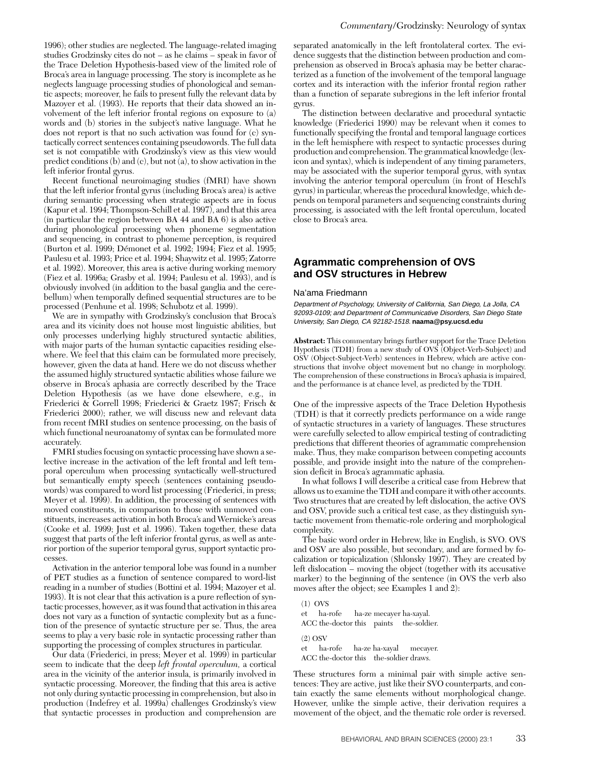1996); other studies are neglected. The language-related imaging studies Grodzinsky cites do not – as he claims – speak in favor of the Trace Deletion Hypothesis-based view of the limited role of Broca's area in language processing. The story is incomplete as he neglects language processing studies of phonological and semantic aspects; moreover, he fails to present fully the relevant data by Mazoyer et al. (1993). He reports that their data showed an involvement of the left inferior frontal regions on exposure to (a) words and (b) stories in the subject's native language. What he does not report is that no such activation was found for (c) syntactically correct sentences containing pseudowords. The full data set is not compatible with Grodzinsky's view as this view would predict conditions (b) and (c), but not (a), to show activation in the left inferior frontal gyrus.

Recent functional neuroimaging studies (fMRI) have shown that the left inferior frontal gyrus (including Broca's area) is active during semantic processing when strategic aspects are in focus (Kapur et al. 1994; Thompson-Schill et al. 1997), and that this area (in particular the region between BA 44 and BA 6) is also active during phonological processing when phoneme segmentation and sequencing, in contrast to phoneme perception, is required (Burton et al. 1999; Démonet et al. 1992; 1994; Fiez et al. 1995; Paulesu et al. 1993; Price et al. 1994; Shaywitz et al. 1995; Zatorre et al. 1992). Moreover, this area is active during working memory (Fiez et al. 1996a; Grasby et al. 1994; Paulesu et al. 1993), and is obviously involved (in addition to the basal ganglia and the cerebellum) when temporally defined sequential structures are to be processed (Penhune et al. 1998; Schubotz et al. 1999).

We are in sympathy with Grodzinsky's conclusion that Broca's area and its vicinity does not house most linguistic abilities, but only processes underlying highly structured syntactic abilities, with major parts of the human syntactic capacities residing elsewhere. We feel that this claim can be formulated more precisely, however, given the data at hand. Here we do not discuss whether the assumed highly structured syntactic abilities whose failure we observe in Broca's aphasia are correctly described by the Trace Deletion Hypothesis (as we have done elsewhere, e.g., in Friederici & Gorrell 1998; Friederici & Graetz 1987; Frisch & Friederici 2000); rather, we will discuss new and relevant data from recent fMRI studies on sentence processing, on the basis of which functional neuroanatomy of syntax can be formulated more accurately.

FMRI studies focusing on syntactic processing have shown a selective increase in the activation of the left frontal and left temporal operculum when processing syntactically well-structured but semantically empty speech (sentences containing pseudowords) was compared to word list processing (Friederici, in press; Meyer et al. 1999). In addition, the processing of sentences with moved constituents, in comparison to those with unmoved constituents, increases activation in both Broca's and Wernicke's areas (Cooke et al. 1999; Just et al. 1996). Taken together, these data suggest that parts of the left inferior frontal gyrus, as well as anterior portion of the superior temporal gyrus, support syntactic processes.

Activation in the anterior temporal lobe was found in a number of PET studies as a function of sentence compared to word-list reading in a number of studies (Bottini et al. 1994; Mazoyer et al. 1993). It is not clear that this activation is a pure reflection of syntactic processes, however, as it was found that activation in this area does not vary as a function of syntactic complexity but as a function of the presence of syntactic structure per se. Thus, the area seems to play a very basic role in syntactic processing rather than supporting the processing of complex structures in particular.

Our data (Friederici, in press; Meyer et al. 1999) in particular seem to indicate that the deep *left frontal operculum,* a cortical area in the vicinity of the anterior insula, is primarily involved in syntactic processing. Moreover, the finding that this area is active not only during syntactic processing in comprehension, but also in production (Indefrey et al. 1999a) challenges Grodzinsky's view that syntactic processes in production and comprehension are separated anatomically in the left frontolateral cortex. The evidence suggests that the distinction between production and comprehension as observed in Broca's aphasia may be better characterized as a function of the involvement of the temporal language cortex and its interaction with the inferior frontal region rather than a function of separate subregions in the left inferior frontal gyrus.

The distinction between declarative and procedural syntactic knowledge (Friederici 1990) may be relevant when it comes to functionally specifying the frontal and temporal language cortices in the left hemisphere with respect to syntactic processes during production and comprehension. The grammatical knowledge (lexicon and syntax), which is independent of any timing parameters, may be associated with the superior temporal gyrus, with syntax involving the anterior temporal operculum (in front of Heschl's gyrus) in particular, whereas the procedural knowledge, which depends on temporal parameters and sequencing constraints during processing, is associated with the left frontal operculum, located close to Broca's area.

### **Agrammatic comprehension of OVS and OSV structures in Hebrew**

#### Na'ama Friedmann

Department of Psychology, University of California, San Diego, La Jolla, CA 92093-0109; and Department of Communicative Disorders, San Diego State University, San Diego, CA 92182-1518. **naama@psy.ucsd.edu**

**Abstract:** This commentary brings further support for the Trace Deletion Hypothesis (TDH) from a new study of OVS (Object-Verb-Subject) and OSV (Object-Subject-Verb) sentences in Hebrew, which are active constructions that involve object movement but no change in morphology. The comprehension of these constructions in Broca's aphasia is impaired, and the performance is at chance level, as predicted by the TDH.

One of the impressive aspects of the Trace Deletion Hypothesis (TDH) is that it correctly predicts performance on a wide range of syntactic structures in a variety of languages. These structures were carefully selected to allow empirical testing of contradicting predictions that different theories of agrammatic comprehension make. Thus, they make comparison between competing accounts possible, and provide insight into the nature of the comprehension deficit in Broca's agrammatic aphasia.

In what follows I will describe a critical case from Hebrew that allows us to examine the TDH and compare it with other accounts. Two structures that are created by left dislocation, the active OVS and OSV, provide such a critical test case, as they distinguish syntactic movement from thematic-role ordering and morphological complexity.

The basic word order in Hebrew, like in English, is SVO. OVS and OSV are also possible, but secondary, and are formed by focalization or topicalization (Shlonsky 1997). They are created by left dislocation – moving the object (together with its accusative marker) to the beginning of the sentence (in OVS the verb also moves after the object; see Examples 1 and 2):

(1) OVS et ha-rofe ha-ze mecayer ha-xayal. ACC the-doctor this paints the-soldier. (2) OSV ha-ze ha-xayal mecayer. ACC the-doctor this the-soldier draws.

These structures form a minimal pair with simple active sentences: They are active, just like their SVO counterparts, and contain exactly the same elements without morphological change. However, unlike the simple active, their derivation requires a movement of the object, and the thematic role order is reversed.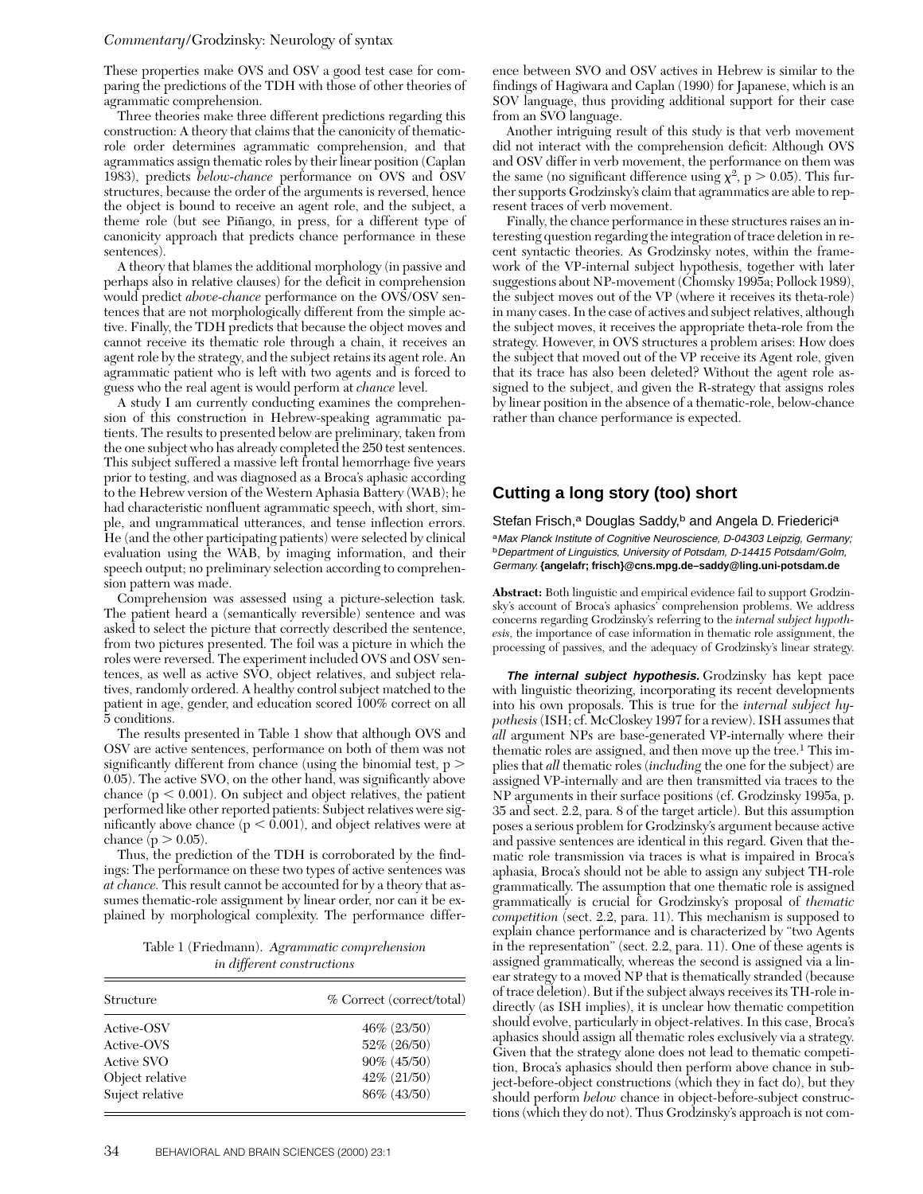These properties make OVS and OSV a good test case for comparing the predictions of the TDH with those of other theories of agrammatic comprehension.

Three theories make three different predictions regarding this construction: A theory that claims that the canonicity of thematicrole order determines agrammatic comprehension, and that agrammatics assign thematic roles by their linear position (Caplan 1983), predicts *below-chance* performance on OVS and OSV structures, because the order of the arguments is reversed, hence the object is bound to receive an agent role, and the subject, a theme role (but see Piñango, in press, for a different type of canonicity approach that predicts chance performance in these sentences).

A theory that blames the additional morphology (in passive and perhaps also in relative clauses) for the deficit in comprehension would predict *above-chance* performance on the OVS/OSV sentences that are not morphologically different from the simple active. Finally, the TDH predicts that because the object moves and cannot receive its thematic role through a chain, it receives an agent role by the strategy, and the subject retains its agent role. An agrammatic patient who is left with two agents and is forced to guess who the real agent is would perform at *chance* level.

A study I am currently conducting examines the comprehension of this construction in Hebrew-speaking agrammatic patients. The results to presented below are preliminary, taken from the one subject who has already completed the 250 test sentences. This subject suffered a massive left frontal hemorrhage five years prior to testing, and was diagnosed as a Broca's aphasic according to the Hebrew version of the Western Aphasia Battery (WAB); he had characteristic nonfluent agrammatic speech, with short, simple, and ungrammatical utterances, and tense inflection errors. He (and the other participating patients) were selected by clinical evaluation using the WAB, by imaging information, and their speech output; no preliminary selection according to comprehension pattern was made.

Comprehension was assessed using a picture-selection task. The patient heard a (semantically reversible) sentence and was asked to select the picture that correctly described the sentence, from two pictures presented. The foil was a picture in which the roles were reversed. The experiment included OVS and OSV sentences, as well as active SVO, object relatives, and subject relatives, randomly ordered. A healthy control subject matched to the patient in age, gender, and education scored 100% correct on all 5 conditions.

The results presented in Table 1 show that although OVS and OSV are active sentences, performance on both of them was not significantly different from chance (using the binomial test,  $p$  > 0.05). The active SVO, on the other hand, was significantly above chance  $(p < 0.001)$ . On subject and object relatives, the patient performed like other reported patients: Subject relatives were significantly above chance  $(p < 0.001)$ , and object relatives were at chance  $(p > 0.05)$ .

Thus, the prediction of the TDH is corroborated by the findings: The performance on these two types of active sentences was *at chance.* This result cannot be accounted for by a theory that assumes thematic-role assignment by linear order, nor can it be explained by morphological complexity. The performance differ-

Table 1 (Friedmann). *Agrammatic comprehension in different constructions*

| Structure       | % Correct (correct/total) |  |
|-----------------|---------------------------|--|
| Active-OSV      | $46\%$ (23/50)            |  |
| Active-OVS      | 52% (26/50)               |  |
| Active SVO      | $90\%$ (45/50)            |  |
| Object relative | $42\%$ (21/50)            |  |
| Suject relative | 86% (43/50)               |  |

ence between SVO and OSV actives in Hebrew is similar to the findings of Hagiwara and Caplan (1990) for Japanese, which is an SOV language, thus providing additional support for their case from an SVO language.

Another intriguing result of this study is that verb movement did not interact with the comprehension deficit: Although OVS and OSV differ in verb movement, the performance on them was the same (no significant difference using  $\chi^2$ , p > 0.05). This further supports Grodzinsky's claim that agrammatics are able to represent traces of verb movement.

Finally, the chance performance in these structures raises an interesting question regarding the integration of trace deletion in recent syntactic theories. As Grodzinsky notes, within the framework of the VP-internal subject hypothesis, together with later suggestions about NP-movement (Chomsky 1995a; Pollock 1989), the subject moves out of the VP (where it receives its theta-role) in many cases. In the case of actives and subject relatives, although the subject moves, it receives the appropriate theta-role from the strategy. However, in OVS structures a problem arises: How does the subject that moved out of the VP receive its Agent role, given that its trace has also been deleted? Without the agent role assigned to the subject, and given the R-strategy that assigns roles by linear position in the absence of a thematic-role, below-chance rather than chance performance is expected.

### **Cutting a long story (too) short**

Stefan Frisch,<sup>a</sup> Douglas Saddy,<sup>b</sup> and Angela D. Friederici<sup>a</sup> aMax Planck Institute of Cognitive Neuroscience, D-04303 Leipzig, Germany; <sup>b</sup>Department of Linguistics, University of Potsdam, D-14415 Potsdam/Golm, Germany. **{angelafr; frisch}@cns.mpg.de–saddy@ling.uni-potsdam.de**

**Abstract:** Both linguistic and empirical evidence fail to support Grodzinsky's account of Broca's aphasics' comprehension problems. We address concerns regarding Grodzinsky's referring to the *internal subject hypothesis,* the importance of case information in thematic role assignment, the processing of passives, and the adequacy of Grodzinsky's linear strategy.

**The internal subject hypothesis.** Grodzinsky has kept pace with linguistic theorizing, incorporating its recent developments into his own proposals. This is true for the *internal subject hypothesis*(ISH; cf. McCloskey 1997 for a review). ISH assumes that *all* argument NPs are base-generated VP-internally where their thematic roles are assigned, and then move up the tree.<sup>1</sup> This implies that *all* thematic roles (*including* the one for the subject) are assigned VP-internally and are then transmitted via traces to the NP arguments in their surface positions (cf. Grodzinsky 1995a, p. 35 and sect. 2.2, para. 8 of the target article). But this assumption poses a serious problem for Grodzinsky's argument because active and passive sentences are identical in this regard. Given that thematic role transmission via traces is what is impaired in Broca's aphasia, Broca's should not be able to assign any subject TH-role grammatically. The assumption that one thematic role is assigned grammatically is crucial for Grodzinsky's proposal of *thematic competition* (sect. 2.2, para. 11). This mechanism is supposed to explain chance performance and is characterized by "two Agents in the representation" (sect. 2.2, para. 11). One of these agents is assigned grammatically, whereas the second is assigned via a linear strategy to a moved NP that is thematically stranded (because of trace deletion). But if the subject always receives its TH-role indirectly (as ISH implies), it is unclear how thematic competition should evolve, particularly in object-relatives. In this case, Broca's aphasics should assign all thematic roles exclusively via a strategy. Given that the strategy alone does not lead to thematic competition, Broca's aphasics should then perform above chance in subject-before-object constructions (which they in fact do), but they should perform *below* chance in object-before-subject constructions (which they do not). Thus Grodzinsky's approach is not com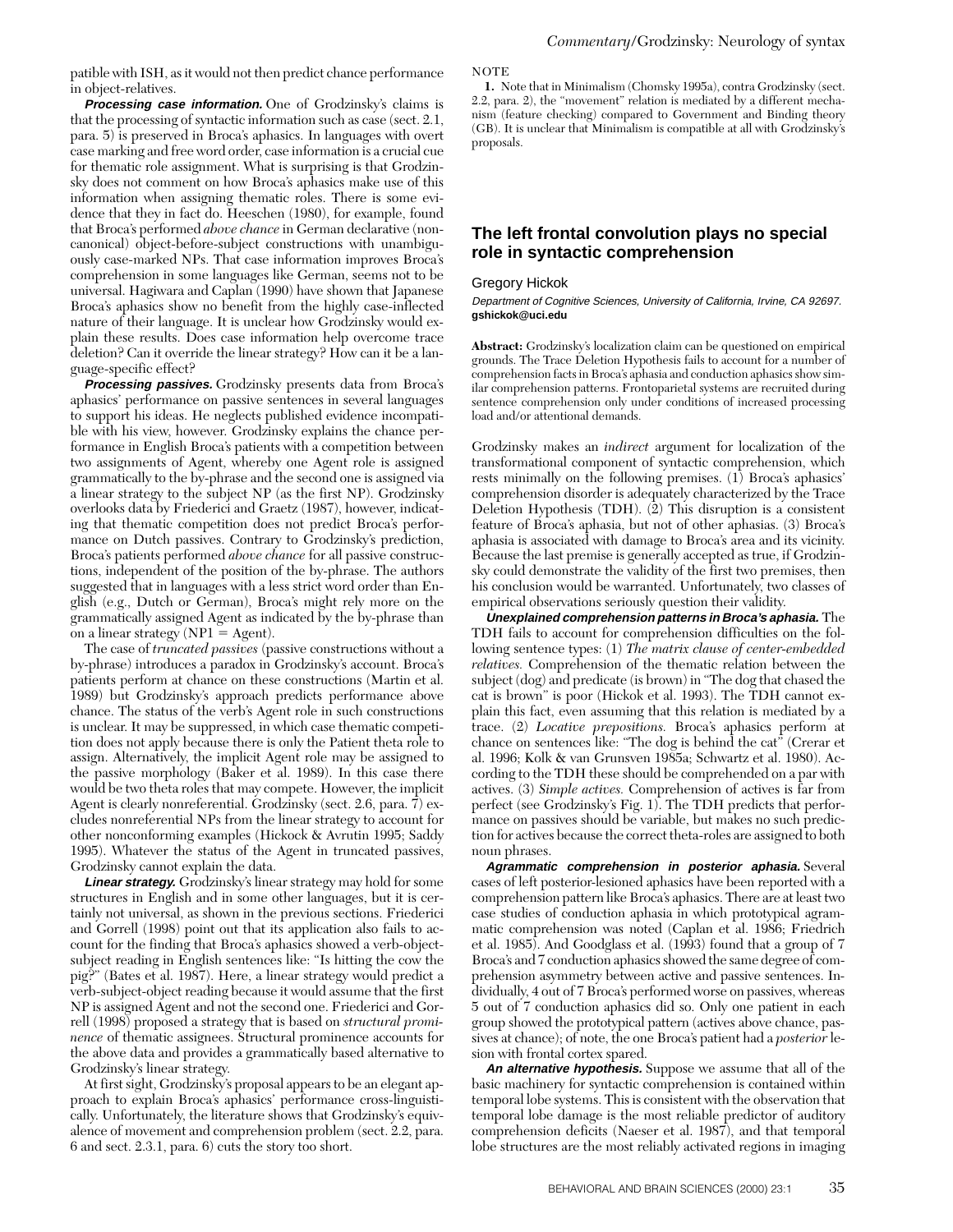patible with ISH, as it would not then predict chance performance in object-relatives.

**Processing case information.** One of Grodzinsky's claims is that the processing of syntactic information such as case (sect. 2.1, para. 5) is preserved in Broca's aphasics. In languages with overt case marking and free word order, case information is a crucial cue for thematic role assignment. What is surprising is that Grodzinsky does not comment on how Broca's aphasics make use of this information when assigning thematic roles. There is some evidence that they in fact do. Heeschen (1980), for example, found that Broca's performed *above chance* in German declarative (noncanonical) object-before-subject constructions with unambiguously case-marked NPs. That case information improves Broca's comprehension in some languages like German, seems not to be universal. Hagiwara and Caplan (1990) have shown that Japanese Broca's aphasics show no benefit from the highly case-inflected nature of their language. It is unclear how Grodzinsky would explain these results. Does case information help overcome trace deletion? Can it override the linear strategy? How can it be a language-specific effect?

**Processing passives.** Grodzinsky presents data from Broca's aphasics' performance on passive sentences in several languages to support his ideas. He neglects published evidence incompatible with his view, however. Grodzinsky explains the chance performance in English Broca's patients with a competition between two assignments of Agent, whereby one Agent role is assigned grammatically to the by-phrase and the second one is assigned via a linear strategy to the subject NP (as the first NP). Grodzinsky overlooks data by Friederici and Graetz (1987), however, indicating that thematic competition does not predict Broca's performance on Dutch passives. Contrary to Grodzinsky's prediction, Broca's patients performed *above chance* for all passive constructions, independent of the position of the by-phrase. The authors suggested that in languages with a less strict word order than English (e.g., Dutch or German), Broca's might rely more on the grammatically assigned Agent as indicated by the by-phrase than on a linear strategy  $(NPI = Agent)$ .

The case of *truncated passives* (passive constructions without a by-phrase) introduces a paradox in Grodzinsky's account. Broca's patients perform at chance on these constructions (Martin et al. 1989) but Grodzinsky's approach predicts performance above chance. The status of the verb's Agent role in such constructions is unclear. It may be suppressed, in which case thematic competition does not apply because there is only the Patient theta role to assign. Alternatively, the implicit Agent role may be assigned to the passive morphology (Baker et al. 1989). In this case there would be two theta roles that may compete. However, the implicit Agent is clearly nonreferential. Grodzinsky (sect. 2.6, para. 7) excludes nonreferential NPs from the linear strategy to account for other nonconforming examples (Hickock & Avrutin 1995; Saddy 1995). Whatever the status of the Agent in truncated passives, Grodzinsky cannot explain the data.

**Linear strategy.** Grodzinsky's linear strategy may hold for some structures in English and in some other languages, but it is certainly not universal, as shown in the previous sections. Friederici and Gorrell (1998) point out that its application also fails to account for the finding that Broca's aphasics showed a verb-objectsubject reading in English sentences like: "Is hitting the cow the pig?" (Bates et al. 1987). Here, a linear strategy would predict a verb-subject-object reading because it would assume that the first NP is assigned Agent and not the second one. Friederici and Gorrell (1998) proposed a strategy that is based on *structural prominence* of thematic assignees. Structural prominence accounts for the above data and provides a grammatically based alternative to Grodzinsky's linear strategy.

At first sight, Grodzinsky's proposal appears to be an elegant approach to explain Broca's aphasics' performance cross-linguistically. Unfortunately, the literature shows that Grodzinsky's equivalence of movement and comprehension problem (sect. 2.2, para. 6 and sect. 2.3.1, para. 6) cuts the story too short.

**NOTE** 

**1.** Note that in Minimalism (Chomsky 1995a), contra Grodzinsky (sect. 2.2, para. 2), the "movement" relation is mediated by a different mechanism (feature checking) compared to Government and Binding theory (GB). It is unclear that Minimalism is compatible at all with Grodzinsky's proposals.

### **The left frontal convolution plays no special role in syntactic comprehension**

#### Gregory Hickok

Department of Cognitive Sciences, University of California, Irvine, CA 92697. **gshickok@uci.edu**

**Abstract:** Grodzinsky's localization claim can be questioned on empirical grounds. The Trace Deletion Hypothesis fails to account for a number of comprehension facts in Broca's aphasia and conduction aphasics show similar comprehension patterns. Frontoparietal systems are recruited during sentence comprehension only under conditions of increased processing load and/or attentional demands.

Grodzinsky makes an *indirect* argument for localization of the transformational component of syntactic comprehension, which rests minimally on the following premises. (1) Broca's aphasics' comprehension disorder is adequately characterized by the Trace Deletion Hypothesis (TDH).  $(2)$  This disruption is a consistent feature of Broca's aphasia, but not of other aphasias. (3) Broca's aphasia is associated with damage to Broca's area and its vicinity. Because the last premise is generally accepted as true, if Grodzinsky could demonstrate the validity of the first two premises, then his conclusion would be warranted. Unfortunately, two classes of empirical observations seriously question their validity.

**Unexplained comprehension patterns in Broca's aphasia.** The TDH fails to account for comprehension difficulties on the following sentence types: (1) *The matrix clause of center-embedded relatives.* Comprehension of the thematic relation between the subject (dog) and predicate (is brown) in "The dog that chased the cat is brown" is poor (Hickok et al. 1993). The TDH cannot explain this fact, even assuming that this relation is mediated by a trace. (2) *Locative prepositions.* Broca's aphasics perform at chance on sentences like: "The dog is behind the cat" (Crerar et al. 1996; Kolk & van Grunsven 1985a; Schwartz et al. 1980). According to the TDH these should be comprehended on a par with actives. (3) *Simple actives.* Comprehension of actives is far from perfect (see Grodzinsky's Fig. 1). The TDH predicts that performance on passives should be variable, but makes no such prediction for actives because the correct theta-roles are assigned to both noun phrases.

**Agrammatic comprehension in posterior aphasia.** Several cases of left posterior-lesioned aphasics have been reported with a comprehension pattern like Broca's aphasics. There are at least two case studies of conduction aphasia in which prototypical agrammatic comprehension was noted (Caplan et al. 1986; Friedrich et al. 1985). And Goodglass et al. (1993) found that a group of 7 Broca's and 7 conduction aphasics showed the same degree of comprehension asymmetry between active and passive sentences. Individually, 4 out of 7 Broca's performed worse on passives, whereas 5 out of 7 conduction aphasics did so. Only one patient in each group showed the prototypical pattern (actives above chance, passives at chance); of note, the one Broca's patient had a *posterior* lesion with frontal cortex spared.

**An alternative hypothesis.** Suppose we assume that all of the basic machinery for syntactic comprehension is contained within temporal lobe systems. This is consistent with the observation that temporal lobe damage is the most reliable predictor of auditory comprehension deficits (Naeser et al. 1987), and that temporal lobe structures are the most reliably activated regions in imaging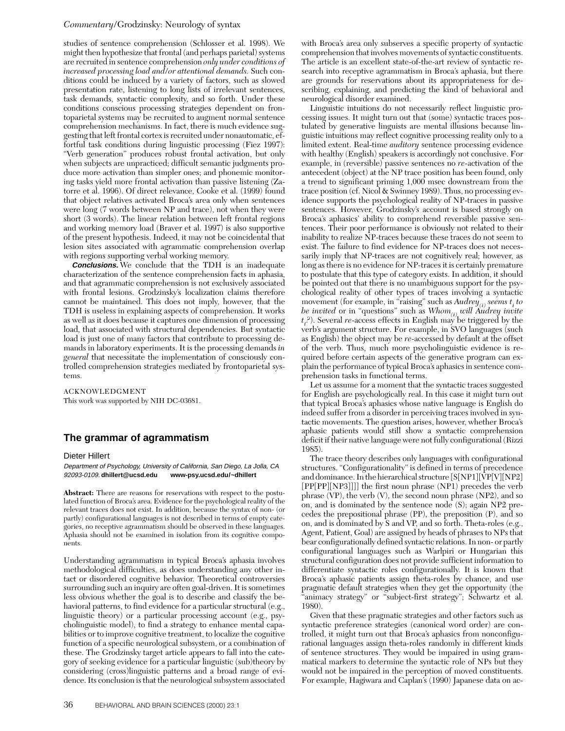#### *Commentary/*Grodzinsky: Neurology of syntax

studies of sentence comprehension (Schlosser et al. 1998). We might then hypothesize that frontal (and perhaps parietal) systems are recruited in sentence comprehension *only under conditions of increased processing load and/or attentional demands.* Such conditions could be induced by a variety of factors, such as slowed presentation rate, listening to long lists of irrelevant sentences, task demands, syntactic complexity, and so forth. Under these conditions conscious processing strategies dependent on frontoparietal systems may be recruited to augment normal sentence comprehension mechanisms. In fact, there is much evidence suggesting that left frontal cortex is recruited under nonautomatic, effortful task conditions during linguistic processing (Fiez 1997): "Verb generation" produces robust frontal activation, but only when subjects are unpracticed; difficult semantic judgments produce more activation than simpler ones; and phonemic monitoring tasks yield more frontal activation than passive listening (Zatorre et al. 1996). Of direct relevance, Cooke et al. (1999) found that object relatives activated Broca's area only when sentences were long (7 words between NP and trace), not when they were short (3 words). The linear relation between left frontal regions and working memory load (Braver et al. 1997) is also supportive of the present hypothesis. Indeed, it may not be coincidental that lesion sites associated with agrammatic comprehension overlap with regions supporting verbal working memory.

**Conclusions.** We conclude that the TDH is an inadequate characterization of the sentence comprehension facts in aphasia, and that agrammatic comprehension is not exclusively associated with frontal lesions. Grodzinsky's localization claims therefore cannot be maintained. This does not imply, however, that the TDH is useless in explaining aspects of comprehension. It works as well as it does because it captures one dimension of processing load, that associated with structural dependencies. But syntactic load is just one of many factors that contribute to processing demands in laboratory experiments. It is the processing demands *in general* that necessitate the implementation of consciously controlled comprehension strategies mediated by frontoparietal systems.

ACKNOWLEDGMENT This work was supported by NIH DC-03681.

### **The grammar of agrammatism**

#### Dieter Hillert

Department of Psychology, University of California, San Diego, La Jolla, CA 92093-0109. **dhillert@ucsd.edu www-psy.ucsd.edu/~dhillert**

**Abstract:** There are reasons for reservations with respect to the postulated function of Broca's area. Evidence for the psychological reality of the relevant traces does not exist. In addition, because the syntax of non- (or partly) configurational languages is not described in terms of empty categories, no receptive agrammatism should be observed in these languages. Aphasia should not be examined in isolation from its cognitive components.

Understanding agrammatism in typical Broca's aphasia involves methodological difficulties, as does understanding any other intact or disordered cognitive behavior. Theoretical controversies surrounding such an inquiry are often goal-driven. It is sometimes less obvious whether the goal is to describe and classify the behavioral patterns, to find evidence for a particular structural (e.g., linguistic theory) or a particular processing account (e.g., psycholinguistic model), to find a strategy to enhance mental capabilities or to improve cognitive treatment, to localize the cognitive function of a specific neurological subsystem, or a combination of these. The Grodzinsky target article appears to fall into the category of seeking evidence for a particular linguistic (sub)theory by considering (cross)linguistic patterns and a broad range of evidence. Its conclusion is that the neurological subsystem associated with Broca's area only subserves a specific property of syntactic comprehension that involves movements of syntactic constituents. The article is an excellent state-of-the-art review of syntactic research into receptive agrammatism in Broca's aphasia, but there are grounds for reservations about its appropriateness for describing, explaining, and predicting the kind of behavioral and neurological disorder examined.

Linguistic intuitions do not necessarily reflect linguistic processing issues. It might turn out that (some) syntactic traces postulated by generative linguists are mental illusions because linguistic intuitions may reflect cognitive processing reality only to a limited extent. Real-time *auditory* sentence processing evidence with healthy (English) speakers is accordingly not conclusive. For example, in (reversible) passive sentences no *re*-activation of the antecedent (object) at the NP trace position has been found, only a trend to significant priming 1,000 msec downstream from the trace position (cf. Nicol & Swinney 1989). Thus, no processing evidence supports the psychological reality of NP-traces in passive sentences. However, Grodzinsky's account is based strongly on Broca's aphasics' ability to comprehend reversible passive sentences. Their poor performance is obviously not related to their inability to realize NP-traces because these traces do not seem to exist. The failure to find evidence for NP-traces does not necessarily imply that NP-traces are not cognitively real; however, as long as there is no evidence for NP-traces it is certainly premature to postulate that this type of category exists. In addition, it should be pointed out that there is no unambiguous support for the psychological reality of other types of traces involving a syntactic movement (for example, in "raising" such as *Audrey(i) seems ti to be invited* or in "questions" such as *Whom(i) will Audrey invite t i ?*). Several *re*-access effects in English may be triggered by the verb's argument structure. For example, in SVO languages (such as English) the object may be *re*-accessed by default at the offset of the verb. Thus, much more psycholinguistic evidence is required before certain aspects of the generative program can explain the performance of typical Broca's aphasics in sentence comprehension tasks in functional terms.

Let us assume for a moment that the syntactic traces suggested for English are psychologically real. In this case it might turn out that typical Broca's aphasics whose native language is English do indeed suffer from a disorder in perceiving traces involved in syntactic movements. The question arises, however, whether Broca's aphasic patients would still show a syntactic comprehension deficit if their native language were not fully configurational (Rizzi 1985).

The trace theory describes only languages with configurational structures. "Configurationality" is defined in terms of precedence and dominance. In the hierarchical structure [S[NP1][VP[V][NP2] [PP[PP][NP3]]]] the first noun phrase (NP1) precedes the verb phrase (VP), the verb (V), the second noun phrase (NP2), and so on, and is dominated by the sentence node (S); again NP2 precedes the prepositional phrase (PP), the preposition (P), and so on, and is dominated by S and VP, and so forth. Theta-roles (e.g., Agent, Patient, Goal) are assigned by heads of phrases to NPs that bear configurationally defined syntactic relations. In non- or partly configurational languages such as Warlpiri or Hungarian this structural configuration does not provide sufficient information to differentiate syntactic roles configurationally. It is known that Broca's aphasic patients assign theta-roles by chance, and use pragmatic default strategies when they get the opportunity (the "animacy strategy" or "subject-first strategy"; Schwartz et al. 1980).

Given that these pragmatic strategies and other factors such as syntactic preference strategies (canonical word order) are controlled, it might turn out that Broca's aphasics from nonconfigurational languages assign theta-roles randomly in different kinds of sentence structures. They would be impaired in using grammatical markers to determine the syntactic role of NPs but they would not be impaired in the perception of moved constituents. For example, Hagiwara and Caplan's (1990) Japanese data on ac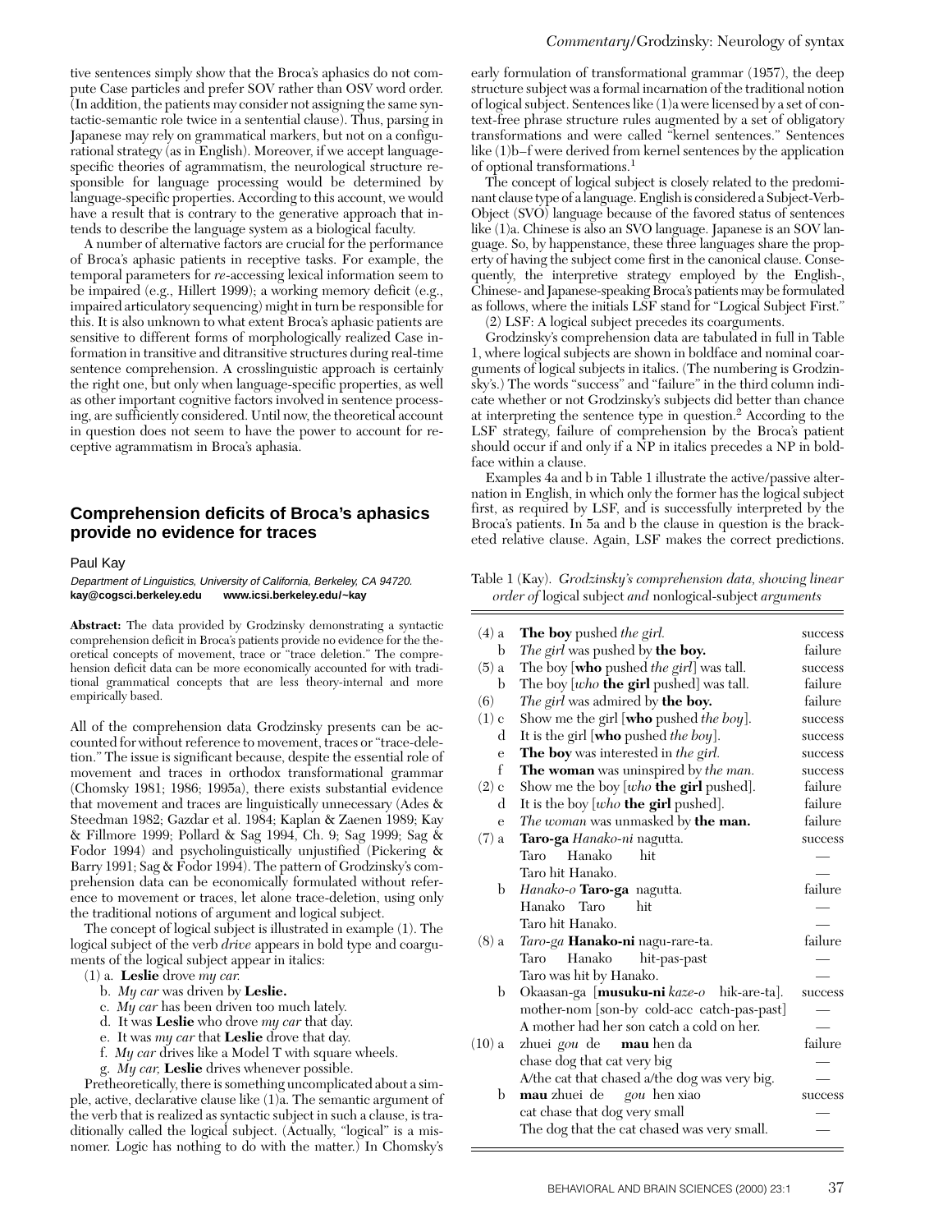tive sentences simply show that the Broca's aphasics do not compute Case particles and prefer SOV rather than OSV word order. (In addition, the patients may consider not assigning the same syntactic-semantic role twice in a sentential clause). Thus, parsing in Japanese may rely on grammatical markers, but not on a configurational strategy (as in English). Moreover, if we accept languagespecific theories of agrammatism, the neurological structure responsible for language processing would be determined by language-specific properties. According to this account, we would have a result that is contrary to the generative approach that intends to describe the language system as a biological faculty.

A number of alternative factors are crucial for the performance of Broca's aphasic patients in receptive tasks. For example, the temporal parameters for *re*-accessing lexical information seem to be impaired (e.g., Hillert 1999); a working memory deficit (e.g., impaired articulatory sequencing) might in turn be responsible for this. It is also unknown to what extent Broca's aphasic patients are sensitive to different forms of morphologically realized Case information in transitive and ditransitive structures during real-time sentence comprehension. A crosslinguistic approach is certainly the right one, but only when language-specific properties, as well as other important cognitive factors involved in sentence processing, are sufficiently considered. Until now, the theoretical account in question does not seem to have the power to account for receptive agrammatism in Broca's aphasia.

### **Comprehension deficits of Broca's aphasics provide no evidence for traces**

#### Paul Kay

Department of Linguistics, University of California, Berkeley, CA 94720. **kay@cogsci.berkeley.edu www.icsi.berkeley.edu/~kay**

**Abstract:** The data provided by Grodzinsky demonstrating a syntactic comprehension deficit in Broca's patients provide no evidence for the theoretical concepts of movement, trace or "trace deletion." The comprehension deficit data can be more economically accounted for with traditional grammatical concepts that are less theory-internal and more empirically based.

All of the comprehension data Grodzinsky presents can be accounted for without reference to movement, traces or "trace-deletion." The issue is significant because, despite the essential role of movement and traces in orthodox transformational grammar (Chomsky 1981; 1986; 1995a), there exists substantial evidence that movement and traces are linguistically unnecessary (Ades & Steedman 1982; Gazdar et al. 1984; Kaplan & Zaenen 1989; Kay & Fillmore 1999; Pollard & Sag 1994, Ch. 9; Sag 1999; Sag & Fodor 1994) and psycholinguistically unjustified (Pickering & Barry 1991; Sag & Fodor 1994). The pattern of Grodzinsky's comprehension data can be economically formulated without reference to movement or traces, let alone trace-deletion, using only the traditional notions of argument and logical subject.

The concept of logical subject is illustrated in example (1). The logical subject of the verb *drive* appears in bold type and coarguments of the logical subject appear in italics:

- (1) a. **Leslie** drove *my car.*
	- b. *My car* was driven by **Leslie.**
	- c. *My car* has been driven too much lately.
	- d. It was **Leslie** who drove *my car* that day.
	- e. It was *my car* that **Leslie** drove that day.
	- f. *My car* drives like a Model T with square wheels.
	- g. *My car,* **Leslie** drives whenever possible.

Pretheoretically, there is something uncomplicated about a simple, active, declarative clause like (1)a. The semantic argument of the verb that is realized as syntactic subject in such a clause, is traditionally called the logical subject. (Actually, "logical" is a misnomer. Logic has nothing to do with the matter.) In Chomsky's

early formulation of transformational grammar (1957), the deep structure subject was a formal incarnation of the traditional notion of logical subject. Sentences like (1)a were licensed by a set of context-free phrase structure rules augmented by a set of obligatory transformations and were called "kernel sentences." Sentences like (1)b–f were derived from kernel sentences by the application of optional transformations.1

The concept of logical subject is closely related to the predominant clause type of a language. English is considered a Subject-Verb-Object (SVO) language because of the favored status of sentences like (1)a. Chinese is also an SVO language. Japanese is an SOV language. So, by happenstance, these three languages share the property of having the subject come first in the canonical clause. Consequently, the interpretive strategy employed by the English-, Chinese- and Japanese-speaking Broca's patients may be formulated as follows, where the initials LSF stand for "Logical Subject First." (2) LSF: A logical subject precedes its coarguments.

Grodzinsky's comprehension data are tabulated in full in Table

1, where logical subjects are shown in boldface and nominal coarguments of logical subjects in italics. (The numbering is Grodzinsky's.) The words "success" and "failure" in the third column indicate whether or not Grodzinsky's subjects did better than chance at interpreting the sentence type in question.2 According to the LSF strategy, failure of comprehension by the Broca's patient should occur if and only if a NP in italics precedes a NP in boldface within a clause.

Examples 4a and b in Table 1 illustrate the active/passive alternation in English, in which only the former has the logical subject first, as required by LSF, and is successfully interpreted by the Broca's patients. In 5a and b the clause in question is the bracketed relative clause. Again, LSF makes the correct predictions.

Table 1 (Kay). *Grodzinsky's comprehension data, showing linear order of* logical subject *and* nonlogical-subject *arguments*

| $(4)$ a | The boy pushed the girl.                           | success |
|---------|----------------------------------------------------|---------|
| b       | The girl was pushed by the boy.                    | failure |
| $(5)$ a | The boy [who pushed the girl] was tall.            | success |
| b       | The boy [who the girl pushed] was tall.            | failure |
| (6)     | The girl was admired by the boy.                   | failure |
| $(1)$ c | Show me the girl [who pushed the boy].             | success |
| d       | It is the girl [who pushed the boy].               | success |
| e       | The boy was interested in the girl.                | success |
| f       | The woman was uninspired by the man.               | success |
| $(2)$ c | Show me the boy [who the girl pushed].             | failure |
| d       | It is the boy [who the girl pushed].               | failure |
| e       | The woman was unmasked by the man.                 | failure |
| $(7)$ a | Taro-ga Hanako-ni nagutta.                         |         |
|         | Hanako<br>hit<br>Taro                              | success |
|         | Taro hit Hanako.                                   |         |
| b       |                                                    | failure |
|         | Hanako-o Taro-ga nagutta.<br>Taro<br>Hanako<br>hit |         |
|         |                                                    |         |
|         | Taro hit Hanako.                                   | failure |
| $(8)$ a | Taro-ga Hanako-ni nagu-rare-ta.                    |         |
|         | Hanako<br>Taro<br>hit-pas-past                     |         |
|         | Taro was hit by Hanako.                            |         |
| b       | Okaasan-ga [ <b>musuku-ni</b> kaze-o hik-are-ta].  | success |
|         | mother-nom [son-by cold-acc catch-pas-past]        |         |
|         | A mother had her son catch a cold on her.          |         |
| (10) a  | zhuei gou de <b>mau</b> hen da                     | failure |
|         | chase dog that cat very big                        |         |
|         | A/the cat that chased a/the dog was very big.      |         |
| b       | <b>mau</b> zhuei de gou hen xiao                   | success |
|         | cat chase that dog very small                      |         |
|         | The dog that the cat chased was very small.        |         |
|         |                                                    |         |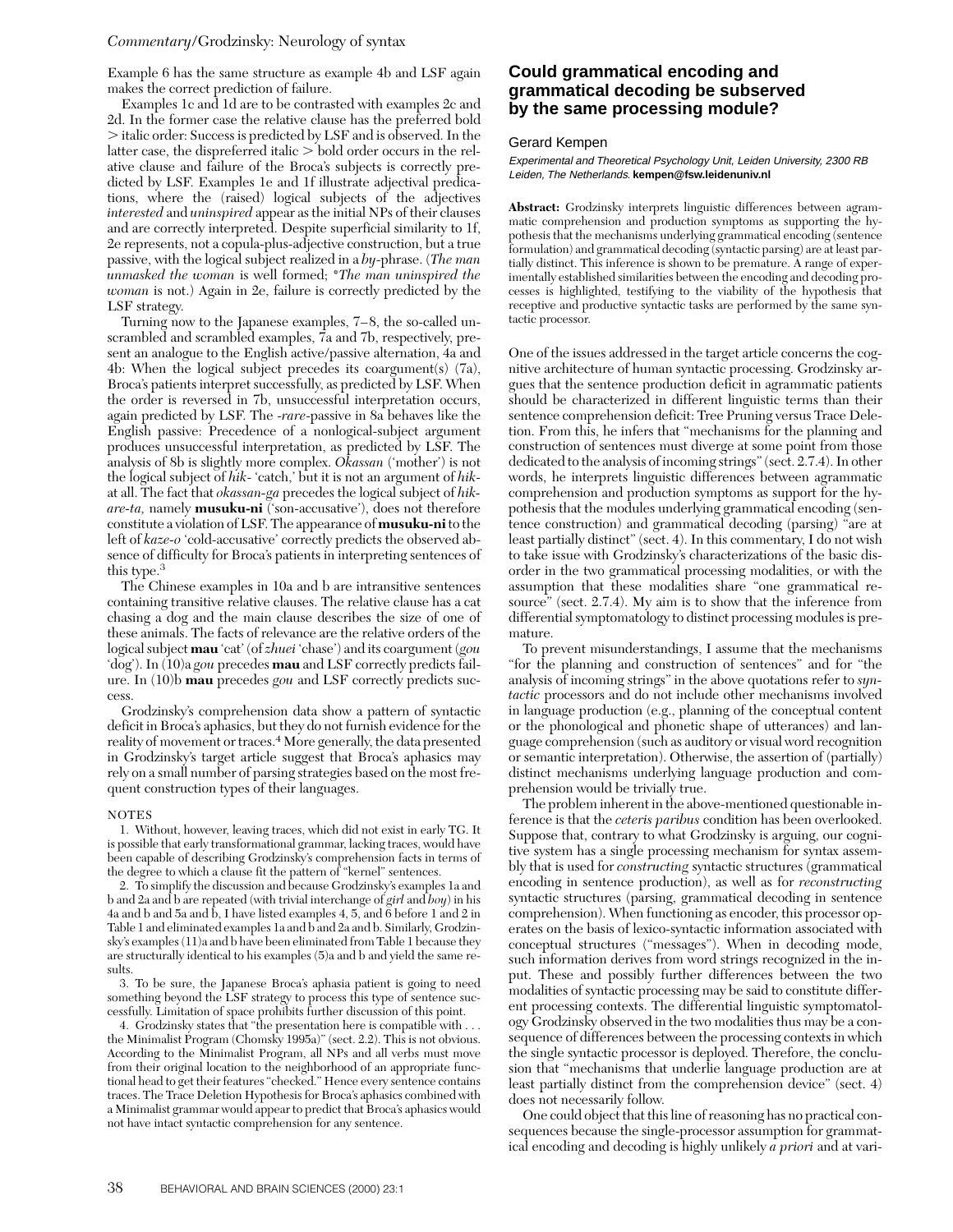#### *Commentary/*Grodzinsky: Neurology of syntax

Example 6 has the same structure as example 4b and LSF again makes the correct prediction of failure.

Examples 1c and 1d are to be contrasted with examples 2c and 2d. In the former case the relative clause has the preferred bold . italic order: Success is predicted by LSF and is observed. In the latter case, the dispreferred italic  $>$  bold order occurs in the relative clause and failure of the Broca's subjects is correctly predicted by LSF. Examples 1e and 1f illustrate adjectival predications, where the (raised) logical subjects of the adjectives *interested* and *uninspired* appear as the initial NPs of their clauses and are correctly interpreted. Despite superficial similarity to 1f, 2e represents, not a copula-plus-adjective construction, but a true passive, with the logical subject realized in a *by*-phrase. (*The man unmasked the woman* is well formed; \**The man uninspired the woman* is not.) Again in 2e, failure is correctly predicted by the LSF strategy.

Turning now to the Japanese examples, 7–8, the so-called unscrambled and scrambled examples, 7a and 7b, respectively, present an analogue to the English active/passive alternation, 4a and 4b: When the logical subject precedes its coargument(s) (7a), Broca's patients interpret successfully, as predicted by LSF. When the order is reversed in 7b, unsuccessful interpretation occurs, again predicted by LSF. The -*rare*-passive in 8a behaves like the English passive: Precedence of a nonlogical-subject argument produces unsuccessful interpretation, as predicted by LSF. The analysis of 8b is slightly more complex. *Okassan* ('mother') is not the logical subject of *hik*- 'catch,' but it is not an argument of *hik*at all. The fact that *okassan-ga* precedes the logical subject of *hikare-ta,* namely **musuku-ni** ('son-accusative'), does not therefore constitute a violation of LSF. The appearance of **musuku-ni** to the left of *kaze-o* 'cold-accusative' correctly predicts the observed absence of difficulty for Broca's patients in interpreting sentences of this type.3

The Chinese examples in 10a and b are intransitive sentences containing transitive relative clauses. The relative clause has a cat chasing a dog and the main clause describes the size of one of these animals. The facts of relevance are the relative orders of the logical subject **mau** 'cat' (of *zhuei* 'chase') and its coargument (*gou* 'dog'). In (10)a *gou* precedes **mau** and LSF correctly predicts failure. In (10)b **mau** precedes *gou* and LSF correctly predicts success.

Grodzinsky's comprehension data show a pattern of syntactic deficit in Broca's aphasics, but they do not furnish evidence for the reality of movement or traces.<sup>4</sup> More generally, the data presented in Grodzinsky's target article suggest that Broca's aphasics may rely on a small number of parsing strategies based on the most frequent construction types of their languages.

#### NOTES

1. Without, however, leaving traces, which did not exist in early TG. It is possible that early transformational grammar, lacking traces, would have been capable of describing Grodzinsky's comprehension facts in terms of the degree to which a clause fit the pattern of "kernel" sentences.

2. To simplify the discussion and because Grodzinsky's examples 1a and b and 2a and b are repeated (with trivial interchange of *girl* and *boy*) in his 4a and b and 5a and b, I have listed examples 4, 5, and 6 before 1 and 2 in Table 1 and eliminated examples 1a and b and 2a and b. Similarly, Grodzinsky's examples (11)a and b have been eliminated from Table 1 because they are structurally identical to his examples (5)a and b and yield the same results.

3. To be sure, the Japanese Broca's aphasia patient is going to need something beyond the LSF strategy to process this type of sentence successfully. Limitation of space prohibits further discussion of this point.

4. Grodzinsky states that "the presentation here is compatible with . . . the Minimalist Program (Chomsky 1995a)" (sect. 2.2). This is not obvious. According to the Minimalist Program, all NPs and all verbs must move from their original location to the neighborhood of an appropriate functional head to get their features "checked." Hence every sentence contains traces. The Trace Deletion Hypothesis for Broca's aphasics combined with a Minimalist grammar would appear to predict that Broca's aphasics would not have intact syntactic comprehension for any sentence.

### **Could grammatical encoding and grammatical decoding be subserved by the same processing module?**

#### Gerard Kempen

Experimental and Theoretical Psychology Unit, Leiden University, 2300 RB Leiden, The Netherlands. **kempen@fsw.leidenuniv.nl**

**Abstract:** Grodzinsky interprets linguistic differences between agrammatic comprehension and production symptoms as supporting the hypothesis that the mechanisms underlying grammatical encoding (sentence formulation) and grammatical decoding (syntactic parsing) are at least partially distinct. This inference is shown to be premature. A range of experimentally established similarities between the encoding and decoding processes is highlighted, testifying to the viability of the hypothesis that receptive and productive syntactic tasks are performed by the same syntactic processor.

One of the issues addressed in the target article concerns the cognitive architecture of human syntactic processing. Grodzinsky argues that the sentence production deficit in agrammatic patients should be characterized in different linguistic terms than their sentence comprehension deficit: Tree Pruning versus Trace Deletion. From this, he infers that "mechanisms for the planning and construction of sentences must diverge at some point from those dedicated to the analysis of incoming strings" (sect. 2.7.4). In other words, he interprets linguistic differences between agrammatic comprehension and production symptoms as support for the hypothesis that the modules underlying grammatical encoding (sentence construction) and grammatical decoding (parsing) "are at least partially distinct" (sect. 4). In this commentary, I do not wish to take issue with Grodzinsky's characterizations of the basic disorder in the two grammatical processing modalities, or with the assumption that these modalities share "one grammatical resource" (sect. 2.7.4). My aim is to show that the inference from differential symptomatology to distinct processing modules is premature.

To prevent misunderstandings, I assume that the mechanisms "for the planning and construction of sentences" and for "the analysis of incoming strings" in the above quotations refer to *syntactic* processors and do not include other mechanisms involved in language production (e.g., planning of the conceptual content or the phonological and phonetic shape of utterances) and language comprehension (such as auditory or visual word recognition or semantic interpretation). Otherwise, the assertion of (partially) distinct mechanisms underlying language production and comprehension would be trivially true.

The problem inherent in the above-mentioned questionable inference is that the *ceteris paribus* condition has been overlooked. Suppose that, contrary to what Grodzinsky is arguing, our cognitive system has a single processing mechanism for syntax assembly that is used for *constructing* syntactic structures (grammatical encoding in sentence production), as well as for *reconstructing* syntactic structures (parsing, grammatical decoding in sentence comprehension). When functioning as encoder, this processor operates on the basis of lexico-syntactic information associated with conceptual structures ("messages"). When in decoding mode, such information derives from word strings recognized in the input. These and possibly further differences between the two modalities of syntactic processing may be said to constitute different processing contexts. The differential linguistic symptomatology Grodzinsky observed in the two modalities thus may be a consequence of differences between the processing contexts in which the single syntactic processor is deployed. Therefore, the conclusion that "mechanisms that underlie language production are at least partially distinct from the comprehension device" (sect. 4) does not necessarily follow.

One could object that this line of reasoning has no practical consequences because the single-processor assumption for grammatical encoding and decoding is highly unlikely *a priori* and at vari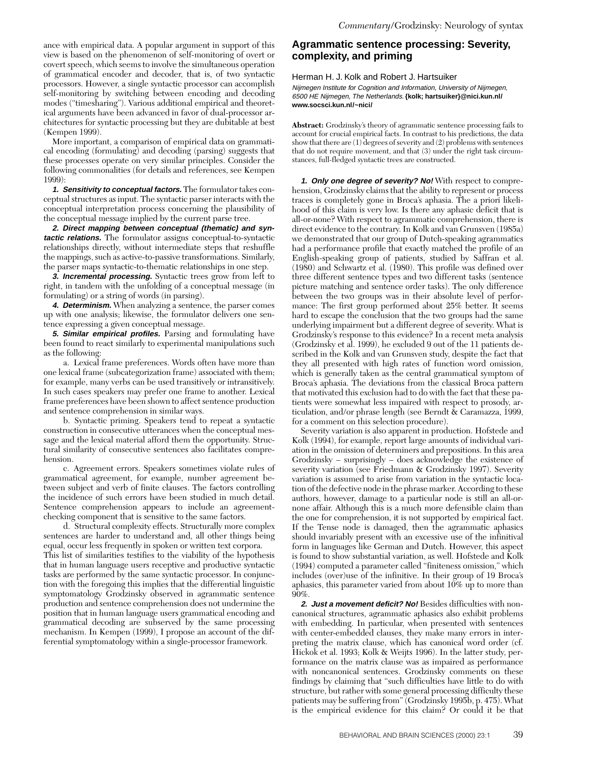ance with empirical data. A popular argument in support of this view is based on the phenomenon of self-monitoring of overt or covert speech, which seems to involve the simultaneous operation of grammatical encoder and decoder, that is, of two syntactic processors. However, a single syntactic processor can accomplish self-monitoring by switching between encoding and decoding modes ("timesharing"). Various additional empirical and theoretical arguments have been advanced in favor of dual-processor architectures for syntactic processing but they are dubitable at best (Kempen 1999).

More important, a comparison of empirical data on grammatical encoding (formulating) and decoding (parsing) suggests that these processes operate on very similar principles. Consider the following commonalities (for details and references, see Kempen 1999):

**1. Sensitivity to conceptual factors.** The formulator takes conceptual structures as input. The syntactic parser interacts with the conceptual interpretation process concerning the plausibility of the conceptual message implied by the current parse tree.

**2. Direct mapping between conceptual (thematic) and syntactic relations.** The formulator assigns conceptual-to-syntactic relationships directly, without intermediate steps that reshuffle the mappings, such as active-to-passive transformations. Similarly, the parser maps syntactic-to-thematic relationships in one step.

**3. Incremental processing.** Syntactic trees grow from left to right, in tandem with the unfolding of a conceptual message (in formulating) or a string of words (in parsing).

**4. Determinism.** When analyzing a sentence, the parser comes up with one analysis; likewise, the formulator delivers one sentence expressing a given conceptual message.

**5. Similar empirical profiles.** Parsing and formulating have been found to react similarly to experimental manipulations such as the following:

a. Lexical frame preferences. Words often have more than one lexical frame (subcategorization frame) associated with them; for example, many verbs can be used transitively or intransitively. In such cases speakers may prefer one frame to another. Lexical frame preferences have been shown to affect sentence production and sentence comprehension in similar ways.

b. Syntactic priming. Speakers tend to repeat a syntactic construction in consecutive utterances when the conceptual message and the lexical material afford them the opportunity. Structural similarity of consecutive sentences also facilitates comprehension.

c. Agreement errors. Speakers sometimes violate rules of grammatical agreement, for example, number agreement between subject and verb of finite clauses. The factors controlling the incidence of such errors have been studied in much detail. Sentence comprehension appears to include an agreementchecking component that is sensitive to the same factors.

d. Structural complexity effects. Structurally more complex sentences are harder to understand and, all other things being equal, occur less frequently in spoken or written text corpora. This list of similarities testifies to the viability of the hypothesis that in human language users receptive and productive syntactic tasks are performed by the same syntactic processor. In conjunction with the foregoing this implies that the differential linguistic symptomatology Grodzinsky observed in agrammatic sentence production and sentence comprehension does not undermine the position that in human language users grammatical encoding and grammatical decoding are subserved by the same processing mechanism. In Kempen (1999), I propose an account of the differential symptomatology within a single-processor framework.

### **Agrammatic sentence processing: Severity, complexity, and priming**

Herman H. J. Kolk and Robert J. Hartsuiker Nijmegen Institute for Cognition and Information, University of Nijmegen, 6500 HE Nijmegen, The Netherlands. **{kolk; hartsuiker}@nici.kun.nl/ www.socsci.kun.nl/~nici/**

**Abstract:** Grodzinsky's theory of agrammatic sentence processing fails to account for crucial empirical facts. In contrast to his predictions, the data show that there are (1) degrees of severity and (2) problems with sentences that do not require movement, and that (3) under the right task circumstances, full-fledged syntactic trees are constructed.

**1. Only one degree of severity? No!** With respect to comprehension, Grodzinsky claims that the ability to represent or process traces is completely gone in Broca's aphasia. The a priori likelihood of this claim is very low. Is there any aphasic deficit that is all-or-none? With respect to agrammatic comprehension, there is direct evidence to the contrary. In Kolk and van Grunsven (1985a) we demonstrated that our group of Dutch-speaking agrammatics had a performance profile that exactly matched the profile of an English-speaking group of patients, studied by Saffran et al. (1980) and Schwartz et al. (1980). This profile was defined over three different sentence types and two different tasks (sentence picture matching and sentence order tasks). The only difference between the two groups was in their absolute level of performance: The first group performed about 25% better. It seems hard to escape the conclusion that the two groups had the same underlying impairment but a different degree of severity. What is Grodzinsky's response to this evidence? In a recent meta analysis (Grodzinsky et al. 1999), he excluded 9 out of the 11 patients described in the Kolk and van Grunsven study, despite the fact that they all presented with high rates of function word omission, which is generally taken as the central grammatical symptom of Broca's aphasia. The deviations from the classical Broca pattern that motivated this exclusion had to do with the fact that these patients were somewhat less impaired with respect to prosody, articulation, and/or phrase length (see Berndt & Caramazza, 1999, for a comment on this selection procedure).

Severity variation is also apparent in production. Hofstede and Kolk (1994), for example, report large amounts of individual variation in the omission of determiners and prepositions. In this area Grodzinsky – surprisingly – does acknowledge the existence of severity variation (see Friedmann & Grodzinsky 1997). Severity variation is assumed to arise from variation in the syntactic location of the defective node in the phrase marker. According to these authors, however, damage to a particular node is still an all-ornone affair. Although this is a much more defensible claim than the one for comprehension, it is not supported by empirical fact. If the Tense node is damaged, then the agrammatic aphasics should invariably present with an excessive use of the infinitival form in languages like German and Dutch. However, this aspect is found to show substantial variation, as well. Hofstede and Kolk (1994) computed a parameter called "finiteness omission," which includes (over)use of the infinitive. In their group of 19 Broca's aphasics, this parameter varied from about 10% up to more than 90%.

**2. Just a movement deficit? No!** Besides difficulties with noncanonical structures, agrammatic aphasics also exhibit problems with embedding. In particular, when presented with sentences with center-embedded clauses, they make many errors in interpreting the matrix clause, which has canonical word order (cf. Hickok et al. 1993; Kolk & Weijts 1996). In the latter study, performance on the matrix clause was as impaired as performance with noncanonical sentences. Grodzinsky comments on these findings by claiming that "such difficulties have little to do with structure, but rather with some general processing difficulty these patients may be suffering from" (Grodzinsky 1995b, p. 475). What is the empirical evidence for this claim? Or could it be that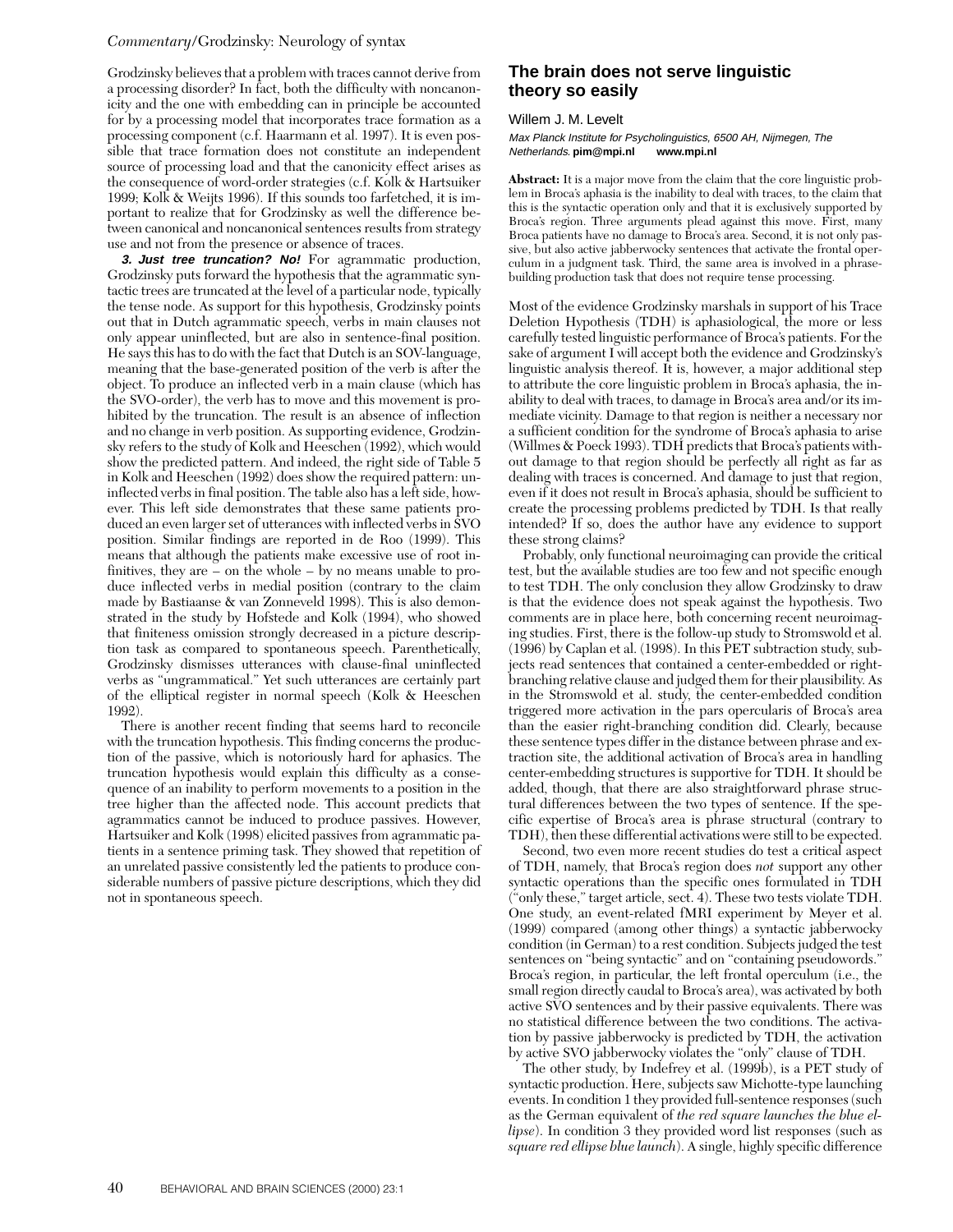#### *Commentary/*Grodzinsky: Neurology of syntax

Grodzinsky believes that a problem with traces cannot derive from a processing disorder? In fact, both the difficulty with noncanonicity and the one with embedding can in principle be accounted for by a processing model that incorporates trace formation as a processing component (c.f. Haarmann et al. 1997). It is even possible that trace formation does not constitute an independent source of processing load and that the canonicity effect arises as the consequence of word-order strategies (c.f. Kolk & Hartsuiker 1999; Kolk & Weijts 1996). If this sounds too farfetched, it is important to realize that for Grodzinsky as well the difference between canonical and noncanonical sentences results from strategy use and not from the presence or absence of traces.

**3. Just tree truncation? No!** For agrammatic production, Grodzinsky puts forward the hypothesis that the agrammatic syntactic trees are truncated at the level of a particular node, typically the tense node. As support for this hypothesis, Grodzinsky points out that in Dutch agrammatic speech, verbs in main clauses not only appear uninflected, but are also in sentence-final position. He says this has to do with the fact that Dutch is an SOV-language, meaning that the base-generated position of the verb is after the object. To produce an inflected verb in a main clause (which has the SVO-order), the verb has to move and this movement is prohibited by the truncation. The result is an absence of inflection and no change in verb position. As supporting evidence, Grodzinsky refers to the study of Kolk and Heeschen (1992), which would show the predicted pattern. And indeed, the right side of Table 5 in Kolk and Heeschen (1992) does show the required pattern: uninflected verbs in final position. The table also has a left side, however. This left side demonstrates that these same patients produced an even larger set of utterances with inflected verbs in SVO position. Similar findings are reported in de Roo (1999). This means that although the patients make excessive use of root infinitives, they are – on the whole – by no means unable to produce inflected verbs in medial position (contrary to the claim made by Bastiaanse & van Zonneveld 1998). This is also demonstrated in the study by Hofstede and Kolk (1994), who showed that finiteness omission strongly decreased in a picture description task as compared to spontaneous speech. Parenthetically, Grodzinsky dismisses utterances with clause-final uninflected verbs as "ungrammatical." Yet such utterances are certainly part of the elliptical register in normal speech (Kolk & Heeschen 1992).

There is another recent finding that seems hard to reconcile with the truncation hypothesis. This finding concerns the production of the passive, which is notoriously hard for aphasics. The truncation hypothesis would explain this difficulty as a consequence of an inability to perform movements to a position in the tree higher than the affected node. This account predicts that agrammatics cannot be induced to produce passives. However, Hartsuiker and Kolk (1998) elicited passives from agrammatic patients in a sentence priming task. They showed that repetition of an unrelated passive consistently led the patients to produce considerable numbers of passive picture descriptions, which they did not in spontaneous speech.

### **The brain does not serve linguistic theory so easily**

#### Willem J. M. Levelt

Max Planck Institute for Psycholinguistics, 6500 AH, Nijmegen, The Netherlands. **pim@mpi.nl www.mpi.nl**

**Abstract:** It is a major move from the claim that the core linguistic problem in Broca's aphasia is the inability to deal with traces, to the claim that this is the syntactic operation only and that it is exclusively supported by Broca's region. Three arguments plead against this move. First, many Broca patients have no damage to Broca's area. Second, it is not only passive, but also active jabberwocky sentences that activate the frontal operculum in a judgment task. Third, the same area is involved in a phrasebuilding production task that does not require tense processing.

Most of the evidence Grodzinsky marshals in support of his Trace Deletion Hypothesis (TDH) is aphasiological, the more or less carefully tested linguistic performance of Broca's patients. For the sake of argument I will accept both the evidence and Grodzinsky's linguistic analysis thereof. It is, however, a major additional step to attribute the core linguistic problem in Broca's aphasia, the inability to deal with traces, to damage in Broca's area and/or its immediate vicinity. Damage to that region is neither a necessary nor a sufficient condition for the syndrome of Broca's aphasia to arise (Willmes & Poeck 1993). TDH predicts that Broca's patients without damage to that region should be perfectly all right as far as dealing with traces is concerned. And damage to just that region, even if it does not result in Broca's aphasia, should be sufficient to create the processing problems predicted by TDH. Is that really intended? If so, does the author have any evidence to support these strong claims?

Probably, only functional neuroimaging can provide the critical test, but the available studies are too few and not specific enough to test TDH. The only conclusion they allow Grodzinsky to draw is that the evidence does not speak against the hypothesis. Two comments are in place here, both concerning recent neuroimaging studies. First, there is the follow-up study to Stromswold et al. (1996) by Caplan et al. (1998). In this PET subtraction study, subjects read sentences that contained a center-embedded or rightbranching relative clause and judged them for their plausibility. As in the Stromswold et al. study, the center-embedded condition triggered more activation in the pars opercularis of Broca's area than the easier right-branching condition did. Clearly, because these sentence types differ in the distance between phrase and extraction site, the additional activation of Broca's area in handling center-embedding structures is supportive for TDH. It should be added, though, that there are also straightforward phrase structural differences between the two types of sentence. If the specific expertise of Broca's area is phrase structural (contrary to TDH), then these differential activations were still to be expected.

Second, two even more recent studies do test a critical aspect of TDH, namely, that Broca's region does *not* support any other syntactic operations than the specific ones formulated in TDH ("only these," target article, sect. 4). These two tests violate TDH. One study, an event-related fMRI experiment by Meyer et al. (1999) compared (among other things) a syntactic jabberwocky condition (in German) to a rest condition. Subjects judged the test sentences on "being syntactic" and on "containing pseudowords." Broca's region, in particular, the left frontal operculum (i.e., the small region directly caudal to Broca's area), was activated by both active SVO sentences and by their passive equivalents. There was no statistical difference between the two conditions. The activation by passive jabberwocky is predicted by TDH, the activation by active SVO jabberwocky violates the "only" clause of TDH.

The other study, by Indefrey et al. (1999b), is a PET study of syntactic production. Here, subjects saw Michotte-type launching events. In condition 1 they provided full-sentence responses (such as the German equivalent of *the red square launches the blue ellipse*). In condition 3 they provided word list responses (such as *square red ellipse blue launch*). A single, highly specific difference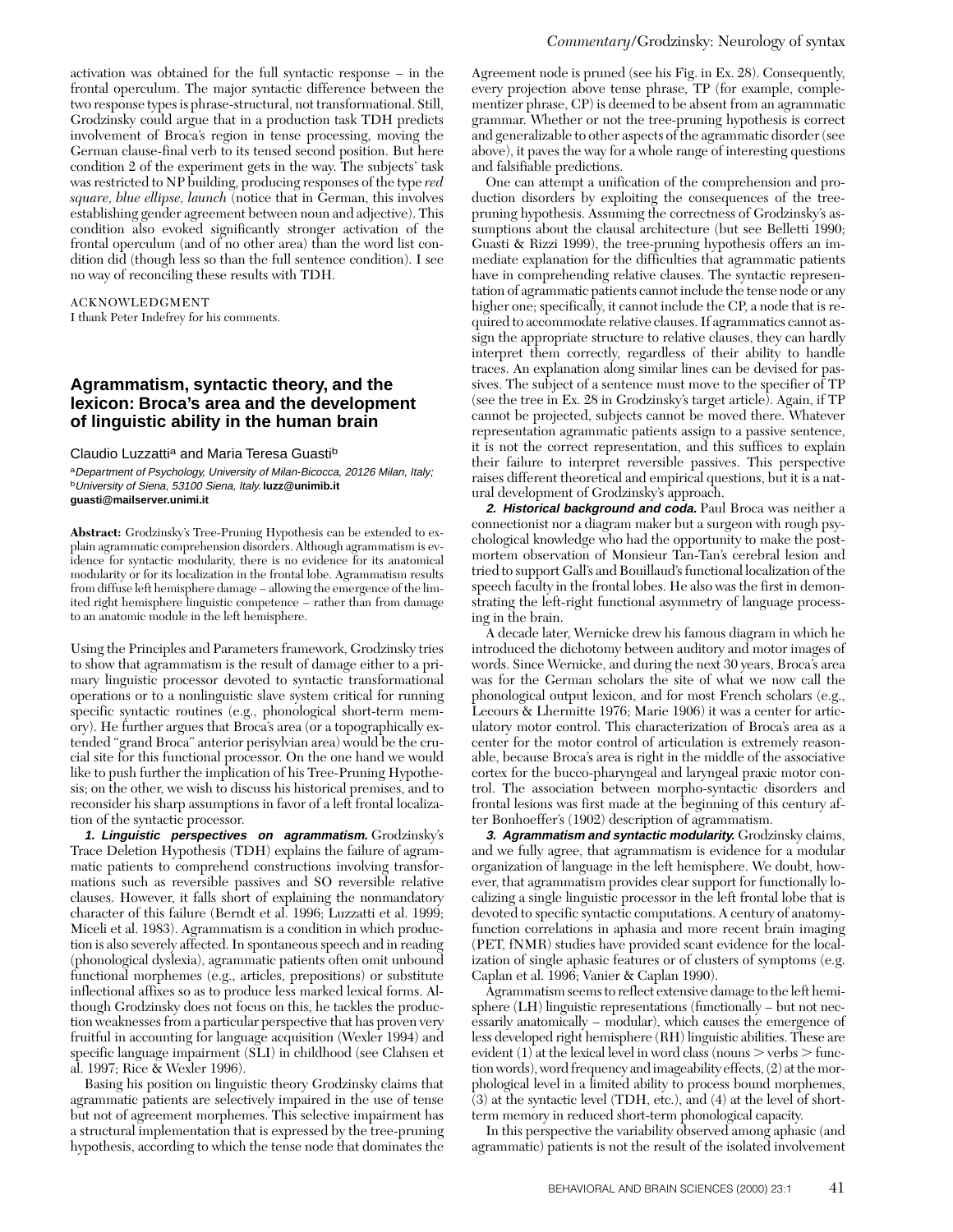activation was obtained for the full syntactic response – in the frontal operculum. The major syntactic difference between the two response types is phrase-structural, not transformational. Still, Grodzinsky could argue that in a production task TDH predicts involvement of Broca's region in tense processing, moving the German clause-final verb to its tensed second position. But here condition 2 of the experiment gets in the way. The subjects' task was restricted to NP building, producing responses of the type *red square, blue ellipse, launch* (notice that in German, this involves establishing gender agreement between noun and adjective). This condition also evoked significantly stronger activation of the frontal operculum (and of no other area) than the word list condition did (though less so than the full sentence condition). I see no way of reconciling these results with TDH.

#### ACKNOWLEDGMENT

I thank Peter Indefrey for his comments.

### **Agrammatism, syntactic theory, and the lexicon: Broca's area and the development of linguistic ability in the human brain**

Claudio Luzzatti<sup>a</sup> and Maria Teresa Guasti<sup>b</sup>

aDepartment of Psychology, University of Milan-Bicocca, 20126 Milan, Italy; <sup>b</sup>University of Siena, 53100 Siena, Italy. **luzz@unimib.it guasti@mailserver.unimi.it**

**Abstract:** Grodzinsky's Tree-Pruning Hypothesis can be extended to explain agrammatic comprehension disorders. Although agrammatism is evidence for syntactic modularity, there is no evidence for its anatomical modularity or for its localization in the frontal lobe. Agrammatism results from diffuse left hemisphere damage – allowing the emergence of the limited right hemisphere linguistic competence – rather than from damage to an anatomic module in the left hemisphere.

Using the Principles and Parameters framework, Grodzinsky tries to show that agrammatism is the result of damage either to a primary linguistic processor devoted to syntactic transformational operations or to a nonlinguistic slave system critical for running specific syntactic routines (e.g., phonological short-term memory). He further argues that Broca's area (or a topographically extended "grand Broca" anterior perisylvian area) would be the crucial site for this functional processor. On the one hand we would like to push further the implication of his Tree-Pruning Hypothesis; on the other, we wish to discuss his historical premises, and to reconsider his sharp assumptions in favor of a left frontal localization of the syntactic processor.

**1. Linguistic perspectives on agrammatism.** Grodzinsky's Trace Deletion Hypothesis (TDH) explains the failure of agrammatic patients to comprehend constructions involving transformations such as reversible passives and SO reversible relative clauses. However, it falls short of explaining the nonmandatory character of this failure (Berndt et al. 1996; Luzzatti et al. 1999; Miceli et al. 1983). Agrammatism is a condition in which production is also severely affected. In spontaneous speech and in reading (phonological dyslexia), agrammatic patients often omit unbound functional morphemes (e.g., articles, prepositions) or substitute inflectional affixes so as to produce less marked lexical forms. Although Grodzinsky does not focus on this, he tackles the production weaknesses from a particular perspective that has proven very fruitful in accounting for language acquisition (Wexler 1994) and specific language impairment (SLI) in childhood (see Clahsen et al. 1997; Rice & Wexler 1996).

Basing his position on linguistic theory Grodzinsky claims that agrammatic patients are selectively impaired in the use of tense but not of agreement morphemes. This selective impairment has a structural implementation that is expressed by the tree-pruning hypothesis, according to which the tense node that dominates the

Agreement node is pruned (see his Fig. in Ex. 28). Consequently, every projection above tense phrase, TP (for example, complementizer phrase, CP) is deemed to be absent from an agrammatic grammar. Whether or not the tree-pruning hypothesis is correct and generalizable to other aspects of the agrammatic disorder (see above), it paves the way for a whole range of interesting questions and falsifiable predictions.

One can attempt a unification of the comprehension and production disorders by exploiting the consequences of the treepruning hypothesis. Assuming the correctness of Grodzinsky's assumptions about the clausal architecture (but see Belletti 1990; Guasti & Rizzi 1999), the tree-pruning hypothesis offers an immediate explanation for the difficulties that agrammatic patients have in comprehending relative clauses. The syntactic representation of agrammatic patients cannot include the tense node or any higher one; specifically, it cannot include the CP, a node that is required to accommodate relative clauses. If agrammatics cannot assign the appropriate structure to relative clauses, they can hardly interpret them correctly, regardless of their ability to handle traces. An explanation along similar lines can be devised for passives. The subject of a sentence must move to the specifier of TP (see the tree in Ex. 28 in Grodzinsky's target article). Again, if TP cannot be projected, subjects cannot be moved there. Whatever representation agrammatic patients assign to a passive sentence, it is not the correct representation, and this suffices to explain their failure to interpret reversible passives. This perspective raises different theoretical and empirical questions, but it is a natural development of Grodzinsky's approach.

**2. Historical background and coda.** Paul Broca was neither a connectionist nor a diagram maker but a surgeon with rough psychological knowledge who had the opportunity to make the postmortem observation of Monsieur Tan-Tan's cerebral lesion and tried to support Gall's and Bouillaud's functional localization of the speech faculty in the frontal lobes. He also was the first in demonstrating the left-right functional asymmetry of language processing in the brain.

A decade later, Wernicke drew his famous diagram in which he introduced the dichotomy between auditory and motor images of words. Since Wernicke, and during the next 30 years, Broca's area was for the German scholars the site of what we now call the phonological output lexicon, and for most French scholars (e.g., Lecours & Lhermitte 1976; Marie 1906) it was a center for articulatory motor control. This characterization of Broca's area as a center for the motor control of articulation is extremely reasonable, because Broca's area is right in the middle of the associative cortex for the bucco-pharyngeal and laryngeal praxic motor control. The association between morpho-syntactic disorders and frontal lesions was first made at the beginning of this century after Bonhoeffer's (1902) description of agrammatism.

**3. Agrammatism and syntactic modularity.** Grodzinsky claims, and we fully agree, that agrammatism is evidence for a modular organization of language in the left hemisphere. We doubt, however, that agrammatism provides clear support for functionally localizing a single linguistic processor in the left frontal lobe that is devoted to specific syntactic computations. A century of anatomyfunction correlations in aphasia and more recent brain imaging (PET, fNMR) studies have provided scant evidence for the localization of single aphasic features or of clusters of symptoms (e.g. Caplan et al. 1996; Vanier & Caplan 1990).

Agrammatism seems to reflect extensive damage to the left hemisphere (LH) linguistic representations (functionally – but not necessarily anatomically – modular), which causes the emergence of less developed right hemisphere (RH) linguistic abilities. These are evident (1) at the lexical level in word class (nouns  $>$  verbs  $>$  function words), word frequency and imageability effects, (2) at the morphological level in a limited ability to process bound morphemes, (3) at the syntactic level (TDH, etc.), and (4) at the level of shortterm memory in reduced short-term phonological capacity.

In this perspective the variability observed among aphasic (and agrammatic) patients is not the result of the isolated involvement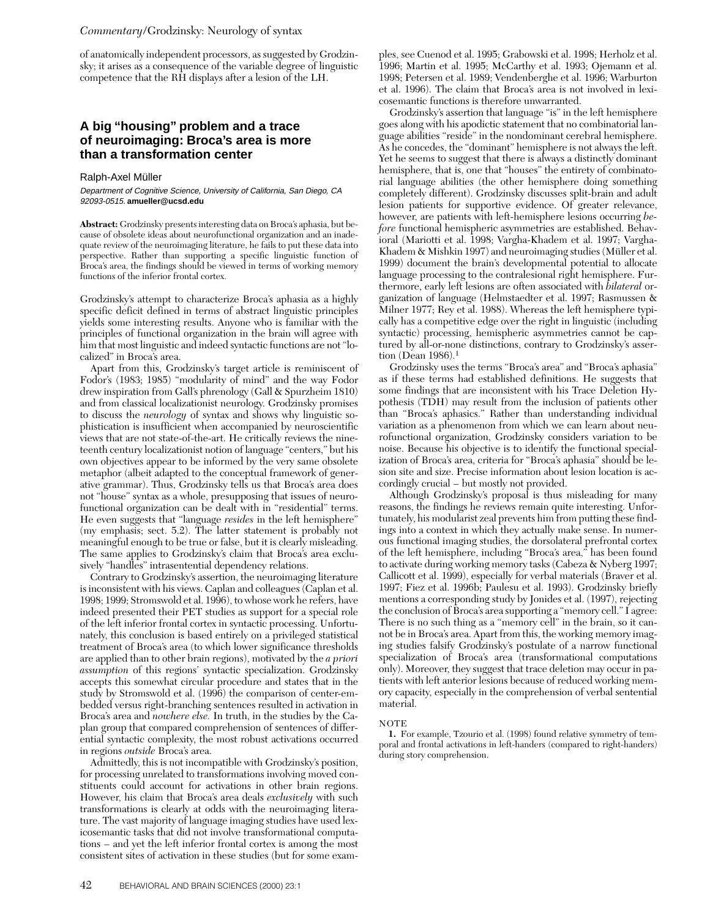#### *Commentary/*Grodzinsky: Neurology of syntax

of anatomically independent processors, as suggested by Grodzinsky; it arises as a consequence of the variable degree of linguistic competence that the RH displays after a lesion of the LH.

### **A big "housing" problem and a trace of neuroimaging: Broca's area is more than a transformation center**

#### Ralph-Axel Müller

Department of Cognitive Science, University of California, San Diego, CA 92093-0515. **amueller@ucsd.edu**

**Abstract:** Grodzinsky presents interesting data on Broca's aphasia, but because of obsolete ideas about neurofunctional organization and an inadequate review of the neuroimaging literature, he fails to put these data into perspective. Rather than supporting a specific linguistic function of Broca's area, the findings should be viewed in terms of working memory functions of the inferior frontal cortex.

Grodzinsky's attempt to characterize Broca's aphasia as a highly specific deficit defined in terms of abstract linguistic principles yields some interesting results. Anyone who is familiar with the principles of functional organization in the brain will agree with him that most linguistic and indeed syntactic functions are not "localized" in Broca's area.

Apart from this, Grodzinsky's target article is reminiscent of Fodor's (1983; 1985) "modularity of mind" and the way Fodor drew inspiration from Gall's phrenology (Gall & Spurzheim 1810) and from classical localizationist neurology. Grodzinsky promises to discuss the *neurology* of syntax and shows why linguistic sophistication is insufficient when accompanied by neuroscientific views that are not state-of-the-art. He critically reviews the nineteenth century localizationist notion of language "centers," but his own objectives appear to be informed by the very same obsolete metaphor (albeit adapted to the conceptual framework of generative grammar). Thus, Grodzinsky tells us that Broca's area does not "house" syntax as a whole, presupposing that issues of neurofunctional organization can be dealt with in "residential" terms. He even suggests that "language *resides* in the left hemisphere" (my emphasis; sect. 5.2). The latter statement is probably not meaningful enough to be true or false, but it is clearly misleading. The same applies to Grodzinsky's claim that Broca's area exclusively "handles" intrasentential dependency relations.

Contrary to Grodzinsky's assertion, the neuroimaging literature is inconsistent with his views. Caplan and colleagues (Caplan et al. 1998; 1999; Stromswold et al. 1996), to whose work he refers, have indeed presented their PET studies as support for a special role of the left inferior frontal cortex in syntactic processing. Unfortunately, this conclusion is based entirely on a privileged statistical treatment of Broca's area (to which lower significance thresholds are applied than to other brain regions), motivated by the *a priori assumption* of this regions' syntactic specialization. Grodzinsky accepts this somewhat circular procedure and states that in the study by Stromswold et al. (1996) the comparison of center-embedded versus right-branching sentences resulted in activation in Broca's area and *nowhere else.* In truth, in the studies by the Caplan group that compared comprehension of sentences of differential syntactic complexity, the most robust activations occurred in regions *outside* Broca's area.

Admittedly, this is not incompatible with Grodzinsky's position, for processing unrelated to transformations involving moved constituents could account for activations in other brain regions. However, his claim that Broca's area deals *exclusively* with such transformations is clearly at odds with the neuroimaging literature. The vast majority of language imaging studies have used lexicosemantic tasks that did not involve transformational computations – and yet the left inferior frontal cortex is among the most consistent sites of activation in these studies (but for some examples, see Cuenod et al. 1995; Grabowski et al. 1998; Herholz et al. 1996; Martin et al. 1995; McCarthy et al. 1993; Ojemann et al. 1998; Petersen et al. 1989; Vendenberghe et al. 1996; Warburton et al. 1996). The claim that Broca's area is not involved in lexicosemantic functions is therefore unwarranted.

Grodzinsky's assertion that language "is" in the left hemisphere goes along with his apodictic statement that no combinatorial language abilities "reside" in the nondominant cerebral hemisphere. As he concedes, the "dominant" hemisphere is not always the left. Yet he seems to suggest that there is always a distinctly dominant hemisphere, that is, one that "houses" the entirety of combinatorial language abilities (the other hemisphere doing something completely different). Grodzinsky discusses split-brain and adult lesion patients for supportive evidence. Of greater relevance, however, are patients with left-hemisphere lesions occurring *before* functional hemispheric asymmetries are established. Behavioral (Mariotti et al. 1998; Vargha-Khadem et al. 1997; Vargha-Khadem & Mishkin 1997) and neuroimaging studies (Müller et al. 1999) document the brain's developmental potential to allocate language processing to the contralesional right hemisphere. Furthermore, early left lesions are often associated with *bilateral* organization of language (Helmstaedter et al. 1997; Rasmussen & Milner 1977; Rey et al. 1988). Whereas the left hemisphere typically has a competitive edge over the right in linguistic (including syntactic) processing, hemispheric asymmetries cannot be captured by all-or-none distinctions, contrary to Grodzinsky's assertion (Dean 1986).1

Grodzinsky uses the terms "Broca's area" and "Broca's aphasia" as if these terms had established definitions. He suggests that some findings that are inconsistent with his Trace Deletion Hypothesis (TDH) may result from the inclusion of patients other than "Broca's aphasics." Rather than understanding individual variation as a phenomenon from which we can learn about neurofunctional organization, Grodzinsky considers variation to be noise. Because his objective is to identify the functional specialization of Broca's area, criteria for "Broca's aphasia" should be lesion site and size. Precise information about lesion location is accordingly crucial – but mostly not provided.

Although Grodzinsky's proposal is thus misleading for many reasons, the findings he reviews remain quite interesting. Unfortunately, his modularist zeal prevents him from putting these findings into a context in which they actually make sense. In numerous functional imaging studies, the dorsolateral prefrontal cortex of the left hemisphere, including "Broca's area," has been found to activate during working memory tasks (Cabeza & Nyberg 1997; Callicott et al. 1999), especially for verbal materials (Braver et al. 1997; Fiez et al. 1996b; Paulesu et al. 1993). Grodzinsky briefly mentions a corresponding study by Jonides et al. (1997), rejecting the conclusion of Broca's area supporting a "memory cell." I agree: There is no such thing as a "memory cell" in the brain, so it cannot be in Broca's area. Apart from this, the working memory imaging studies falsify Grodzinsky's postulate of a narrow functional specialization of Broca's area (transformational computations only). Moreover, they suggest that trace deletion may occur in patients with left anterior lesions because of reduced working memory capacity, especially in the comprehension of verbal sentential material.

#### NOTE

**1.** For example, Tzourio et al. (1998) found relative symmetry of temporal and frontal activations in left-handers (compared to right-handers) during story comprehension.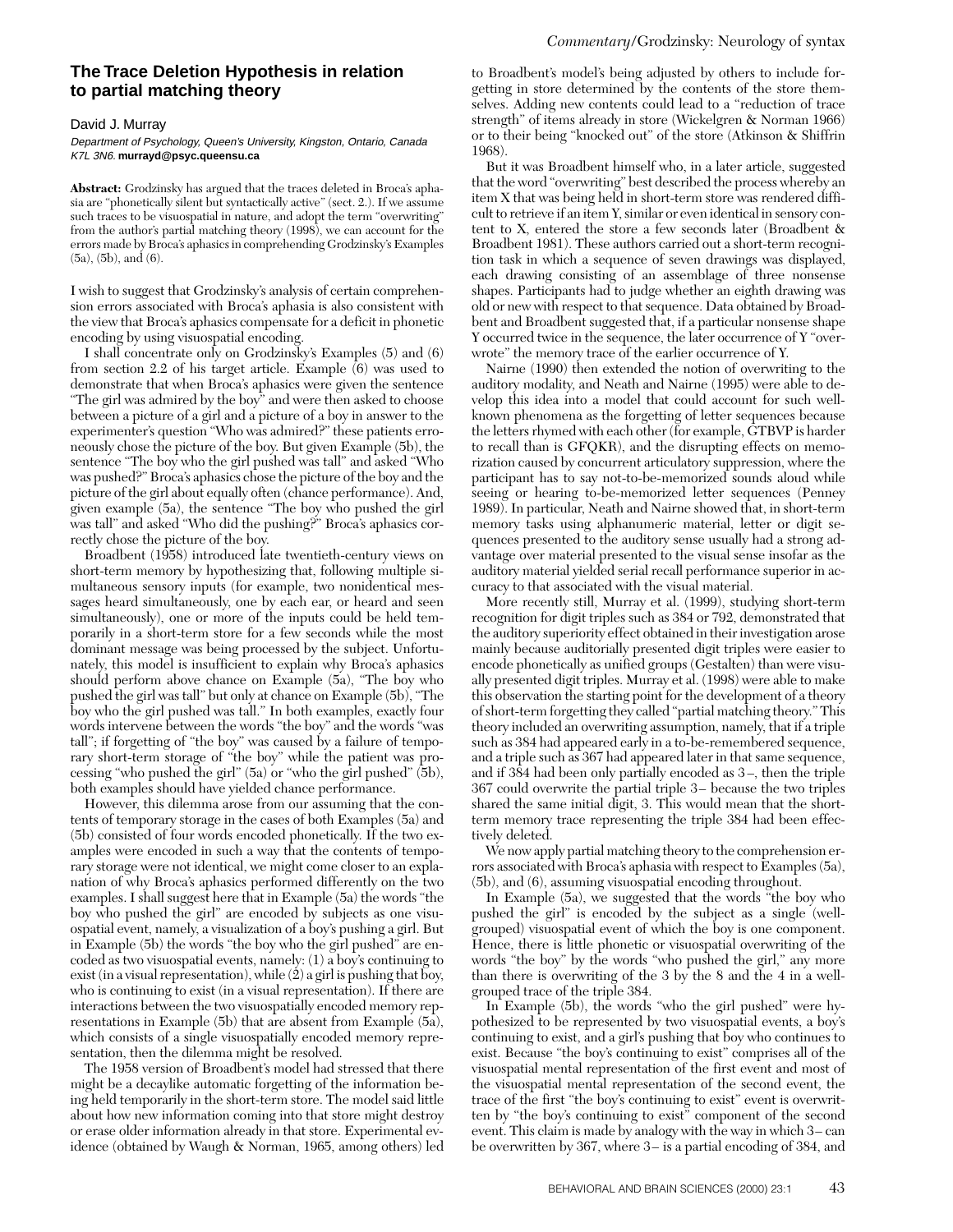### **The Trace Deletion Hypothesis in relation to partial matching theory**

#### David J. Murray

Department of Psychology, Queen's University, Kingston, Ontario, Canada K7L 3N6. **murrayd@psyc.queensu.ca**

**Abstract:** Grodzinsky has argued that the traces deleted in Broca's aphasia are "phonetically silent but syntactically active" (sect. 2.). If we assume such traces to be visuospatial in nature, and adopt the term "overwriting" from the author's partial matching theory (1998), we can account for the errors made by Broca's aphasics in comprehending Grodzinsky's Examples (5a), (5b), and (6).

I wish to suggest that Grodzinsky's analysis of certain comprehension errors associated with Broca's aphasia is also consistent with the view that Broca's aphasics compensate for a deficit in phonetic encoding by using visuospatial encoding.

I shall concentrate only on Grodzinsky's Examples (5) and (6) from section 2.2 of his target article. Example (6) was used to demonstrate that when Broca's aphasics were given the sentence "The girl was admired by the boy" and were then asked to choose between a picture of a girl and a picture of a boy in answer to the experimenter's question "Who was admired?" these patients erroneously chose the picture of the boy. But given Example (5b), the sentence "The boy who the girl pushed was tall" and asked "Who was pushed?" Broca's aphasics chose the picture of the boy and the picture of the girl about equally often (chance performance). And, given example (5a), the sentence "The boy who pushed the girl was tall" and asked "Who did the pushing?" Broca's aphasics correctly chose the picture of the boy.

Broadbent (1958) introduced late twentieth-century views on short-term memory by hypothesizing that, following multiple simultaneous sensory inputs (for example, two nonidentical messages heard simultaneously, one by each ear, or heard and seen simultaneously), one or more of the inputs could be held temporarily in a short-term store for a few seconds while the most dominant message was being processed by the subject. Unfortunately, this model is insufficient to explain why Broca's aphasics should perform above chance on Example (5a), "The boy who pushed the girl was tall" but only at chance on Example (5b), "The boy who the girl pushed was tall." In both examples, exactly four words intervene between the words "the boy" and the words "was tall"; if forgetting of "the boy" was caused by a failure of temporary short-term storage of "the boy" while the patient was processing "who pushed the girl" (5a) or "who the girl pushed" (5b), both examples should have yielded chance performance.

However, this dilemma arose from our assuming that the contents of temporary storage in the cases of both Examples (5a) and (5b) consisted of four words encoded phonetically. If the two examples were encoded in such a way that the contents of temporary storage were not identical, we might come closer to an explanation of why Broca's aphasics performed differently on the two examples. I shall suggest here that in Example (5a) the words "the boy who pushed the girl" are encoded by subjects as one visuospatial event, namely, a visualization of a boy's pushing a girl. But in Example (5b) the words "the boy who the girl pushed" are encoded as two visuospatial events, namely: (1) a boy's continuing to exist (in a visual representation), while (2) a girl is pushing that boy, who is continuing to exist (in a visual representation). If there are interactions between the two visuospatially encoded memory representations in Example (5b) that are absent from Example (5a), which consists of a single visuospatially encoded memory representation, then the dilemma might be resolved.

The 1958 version of Broadbent's model had stressed that there might be a decaylike automatic forgetting of the information being held temporarily in the short-term store. The model said little about how new information coming into that store might destroy or erase older information already in that store. Experimental evidence (obtained by Waugh & Norman, 1965, among others) led

to Broadbent's model's being adjusted by others to include forgetting in store determined by the contents of the store themselves. Adding new contents could lead to a "reduction of trace strength" of items already in store (Wickelgren & Norman 1966) or to their being "knocked out" of the store (Atkinson & Shiffrin 1968).

But it was Broadbent himself who, in a later article, suggested that the word "overwriting" best described the process whereby an item X that was being held in short-term store was rendered difficult to retrieve if an item Y, similar or even identical in sensory content to X, entered the store a few seconds later (Broadbent & Broadbent 1981). These authors carried out a short-term recognition task in which a sequence of seven drawings was displayed, each drawing consisting of an assemblage of three nonsense shapes. Participants had to judge whether an eighth drawing was old or new with respect to that sequence. Data obtained by Broadbent and Broadbent suggested that, if a particular nonsense shape Y occurred twice in the sequence, the later occurrence of Y "overwrote" the memory trace of the earlier occurrence of Y.

Nairne (1990) then extended the notion of overwriting to the auditory modality, and Neath and Nairne (1995) were able to develop this idea into a model that could account for such wellknown phenomena as the forgetting of letter sequences because the letters rhymed with each other (for example, GTBVP is harder to recall than is GFQKR), and the disrupting effects on memorization caused by concurrent articulatory suppression, where the participant has to say not-to-be-memorized sounds aloud while seeing or hearing to-be-memorized letter sequences (Penney 1989). In particular, Neath and Nairne showed that, in short-term memory tasks using alphanumeric material, letter or digit sequences presented to the auditory sense usually had a strong advantage over material presented to the visual sense insofar as the auditory material yielded serial recall performance superior in accuracy to that associated with the visual material.

More recently still, Murray et al. (1999), studying short-term recognition for digit triples such as 384 or 792, demonstrated that the auditory superiority effect obtained in their investigation arose mainly because auditorially presented digit triples were easier to encode phonetically as unified groups (Gestalten) than were visually presented digit triples. Murray et al. (1998) were able to make this observation the starting point for the development of a theory of short-term forgetting they called "partial matching theory." This theory included an overwriting assumption, namely, that if a triple such as 384 had appeared early in a to-be-remembered sequence, and a triple such as 367 had appeared later in that same sequence, and if 384 had been only partially encoded as 3 –, then the triple 367 could overwrite the partial triple 3– because the two triples shared the same initial digit, 3. This would mean that the shortterm memory trace representing the triple 384 had been effectively deleted.

We now apply partial matching theory to the comprehension errors associated with Broca's aphasia with respect to Examples (5a), (5b), and (6), assuming visuospatial encoding throughout.

In Example (5a), we suggested that the words "the boy who pushed the girl" is encoded by the subject as a single (wellgrouped) visuospatial event of which the boy is one component. Hence, there is little phonetic or visuospatial overwriting of the words "the boy" by the words "who pushed the girl," any more than there is overwriting of the 3 by the 8 and the 4 in a wellgrouped trace of the triple 384.

In Example (5b), the words "who the girl pushed" were hypothesized to be represented by two visuospatial events, a boy's continuing to exist, and a girl's pushing that boy who continues to exist. Because "the boy's continuing to exist" comprises all of the visuospatial mental representation of the first event and most of the visuospatial mental representation of the second event, the trace of the first "the boy's continuing to exist" event is overwritten by "the boy's continuing to exist" component of the second event. This claim is made by analogy with the way in which 3– can be overwritten by 367, where 3– is a partial encoding of 384, and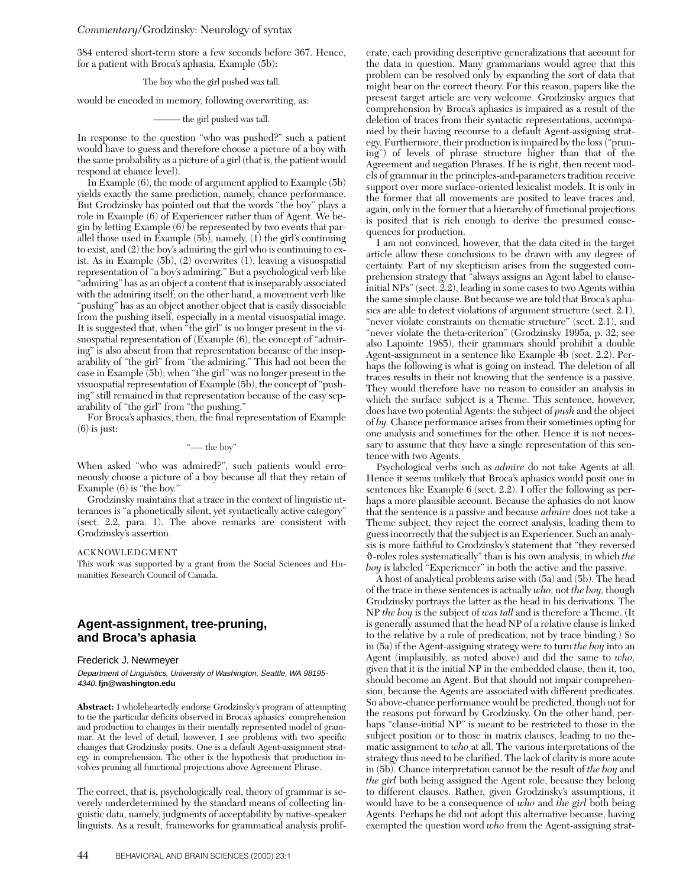384 entered short-term store a few seconds before 367. Hence, for a patient with Broca's aphasia, Example (5b):

#### The boy who the girl pushed was tall.

would be encoded in memory, following overwriting, as:

#### ——— the girl pushed was tall.

In response to the question "who was pushed?" such a patient would have to guess and therefore choose a picture of a boy with the same probability as a picture of a girl (that is, the patient would respond at chance level).

In Example (6), the mode of argument applied to Example (5b) yields exactly the same prediction, namely, chance performance. But Grodzinsky has pointed out that the words "the boy" plays a role in Example (6) of Experiencer rather than of Agent. We begin by letting Example (6) be represented by two events that parallel those used in Example (5b), namely, (1) the girl's continuing to exist, and (2) the boy's admiring the girl who is continuing to exist. As in Example (5b), (2) overwrites (1), leaving a visuospatial representation of "a boy's admiring." But a psychological verb like "admiring" has as an object a content that is inseparably associated with the admiring itself; on the other hand, a movement verb like "pushing" has as an object another object that is easily dissociable from the pushing itself, especially in a mental visuospatial image. It is suggested that, when "the girl" is no longer present in the visuospatial representation of (Example (6), the concept of "admiring" is also absent from that representation because of the inseparability of "the girl" from "the admiring." This had not been the case in Example (5b); when "the girl" was no longer present in the visuospatial representation of Example (5b), the concept of "pushing" still remained in that representation because of the easy separability of "the girl" from "the pushing."

For Broca's aphasics, then, the final representation of Example (6) is just:

#### "---- the boy"

When asked "who was admired?", such patients would erroneously choose a picture of a boy because all that they retain of Example (6) is "the boy."

Grodzinsky maintains that a trace in the context of linguistic utterances is "a phonetically silent, yet syntactically active category" (sect. 2.2, para. 1). The above remarks are consistent with Grodzinsky's assertion.

#### ACKNOWLEDGMENT

This work was supported by a grant from the Social Sciences and Humanities Research Council of Canada.

### **Agent-assignment, tree-pruning, and Broca's aphasia**

Frederick J. Newmeyer

Department of Linguistics, University of Washington, Seattle, WA 98195- 4340. **fjn@washington.edu**

**Abstract:** I wholeheartedly endorse Grodzinsky's program of attempting to tie the particular deficits observed in Broca's aphasics' comprehension and production to changes in their mentally represented model of grammar. At the level of detail, however, I see problems with two specific changes that Grodzinsky posits. One is a default Agent-assignment strategy in comprehension. The other is the hypothesis that production involves pruning all functional projections above Agreement Phrase.

The correct, that is, psychologically real, theory of grammar is severely underdetermined by the standard means of collecting linguistic data, namely, judgments of acceptability by native-speaker linguists. As a result, frameworks for grammatical analysis proliferate, each providing descriptive generalizations that account for the data in question. Many grammarians would agree that this problem can be resolved only by expanding the sort of data that might bear on the correct theory. For this reason, papers like the present target article are very welcome. Grodzinsky argues that comprehension by Broca's aphasics is impaired as a result of the deletion of traces from their syntactic representations, accompanied by their having recourse to a default Agent-assigning strategy. Furthermore, their production is impaired by the loss ("pruning") of levels of phrase structure higher than that of the Agreement and negation Phrases. If he is right, then recent models of grammar in the principles-and-parameters tradition receive support over more surface-oriented lexicalist models. It is only in the former that all movements are posited to leave traces and, again, only in the former that a hierarchy of functional projections is posited that is rich enough to derive the presumed consequences for production.

I am not convinced, however, that the data cited in the target article allow these conclusions to be drawn with any degree of certainty. Part of my skepticism arises from the suggested comprehension strategy that "always assigns an Agent label to clauseinitial NPs" (sect. 2.2), leading in some cases to two Agents within the same simple clause. But because we are told that Broca's aphasics are able to detect violations of argument structure (sect. 2.1), "never violate constraints on thematic structure" (sect. 2.1), and "never violate the theta-criterion" (Grodzinsky 1995a, p. 32; see also Lapointe 1985), their grammars should prohibit a double Agent-assignment in a sentence like Example 4b (sect. 2.2). Perhaps the following is what is going on instead. The deletion of all traces results in their not knowing that the sentence is a passive. They would therefore have no reason to consider an analysis in which the surface subject is a Theme. This sentence, however, does have two potential Agents: the subject of *push* and the object of *by.* Chance performance arises from their sometimes opting for one analysis and sometimes for the other. Hence it is not necessary to assume that they have a single representation of this sentence with two Agents.

Psychological verbs such as *admire* do not take Agents at all. Hence it seems unlikely that Broca's aphasics would posit one in sentences like Example 6 (sect. 2.2). I offer the following as perhaps a more plausible account. Because the aphasics do not know that the sentence is a passive and because *admire* does not take a Theme subject, they reject the correct analysis, leading them to guess incorrectly that the subject is an Experiencer. Such an analysis is more faithful to Grodzinsky's statement that "they reversed q-roles roles systematically" than is his own analysis, in which *the boy* is labeled "Experiencer" in both the active and the passive.

A host of analytical problems arise with (5a) and (5b). The head of the trace in these sentences is actually *who,* not *the boy,* though Grodzinsky portrays the latter as the head in his derivations. The NP *the boy* is the subject of *was tall* and is therefore a Theme. (It is generally assumed that the head NP of a relative clause is linked to the relative by a rule of predication, not by trace binding.) So in (5a) if the Agent-assigning strategy were to turn *the boy* into an Agent (implausibly, as noted above) and did the same to *who,* given that it is the initial NP in the embedded clause, then it, too, should become an Agent. But that should not impair comprehension, because the Agents are associated with different predicates. So above-chance performance would be predicted, though not for the reasons put forward by Grodzinsky. On the other hand, perhaps "clause-initial NP" is meant to be restricted to those in the subject position or to those in matrix clauses, leading to no thematic assignment to *who* at all. The various interpretations of the strategy thus need to be clarified. The lack of clarity is more acute in (5b). Chance interpretation cannot be the result of *the boy* and *the girl* both being assigned the Agent role, because they belong to different clauses. Rather, given Grodzinsky's assumptions, it would have to be a consequence of *who* and *the girl* both being Agents. Perhaps he did not adopt this alternative because, having exempted the question word *who* from the Agent-assigning strat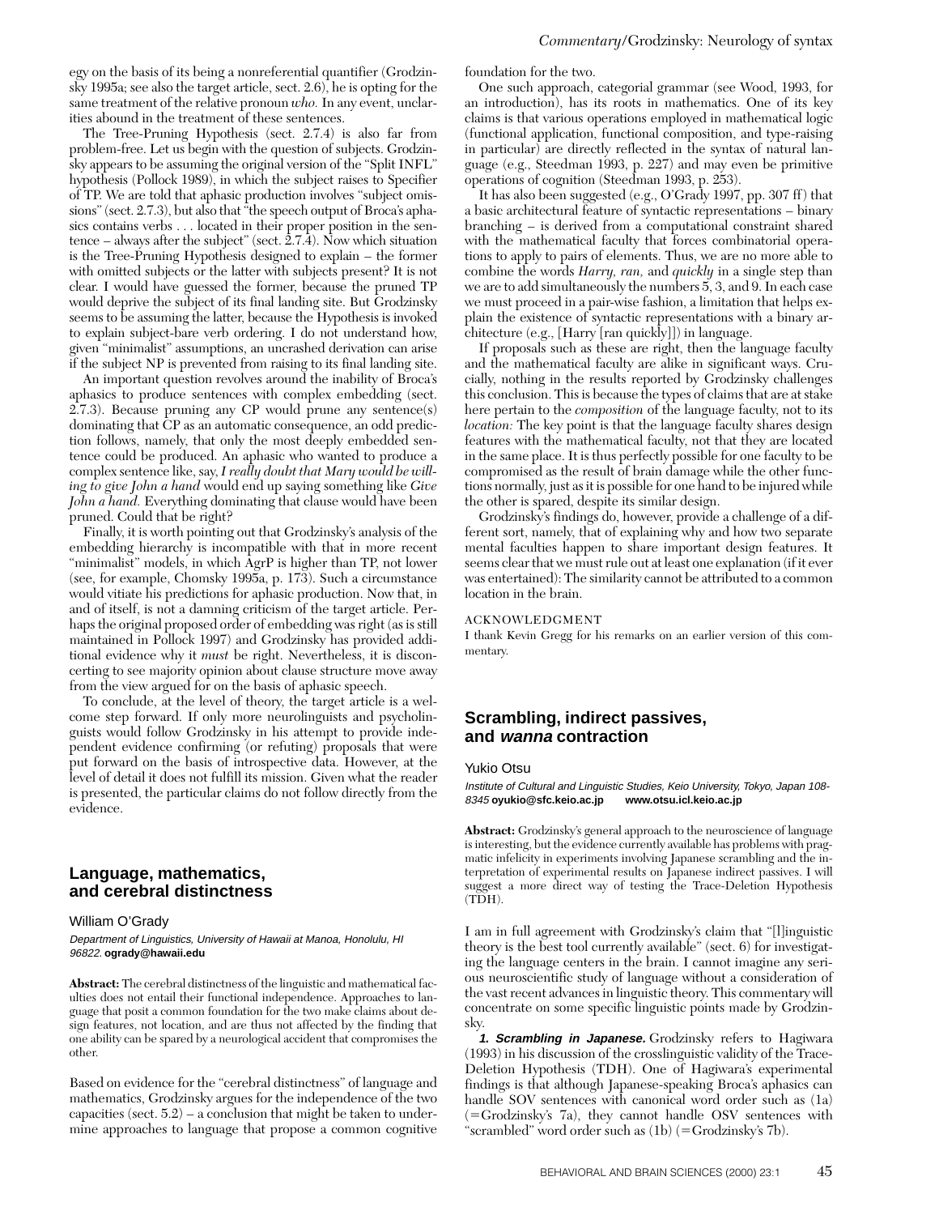egy on the basis of its being a nonreferential quantifier (Grodzinsky 1995a; see also the target article, sect. 2.6), he is opting for the same treatment of the relative pronoun *who.* In any event, unclarities abound in the treatment of these sentences.

The Tree-Pruning Hypothesis (sect. 2.7.4) is also far from problem-free. Let us begin with the question of subjects. Grodzinsky appears to be assuming the original version of the "Split INFL" hypothesis (Pollock 1989), in which the subject raises to Specifier of TP. We are told that aphasic production involves "subject omissions" (sect. 2.7.3), but also that "the speech output of Broca's aphasics contains verbs . . . located in their proper position in the sentence – always after the subject" (sect.  $2.7.\overline{4}$ ). Now which situation is the Tree-Pruning Hypothesis designed to explain – the former with omitted subjects or the latter with subjects present? It is not clear. I would have guessed the former, because the pruned TP would deprive the subject of its final landing site. But Grodzinsky seems to be assuming the latter, because the Hypothesis is invoked to explain subject-bare verb ordering. I do not understand how, given "minimalist" assumptions, an uncrashed derivation can arise if the subject NP is prevented from raising to its final landing site.

An important question revolves around the inability of Broca's aphasics to produce sentences with complex embedding (sect. 2.7.3). Because pruning any CP would prune any sentence(s) dominating that CP as an automatic consequence, an odd prediction follows, namely, that only the most deeply embedded sentence could be produced. An aphasic who wanted to produce a complex sentence like, say, *I really doubt that Mary would be willing to give John a hand* would end up saying something like *Give John a hand.* Everything dominating that clause would have been pruned. Could that be right?

Finally, it is worth pointing out that Grodzinsky's analysis of the embedding hierarchy is incompatible with that in more recent "minimalist" models, in which AgrP is higher than TP, not lower (see, for example, Chomsky 1995a, p. 173). Such a circumstance would vitiate his predictions for aphasic production. Now that, in and of itself, is not a damning criticism of the target article. Perhaps the original proposed order of embedding was right (as is still maintained in Pollock 1997) and Grodzinsky has provided additional evidence why it *must* be right. Nevertheless, it is disconcerting to see majority opinion about clause structure move away from the view argued for on the basis of aphasic speech.

To conclude, at the level of theory, the target article is a welcome step forward. If only more neurolinguists and psycholinguists would follow Grodzinsky in his attempt to provide independent evidence confirming (or refuting) proposals that were put forward on the basis of introspective data. However, at the level of detail it does not fulfill its mission. Given what the reader is presented, the particular claims do not follow directly from the evidence.

### **Language, mathematics, and cerebral distinctness**

William O'Grady

Department of Linguistics, University of Hawaii at Manoa, Honolulu, HI 96822. **ogrady@hawaii.edu**

**Abstract:** The cerebral distinctness of the linguistic and mathematical faculties does not entail their functional independence. Approaches to language that posit a common foundation for the two make claims about design features, not location, and are thus not affected by the finding that one ability can be spared by a neurological accident that compromises the other.

Based on evidence for the "cerebral distinctness" of language and mathematics, Grodzinsky argues for the independence of the two capacities (sect.  $5.2$ ) – a conclusion that might be taken to undermine approaches to language that propose a common cognitive

foundation for the two.

One such approach, categorial grammar (see Wood, 1993, for an introduction), has its roots in mathematics. One of its key claims is that various operations employed in mathematical logic (functional application, functional composition, and type-raising in particular) are directly reflected in the syntax of natural language (e.g., Steedman 1993, p. 227) and may even be primitive operations of cognition (Steedman 1993, p. 253).

It has also been suggested (e.g., O'Grady 1997, pp. 307 ff) that a basic architectural feature of syntactic representations – binary branching – is derived from a computational constraint shared with the mathematical faculty that forces combinatorial operations to apply to pairs of elements. Thus, we are no more able to combine the words *Harry, ran,* and *quickly* in a single step than we are to add simultaneously the numbers 5, 3, and 9. In each case we must proceed in a pair-wise fashion, a limitation that helps explain the existence of syntactic representations with a binary architecture (e.g., [Harry [ran quickly]]) in language.

If proposals such as these are right, then the language faculty and the mathematical faculty are alike in significant ways. Crucially, nothing in the results reported by Grodzinsky challenges this conclusion. This is because the types of claims that are at stake here pertain to the *composition* of the language faculty, not to its *location:* The key point is that the language faculty shares design features with the mathematical faculty, not that they are located in the same place. It is thus perfectly possible for one faculty to be compromised as the result of brain damage while the other functions normally, just as it is possible for one hand to be injured while the other is spared, despite its similar design.

Grodzinsky's findings do, however, provide a challenge of a different sort, namely, that of explaining why and how two separate mental faculties happen to share important design features. It seems clear that we must rule out at least one explanation (if it ever was entertained): The similarity cannot be attributed to a common location in the brain.

#### ACKNOWLEDGMENT

I thank Kevin Gregg for his remarks on an earlier version of this commentary.

### **Scrambling, indirect passives, and wanna contraction**

#### Yukio Otsu

Institute of Cultural and Linguistic Studies, Keio University, Tokyo, Japan 108- 8345 **oyukio@sfc.keio.ac.jp www.otsu.icl.keio.ac.jp**

**Abstract:** Grodzinsky's general approach to the neuroscience of language is interesting, but the evidence currently available has problems with pragmatic infelicity in experiments involving Japanese scrambling and the interpretation of experimental results on Japanese indirect passives. I will suggest a more direct way of testing the Trace-Deletion Hypothesis (TDH).

I am in full agreement with Grodzinsky's claim that "[l]inguistic theory is the best tool currently available" (sect. 6) for investigating the language centers in the brain. I cannot imagine any serious neuroscientific study of language without a consideration of the vast recent advances in linguistic theory. This commentary will concentrate on some specific linguistic points made by Grodzinsky.

**1. Scrambling in Japanese.** Grodzinsky refers to Hagiwara (1993) in his discussion of the crosslinguistic validity of the Trace-Deletion Hypothesis (TDH). One of Hagiwara's experimental findings is that although Japanese-speaking Broca's aphasics can handle SOV sentences with canonical word order such as (1a)  $(=\text{Grodzinsky's } 7a)$ , they cannot handle OSV sentences with "scrambled" word order such as (1b) (=Grodzinsky's 7b).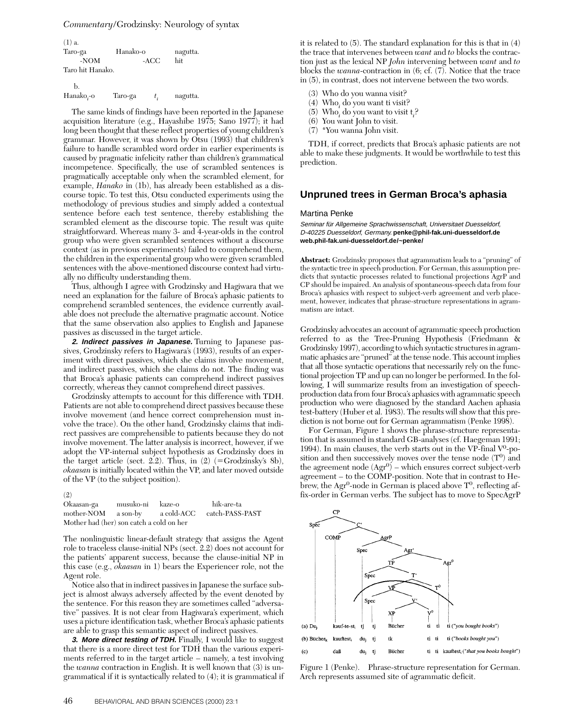#### *Commentary/*Grodzinsky: Neurology of syntax

| $(1)$ a.         |          |          |
|------------------|----------|----------|
| Taro-ga          | Hanako-o | nagutta. |
| $-NOM$           | -ACC     | hit      |
| Taro hit Hanako. |          |          |
|                  |          |          |
| h                |          |          |

Hanako<sub>*i*</sub>-o  $Taro-ga$   $t_i$ *<sup>i</sup>* nagutta. The same kinds of findings have been reported in the Japanese acquisition literature (e.g., Hayashibe 1975; Sano 1977); it had long been thought that these reflect properties of young children's grammar. However, it was shown by Otsu (1993) that children's failure to handle scrambled word order in earlier experiments is caused by pragmatic infelicity rather than children's grammatical incompetence. Specifically, the use of scrambled sentences is pragmatically acceptable only when the scrambled element, for example, *Hanako* in (1b), has already been established as a discourse topic. To test this, Otsu conducted experiments using the methodology of previous studies and simply added a contextual sentence before each test sentence, thereby establishing the scrambled element as the discourse topic. The result was quite straightforward. Whereas many 3- and 4-year-olds in the control group who were given scrambled sentences without a discourse context (as in previous experiments) failed to comprehend them,

the children in the experimental group who were given scrambled sentences with the above-mentioned discourse context had virtually no difficulty understanding them. Thus, although I agree with Grodzinsky and Hagiwara that we

need an explanation for the failure of Broca's aphasic patients to comprehend scrambled sentences, the evidence currently available does not preclude the alternative pragmatic account. Notice that the same observation also applies to English and Japanese passives as discussed in the target article.

**2. Indirect passives in Japanese.** Turning to Japanese passives, Grodzinsky refers to Hagiwara's (1993), results of an experiment with direct passives, which she claims involve movement, and indirect passives, which she claims do not. The finding was that Broca's aphasic patients can comprehend indirect passives correctly, whereas they cannot comprehend direct passives.

Grodzinsky attempts to account for this difference with TDH. Patients are not able to comprehend direct passives because these involve movement (and hence correct comprehension must involve the trace). On the other hand, Grodzinsky claims that indirect passives are comprehensible to patients because they do not involve movement. The latter analysis is incorrect, however, if we adopt the VP-internal subject hypothesis as Grodzinsky does in the target article (sect. 2.2). Thus, in  $(2)$  (=Grodzinsky's 8b), *okaasan* is initially located within the VP, and later moved outside of the VP (to the subject position).

(2)

| Okaasan-ga                               | musuko-ni | kaze-o     | hik-are-ta      |
|------------------------------------------|-----------|------------|-----------------|
| mother-NOM                               | a son-by  | a cold-ACC | catch-PASS-PAST |
| Mother had (her) son catch a cold on her |           |            |                 |

The nonlinguistic linear-default strategy that assigns the Agent role to traceless clause-initial NPs (sect. 2.2) does not account for the patients' apparent success, because the clause-initial NP in this case (e.g., *okaasan* in 1) bears the Experiencer role, not the Agent role.

Notice also that in indirect passives in Japanese the surface subject is almost always adversely affected by the event denoted by the sentence. For this reason they are sometimes called "adversative" passives. It is not clear from Hagiwara's experiment, which uses a picture identification task, whether Broca's aphasic patients are able to grasp this semantic aspect of indirect passives.

**3. More direct testing of TDH.** Finally, I would like to suggest that there is a more direct test for TDH than the various experiments referred to in the target article – namely, a test involving the *wanna* contraction in English. It is well known that (3) is ungrammatical if it is syntactically related to (4); it is grammatical if it is related to (5). The standard explanation for this is that in (4) the trace that intervenes between *want* and *to* blocks the contraction just as the lexical NP *John* intervening between *want* and *to* blocks the *wanna*-contraction in (6; cf. (7). Notice that the trace in (5), in contrast, does not intervene between the two words.

- (3) Who do you wanna visit?
- (4) Who*<sup>i</sup>* do you want ti visit?
- (5) Who*<sup>i</sup>* do you want to visit t*<sup>i</sup>* ?
- (6) You want John to visit.
- (7) \*You wanna John visit.

TDH, if correct, predicts that Broca's aphasic patients are not able to make these judgments. It would be worthwhile to test this prediction.

#### **Unpruned trees in German Broca's aphasia**

#### Martina Penke

Seminar für Allgemeine Sprachwissenschaft, Universitaet Duesseldorf, D-40225 Duesseldorf, Germany. **penke@phil-fak.uni-duesseldorf.de web.phil-fak.uni-duesseldorf.de/~penke/**

**Abstract:** Grodzinsky proposes that agrammatism leads to a "pruning" of the syntactic tree in speech production. For German, this assumption predicts that syntactic processes related to functional projections AgrP and CP should be impaired. An analysis of spontaneous-speech data from four Broca's aphasics with respect to subject-verb agreement and verb placement, however, indicates that phrase-structure representations in agrammatism are intact.

Grodzinsky advocates an account of agrammatic speech production referred to as the Tree-Pruning Hypothesis (Friedmann & Grodzinsky 1997), according to which syntactic structures in agrammatic aphasics are "pruned" at the tense node. This account implies that all those syntactic operations that necessarily rely on the functional projection TP and up can no longer be performed. In the following, I will summarize results from an investigation of speechproduction data from four Broca's aphasics with agrammatic speech production who were diagnosed by the standard Aachen aphasia test-battery (Huber et al. 1983). The results will show that this prediction is not borne out for German agrammatism (Penke 1998).

For German, Figure 1 shows the phrase-structure representation that is assumed in standard GB-analyses (cf. Haegeman 1991; 1994). In main clauses, the verb starts out in the VP-final  $V^0$ -position and then successively moves over the tense node (T<sup>0</sup>) and the agreement node  $(Agr^0)$  – which ensures correct subject-verb agreement – to the COMP-position. Note that in contrast to Hebrew, the Agr<sup>0</sup>-node in German is placed above T<sup>o</sup>, reflecting affix-order in German verbs. The subject has to move to SpecAgrP



Figure 1 (Penke). Phrase-structure representation for German. Arch represents assumed site of agrammatic deficit.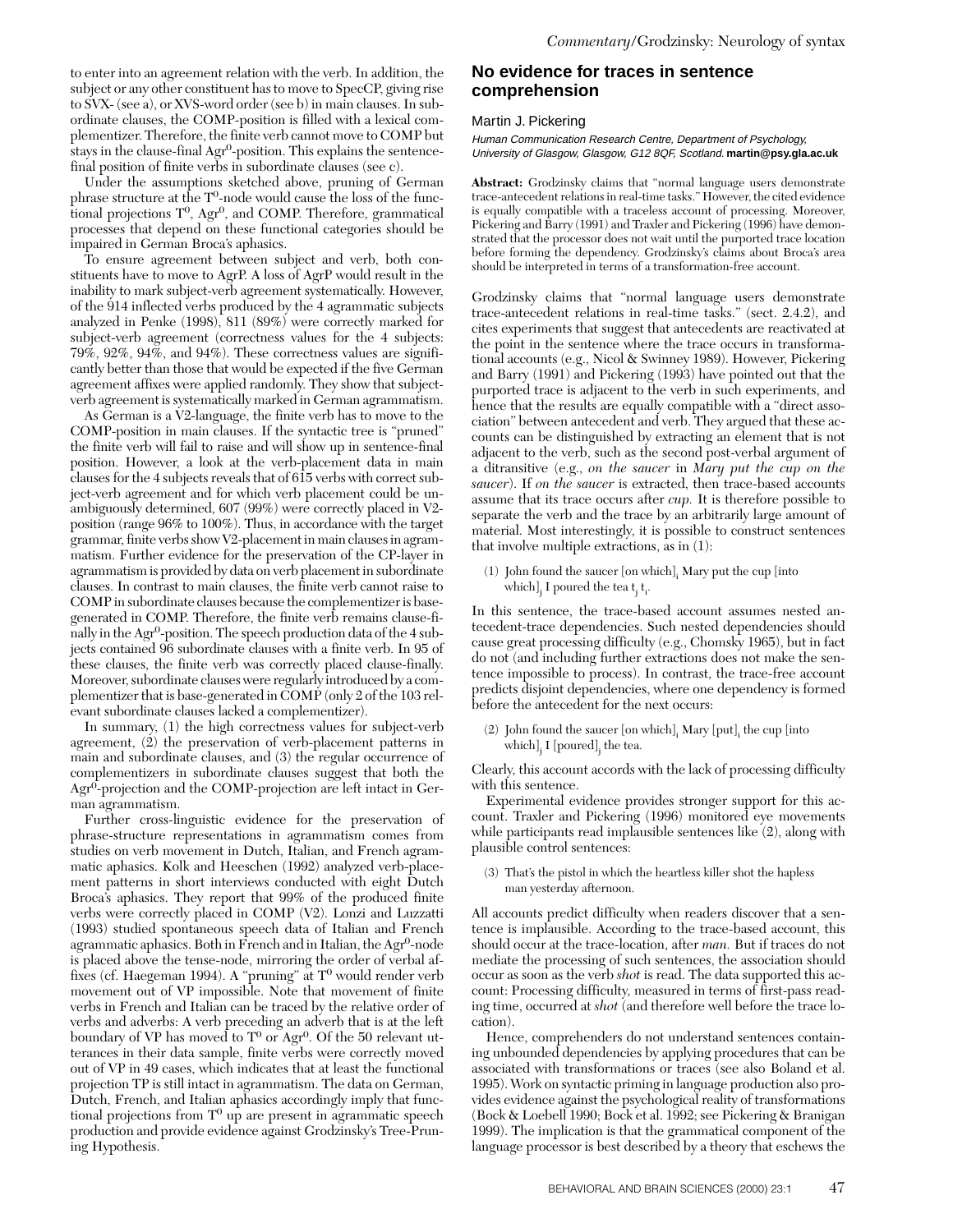to enter into an agreement relation with the verb. In addition, the subject or any other constituent has to move to SpecCP, giving rise to SVX- (see a), or XVS-word order (see b) in main clauses. In subordinate clauses, the COMP-position is filled with a lexical complementizer. Therefore, the finite verb cannot move to COMP but stays in the clause-final Agr<sup>0</sup>-position. This explains the sentencefinal position of finite verbs in subordinate clauses (see c).

Under the assumptions sketched above, pruning of German phrase structure at the T<sup>o</sup>-node would cause the loss of the functional projections T<sup>0</sup>, Agr<sup>0</sup>, and COMP. Therefore, grammatical processes that depend on these functional categories should be impaired in German Broca's aphasics.

To ensure agreement between subject and verb, both constituents have to move to AgrP. A loss of AgrP would result in the inability to mark subject-verb agreement systematically. However, of the 914 inflected verbs produced by the 4 agrammatic subjects analyzed in Penke (1998), 811 (89%) were correctly marked for subject-verb agreement (correctness values for the 4 subjects: 79%, 92%, 94%, and 94%). These correctness values are significantly better than those that would be expected if the five German agreement affixes were applied randomly. They show that subjectverb agreement is systematically marked in German agrammatism.

As German is a V2-language, the finite verb has to move to the COMP-position in main clauses. If the syntactic tree is "pruned" the finite verb will fail to raise and will show up in sentence-final position. However, a look at the verb-placement data in main clauses for the 4 subjects reveals that of 615 verbs with correct subject-verb agreement and for which verb placement could be unambiguously determined, 607 (99%) were correctly placed in V2 position (range 96% to 100%). Thus, in accordance with the target grammar, finite verbs show V2-placement in main clauses in agrammatism. Further evidence for the preservation of the CP-layer in agrammatism is provided by data on verb placement in subordinate clauses. In contrast to main clauses, the finite verb cannot raise to COMP in subordinate clauses because the complementizer is basegenerated in COMP. Therefore, the finite verb remains clause-finally in the Agr<sup>0</sup>-position. The speech production data of the 4 subjects contained 96 subordinate clauses with a finite verb. In 95 of these clauses, the finite verb was correctly placed clause-finally. Moreover, subordinate clauses were regularly introduced by a complementizer that is base-generated in COMP (only 2 of the 103 relevant subordinate clauses lacked a complementizer).

In summary, (1) the high correctness values for subject-verb agreement, (2) the preservation of verb-placement patterns in main and subordinate clauses, and (3) the regular occurrence of complementizers in subordinate clauses suggest that both the Agr<sup>0</sup>-projection and the COMP-projection are left intact in German agrammatism.

Further cross-linguistic evidence for the preservation of phrase-structure representations in agrammatism comes from studies on verb movement in Dutch, Italian, and French agrammatic aphasics. Kolk and Heeschen (1992) analyzed verb-placement patterns in short interviews conducted with eight Dutch Broca's aphasics. They report that 99% of the produced finite verbs were correctly placed in COMP (V2). Lonzi and Luzzatti (1993) studied spontaneous speech data of Italian and French agrammatic aphasics. Both in French and in Italian, the Agr<sup>0</sup>-node is placed above the tense-node, mirroring the order of verbal affixes (cf. Haegeman 1994). A "pruning" at  $T<sup>0</sup>$  would render verb movement out of VP impossible. Note that movement of finite verbs in French and Italian can be traced by the relative order of verbs and adverbs: A verb preceding an adverb that is at the left boundary of VP has moved to  $T^0$  or Agr<sup>0</sup>. Of the 50 relevant utterances in their data sample, finite verbs were correctly moved out of VP in 49 cases, which indicates that at least the functional projection TP is still intact in agrammatism. The data on German, Dutch, French, and Italian aphasics accordingly imply that functional projections from  $T^0$  up are present in agrammatic speech production and provide evidence against Grodzinsky's Tree-Pruning Hypothesis.

### **No evidence for traces in sentence comprehension**

#### Martin J. Pickering

Human Communication Research Centre, Department of Psychology, University of Glasgow, Glasgow, G12 8QF, Scotland. **martin@psy.gla.ac.uk**

**Abstract:** Grodzinsky claims that "normal language users demonstrate trace-antecedent relations in real-time tasks." However, the cited evidence is equally compatible with a traceless account of processing. Moreover, Pickering and Barry (1991) and Traxler and Pickering (1996) have demonstrated that the processor does not wait until the purported trace location before forming the dependency. Grodzinsky's claims about Broca's area should be interpreted in terms of a transformation-free account.

Grodzinsky claims that "normal language users demonstrate trace-antecedent relations in real-time tasks." (sect. 2.4.2), and cites experiments that suggest that antecedents are reactivated at the point in the sentence where the trace occurs in transformational accounts (e.g., Nicol & Swinney 1989). However, Pickering and Barry (1991) and Pickering (1993) have pointed out that the purported trace is adjacent to the verb in such experiments, and hence that the results are equally compatible with a "direct association" between antecedent and verb. They argued that these accounts can be distinguished by extracting an element that is not adjacent to the verb, such as the second post-verbal argument of a ditransitive (e.g., *on the saucer* in *Mary put the cup on the saucer*). If *on the saucer* is extracted, then trace-based accounts assume that its trace occurs after *cup.* It is therefore possible to separate the verb and the trace by an arbitrarily large amount of material. Most interestingly, it is possible to construct sentences that involve multiple extractions, as in (1):

 $(1)$  John found the saucer [on which], Mary put the cup [into which] $_{\rm j}$  I poured the tea t $_{\rm j}$  t $_{\rm i}$ .

In this sentence, the trace-based account assumes nested antecedent-trace dependencies. Such nested dependencies should cause great processing difficulty (e.g., Chomsky 1965), but in fact do not (and including further extractions does not make the sentence impossible to process). In contrast, the trace-free account predicts disjoint dependencies, where one dependency is formed before the antecedent for the next occurs:

 $(2)$  John found the saucer [on which], Mary [put], the cup [into] which] $I$  [poured] $I$ , the tea.

Clearly, this account accords with the lack of processing difficulty with this sentence.

Experimental evidence provides stronger support for this account. Traxler and Pickering (1996) monitored eye movements while participants read implausible sentences like (2), along with plausible control sentences:

(3) That's the pistol in which the heartless killer shot the hapless man yesterday afternoon.

All accounts predict difficulty when readers discover that a sentence is implausible. According to the trace-based account, this should occur at the trace-location, after *man.* But if traces do not mediate the processing of such sentences, the association should occur as soon as the verb *shot* is read. The data supported this account: Processing difficulty, measured in terms of first-pass reading time, occurred at *shot* (and therefore well before the trace location).

Hence, comprehenders do not understand sentences containing unbounded dependencies by applying procedures that can be associated with transformations or traces (see also Boland et al. 1995). Work on syntactic priming in language production also provides evidence against the psychological reality of transformations (Bock & Loebell 1990; Bock et al. 1992; see Pickering & Branigan 1999). The implication is that the grammatical component of the language processor is best described by a theory that eschews the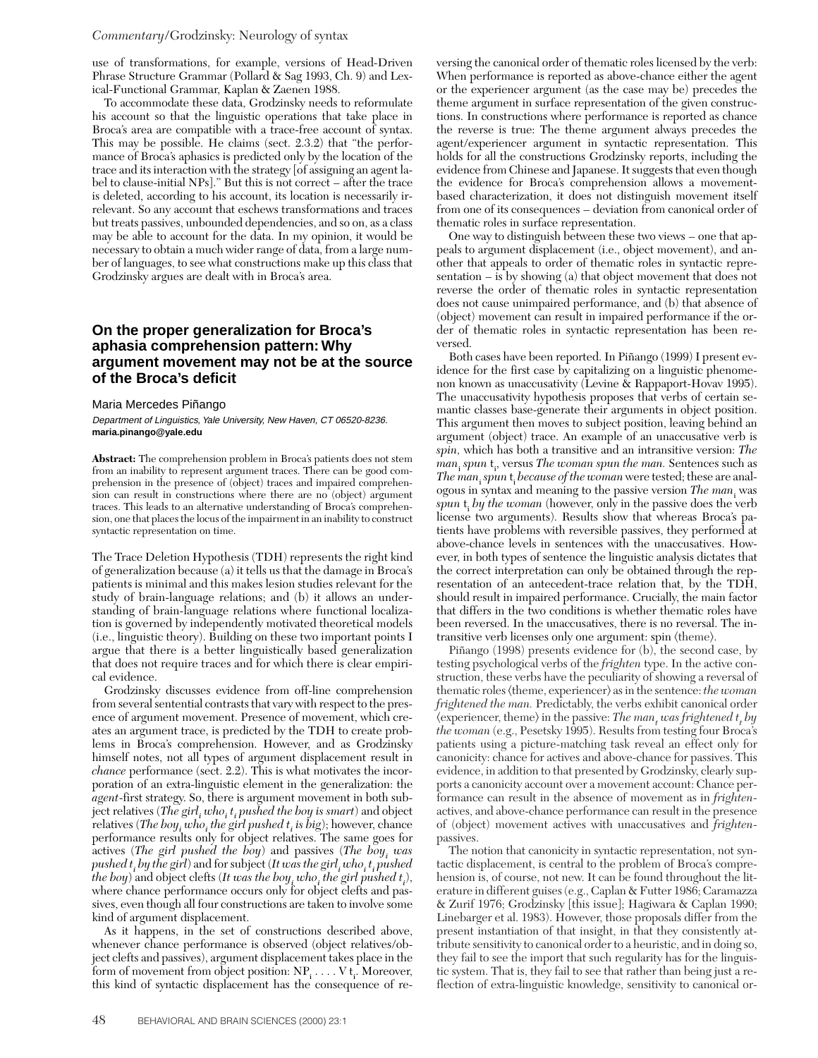#### *Commentary/*Grodzinsky: Neurology of syntax

use of transformations, for example, versions of Head-Driven Phrase Structure Grammar (Pollard & Sag 1993, Ch. 9) and Lexical-Functional Grammar, Kaplan & Zaenen 1988.

To accommodate these data, Grodzinsky needs to reformulate his account so that the linguistic operations that take place in Broca's area are compatible with a trace-free account of syntax. This may be possible. He claims (sect. 2.3.2) that "the performance of Broca's aphasics is predicted only by the location of the trace and its interaction with the strategy [of assigning an agent label to clause-initial NPs]." But this is not correct – after the trace is deleted, according to his account, its location is necessarily irrelevant. So any account that eschews transformations and traces but treats passives, unbounded dependencies, and so on, as a class may be able to account for the data. In my opinion, it would be necessary to obtain a much wider range of data, from a large number of languages, to see what constructions make up this class that Grodzinsky argues are dealt with in Broca's area.

### **On the proper generalization for Broca's aphasia comprehension pattern: Why argument movement may not be at the source of the Broca's deficit**

Maria Mercedes Piñango

Department of Linguistics, Yale University, New Haven, CT 06520-8236. **maria.pinango@yale.edu**

**Abstract:** The comprehension problem in Broca's patients does not stem from an inability to represent argument traces. There can be good comprehension in the presence of (object) traces and impaired comprehension can result in constructions where there are no (object) argument traces. This leads to an alternative understanding of Broca's comprehension, one that places the locus of the impairment in an inability to construct syntactic representation on time.

The Trace Deletion Hypothesis (TDH) represents the right kind of generalization because (a) it tells us that the damage in Broca's patients is minimal and this makes lesion studies relevant for the study of brain-language relations; and (b) it allows an understanding of brain-language relations where functional localization is governed by independently motivated theoretical models (i.e., linguistic theory). Building on these two important points I argue that there is a better linguistically based generalization that does not require traces and for which there is clear empirical evidence.

Grodzinsky discusses evidence from off-line comprehension from several sentential contrasts that vary with respect to the presence of argument movement. Presence of movement, which creates an argument trace, is predicted by the TDH to create problems in Broca's comprehension. However, and as Grodzinsky himself notes, not all types of argument displacement result in *chance* performance (sect. 2.2). This is what motivates the incorporation of an extra-linguistic element in the generalization: the *agent*-first strategy. So, there is argument movement in both subject relatives (*The girl<sub>i</sub>* who<sub>i</sub>  $t_i$  *pushed the boy is smart*) and object relatives (*The boy<sub>i</sub> who<sub>i</sub> the girl pushed*  $t_i$  *<i>is big*); however, chance performance results only for object relatives. The same goes for actives (*The girl pushed the boy*) and passives (*The boyi was*  $p$ ushed  $t_i$  *by the girl*) and for subject (*It was the girl<sub>i</sub> who*  $_i$   $t_i$   $p$ ushed  $t$ *he boy*) and object clefts (*It was the boy<sub>i</sub> who<sub>i</sub> the girl pushed t<sub>i</sub>),* where chance performance occurs only for object clefts and passives, even though all four constructions are taken to involve some kind of argument displacement.

As it happens, in the set of constructions described above, whenever chance performance is observed (object relatives/object clefts and passives), argument displacement takes place in the form of movement from object position:  $NP_i$ ....  $V$   $t_i$ . Moreover, this kind of syntactic displacement has the consequence of reversing the canonical order of thematic roles licensed by the verb: When performance is reported as above-chance either the agent or the experiencer argument (as the case may be) precedes the theme argument in surface representation of the given constructions. In constructions where performance is reported as chance the reverse is true: The theme argument always precedes the agent/experiencer argument in syntactic representation. This holds for all the constructions Grodzinsky reports, including the evidence from Chinese and Japanese. It suggests that even though the evidence for Broca's comprehension allows a movementbased characterization, it does not distinguish movement itself from one of its consequences – deviation from canonical order of thematic roles in surface representation.

One way to distinguish between these two views – one that appeals to argument displacement (i.e., object movement), and another that appeals to order of thematic roles in syntactic representation – is by showing (a) that object movement that does not reverse the order of thematic roles in syntactic representation does not cause unimpaired performance, and (b) that absence of (object) movement can result in impaired performance if the order of thematic roles in syntactic representation has been reversed.

Both cases have been reported. In Piñango (1999) I present evidence for the first case by capitalizing on a linguistic phenomenon known as unaccusativity (Levine & Rappaport-Hovav 1995). The unaccusativity hypothesis proposes that verbs of certain semantic classes base-generate their arguments in object position. This argument then moves to subject position, leaving behind an argument (object) trace. An example of an unaccusative verb is *spin,* which has both a transitive and an intransitive version: *The man*<sup>i</sup> *spun* t i , versus *The woman spun the man.* Sentences such as *The man<sub>i</sub> spun* **t**<sub>i</sub> *because of the woman* were tested; these are analogous in syntax and meaning to the passive version *The man*<sub>i</sub> was spun t<sub>i</sub> by the woman (however, only in the passive does the verb license two arguments). Results show that whereas Broca's patients have problems with reversible passives, they performed at above-chance levels in sentences with the unaccusatives. However, in both types of sentence the linguistic analysis dictates that the correct interpretation can only be obtained through the representation of an antecedent-trace relation that, by the TDH, should result in impaired performance. Crucially, the main factor that differs in the two conditions is whether thematic roles have been reversed. In the unaccusatives, there is no reversal. The intransitive verb licenses only one argument: spin (theme).

Piñango (1998) presents evidence for (b), the second case, by testing psychological verbs of the *frighten* type. In the active construction, these verbs have the peculiarity of showing a reversal of thematic roles (theme, experiencer) as in the sentence: *the woman frightened the man.* Predictably, the verbs exhibit canonical order  $\langle$  experiencer, theme) in the passive: *The man<sub>t</sub> was frightened t<sub>t</sub> by the woman* (e.g., Pesetsky 1995). Results from testing four Broca's patients using a picture-matching task reveal an effect only for canonicity: chance for actives and above-chance for passives. This evidence, in addition to that presented by Grodzinsky, clearly supports a canonicity account over a movement account: Chance performance can result in the absence of movement as in *frighten*actives, and above-chance performance can result in the presence of (object) movement actives with unaccusatives and *frighten*passives.

The notion that canonicity in syntactic representation, not syntactic displacement, is central to the problem of Broca's comprehension is, of course, not new. It can be found throughout the literature in different guises (e.g., Caplan & Futter 1986; Caramazza & Zurif 1976; Grodzinsky [this issue]; Hagiwara & Caplan 1990; Linebarger et al. 1983). However, those proposals differ from the present instantiation of that insight, in that they consistently attribute sensitivity to canonical order to a heuristic, and in doing so, they fail to see the import that such regularity has for the linguistic system. That is, they fail to see that rather than being just a reflection of extra-linguistic knowledge, sensitivity to canonical or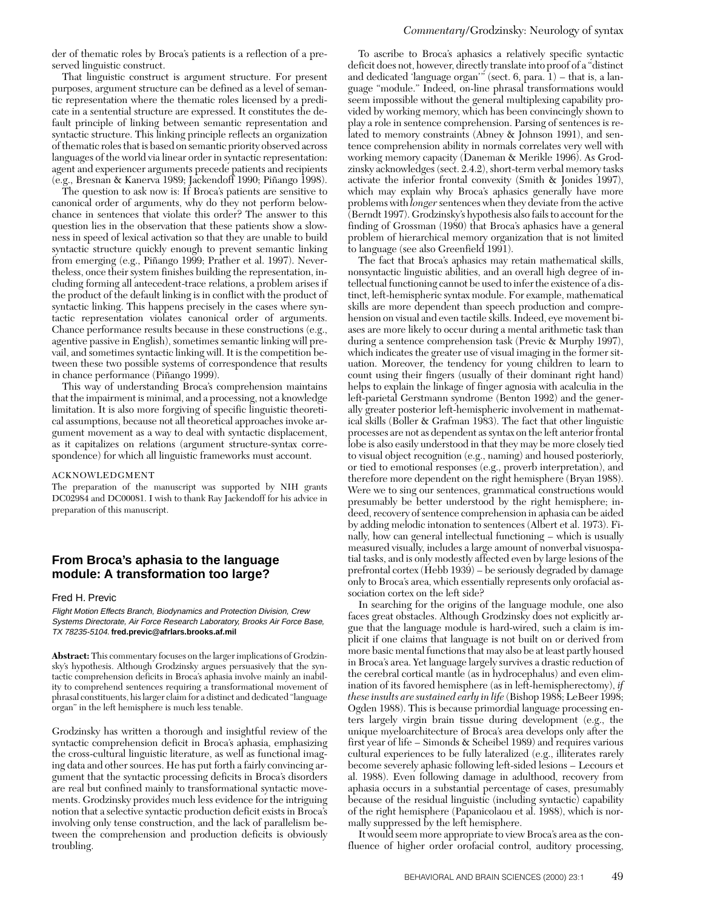der of thematic roles by Broca's patients is a reflection of a preserved linguistic construct.

That linguistic construct is argument structure. For present purposes, argument structure can be defined as a level of semantic representation where the thematic roles licensed by a predicate in a sentential structure are expressed. It constitutes the default principle of linking between semantic representation and syntactic structure. This linking principle reflects an organization of thematic roles that is based on semantic priority observed across languages of the world via linear order in syntactic representation: agent and experiencer arguments precede patients and recipients (e.g., Bresnan & Kanerva 1989; Jackendoff 1990; Piñango 1998).

The question to ask now is: If Broca's patients are sensitive to canonical order of arguments, why do they not perform belowchance in sentences that violate this order? The answer to this question lies in the observation that these patients show a slowness in speed of lexical activation so that they are unable to build syntactic structure quickly enough to prevent semantic linking from emerging (e.g., Piñango 1999; Prather et al. 1997). Nevertheless, once their system finishes building the representation, including forming all antecedent-trace relations, a problem arises if the product of the default linking is in conflict with the product of syntactic linking. This happens precisely in the cases where syntactic representation violates canonical order of arguments. Chance performance results because in these constructions (e.g., agentive passive in English), sometimes semantic linking will prevail, and sometimes syntactic linking will. It is the competition between these two possible systems of correspondence that results in chance performance (Piñango 1999).

This way of understanding Broca's comprehension maintains that the impairment is minimal, and a processing, not a knowledge limitation. It is also more forgiving of specific linguistic theoretical assumptions, because not all theoretical approaches invoke argument movement as a way to deal with syntactic displacement, as it capitalizes on relations (argument structure-syntax correspondence) for which all linguistic frameworks must account.

#### ACKNOWLEDGMENT

The preparation of the manuscript was supported by NIH grants DC02984 and DC00081. I wish to thank Ray Jackendoff for his advice in preparation of this manuscript.

### **From Broca's aphasia to the language module: A transformation too large?**

#### Fred H. Previc

Flight Motion Effects Branch, Biodynamics and Protection Division, Crew Systems Directorate, Air Force Research Laboratory, Brooks Air Force Base, TX 78235-5104. **fred.previc@afrlars.brooks.af.mil**

**Abstract:** This commentary focuses on the larger implications of Grodzinsky's hypothesis. Although Grodzinsky argues persuasively that the syntactic comprehension deficits in Broca's aphasia involve mainly an inability to comprehend sentences requiring a transformational movement of phrasal constituents, his larger claim for a distinct and dedicated "language organ" in the left hemisphere is much less tenable.

Grodzinsky has written a thorough and insightful review of the syntactic comprehension deficit in Broca's aphasia, emphasizing the cross-cultural linguistic literature, as well as functional imaging data and other sources. He has put forth a fairly convincing argument that the syntactic processing deficits in Broca's disorders are real but confined mainly to transformational syntactic movements. Grodzinsky provides much less evidence for the intriguing notion that a selective syntactic production deficit exists in Broca's involving only tense construction, and the lack of parallelism between the comprehension and production deficits is obviously troubling.

To ascribe to Broca's aphasics a relatively specific syntactic deficit does not, however, directly translate into proof of a "distinct and dedicated 'language organ'" (sect. 6, para.  $1$ ) – that is, a language "module." Indeed, on-line phrasal transformations would seem impossible without the general multiplexing capability provided by working memory, which has been convincingly shown to play a role in sentence comprehension. Parsing of sentences is related to memory constraints (Abney & Johnson 1991), and sentence comprehension ability in normals correlates very well with working memory capacity (Daneman & Merikle 1996). As Grodzinsky acknowledges (sect. 2.4.2), short-term verbal memory tasks activate the inferior frontal convexity (Smith & Jonides 1997), which may explain why Broca's aphasics generally have more problems with *longer* sentences when they deviate from the active (Berndt 1997). Grodzinsky's hypothesis also fails to account for the finding of Grossman (1980) that Broca's aphasics have a general problem of hierarchical memory organization that is not limited to language (see also Greenfield 1991).

The fact that Broca's aphasics may retain mathematical skills, nonsyntactic linguistic abilities, and an overall high degree of intellectual functioning cannot be used to infer the existence of a distinct, left-hemispheric syntax module. For example, mathematical skills are more dependent than speech production and comprehension on visual and even tactile skills. Indeed, eye movement biases are more likely to occur during a mental arithmetic task than during a sentence comprehension task (Previc & Murphy 1997), which indicates the greater use of visual imaging in the former situation. Moreover, the tendency for young children to learn to count using their fingers (usually of their dominant right hand) helps to explain the linkage of finger agnosia with acalculia in the left-parietal Gerstmann syndrome (Benton 1992) and the generally greater posterior left-hemispheric involvement in mathematical skills (Boller & Grafman 1983). The fact that other linguistic processes are not as dependent as syntax on the left anterior frontal lobe is also easily understood in that they may be more closely tied to visual object recognition (e.g., naming) and housed posteriorly, or tied to emotional responses (e.g., proverb interpretation), and therefore more dependent on the right hemisphere (Bryan 1988). Were we to sing our sentences, grammatical constructions would presumably be better understood by the right hemisphere; indeed, recovery of sentence comprehension in aphasia can be aided by adding melodic intonation to sentences (Albert et al. 1973). Finally, how can general intellectual functioning – which is usually measured visually, includes a large amount of nonverbal visuospatial tasks, and is only modestly affected even by large lesions of the prefrontal cortex (Hebb 1939) – be seriously degraded by damage only to Broca's area, which essentially represents only orofacial association cortex on the left side?

In searching for the origins of the language module, one also faces great obstacles. Although Grodzinsky does not explicitly argue that the language module is hard-wired, such a claim is implicit if one claims that language is not built on or derived from more basic mental functions that may also be at least partly housed in Broca's area. Yet language largely survives a drastic reduction of the cerebral cortical mantle (as in hydrocephalus) and even elimination of its favored hemisphere (as in left-hemispherectomy), *if these insults are sustained early in life* (Bishop 1988; LeBeer 1998; Ogden 1988). This is because primordial language processing enters largely virgin brain tissue during development (e.g., the unique myeloarchitecture of Broca's area develops only after the first year of life – Simonds & Scheibel 1989) and requires various cultural experiences to be fully lateralized (e.g., illiterates rarely become severely aphasic following left-sided lesions – Lecours et al. 1988). Even following damage in adulthood, recovery from aphasia occurs in a substantial percentage of cases, presumably because of the residual linguistic (including syntactic) capability of the right hemisphere (Papanicolaou et al. 1988), which is normally suppressed by the left hemisphere.

It would seem more appropriate to view Broca's area as the confluence of higher order orofacial control, auditory processing,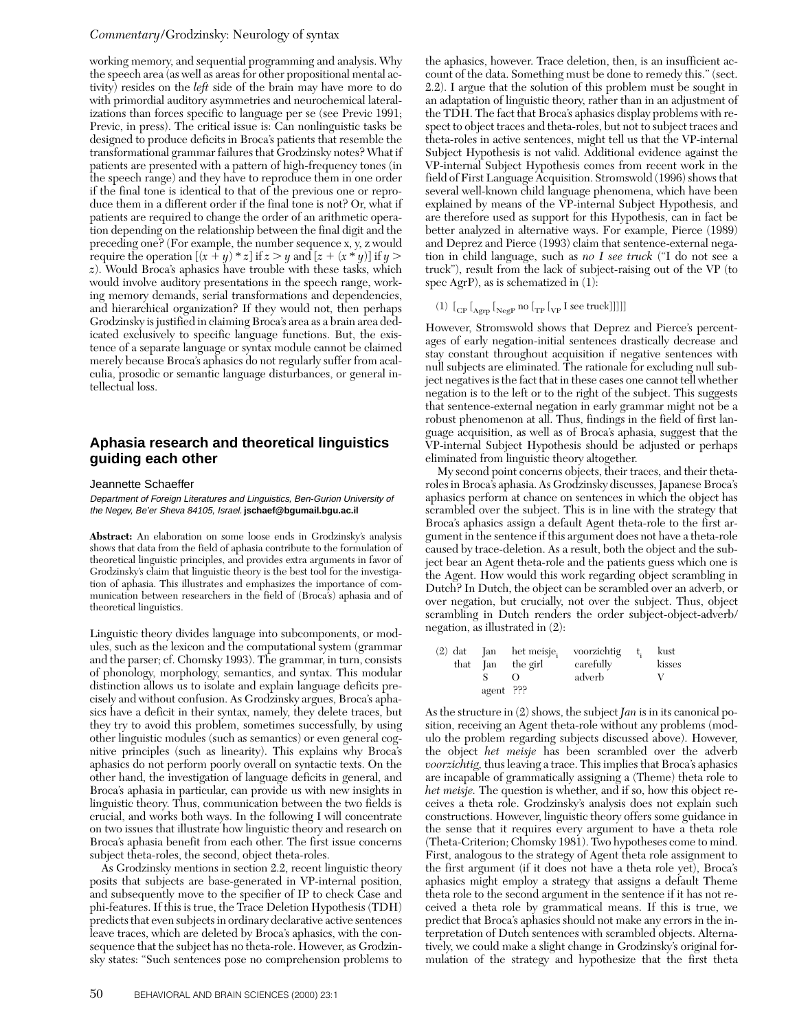#### *Commentary/*Grodzinsky: Neurology of syntax

working memory, and sequential programming and analysis. Why the speech area (as well as areas for other propositional mental activity) resides on the *left* side of the brain may have more to do with primordial auditory asymmetries and neurochemical lateralizations than forces specific to language per se (see Previc 1991; Previc, in press). The critical issue is: Can nonlinguistic tasks be designed to produce deficits in Broca's patients that resemble the transformational grammar failures that Grodzinsky notes? What if patients are presented with a pattern of high-frequency tones (in the speech range) and they have to reproduce them in one order if the final tone is identical to that of the previous one or reproduce them in a different order if the final tone is not? Or, what if patients are required to change the order of an arithmetic operation depending on the relationship between the final digit and the preceding one? (For example, the number sequence x, y, z would require the operation  $[(x + y) * z]$  if  $z > y$  and  $[z + (x * y)]$  if  $y >$ *z*). Would Broca's aphasics have trouble with these tasks, which would involve auditory presentations in the speech range, working memory demands, serial transformations and dependencies, and hierarchical organization? If they would not, then perhaps Grodzinsky is justified in claiming Broca's area as a brain area dedicated exclusively to specific language functions. But, the existence of a separate language or syntax module cannot be claimed merely because Broca's aphasics do not regularly suffer from acalculia, prosodic or semantic language disturbances, or general intellectual loss.

### **Aphasia research and theoretical linguistics guiding each other**

#### Jeannette Schaeffer

Department of Foreign Literatures and Linguistics, Ben-Gurion University of the Negev, Be'er Sheva 84105, Israel. **jschaef@bgumail.bgu.ac.il**

**Abstract:** An elaboration on some loose ends in Grodzinsky's analysis shows that data from the field of aphasia contribute to the formulation of theoretical linguistic principles, and provides extra arguments in favor of Grodzinsky's claim that linguistic theory is the best tool for the investigation of aphasia. This illustrates and emphasizes the importance of communication between researchers in the field of (Broca's) aphasia and of theoretical linguistics.

Linguistic theory divides language into subcomponents, or modules, such as the lexicon and the computational system (grammar and the parser; cf. Chomsky 1993). The grammar, in turn, consists of phonology, morphology, semantics, and syntax. This modular distinction allows us to isolate and explain language deficits precisely and without confusion. As Grodzinsky argues, Broca's aphasics have a deficit in their syntax, namely, they delete traces, but they try to avoid this problem, sometimes successfully, by using other linguistic modules (such as semantics) or even general cognitive principles (such as linearity). This explains why Broca's aphasics do not perform poorly overall on syntactic texts. On the other hand, the investigation of language deficits in general, and Broca's aphasia in particular, can provide us with new insights in linguistic theory. Thus, communication between the two fields is crucial, and works both ways. In the following I will concentrate on two issues that illustrate how linguistic theory and research on Broca's aphasia benefit from each other. The first issue concerns subject theta-roles, the second, object theta-roles.

As Grodzinsky mentions in section 2.2, recent linguistic theory posits that subjects are base-generated in VP-internal position, and subsequently move to the specifier of IP to check Case and phi-features. If this is true, the Trace Deletion Hypothesis (TDH) predicts that even subjects in ordinary declarative active sentences leave traces, which are deleted by Broca's aphasics, with the consequence that the subject has no theta-role. However, as Grodzinsky states: "Such sentences pose no comprehension problems to the aphasics, however. Trace deletion, then, is an insufficient account of the data. Something must be done to remedy this." (sect. 2.2). I argue that the solution of this problem must be sought in an adaptation of linguistic theory, rather than in an adjustment of the TDH. The fact that Broca's aphasics display problems with respect to object traces and theta-roles, but not to subject traces and theta-roles in active sentences, might tell us that the VP-internal Subject Hypothesis is not valid. Additional evidence against the VP-internal Subject Hypothesis comes from recent work in the field of First Language Acquisition. Stromswold (1996) shows that several well-known child language phenomena, which have been explained by means of the VP-internal Subject Hypothesis, and are therefore used as support for this Hypothesis, can in fact be better analyzed in alternative ways. For example, Pierce (1989) and Deprez and Pierce (1993) claim that sentence-external negation in child language, such as *no I see truck* ("I do not see a truck"), result from the lack of subject-raising out of the VP (to spec AgrP), as is schematized in (1):

(1)  $\left[\frac{}{\text{Cp}}\right]\left[\frac{}{\text{Negr}}\right]$  no  $\left[\frac{}{\text{TP}}\left[\frac{}{\text{VP}}\right]$  see truck]]]]]

However, Stromswold shows that Deprez and Pierce's percentages of early negation-initial sentences drastically decrease and stay constant throughout acquisition if negative sentences with null subjects are eliminated. The rationale for excluding null subject negatives is the fact that in these cases one cannot tell whether negation is to the left or to the right of the subject. This suggests that sentence-external negation in early grammar might not be a robust phenomenon at all. Thus, findings in the field of first language acquisition, as well as of Broca's aphasia, suggest that the VP-internal Subject Hypothesis should be adjusted or perhaps eliminated from linguistic theory altogether.

My second point concerns objects, their traces, and their thetaroles in Broca's aphasia. As Grodzinsky discusses, Japanese Broca's aphasics perform at chance on sentences in which the object has scrambled over the subject. This is in line with the strategy that Broca's aphasics assign a default Agent theta-role to the first argument in the sentence if this argument does not have a theta-role caused by trace-deletion. As a result, both the object and the subject bear an Agent theta-role and the patients guess which one is the Agent. How would this work regarding object scrambling in Dutch? In Dutch, the object can be scrambled over an adverb, or over negation, but crucially, not over the subject. Thus, object scrambling in Dutch renders the order subject-object-adverb/ negation, as illustrated in (2):

| (2) dat Ian |           |          | het meisje, voorzichtig t. | kust   |
|-------------|-----------|----------|----------------------------|--------|
| that        | - Jan     | the girl | carefully                  | kisses |
|             |           |          | adverb                     |        |
|             | agent ??? |          |                            |        |

As the structure in (2) shows, the subject *Jan* is in its canonical position, receiving an Agent theta-role without any problems (modulo the problem regarding subjects discussed above). However, the object *het meisje* has been scrambled over the adverb *voorzichtig,* thus leaving a trace. This implies that Broca's aphasics are incapable of grammatically assigning a (Theme) theta role to *het meisje.* The question is whether, and if so, how this object receives a theta role. Grodzinsky's analysis does not explain such constructions. However, linguistic theory offers some guidance in the sense that it requires every argument to have a theta role (Theta-Criterion; Chomsky 1981). Two hypotheses come to mind. First, analogous to the strategy of Agent theta role assignment to the first argument (if it does not have a theta role yet), Broca's aphasics might employ a strategy that assigns a default Theme theta role to the second argument in the sentence if it has not received a theta role by grammatical means. If this is true, we predict that Broca's aphasics should not make any errors in the interpretation of Dutch sentences with scrambled objects. Alternatively, we could make a slight change in Grodzinsky's original formulation of the strategy and hypothesize that the first theta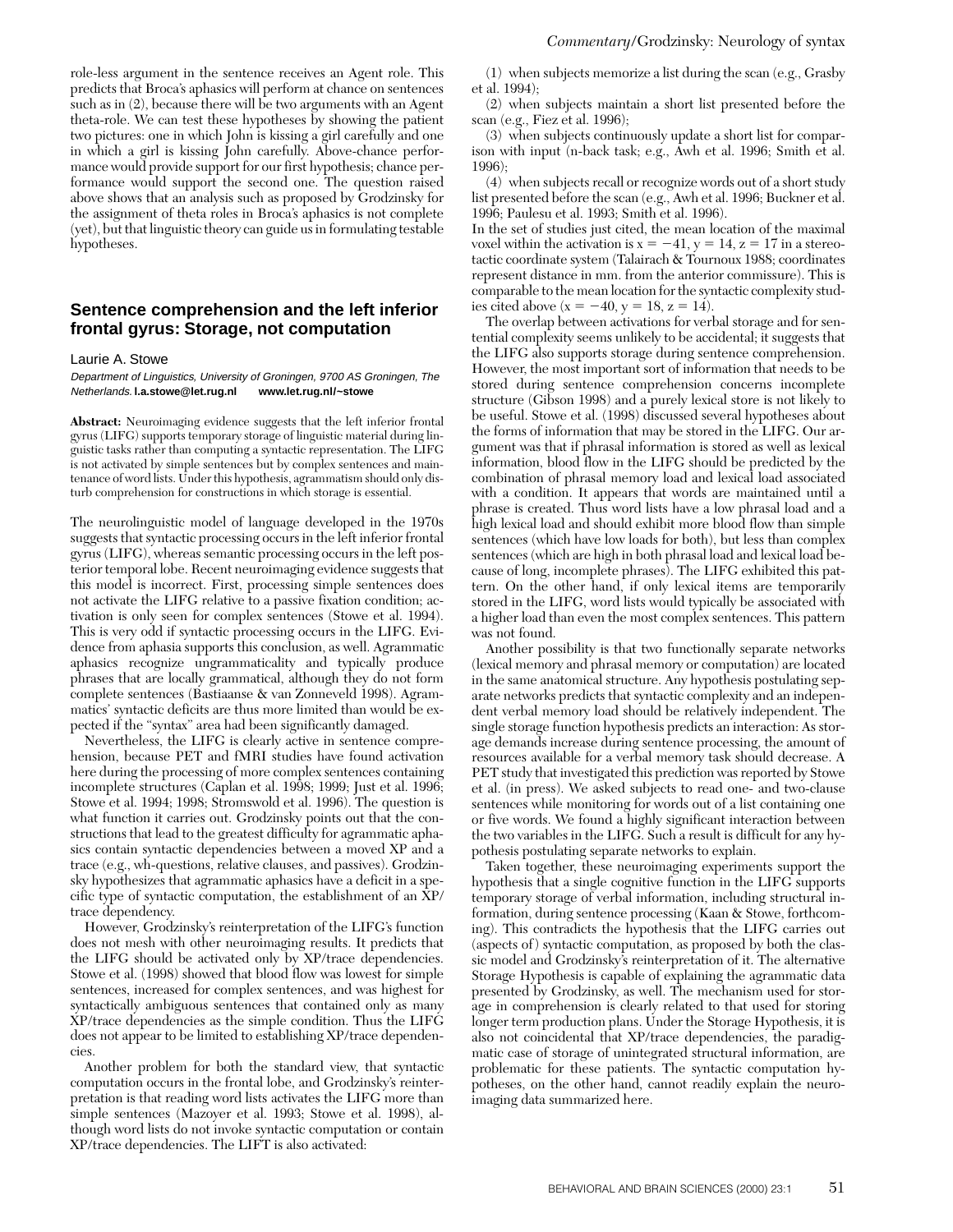role-less argument in the sentence receives an Agent role. This predicts that Broca's aphasics will perform at chance on sentences such as in (2), because there will be two arguments with an Agent theta-role. We can test these hypotheses by showing the patient two pictures: one in which John is kissing a girl carefully and one in which a girl is kissing John carefully. Above-chance performance would provide support for our first hypothesis; chance performance would support the second one. The question raised above shows that an analysis such as proposed by Grodzinsky for the assignment of theta roles in Broca's aphasics is not complete (yet), but that linguistic theory can guide us in formulating testable hypotheses.

### **Sentence comprehension and the left inferior frontal gyrus: Storage, not computation**

#### Laurie A. Stowe

Department of Linguistics, University of Groningen, 9700 AS Groningen, The Netherlands. **l.a.stowe@let.rug.nl www.let.rug.nl/~stowe**

**Abstract:** Neuroimaging evidence suggests that the left inferior frontal gyrus (LIFG) supports temporary storage of linguistic material during linguistic tasks rather than computing a syntactic representation. The LIFG is not activated by simple sentences but by complex sentences and maintenance of word lists. Under this hypothesis, agrammatism should only disturb comprehension for constructions in which storage is essential.

The neurolinguistic model of language developed in the 1970s suggests that syntactic processing occurs in the left inferior frontal gyrus (LIFG), whereas semantic processing occurs in the left posterior temporal lobe. Recent neuroimaging evidence suggests that this model is incorrect. First, processing simple sentences does not activate the LIFG relative to a passive fixation condition; activation is only seen for complex sentences (Stowe et al. 1994). This is very odd if syntactic processing occurs in the LIFG. Evidence from aphasia supports this conclusion, as well. Agrammatic aphasics recognize ungrammaticality and typically produce phrases that are locally grammatical, although they do not form complete sentences (Bastiaanse & van Zonneveld 1998). Agrammatics' syntactic deficits are thus more limited than would be expected if the "syntax" area had been significantly damaged.

Nevertheless, the LIFG is clearly active in sentence comprehension, because PET and fMRI studies have found activation here during the processing of more complex sentences containing incomplete structures (Caplan et al. 1998; 1999; Just et al. 1996; Stowe et al. 1994; 1998; Stromswold et al. 1996). The question is what function it carries out. Grodzinsky points out that the constructions that lead to the greatest difficulty for agrammatic aphasics contain syntactic dependencies between a moved XP and a trace (e.g., wh-questions, relative clauses, and passives). Grodzinsky hypothesizes that agrammatic aphasics have a deficit in a specific type of syntactic computation, the establishment of an XP/ trace dependency.

However, Grodzinsky's reinterpretation of the LIFG's function does not mesh with other neuroimaging results. It predicts that the LIFG should be activated only by XP/trace dependencies. Stowe et al. (1998) showed that blood flow was lowest for simple sentences, increased for complex sentences, and was highest for syntactically ambiguous sentences that contained only as many XP/trace dependencies as the simple condition. Thus the LIFG does not appear to be limited to establishing XP/trace dependencies.

Another problem for both the standard view, that syntactic computation occurs in the frontal lobe, and Grodzinsky's reinterpretation is that reading word lists activates the LIFG more than simple sentences (Mazoyer et al. 1993; Stowe et al. 1998), although word lists do not invoke syntactic computation or contain XP/trace dependencies. The LIFT is also activated:

(1) when subjects memorize a list during the scan (e.g., Grasby et al. 1994);

(2) when subjects maintain a short list presented before the scan (e.g., Fiez et al. 1996);

(3) when subjects continuously update a short list for comparison with input (n-back task; e.g., Awh et al. 1996; Smith et al. 1996);

(4) when subjects recall or recognize words out of a short study list presented before the scan (e.g., Awh et al. 1996; Buckner et al. 1996; Paulesu et al. 1993; Smith et al. 1996).

In the set of studies just cited, the mean location of the maximal voxel within the activation is  $x = -41$ ,  $y = 14$ ,  $z = 17$  in a stereotactic coordinate system (Talairach & Tournoux 1988; coordinates represent distance in mm. from the anterior commissure). This is comparable to the mean location for the syntactic complexity studies cited above  $(x = -40, y = 18, z = 14)$ .

The overlap between activations for verbal storage and for sentential complexity seems unlikely to be accidental; it suggests that the LIFG also supports storage during sentence comprehension. However, the most important sort of information that needs to be stored during sentence comprehension concerns incomplete structure (Gibson 1998) and a purely lexical store is not likely to be useful. Stowe et al. (1998) discussed several hypotheses about the forms of information that may be stored in the LIFG. Our argument was that if phrasal information is stored as well as lexical information, blood flow in the LIFG should be predicted by the combination of phrasal memory load and lexical load associated with a condition. It appears that words are maintained until a phrase is created. Thus word lists have a low phrasal load and a high lexical load and should exhibit more blood flow than simple sentences (which have low loads for both), but less than complex sentences (which are high in both phrasal load and lexical load because of long, incomplete phrases). The LIFG exhibited this pattern. On the other hand, if only lexical items are temporarily stored in the LIFG, word lists would typically be associated with a higher load than even the most complex sentences. This pattern was not found.

Another possibility is that two functionally separate networks (lexical memory and phrasal memory or computation) are located in the same anatomical structure. Any hypothesis postulating separate networks predicts that syntactic complexity and an independent verbal memory load should be relatively independent. The single storage function hypothesis predicts an interaction: As storage demands increase during sentence processing, the amount of resources available for a verbal memory task should decrease. A PET study that investigated this prediction was reported by Stowe et al. (in press). We asked subjects to read one- and two-clause sentences while monitoring for words out of a list containing one or five words. We found a highly significant interaction between the two variables in the LIFG. Such a result is difficult for any hypothesis postulating separate networks to explain.

Taken together, these neuroimaging experiments support the hypothesis that a single cognitive function in the LIFG supports temporary storage of verbal information, including structural information, during sentence processing (Kaan & Stowe, forthcoming). This contradicts the hypothesis that the LIFG carries out (aspects of) syntactic computation, as proposed by both the classic model and Grodzinsky's reinterpretation of it. The alternative Storage Hypothesis is capable of explaining the agrammatic data presented by Grodzinsky, as well. The mechanism used for storage in comprehension is clearly related to that used for storing longer term production plans. Under the Storage Hypothesis, it is also not coincidental that XP/trace dependencies, the paradigmatic case of storage of unintegrated structural information, are problematic for these patients. The syntactic computation hypotheses, on the other hand, cannot readily explain the neuroimaging data summarized here.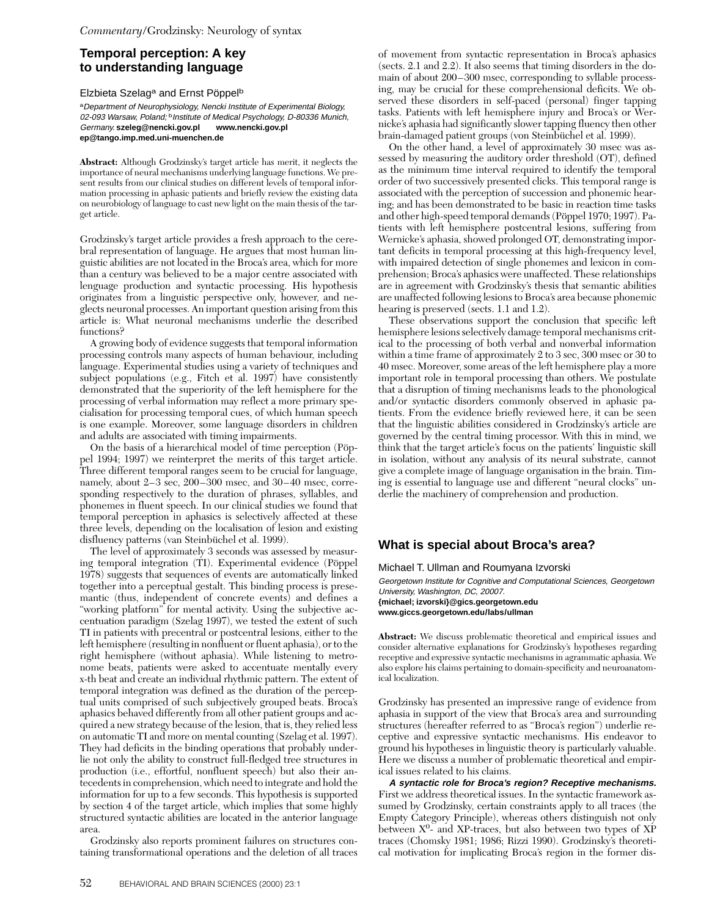### **Temporal perception: A key to understanding language**

#### Elzbieta Szelag<sup>a</sup> and Ernst Pöppel<sup>b</sup>

aDepartment of Neurophysiology, Nencki Institute of Experimental Biology, 02-093 Warsaw, Poland; <sup>b</sup>Institute of Medical Psychology, D-80336 Munich, Germany. **szeleg@nencki.gov.pl www.nencki.gov.pl ep@tango.imp.med.uni-muenchen.de**

**Abstract:** Although Grodzinsky's target article has merit, it neglects the importance of neural mechanisms underlying language functions. We present results from our clinical studies on different levels of temporal information processing in aphasic patients and briefly review the existing data on neurobiology of language to cast new light on the main thesis of the target article.

Grodzinsky's target article provides a fresh approach to the cerebral representation of language. He argues that most human linguistic abilities are not located in the Broca's area, which for more than a century was believed to be a major centre associated with lenguage production and syntactic processing. His hypothesis originates from a linguistic perspective only, however, and neglects neuronal processes. An important question arising from this article is: What neuronal mechanisms underlie the described functions?

A growing body of evidence suggests that temporal information processing controls many aspects of human behaviour, including language. Experimental studies using a variety of techniques and subject populations (e.g., Fitch et al. 1997) have consistently demonstrated that the superiority of the left hemisphere for the processing of verbal information may reflect a more primary specialisation for processing temporal cues, of which human speech is one example. Moreover, some language disorders in children and adults are associated with timing impairments.

On the basis of a hierarchical model of time perception (Pöppel 1994; 1997) we reinterpret the merits of this target article. Three different temporal ranges seem to be crucial for language, namely, about 2–3 sec, 200–300 msec, and 30–40 msec, corresponding respectively to the duration of phrases, syllables, and phonemes in fluent speech. In our clinical studies we found that temporal perception in aphasics is selectively affected at these three levels, depending on the localisation of lesion and existing disfluency patterns (van Steinbüchel et al. 1999).

The level of approximately 3 seconds was assessed by measuring temporal integration (TI). Experimental evidence (Pöppel 1978) suggests that sequences of events are automatically linked together into a perceptual gestalt. This binding process is presemantic (thus, independent of concrete events) and defines a "working platform" for mental activity. Using the subjective accentuation paradigm (Szelag 1997), we tested the extent of such TI in patients with precentral or postcentral lesions, either to the left hemisphere (resulting in nonfluent or fluent aphasia), or to the right hemisphere (without aphasia). While listening to metronome beats, patients were asked to accentuate mentally every x-th beat and create an individual rhythmic pattern. The extent of temporal integration was defined as the duration of the perceptual units comprised of such subjectively grouped beats. Broca's aphasics behaved differently from all other patient groups and acquired a new strategy because of the lesion, that is, they relied less on automatic TI and more on mental counting (Szelag et al. 1997). They had deficits in the binding operations that probably underlie not only the ability to construct full-fledged tree structures in production (i.e., effortful, nonfluent speech) but also their antecedents in comprehension, which need to integrate and hold the information for up to a few seconds. This hypothesis is supported by section 4 of the target article, which implies that some highly structured syntactic abilities are located in the anterior language area.

Grodzinsky also reports prominent failures on structures containing transformational operations and the deletion of all traces of movement from syntactic representation in Broca's aphasics (sects. 2.1 and 2.2). It also seems that timing disorders in the domain of about 200–300 msec, corresponding to syllable processing, may be crucial for these comprehensional deficits. We observed these disorders in self-paced (personal) finger tapping tasks. Patients with left hemisphere injury and Broca's or Wernicke's aphasia had significantly slower tapping fluency then other brain-damaged patient groups (von Steinbüchel et al. 1999).

On the other hand, a level of approximately 30 msec was assessed by measuring the auditory order threshold (OT), defined as the minimum time interval required to identify the temporal order of two successively presented clicks. This temporal range is associated with the perception of succession and phonemic hearing; and has been demonstrated to be basic in reaction time tasks and other high-speed temporal demands (Pöppel 1970; 1997). Patients with left hemisphere postcentral lesions, suffering from Wernicke's aphasia, showed prolonged OT, demonstrating important deficits in temporal processing at this high-frequency level, with impaired detection of single phonemes and lexicon in comprehension; Broca's aphasics were unaffected. These relationships are in agreement with Grodzinsky's thesis that semantic abilities are unaffected following lesions to Broca's area because phonemic hearing is preserved (sects. 1.1 and 1.2).

These observations support the conclusion that specific left hemisphere lesions selectively damage temporal mechanisms critical to the processing of both verbal and nonverbal information within a time frame of approximately 2 to 3 sec, 300 msec or 30 to 40 msec. Moreover, some areas of the left hemisphere play a more important role in temporal processing than others. We postulate that a disruption of timing mechanisms leads to the phonological and/or syntactic disorders commonly observed in aphasic patients. From the evidence briefly reviewed here, it can be seen that the linguistic abilities considered in Grodzinsky's article are governed by the central timing processor. With this in mind, we think that the target article's focus on the patients' linguistic skill in isolation, without any analysis of its neural substrate, cannot give a complete image of language organisation in the brain. Timing is essential to language use and different "neural clocks" underlie the machinery of comprehension and production.

### **What is special about Broca's area?**

Michael T. Ullman and Roumyana Izvorski

Georgetown Institute for Cognitive and Computational Sciences, Georgetown University, Washington, DC, 20007.

**{michael; izvorski}@gics.georgetown.edu www.giccs.georgetown.edu/labs/ullman**

**Abstract:** We discuss problematic theoretical and empirical issues and consider alternative explanations for Grodzinsky's hypotheses regarding receptive and expressive syntactic mechanisms in agrammatic aphasia. We also explore his claims pertaining to domain-specificity and neuroanatomical localization.

Grodzinsky has presented an impressive range of evidence from aphasia in support of the view that Broca's area and surrounding structures (hereafter referred to as "Broca's region") underlie receptive and expressive syntactic mechanisms. His endeavor to ground his hypotheses in linguistic theory is particularly valuable. Here we discuss a number of problematic theoretical and empirical issues related to his claims.

**A syntactic role for Broca's region? Receptive mechanisms.** First we address theoretical issues. In the syntactic framework assumed by Grodzinsky, certain constraints apply to all traces (the Empty Category Principle), whereas others distinguish not only between X0- and XP-traces, but also between two types of XP traces (Chomsky 1981; 1986; Rizzi 1990). Grodzinsky's theoretical motivation for implicating Broca's region in the former dis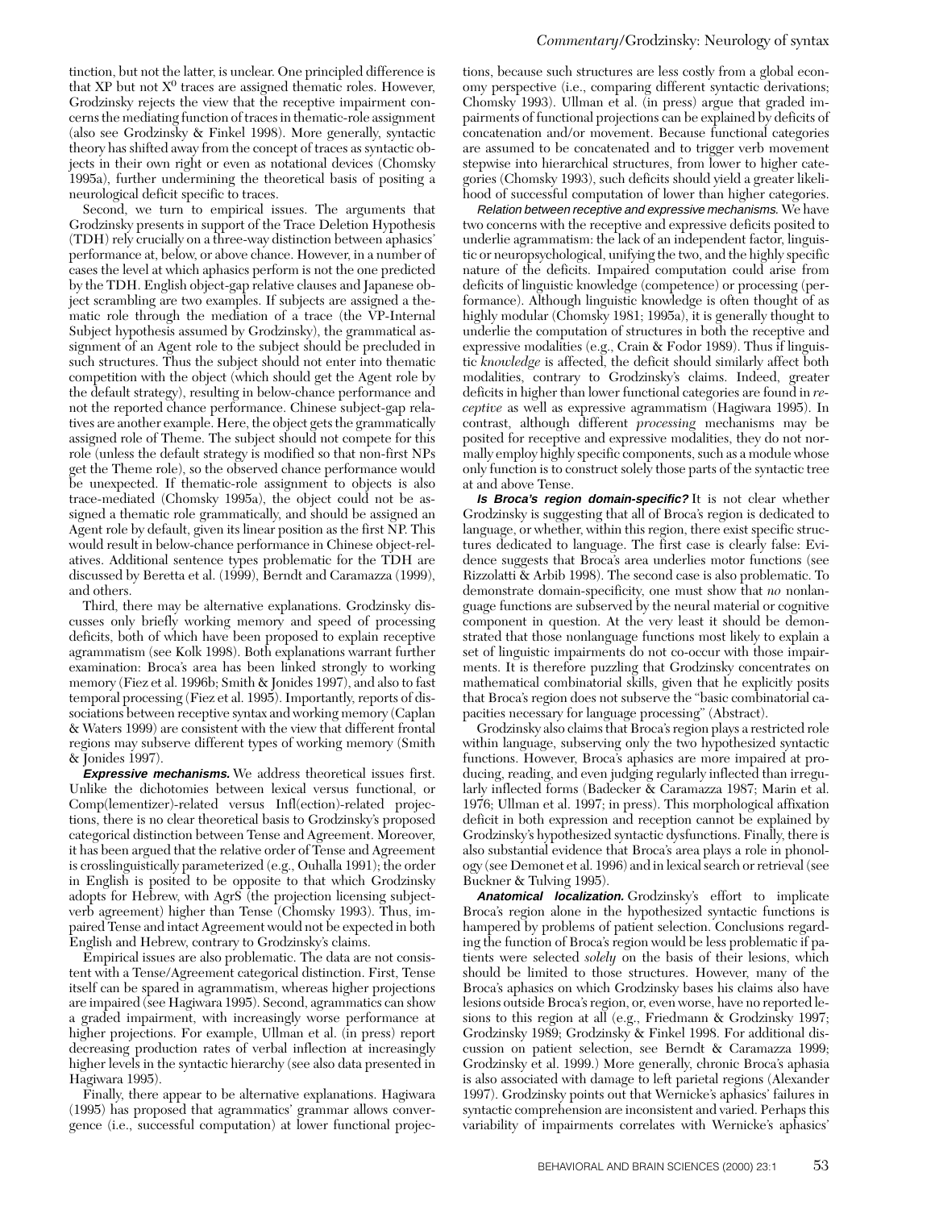tinction, but not the latter, is unclear. One principled difference is that  $XP$  but not  $X^0$  traces are assigned thematic roles. However, Grodzinsky rejects the view that the receptive impairment concerns the mediating function of traces in thematic-role assignment (also see Grodzinsky & Finkel 1998). More generally, syntactic theory has shifted away from the concept of traces as syntactic objects in their own right or even as notational devices (Chomsky 1995a), further undermining the theoretical basis of positing a neurological deficit specific to traces.

Second, we turn to empirical issues. The arguments that Grodzinsky presents in support of the Trace Deletion Hypothesis (TDH) rely crucially on a three-way distinction between aphasics' performance at, below, or above chance. However, in a number of cases the level at which aphasics perform is not the one predicted by the TDH. English object-gap relative clauses and Japanese object scrambling are two examples. If subjects are assigned a thematic role through the mediation of a trace (the VP-Internal Subject hypothesis assumed by Grodzinsky), the grammatical assignment of an Agent role to the subject should be precluded in such structures. Thus the subject should not enter into thematic competition with the object (which should get the Agent role by the default strategy), resulting in below-chance performance and not the reported chance performance. Chinese subject-gap relatives are another example. Here, the object gets the grammatically assigned role of Theme. The subject should not compete for this role (unless the default strategy is modified so that non-first NPs get the Theme role), so the observed chance performance would be unexpected. If thematic-role assignment to objects is also trace-mediated (Chomsky 1995a), the object could not be assigned a thematic role grammatically, and should be assigned an Agent role by default, given its linear position as the first NP. This would result in below-chance performance in Chinese object-relatives. Additional sentence types problematic for the TDH are discussed by Beretta et al. (1999), Berndt and Caramazza (1999), and others.

Third, there may be alternative explanations. Grodzinsky discusses only briefly working memory and speed of processing deficits, both of which have been proposed to explain receptive agrammatism (see Kolk 1998). Both explanations warrant further examination: Broca's area has been linked strongly to working memory (Fiez et al. 1996b; Smith & Jonides 1997), and also to fast temporal processing (Fiez et al. 1995). Importantly, reports of dissociations between receptive syntax and working memory (Caplan & Waters 1999) are consistent with the view that different frontal regions may subserve different types of working memory (Smith & Jonides 1997).

**Expressive mechanisms.** We address theoretical issues first. Unlike the dichotomies between lexical versus functional, or Comp(lementizer)-related versus Infl(ection)-related projections, there is no clear theoretical basis to Grodzinsky's proposed categorical distinction between Tense and Agreement. Moreover, it has been argued that the relative order of Tense and Agreement is crosslinguistically parameterized (e.g., Ouhalla 1991); the order in English is posited to be opposite to that which Grodzinsky adopts for Hebrew, with AgrS (the projection licensing subjectverb agreement) higher than Tense (Chomsky 1993). Thus, impaired Tense and intact Agreement would not be expected in both English and Hebrew, contrary to Grodzinsky's claims.

Empirical issues are also problematic. The data are not consistent with a Tense/Agreement categorical distinction. First, Tense itself can be spared in agrammatism, whereas higher projections are impaired (see Hagiwara 1995). Second, agrammatics can show a graded impairment, with increasingly worse performance at higher projections. For example, Ullman et al. (in press) report decreasing production rates of verbal inflection at increasingly higher levels in the syntactic hierarchy (see also data presented in Hagiwara 1995).

Finally, there appear to be alternative explanations. Hagiwara (1995) has proposed that agrammatics' grammar allows convergence (i.e., successful computation) at lower functional projec-

tions, because such structures are less costly from a global economy perspective (i.e., comparing different syntactic derivations; Chomsky 1993). Ullman et al. (in press) argue that graded impairments of functional projections can be explained by deficits of concatenation and/or movement. Because functional categories are assumed to be concatenated and to trigger verb movement stepwise into hierarchical structures, from lower to higher categories (Chomsky 1993), such deficits should yield a greater likelihood of successful computation of lower than higher categories.

Relation between receptive and expressive mechanisms. We have two concerns with the receptive and expressive deficits posited to underlie agrammatism: the lack of an independent factor, linguistic or neuropsychological, unifying the two, and the highly specific nature of the deficits. Impaired computation could arise from deficits of linguistic knowledge (competence) or processing (performance). Although linguistic knowledge is often thought of as highly modular (Chomsky 1981; 1995a), it is generally thought to underlie the computation of structures in both the receptive and expressive modalities (e.g., Crain & Fodor 1989). Thus if linguistic *knowledge* is affected, the deficit should similarly affect both modalities, contrary to Grodzinsky's claims. Indeed, greater deficits in higher than lower functional categories are found in *receptive* as well as expressive agrammatism (Hagiwara 1995). In contrast, although different *processing* mechanisms may be posited for receptive and expressive modalities, they do not normally employ highly specific components, such as a module whose only function is to construct solely those parts of the syntactic tree at and above Tense.

**Is Broca's region domain-specific?** It is not clear whether Grodzinsky is suggesting that all of Broca's region is dedicated to language, or whether, within this region, there exist specific structures dedicated to language. The first case is clearly false: Evidence suggests that Broca's area underlies motor functions (see Rizzolatti & Arbib 1998). The second case is also problematic. To demonstrate domain-specificity, one must show that *no* nonlanguage functions are subserved by the neural material or cognitive component in question. At the very least it should be demonstrated that those nonlanguage functions most likely to explain a set of linguistic impairments do not co-occur with those impairments. It is therefore puzzling that Grodzinsky concentrates on mathematical combinatorial skills, given that he explicitly posits that Broca's region does not subserve the "basic combinatorial capacities necessary for language processing" (Abstract).

Grodzinsky also claims that Broca's region plays a restricted role within language, subserving only the two hypothesized syntactic functions. However, Broca's aphasics are more impaired at producing, reading, and even judging regularly inflected than irregularly inflected forms (Badecker & Caramazza 1987; Marin et al. 1976; Ullman et al. 1997; in press). This morphological affixation deficit in both expression and reception cannot be explained by Grodzinsky's hypothesized syntactic dysfunctions. Finally, there is also substantial evidence that Broca's area plays a role in phonology (see Demonet et al. 1996) and in lexical search or retrieval (see Buckner & Tulving 1995).

**Anatomical localization.** Grodzinsky's effort to implicate Broca's region alone in the hypothesized syntactic functions is hampered by problems of patient selection. Conclusions regarding the function of Broca's region would be less problematic if patients were selected *solely* on the basis of their lesions, which should be limited to those structures. However, many of the Broca's aphasics on which Grodzinsky bases his claims also have lesions outside Broca's region, or, even worse, have no reported lesions to this region at all (e.g., Friedmann & Grodzinsky 1997; Grodzinsky 1989; Grodzinsky & Finkel 1998. For additional discussion on patient selection, see Berndt & Caramazza 1999; Grodzinsky et al. 1999.) More generally, chronic Broca's aphasia is also associated with damage to left parietal regions (Alexander 1997). Grodzinsky points out that Wernicke's aphasics' failures in syntactic comprehension are inconsistent and varied. Perhaps this variability of impairments correlates with Wernicke's aphasics'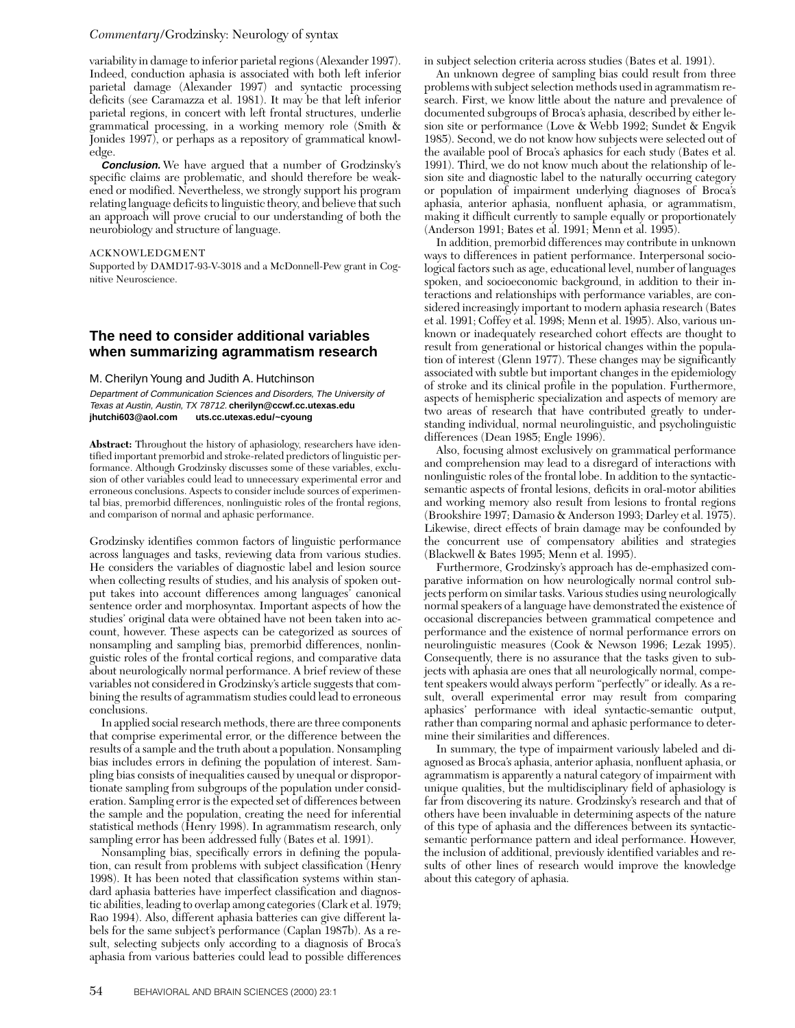#### *Commentary/*Grodzinsky: Neurology of syntax

variability in damage to inferior parietal regions (Alexander 1997). Indeed, conduction aphasia is associated with both left inferior parietal damage (Alexander 1997) and syntactic processing deficits (see Caramazza et al. 1981). It may be that left inferior parietal regions, in concert with left frontal structures, underlie grammatical processing, in a working memory role (Smith & Jonides 1997), or perhaps as a repository of grammatical knowledge.

**Conclusion.** We have argued that a number of Grodzinsky's specific claims are problematic, and should therefore be weakened or modified. Nevertheless, we strongly support his program relating language deficits to linguistic theory, and believe that such an approach will prove crucial to our understanding of both the neurobiology and structure of language.

#### ACKNOWLEDGMENT

Supported by DAMD17-93-V-3018 and a McDonnell-Pew grant in Cognitive Neuroscience.

### **The need to consider additional variables when summarizing agrammatism research**

M. Cherilyn Young and Judith A. Hutchinson

Department of Communication Sciences and Disorders, The University of Texas at Austin, Austin, TX 78712. **cherilyn@ccwf.cc.utexas.edu jhutchi603@aol.com uts.cc.utexas.edu/~cyoung**

**Abstract:** Throughout the history of aphasiology, researchers have identified important premorbid and stroke-related predictors of linguistic performance. Although Grodzinsky discusses some of these variables, exclusion of other variables could lead to unnecessary experimental error and erroneous conclusions. Aspects to consider include sources of experimental bias, premorbid differences, nonlinguistic roles of the frontal regions, and comparison of normal and aphasic performance.

Grodzinsky identifies common factors of linguistic performance across languages and tasks, reviewing data from various studies. He considers the variables of diagnostic label and lesion source when collecting results of studies, and his analysis of spoken output takes into account differences among languages' canonical sentence order and morphosyntax. Important aspects of how the studies' original data were obtained have not been taken into account, however. These aspects can be categorized as sources of nonsampling and sampling bias, premorbid differences, nonlinguistic roles of the frontal cortical regions, and comparative data about neurologically normal performance. A brief review of these variables not considered in Grodzinsky's article suggests that combining the results of agrammatism studies could lead to erroneous conclusions.

In applied social research methods, there are three components that comprise experimental error, or the difference between the results of a sample and the truth about a population. Nonsampling bias includes errors in defining the population of interest. Sampling bias consists of inequalities caused by unequal or disproportionate sampling from subgroups of the population under consideration. Sampling error is the expected set of differences between the sample and the population, creating the need for inferential statistical methods (Henry 1998). In agrammatism research, only sampling error has been addressed fully (Bates et al. 1991).

Nonsampling bias, specifically errors in defining the population, can result from problems with subject classification (Henry 1998). It has been noted that classification systems within standard aphasia batteries have imperfect classification and diagnostic abilities, leading to overlap among categories (Clark et al. 1979; Rao 1994). Also, different aphasia batteries can give different labels for the same subject's performance (Caplan 1987b). As a result, selecting subjects only according to a diagnosis of Broca's aphasia from various batteries could lead to possible differences in subject selection criteria across studies (Bates et al. 1991).

An unknown degree of sampling bias could result from three problems with subject selection methods used in agrammatism research. First, we know little about the nature and prevalence of documented subgroups of Broca's aphasia, described by either lesion site or performance (Love & Webb 1992; Sundet & Engvik 1985). Second, we do not know how subjects were selected out of the available pool of Broca's aphasics for each study (Bates et al. 1991). Third, we do not know much about the relationship of lesion site and diagnostic label to the naturally occurring category or population of impairment underlying diagnoses of Broca's aphasia, anterior aphasia, nonfluent aphasia, or agrammatism, making it difficult currently to sample equally or proportionately (Anderson 1991; Bates et al. 1991; Menn et al. 1995).

In addition, premorbid differences may contribute in unknown ways to differences in patient performance. Interpersonal sociological factors such as age, educational level, number of languages spoken, and socioeconomic background, in addition to their interactions and relationships with performance variables, are considered increasingly important to modern aphasia research (Bates et al. 1991; Coffey et al. 1998; Menn et al. 1995). Also, various unknown or inadequately researched cohort effects are thought to result from generational or historical changes within the population of interest (Glenn 1977). These changes may be significantly associated with subtle but important changes in the epidemiology of stroke and its clinical profile in the population. Furthermore, aspects of hemispheric specialization and aspects of memory are two areas of research that have contributed greatly to understanding individual, normal neurolinguistic, and psycholinguistic differences (Dean 1985; Engle 1996).

Also, focusing almost exclusively on grammatical performance and comprehension may lead to a disregard of interactions with nonlinguistic roles of the frontal lobe. In addition to the syntacticsemantic aspects of frontal lesions, deficits in oral-motor abilities and working memory also result from lesions to frontal regions (Brookshire 1997; Damasio & Anderson 1993; Darley et al. 1975). Likewise, direct effects of brain damage may be confounded by the concurrent use of compensatory abilities and strategies (Blackwell & Bates 1995; Menn et al. 1995).

Furthermore, Grodzinsky's approach has de-emphasized comparative information on how neurologically normal control subjects perform on similar tasks. Various studies using neurologically normal speakers of a language have demonstrated the existence of occasional discrepancies between grammatical competence and performance and the existence of normal performance errors on neurolinguistic measures (Cook & Newson 1996; Lezak 1995). Consequently, there is no assurance that the tasks given to subjects with aphasia are ones that all neurologically normal, competent speakers would always perform "perfectly" or ideally. As a result, overall experimental error may result from comparing aphasics' performance with ideal syntactic-semantic output, rather than comparing normal and aphasic performance to determine their similarities and differences.

In summary, the type of impairment variously labeled and diagnosed as Broca's aphasia, anterior aphasia, nonfluent aphasia, or agrammatism is apparently a natural category of impairment with unique qualities, but the multidisciplinary field of aphasiology is far from discovering its nature. Grodzinsky's research and that of others have been invaluable in determining aspects of the nature of this type of aphasia and the differences between its syntacticsemantic performance pattern and ideal performance. However, the inclusion of additional, previously identified variables and results of other lines of research would improve the knowledge about this category of aphasia.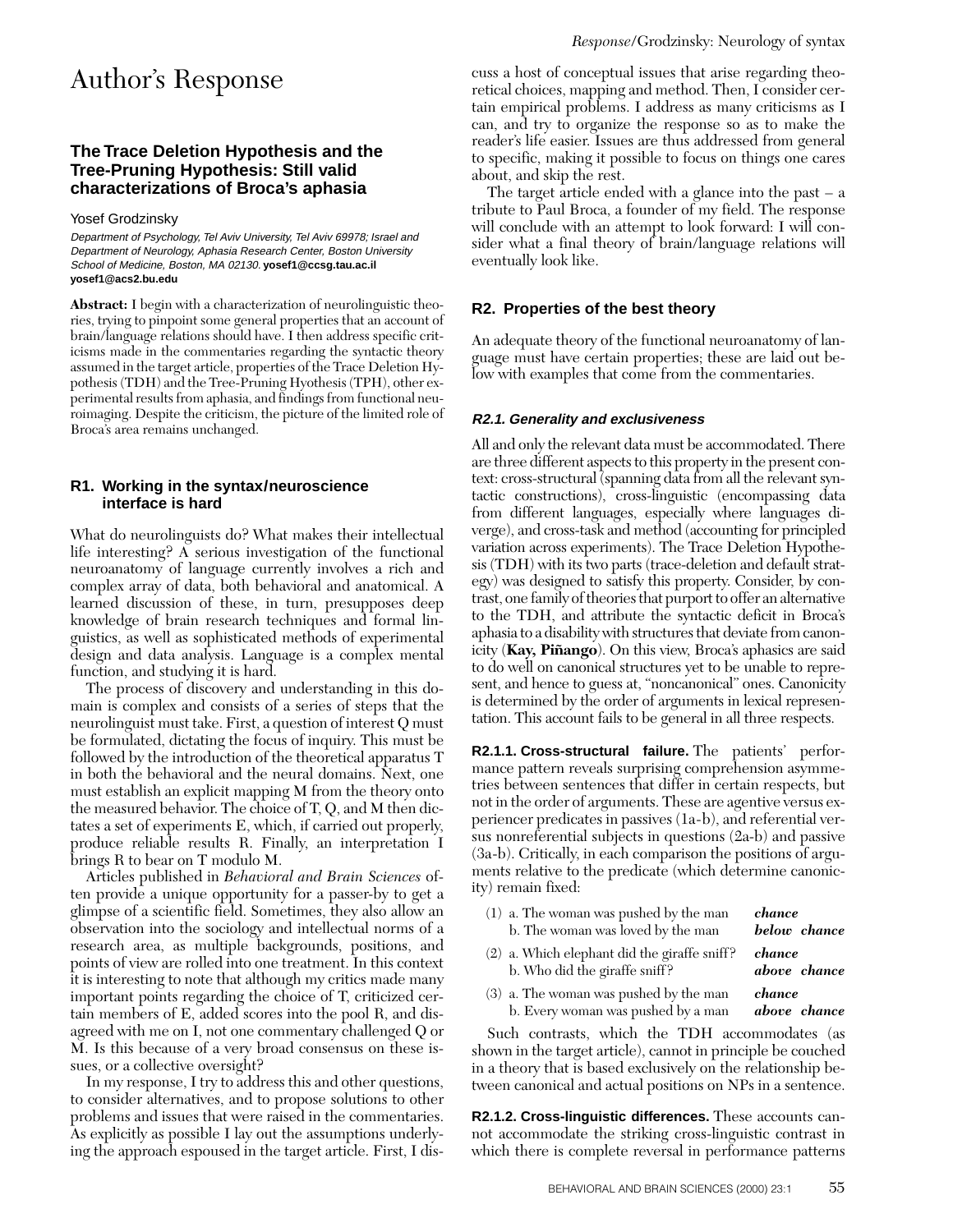# Author's Response

### **The Trace Deletion Hypothesis and the Tree-Pruning Hypothesis: Still valid characterizations of Broca's aphasia**

#### Yosef Grodzinsky

Department of Psychology, Tel Aviv University, Tel Aviv 69978; Israel and Department of Neurology, Aphasia Research Center, Boston University School of Medicine, Boston, MA 02130. **yosef1@ccsg.tau.ac.il yosef1@acs2.bu.edu**

**Abstract:** I begin with a characterization of neurolinguistic theories, trying to pinpoint some general properties that an account of brain/language relations should have. I then address specific criticisms made in the commentaries regarding the syntactic theory assumed in the target article, properties of the Trace Deletion Hypothesis (TDH) and the Tree-Pruning Hyothesis (TPH), other experimental results from aphasia, and findings from functional neuroimaging. Despite the criticism, the picture of the limited role of Broca's area remains unchanged.

### **R1. Working in the syntax/neuroscience interface is hard**

What do neurolinguists do? What makes their intellectual life interesting? A serious investigation of the functional neuroanatomy of language currently involves a rich and complex array of data, both behavioral and anatomical. A learned discussion of these, in turn, presupposes deep knowledge of brain research techniques and formal linguistics, as well as sophisticated methods of experimental design and data analysis. Language is a complex mental function, and studying it is hard.

The process of discovery and understanding in this domain is complex and consists of a series of steps that the neurolinguist must take. First, a question of interest Q must be formulated, dictating the focus of inquiry. This must be followed by the introduction of the theoretical apparatus T in both the behavioral and the neural domains. Next, one must establish an explicit mapping M from the theory onto the measured behavior. The choice of T, Q, and M then dictates a set of experiments E, which, if carried out properly, produce reliable results R. Finally, an interpretation I brings R to bear on T modulo M.

Articles published in *Behavioral and Brain Sciences* often provide a unique opportunity for a passer-by to get a glimpse of a scientific field. Sometimes, they also allow an observation into the sociology and intellectual norms of a research area, as multiple backgrounds, positions, and points of view are rolled into one treatment. In this context it is interesting to note that although my critics made many important points regarding the choice of T, criticized certain members of E, added scores into the pool R, and disagreed with me on I, not one commentary challenged Q or M. Is this because of a very broad consensus on these issues, or a collective oversight?

In my response, I try to address this and other questions, to consider alternatives, and to propose solutions to other problems and issues that were raised in the commentaries. As explicitly as possible I lay out the assumptions underlying the approach espoused in the target article. First, I dis-

cuss a host of conceptual issues that arise regarding theoretical choices, mapping and method. Then, I consider certain empirical problems. I address as many criticisms as I can, and try to organize the response so as to make the reader's life easier. Issues are thus addressed from general to specific, making it possible to focus on things one cares about, and skip the rest.

The target article ended with a glance into the past – a tribute to Paul Broca, a founder of my field. The response will conclude with an attempt to look forward: I will consider what a final theory of brain/language relations will eventually look like.

#### **R2. Properties of the best theory**

An adequate theory of the functional neuroanatomy of language must have certain properties; these are laid out below with examples that come from the commentaries.

#### **R2.1. Generality and exclusiveness**

All and only the relevant data must be accommodated. There are three different aspects to this property in the present context: cross-structural (spanning data from all the relevant syntactic constructions), cross-linguistic (encompassing data from different languages, especially where languages diverge), and cross-task and method (accounting for principled variation across experiments). The Trace Deletion Hypothesis (TDH) with its two parts (trace-deletion and default strategy) was designed to satisfy this property. Consider, by contrast, one family of theories that purport to offer an alternative to the TDH, and attribute the syntactic deficit in Broca's aphasia to a disability with structures that deviate from canonicity (**Kay, Piñango**). On this view, Broca's aphasics are said to do well on canonical structures yet to be unable to represent, and hence to guess at, "noncanonical" ones. Canonicity is determined by the order of arguments in lexical representation. This account fails to be general in all three respects.

**R2.1.1. Cross-structural failure.** The patients' performance pattern reveals surprising comprehension asymmetries between sentences that differ in certain respects, but not in the order of arguments. These are agentive versus experiencer predicates in passives (1a-b), and referential versus nonreferential subjects in questions (2a-b) and passive (3a-b). Critically, in each comparison the positions of arguments relative to the predicate (which determine canonicity) remain fixed:

| $(1)$ a. The woman was pushed by the man<br>b. The woman was loved by the man   | chance<br>below chance |
|---------------------------------------------------------------------------------|------------------------|
| $(2)$ a. Which elephant did the giraffe sniff?<br>b. Who did the giraffe sniff? | chance<br>above chance |
| (3) a. The woman was pushed by the man<br>b. Every woman was pushed by a man    | chance<br>above chance |
| Such contrasts, which the TDH accommodates (as                                  |                        |

shown in the target article), cannot in principle be couched in a theory that is based exclusively on the relationship between canonical and actual positions on NPs in a sentence.

**R2.1.2. Cross-linguistic differences.** These accounts cannot accommodate the striking cross-linguistic contrast in which there is complete reversal in performance patterns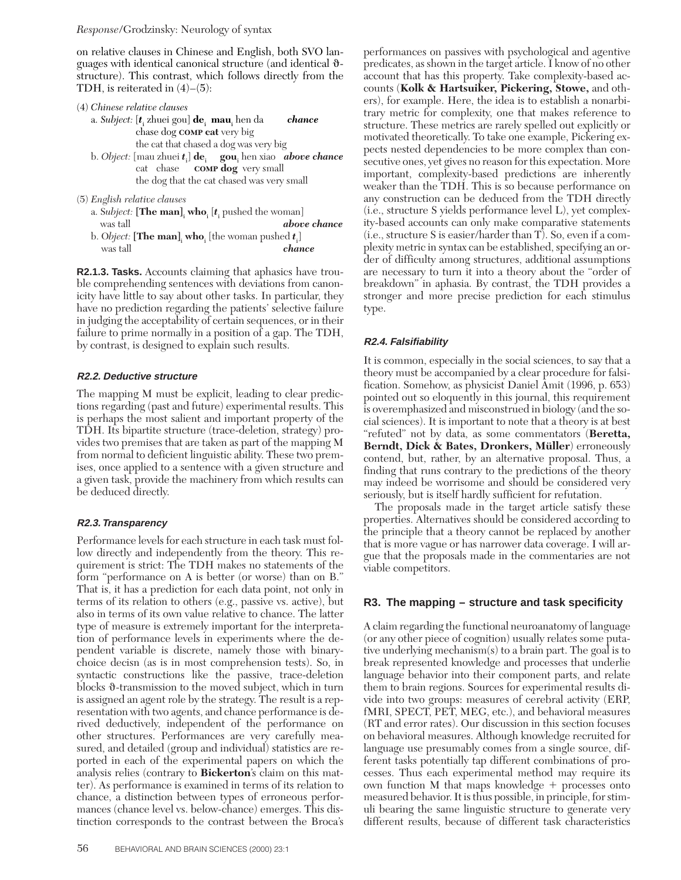*Response/*Grodzinsky: Neurology of syntax

on relative clauses in Chinese and English, both SVO languages with identical canonical structure (and identical  $\vartheta$ structure). This contrast, which follows directly from the TDH, is reiterated in  $(4)$ – $(5)$ :

| (4) Chinese relative clauses                                           |
|------------------------------------------------------------------------|
| a. Subject: $[t,$ zhuei gou] <b>de</b> , <b>mau</b> , hen da<br>chance |
| chase dog COMP cat very big                                            |
| the cat that chased a dog was very big                                 |
| b. Object: [mau zhuei $t_i$ ] de, gou, hen xiao above chance           |
| cat chase <b>COMP</b> dog very small                                   |
| the dog that the cat chased was very small                             |
| (5) English relative clauses                                           |

a. Subject:  $[\text{The man}]_i \text{ who}_i [t_i]$  pushed the woman] was tall  $\boldsymbol{a}$ above *chance* b. Object:  $[\text{The man}]_i$  who<sub>i</sub> [the woman pushed  $t_i$ ] was tall *chance*

**R2.1.3. Tasks.** Accounts claiming that aphasics have trouble comprehending sentences with deviations from canonicity have little to say about other tasks. In particular, they have no prediction regarding the patients' selective failure in judging the acceptability of certain sequences, or in their failure to prime normally in a position of a gap. The TDH, by contrast, is designed to explain such results.

### **R2.2. Deductive structure**

The mapping M must be explicit, leading to clear predictions regarding (past and future) experimental results. This is perhaps the most salient and important property of the TDH. Its bipartite structure (trace-deletion, strategy) provides two premises that are taken as part of the mapping M from normal to deficient linguistic ability. These two premises, once applied to a sentence with a given structure and a given task, provide the machinery from which results can be deduced directly.

### **R2.3. Transparency**

Performance levels for each structure in each task must follow directly and independently from the theory. This requirement is strict: The TDH makes no statements of the form "performance on A is better (or worse) than on B." That is, it has a prediction for each data point, not only in terms of its relation to others (e.g., passive vs. active), but also in terms of its own value relative to chance. The latter type of measure is extremely important for the interpretation of performance levels in experiments where the dependent variable is discrete, namely those with binarychoice decisn (as is in most comprehension tests). So, in syntactic constructions like the passive, trace-deletion blocks  $\vartheta$ -transmission to the moved subject, which in turn is assigned an agent role by the strategy. The result is a representation with two agents, and chance performance is derived deductively, independent of the performance on other structures. Performances are very carefully measured, and detailed (group and individual) statistics are reported in each of the experimental papers on which the analysis relies (contrary to **Bickerton**'s claim on this matter). As performance is examined in terms of its relation to chance, a distinction between types of erroneous performances (chance level vs. below-chance) emerges. This distinction corresponds to the contrast between the Broca's

performances on passives with psychological and agentive predicates, as shown in the target article. I know of no other account that has this property. Take complexity-based accounts (**Kolk & Hartsuiker, Pickering, Stowe,** and others), for example. Here, the idea is to establish a nonarbitrary metric for complexity, one that makes reference to structure. These metrics are rarely spelled out explicitly or motivated theoretically. To take one example, Pickering expects nested dependencies to be more complex than consecutive ones, yet gives no reason for this expectation. More important, complexity-based predictions are inherently weaker than the TDH. This is so because performance on any construction can be deduced from the TDH directly (i.e., structure S yields performance level L), yet complexity-based accounts can only make comparative statements (i.e., structure S is easier/harder than T). So, even if a complexity metric in syntax can be established, specifying an order of difficulty among structures, additional assumptions are necessary to turn it into a theory about the "order of breakdown" in aphasia. By contrast, the TDH provides a stronger and more precise prediction for each stimulus type.

### **R2.4. Falsifiability**

It is common, especially in the social sciences, to say that a theory must be accompanied by a clear procedure for falsification. Somehow, as physicist Daniel Amit (1996, p. 653) pointed out so eloquently in this journal, this requirement is overemphasized and misconstrued in biology (and the social sciences). It is important to note that a theory is at best "refuted" not by data, as some commentators (**Beretta, Berndt, Dick & Bates, Dronkers, Müller**) erroneously contend, but, rather, by an alternative proposal. Thus, a finding that runs contrary to the predictions of the theory may indeed be worrisome and should be considered very seriously, but is itself hardly sufficient for refutation.

The proposals made in the target article satisfy these properties. Alternatives should be considered according to the principle that a theory cannot be replaced by another that is more vague or has narrower data coverage. I will argue that the proposals made in the commentaries are not viable competitors.

### **R3. The mapping – structure and task specificity**

A claim regarding the functional neuroanatomy of language (or any other piece of cognition) usually relates some putative underlying mechanism(s) to a brain part. The goal is to break represented knowledge and processes that underlie language behavior into their component parts, and relate them to brain regions. Sources for experimental results divide into two groups: measures of cerebral activity (ERP, fMRI, SPECT, PET, MEG, etc.), and behavioral measures (RT and error rates). Our discussion in this section focuses on behavioral measures. Although knowledge recruited for language use presumably comes from a single source, different tasks potentially tap different combinations of processes. Thus each experimental method may require its own function  $M$  that maps knowledge  $+$  processes onto measured behavior. It is thus possible, in principle, for stimuli bearing the same linguistic structure to generate very different results, because of different task characteristics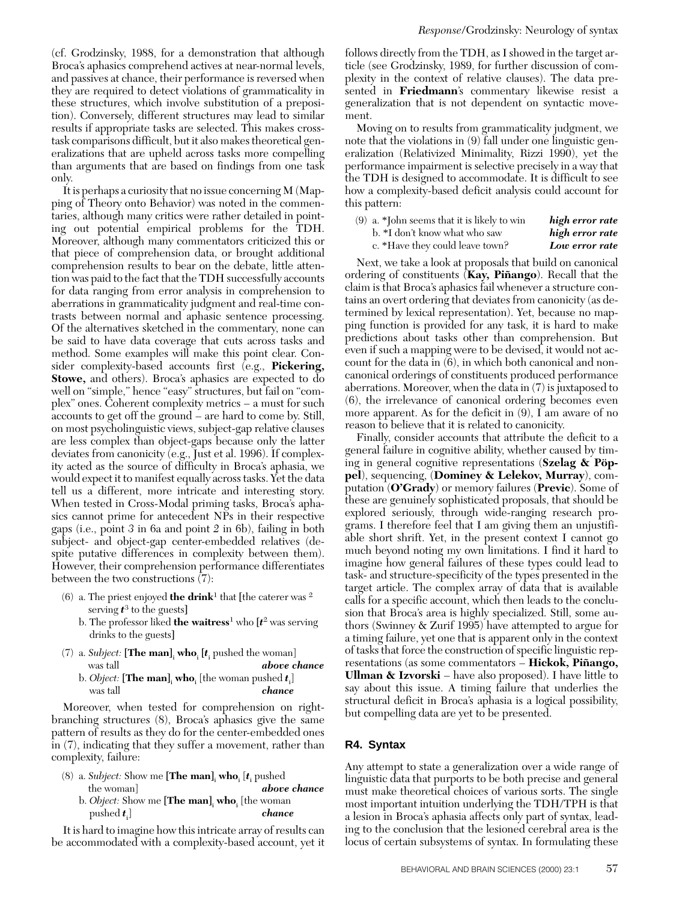(cf. Grodzinsky, 1988, for a demonstration that although Broca's aphasics comprehend actives at near-normal levels, and passives at chance, their performance is reversed when they are required to detect violations of grammaticality in these structures, which involve substitution of a preposition). Conversely, different structures may lead to similar results if appropriate tasks are selected. This makes crosstask comparisons difficult, but it also makes theoretical generalizations that are upheld across tasks more compelling than arguments that are based on findings from one task only.

It is perhaps a curiosity that no issue concerning M (Mapping of Theory onto Behavior) was noted in the commentaries, although many critics were rather detailed in pointing out potential empirical problems for the TDH. Moreover, although many commentators criticized this or that piece of comprehension data, or brought additional comprehension results to bear on the debate, little attention was paid to the fact that the TDH successfully accounts for data ranging from error analysis in comprehension to aberrations in grammaticality judgment and real-time contrasts between normal and aphasic sentence processing. Of the alternatives sketched in the commentary, none can be said to have data coverage that cuts across tasks and method. Some examples will make this point clear. Consider complexity-based accounts first (e.g., **Pickering, Stowe,** and others). Broca's aphasics are expected to do well on "simple," hence "easy" structures, but fail on "complex" ones. Coherent complexity metrics – a must for such accounts to get off the ground – are hard to come by. Still, on most psycholinguistic views, subject-gap relative clauses are less complex than object-gaps because only the latter deviates from canonicity (e.g., Just et al. 1996). If complexity acted as the source of difficulty in Broca's aphasia, we would expect it to manifest equally across tasks. Yet the data tell us a different, more intricate and interesting story. When tested in Cross-Modal priming tasks, Broca's aphasics cannot prime for antecedent NPs in their respective gaps (i.e., point *3* in 6a and point *2* in 6b), failing in both subject- and object-gap center-embedded relatives (despite putative differences in complexity between them). However, their comprehension performance differentiates between the two constructions (7):

- (6) a. The priest enjoyed **the drink**<sup>1</sup> that [the caterer was  $^2$ serving  $t^3$  to the guests]
	- b. The professor liked **the waitress**<sup>1</sup> who **[***t*<sup>2</sup> was serving drinks to the guests**]**
- (7) a. *Subject*: **[The man]**, **who**,  $[t$ , pushed the woman] was tall *above chance* b. *Object:* **[The man]**<sub>i</sub> **who**<sub>i</sub> [the woman pushed  $t_i$ ] was tall *chance*

Moreover, when tested for comprehension on rightbranching structures (8), Broca's aphasics give the same pattern of results as they do for the center-embedded ones in (7), indicating that they suffer a movement, rather than complexity, failure:

(8) a. *Subject:* Show me  $[\text{The man}]_i$  who<sub>i</sub>  $[t_i$  pushed the woman] *above chance* b. *Object:* Show me [**The man**], **who**, [the woman pushed  $t_i$ ] *chance*

It is hard to imagine how this intricate array of results can be accommodated with a complexity-based account, yet it follows directly from the TDH, as I showed in the target article (see Grodzinsky, 1989, for further discussion of complexity in the context of relative clauses). The data presented in **Friedmann**'s commentary likewise resist a generalization that is not dependent on syntactic movement.

Moving on to results from grammaticality judgment, we note that the violations in (9) fall under one linguistic generalization (Relativized Minimality, Rizzi 1990), yet the performance impairment is selective precisely in a way that the TDH is designed to accommodate. It is difficult to see how a complexity-based deficit analysis could account for this pattern:

| $(9)$ a. *John seems that it is likely to win | high error rate |
|-----------------------------------------------|-----------------|
| b. *I don't know what who saw                 | high error rate |
| c. *Have they could leave town?               | Low error rate  |

Next, we take a look at proposals that build on canonical ordering of constituents (**Kay, Piñango**). Recall that the claim is that Broca's aphasics fail whenever a structure contains an overt ordering that deviates from canonicity (as determined by lexical representation). Yet, because no mapping function is provided for any task, it is hard to make predictions about tasks other than comprehension. But even if such a mapping were to be devised, it would not account for the data in (6), in which both canonical and noncanonical orderings of constituents produced performance aberrations. Moreover, when the data in (7) is juxtaposed to (6), the irrelevance of canonical ordering becomes even more apparent. As for the deficit in (9), I am aware of no reason to believe that it is related to canonicity.

Finally, consider accounts that attribute the deficit to a general failure in cognitive ability, whether caused by timing in general cognitive representations (**Szelag & Pöppel**), sequencing, (**Dominey & Lelekov, Murray**), computation (**O'Grady**) or memory failures (**Previc**). Some of these are genuinely sophisticated proposals, that should be explored seriously, through wide-ranging research programs. I therefore feel that I am giving them an unjustifiable short shrift. Yet, in the present context I cannot go much beyond noting my own limitations. I find it hard to imagine how general failures of these types could lead to task- and structure-specificity of the types presented in the target article. The complex array of data that is available calls for a specific account, which then leads to the conclusion that Broca's area is highly specialized. Still, some authors (Swinney & Zurif 1995) have attempted to argue for a timing failure, yet one that is apparent only in the context of tasks that force the construction of specific linguistic representations (as some commentators – **Hickok, Piñango, Ullman & Izvorski** – have also proposed). I have little to say about this issue. A timing failure that underlies the structural deficit in Broca's aphasia is a logical possibility, but compelling data are yet to be presented.

### **R4. Syntax**

Any attempt to state a generalization over a wide range of linguistic data that purports to be both precise and general must make theoretical choices of various sorts. The single most important intuition underlying the TDH/TPH is that a lesion in Broca's aphasia affects only part of syntax, leading to the conclusion that the lesioned cerebral area is the locus of certain subsystems of syntax. In formulating these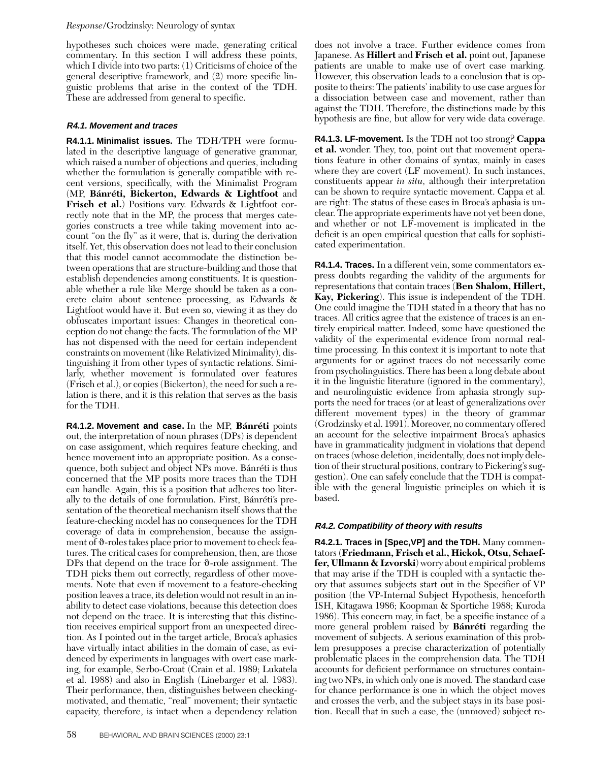### *Response/*Grodzinsky: Neurology of syntax

hypotheses such choices were made, generating critical commentary. In this section I will address these points, which I divide into two parts: (1) Criticisms of choice of the general descriptive framework, and (2) more specific linguistic problems that arise in the context of the TDH. These are addressed from general to specific.

### **R4.1. Movement and traces**

**R4.1.1. Minimalist issues.** The TDH/TPH were formulated in the descriptive language of generative grammar, which raised a number of objections and queries, including whether the formulation is generally compatible with recent versions, specifically, with the Minimalist Program (MP, **Bánréti, Bickerton, Edwards & Lightfoot** and **Frisch et al.**) Positions vary. Edwards & Lightfoot correctly note that in the MP, the process that merges categories constructs a tree while taking movement into account "on the fly" as it were, that is, during the derivation itself. Yet, this observation does not lead to their conclusion that this model cannot accommodate the distinction between operations that are structure-building and those that establish dependencies among constituents. It is questionable whether a rule like Merge should be taken as a concrete claim about sentence processing, as Edwards & Lightfoot would have it. But even so, viewing it as they do obfuscates important issues: Changes in theoretical conception do not change the facts. The formulation of the MP has not dispensed with the need for certain independent constraints on movement (like Relativized Minimality), distinguishing it from other types of syntactic relations. Similarly, whether movement is formulated over features (Frisch et al.), or copies (Bickerton), the need for such a relation is there, and it is this relation that serves as the basis for the TDH.

**R4.1.2. Movement and case.** In the MP, **Bánréti** points out, the interpretation of noun phrases (DPs) is dependent on case assignment, which requires feature checking, and hence movement into an appropriate position. As a consequence, both subject and object NPs move. Bánréti is thus concerned that the MP posits more traces than the TDH can handle. Again, this is a position that adheres too literally to the details of one formulation. First, Bánréti's presentation of the theoretical mechanism itself shows that the feature-checking model has no consequences for the TDH coverage of data in comprehension, because the assignment of  $\vartheta$ -roles takes place prior to movement to check features. The critical cases for comprehension, then, are those DPs that depend on the trace for  $\vartheta$ -role assignment. The TDH picks them out correctly, regardless of other movements. Note that even if movement to a feature-checking position leaves a trace, its deletion would not result in an inability to detect case violations, because this detection does not depend on the trace. It is interesting that this distinction receives empirical support from an unexpected direction. As I pointed out in the target article, Broca's aphasics have virtually intact abilities in the domain of case, as evidenced by experiments in languages with overt case marking, for example, Serbo-Croat (Crain et al. 1989; Lukatela et al. 1988) and also in English (Linebarger et al. 1983). Their performance, then, distinguishes between checkingmotivated, and thematic, "real" movement; their syntactic capacity, therefore, is intact when a dependency relation

does not involve a trace. Further evidence comes from Japanese. As **Hillert** and **Frisch et al.** point out, Japanese patients are unable to make use of overt case marking. However, this observation leads to a conclusion that is opposite to theirs: The patients' inability to use case argues for a dissociation between case and movement, rather than against the TDH. Therefore, the distinctions made by this hypothesis are fine, but allow for very wide data coverage.

**R4.1.3. LF-movement.** Is the TDH not too strong? **Cappa et al.** wonder. They, too, point out that movement operations feature in other domains of syntax, mainly in cases where they are covert (LF movement). In such instances, constituents appear *in situ,* although their interpretation can be shown to require syntactic movement. Cappa et al. are right: The status of these cases in Broca's aphasia is unclear. The appropriate experiments have not yet been done, and whether or not LF-movement is implicated in the deficit is an open empirical question that calls for sophisticated experimentation.

**R4.1.4. Traces.** In a different vein, some commentators express doubts regarding the validity of the arguments for representations that contain traces (**Ben Shalom, Hillert, Kay, Pickering**). This issue is independent of the TDH. One could imagine the TDH stated in a theory that has no traces. All critics agree that the existence of traces is an entirely empirical matter. Indeed, some have questioned the validity of the experimental evidence from normal realtime processing. In this context it is important to note that arguments for or against traces do not necessarily come from psycholinguistics. There has been a long debate about it in the linguistic literature (ignored in the commentary), and neurolinguistic evidence from aphasia strongly supports the need for traces (or at least of generalizations over different movement types) in the theory of grammar (Grodzinsky et al. 1991). Moreover, no commentary offered an account for the selective impairment Broca's aphasics have in grammaticality judgment in violations that depend on traces (whose deletion, incidentally, does not imply deletion of their structural positions, contrary to Pickering's suggestion). One can safely conclude that the TDH is compatible with the general linguistic principles on which it is based.

### **R4.2. Compatibility of theory with results**

**R4.2.1. Traces in [Spec,VP] and the TDH.** Many commentators (**Friedmann, Frisch et al., Hickok, Otsu, Schaeffer, Ullmann & Izvorski**) worry about empirical problems that may arise if the TDH is coupled with a syntactic theory that assumes subjects start out in the Specifier of VP position (the VP-Internal Subject Hypothesis, henceforth ISH, Kitagawa 1986; Koopman & Sportiche 1988; Kuroda 1986). This concern may, in fact, be a specific instance of a more general problem raised by **Bánréti** regarding the movement of subjects. A serious examination of this problem presupposes a precise characterization of potentially problematic places in the comprehension data. The TDH accounts for deficient performance on structures containing two NPs, in which only one is moved. The standard case for chance performance is one in which the object moves and crosses the verb, and the subject stays in its base position. Recall that in such a case, the (unmoved) subject re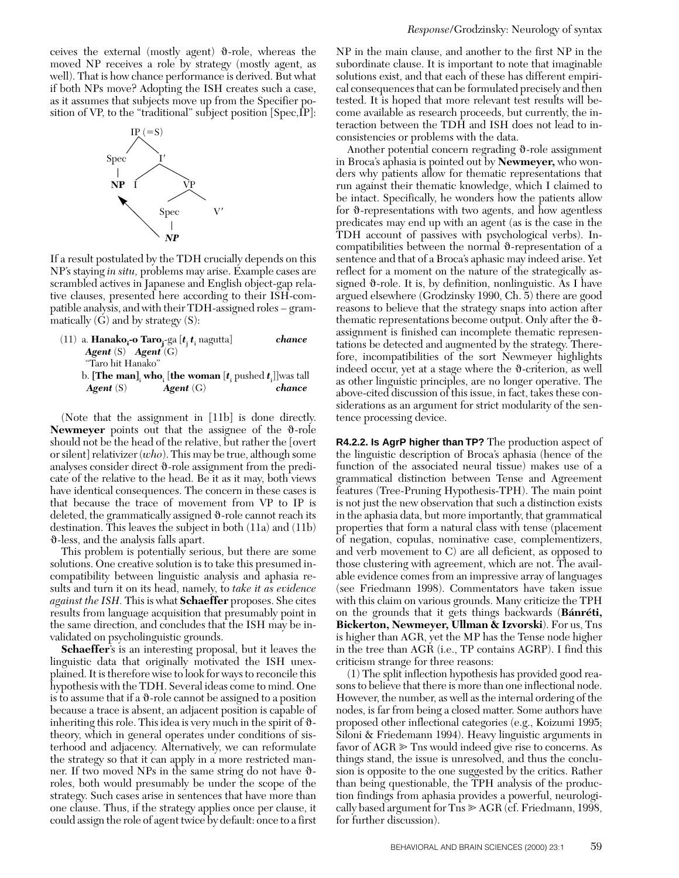ceives the external (mostly agent)  $\vartheta$ -role, whereas the moved NP receives a role by strategy (mostly agent, as well). That is how chance performance is derived. But what if both NPs move? Adopting the ISH creates such a case, as it assumes that subjects move up from the Specifier position of VP, to the "traditional" subject position [Spec,IP]:



If a result postulated by the TDH crucially depends on this NP's staying *in situ,* problems may arise. Example cases are scrambled actives in Japanese and English object-gap relative clauses, presented here according to their ISH-compatible analysis, and with their TDH-assigned roles – grammatically  $(G)$  and by strategy  $(S)$ :

| (11) a. <b>Hanako</b> <sub>i</sub> - <b>o Taro</b> <sub>i</sub> -ga $[t, t]$ nagutta] | chance |
|---------------------------------------------------------------------------------------|--------|
| Agent $(S)$ Agent $(G)$                                                               |        |
| "Taro hit Hanako"                                                                     |        |
| b. [The man], who, [the woman $[t,$ pushed $t,$ ]] was tall                           |        |
| Agent $(S)$<br>Agent $(G)$                                                            | chance |

(Note that the assignment in [11b] is done directly. **Newmeyer** points out that the assignee of the  $\vartheta$ -role should not be the head of the relative, but rather the [overt or silent] relativizer (*who*). This may be true, although some analyses consider direct  $\vartheta$ -role assignment from the predicate of the relative to the head. Be it as it may, both views have identical consequences. The concern in these cases is that because the trace of movement from VP to IP is deleted, the grammatically assigned  $\vartheta$ -role cannot reach its destination. This leaves the subject in both (11a) and (11b)  $\vartheta$ -less, and the analysis falls apart.

This problem is potentially serious, but there are some solutions. One creative solution is to take this presumed incompatibility between linguistic analysis and aphasia results and turn it on its head, namely, to *take it as evidence against the ISH.* This is what **Schaeffer** proposes. She cites results from language acquisition that presumably point in the same direction, and concludes that the ISH may be invalidated on psycholinguistic grounds.

**Schaeffer**'s is an interesting proposal, but it leaves the linguistic data that originally motivated the ISH unexplained. It is therefore wise to look for ways to reconcile this hypothesis with the TDH. Several ideas come to mind. One is to assume that if a  $\vartheta$ -role cannot be assigned to a position because a trace is absent, an adjacent position is capable of inheriting this role. This idea is very much in the spirit of  $\vartheta$ theory, which in general operates under conditions of sisterhood and adjacency. Alternatively, we can reformulate the strategy so that it can apply in a more restricted manner. If two moved NPs in the same string do not have  $\vartheta$ roles, both would presumably be under the scope of the strategy. Such cases arise in sentences that have more than one clause. Thus, if the strategy applies once per clause, it could assign the role of agent twice by default: once to a first

NP in the main clause, and another to the first NP in the subordinate clause. It is important to note that imaginable solutions exist, and that each of these has different empirical consequences that can be formulated precisely and then tested. It is hoped that more relevant test results will become available as research proceeds, but currently, the interaction between the TDH and ISH does not lead to inconsistencies or problems with the data.

Another potential concern regrading  $\vartheta$ -role assignment in Broca's aphasia is pointed out by **Newmeyer,** who wonders why patients allow for thematic representations that run against their thematic knowledge, which I claimed to be intact. Specifically, he wonders how the patients allow for  $\vartheta$ -representations with two agents, and how agentless predicates may end up with an agent (as is the case in the TDH account of passives with psychological verbs). Incompatibilities between the normal  $\vartheta$ -representation of a sentence and that of a Broca's aphasic may indeed arise. Yet reflect for a moment on the nature of the strategically assigned  $\vartheta$ -role. It is, by definition, nonlinguistic. As I have argued elsewhere (Grodzinsky 1990, Ch. 5) there are good reasons to believe that the strategy snaps into action after thematic representations become output. Only after the  $\vartheta$ assignment is finished can incomplete thematic representations be detected and augmented by the strategy. Therefore, incompatibilities of the sort Newmeyer highlights indeed occur, yet at a stage where the  $\vartheta$ -criterion, as well as other linguistic principles, are no longer operative. The above-cited discussion of this issue, in fact, takes these considerations as an argument for strict modularity of the sentence processing device.

**R4.2.2. Is AgrP higher than TP?** The production aspect of the linguistic description of Broca's aphasia (hence of the function of the associated neural tissue) makes use of a grammatical distinction between Tense and Agreement features (Tree-Pruning Hypothesis-TPH). The main point is not just the new observation that such a distinction exists in the aphasia data, but more importantly, that grammatical properties that form a natural class with tense (placement of negation, copulas, nominative case, complementizers, and verb movement to C) are all deficient, as opposed to those clustering with agreement, which are not. The available evidence comes from an impressive array of languages (see Friedmann 1998). Commentators have taken issue with this claim on various grounds. Many criticize the TPH on the grounds that it gets things backwards (**Bánréti, Bickerton, Newmeyer, Ullman & Izvorski**). For us, Tns is higher than AGR, yet the MP has the Tense node higher in the tree than AGR (i.e., TP contains AGRP). I find this criticism strange for three reasons:

(1) The split inflection hypothesis has provided good reasons to believe that there is more than one inflectional node. However, the number, as well as the internal ordering of the nodes, is far from being a closed matter. Some authors have proposed other inflectional categories (e.g., Koizumi 1995; Siloni & Friedemann 1994). Heavy linguistic arguments in favor of  $AGR \geq T$ ns would indeed give rise to concerns. As things stand, the issue is unresolved, and thus the conclusion is opposite to the one suggested by the critics. Rather than being questionable, the TPH analysis of the production findings from aphasia provides a powerful, neurologically based argument for  $\text{Trs} \geqslant \text{AGR}$  (cf. Friedmann, 1998, for further discussion).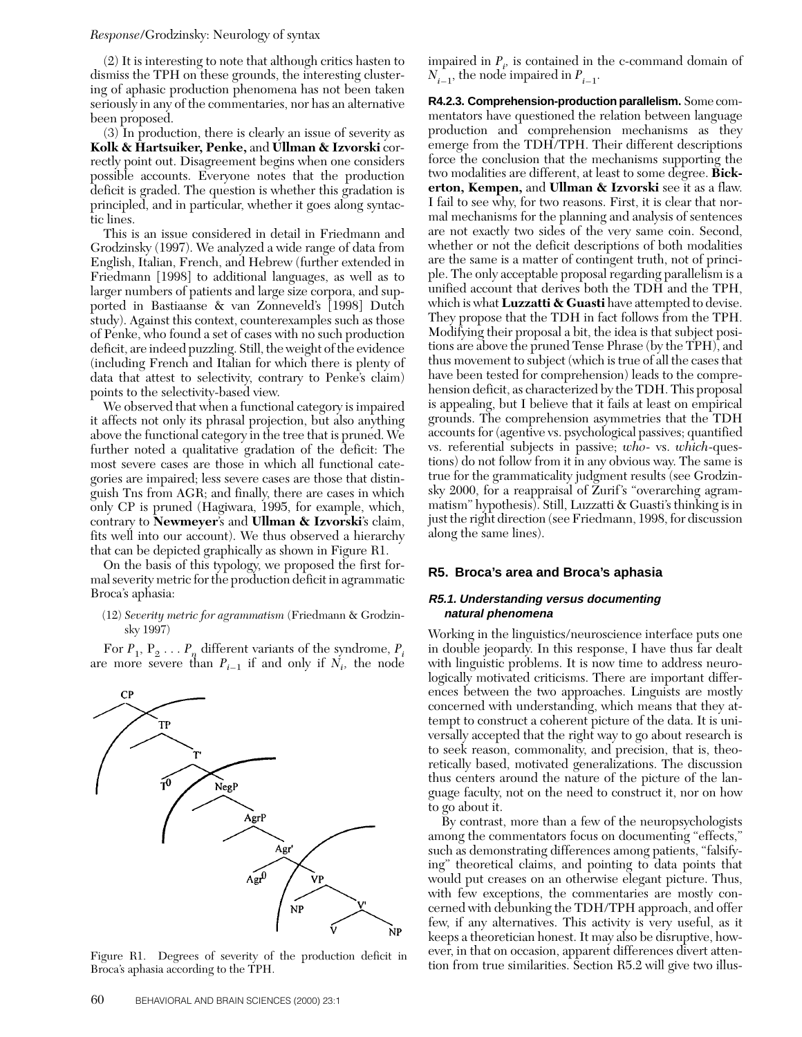#### *Response/*Grodzinsky: Neurology of syntax

(2) It is interesting to note that although critics hasten to dismiss the TPH on these grounds, the interesting clustering of aphasic production phenomena has not been taken seriously in any of the commentaries, nor has an alternative been proposed.

(3) In production, there is clearly an issue of severity as **Kolk & Hartsuiker, Penke,** and **Ullman & Izvorski** correctly point out. Disagreement begins when one considers possible accounts. Everyone notes that the production deficit is graded. The question is whether this gradation is principled, and in particular, whether it goes along syntactic lines.

This is an issue considered in detail in Friedmann and Grodzinsky (1997). We analyzed a wide range of data from English, Italian, French, and Hebrew (further extended in Friedmann [1998] to additional languages, as well as to larger numbers of patients and large size corpora, and supported in Bastiaanse & van Zonneveld's [1998] Dutch study). Against this context, counterexamples such as those of Penke, who found a set of cases with no such production deficit, are indeed puzzling. Still, the weight of the evidence (including French and Italian for which there is plenty of data that attest to selectivity, contrary to Penke's claim) points to the selectivity-based view.

We observed that when a functional category is impaired it affects not only its phrasal projection, but also anything above the functional category in the tree that is pruned. We further noted a qualitative gradation of the deficit: The most severe cases are those in which all functional categories are impaired; less severe cases are those that distinguish Tns from AGR; and finally, there are cases in which only CP is pruned (Hagiwara, 1995, for example, which, contrary to **Newmeyer**'s and **Ullman & Izvorski**'s claim, fits well into our account). We thus observed a hierarchy that can be depicted graphically as shown in Figure R1.

On the basis of this typology, we proposed the first formal severity metric for the production deficit in agrammatic Broca's aphasia:

(12) *Severity metric for agrammatism* (Friedmann & Grodzinsky 1997)

For  $P_1, P_2, \ldots, P_n$  different variants of the syndrome,  $P_i$ are more severe than  $P_{i-1}$  if and only if  $N_i$ , the node



Figure R1. Degrees of severity of the production deficit in Broca's aphasia according to the TPH.

impaired in  $P_p$  is contained in the c-command domain of  $N_{i-1}$ , the node impaired in  $P_{i-1}$ .

**R4.2.3. Comprehension-production parallelism.** Some commentators have questioned the relation between language production and comprehension mechanisms as they emerge from the TDH/TPH. Their different descriptions force the conclusion that the mechanisms supporting the two modalities are different, at least to some degree. **Bickerton, Kempen,** and **Ullman & Izvorski** see it as a flaw. I fail to see why, for two reasons. First, it is clear that normal mechanisms for the planning and analysis of sentences are not exactly two sides of the very same coin. Second, whether or not the deficit descriptions of both modalities are the same is a matter of contingent truth, not of principle. The only acceptable proposal regarding parallelism is a unified account that derives both the TDH and the TPH, which is what **Luzzatti & Guasti** have attempted to devise. They propose that the TDH in fact follows from the TPH. Modifying their proposal a bit, the idea is that subject positions are above the pruned Tense Phrase (by the TPH), and thus movement to subject (which is true of all the cases that have been tested for comprehension) leads to the comprehension deficit, as characterized by the TDH. This proposal is appealing, but I believe that it fails at least on empirical grounds. The comprehension asymmetries that the TDH accounts for (agentive vs. psychological passives; quantified vs. referential subjects in passive; *who*- vs. *which*-questions) do not follow from it in any obvious way. The same is true for the grammaticality judgment results (see Grodzinsky 2000, for a reappraisal of Zurif's "overarching agrammatism" hypothesis). Still, Luzzatti & Guasti's thinking is in just the right direction (see Friedmann, 1998, for discussion along the same lines).

#### **R5. Broca's area and Broca's aphasia**

#### **R5.1. Understanding versus documenting natural phenomena**

Working in the linguistics/neuroscience interface puts one in double jeopardy. In this response, I have thus far dealt with linguistic problems. It is now time to address neurologically motivated criticisms. There are important differences between the two approaches. Linguists are mostly concerned with understanding, which means that they attempt to construct a coherent picture of the data. It is universally accepted that the right way to go about research is to seek reason, commonality, and precision, that is, theoretically based, motivated generalizations. The discussion thus centers around the nature of the picture of the language faculty, not on the need to construct it, nor on how to go about it.

By contrast, more than a few of the neuropsychologists among the commentators focus on documenting "effects," such as demonstrating differences among patients, "falsifying" theoretical claims, and pointing to data points that would put creases on an otherwise elegant picture. Thus, with few exceptions, the commentaries are mostly concerned with debunking the TDH/TPH approach, and offer few, if any alternatives. This activity is very useful, as it keeps a theoretician honest. It may also be disruptive, however, in that on occasion, apparent differences divert attention from true similarities. Section R5.2 will give two illus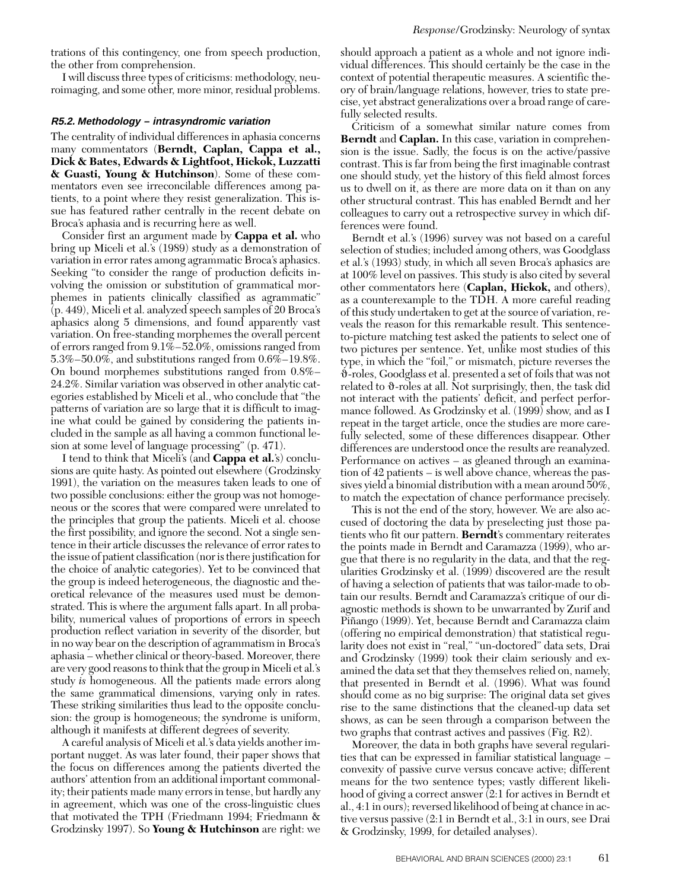trations of this contingency, one from speech production, the other from comprehension.

I will discuss three types of criticisms: methodology, neuroimaging, and some other, more minor, residual problems.

#### **R5.2. Methodology – intrasyndromic variation**

The centrality of individual differences in aphasia concerns many commentators (**Berndt, Caplan, Cappa et al., Dick & Bates, Edwards & Lightfoot, Hickok, Luzzatti & Guasti, Young & Hutchinson**). Some of these commentators even see irreconcilable differences among patients, to a point where they resist generalization. This issue has featured rather centrally in the recent debate on Broca's aphasia and is recurring here as well.

Consider first an argument made by **Cappa et al.** who bring up Miceli et al.'s (1989) study as a demonstration of variation in error rates among agrammatic Broca's aphasics. Seeking "to consider the range of production deficits involving the omission or substitution of grammatical morphemes in patients clinically classified as agrammatic" (p. 449), Miceli et al. analyzed speech samples of 20 Broca's aphasics along 5 dimensions, and found apparently vast variation. On free-standing morphemes the overall percent of errors ranged from 9.1%–52.0%, omissions ranged from 5.3%–50.0%, and substitutions ranged from 0.6%–19.8%. On bound morphemes substitutions ranged from 0.8%– 24.2%. Similar variation was observed in other analytic categories established by Miceli et al., who conclude that "the patterns of variation are so large that it is difficult to imagine what could be gained by considering the patients included in the sample as all having a common functional lesion at some level of language processing" (p. 471).

I tend to think that Miceli's (and **Cappa et al.**'s) conclusions are quite hasty. As pointed out elsewhere (Grodzinsky 1991), the variation on the measures taken leads to one of two possible conclusions: either the group was not homogeneous or the scores that were compared were unrelated to the principles that group the patients. Miceli et al. choose the first possibility, and ignore the second. Not a single sentence in their article discusses the relevance of error rates to the issue of patient classification (nor is there justification for the choice of analytic categories). Yet to be convinced that the group is indeed heterogeneous, the diagnostic and theoretical relevance of the measures used must be demonstrated. This is where the argument falls apart. In all probability, numerical values of proportions of errors in speech production reflect variation in severity of the disorder, but in no way bear on the description of agrammatism in Broca's aphasia – whether clinical or theory-based. Moreover, there are very good reasons to think that the group in Miceli et al.'s study *is* homogeneous. All the patients made errors along the same grammatical dimensions, varying only in rates. These striking similarities thus lead to the opposite conclusion: the group is homogeneous; the syndrome is uniform, although it manifests at different degrees of severity.

A careful analysis of Miceli et al.'s data yields another important nugget. As was later found, their paper shows that the focus on differences among the patients diverted the authors' attention from an additional important commonality; their patients made many errors in tense, but hardly any in agreement, which was one of the cross-linguistic clues that motivated the TPH (Friedmann 1994; Friedmann & Grodzinsky 1997). So **Young & Hutchinson** are right: we

should approach a patient as a whole and not ignore individual differences. This should certainly be the case in the context of potential therapeutic measures. A scientific theory of brain/language relations, however, tries to state precise, yet abstract generalizations over a broad range of carefully selected results.

Criticism of a somewhat similar nature comes from **Berndt** and **Caplan.** In this case, variation in comprehension is the issue. Sadly, the focus is on the active/passive contrast. This is far from being the first imaginable contrast one should study, yet the history of this field almost forces us to dwell on it, as there are more data on it than on any other structural contrast. This has enabled Berndt and her colleagues to carry out a retrospective survey in which differences were found.

Berndt et al.'s (1996) survey was not based on a careful selection of studies; included among others, was Goodglass et al.'s (1993) study, in which all seven Broca's aphasics are at 100% level on passives. This study is also cited by several other commentators here (**Caplan, Hickok,** and others), as a counterexample to the TDH. A more careful reading of this study undertaken to get at the source of variation, reveals the reason for this remarkable result. This sentenceto-picture matching test asked the patients to select one of two pictures per sentence. Yet, unlike most studies of this type, in which the "foil," or mismatch, picture reverses the q-roles, Goodglass et al. presented a set of foils that was not related to  $\vartheta$ -roles at all. Not surprisingly, then, the task did not interact with the patients' deficit, and perfect performance followed. As Grodzinsky et al. (1999) show, and as I repeat in the target article, once the studies are more carefully selected, some of these differences disappear. Other differences are understood once the results are reanalyzed. Performance on actives – as gleaned through an examination of 42 patients – is well above chance, whereas the passives yield a binomial distribution with a mean around 50%, to match the expectation of chance performance precisely.

This is not the end of the story, however. We are also accused of doctoring the data by preselecting just those patients who fit our pattern. **Berndt**'s commentary reiterates the points made in Berndt and Caramazza (1999), who argue that there is no regularity in the data, and that the regularities Grodzinsky et al. (1999) discovered are the result of having a selection of patients that was tailor-made to obtain our results. Berndt and Caramazza's critique of our diagnostic methods is shown to be unwarranted by Zurif and Piñango (1999). Yet, because Berndt and Caramazza claim (offering no empirical demonstration) that statistical regularity does not exist in "real," "un-doctored" data sets, Drai and Grodzinsky (1999) took their claim seriously and examined the data set that they themselves relied on, namely, that presented in Berndt et al. (1996). What was found should come as no big surprise: The original data set gives rise to the same distinctions that the cleaned-up data set shows, as can be seen through a comparison between the two graphs that contrast actives and passives (Fig. R2).

Moreover, the data in both graphs have several regularities that can be expressed in familiar statistical language – convexity of passive curve versus concave active; different means for the two sentence types; vastly different likelihood of giving a correct answer (2:1 for actives in Berndt et al., 4:1 in ours); reversed likelihood of being at chance in active versus passive (2:1 in Berndt et al., 3:1 in ours, see Drai & Grodzinsky, 1999, for detailed analyses).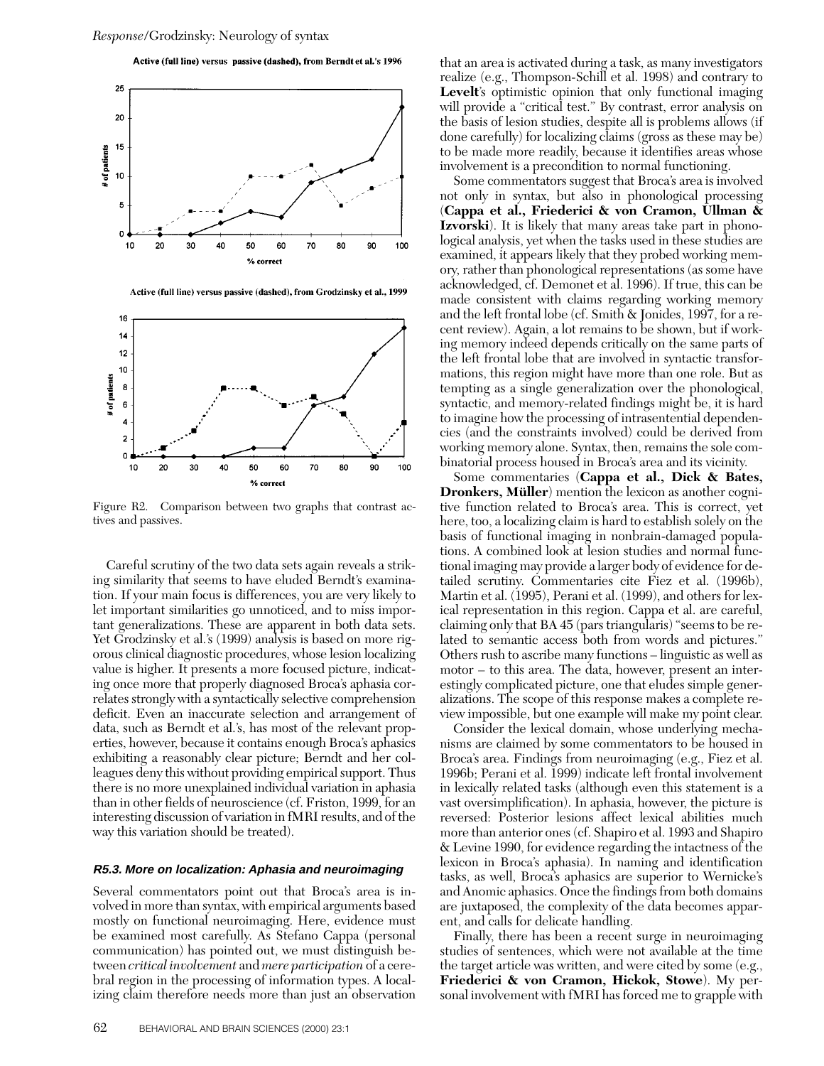Active (full line) versus passive (dashed), from Berndt et al.'s 1996



Active (full line) versus passive (dashed), from Grodzinsky et al., 1999



Figure R2. Comparison between two graphs that contrast actives and passives.

Careful scrutiny of the two data sets again reveals a striking similarity that seems to have eluded Berndt's examination. If your main focus is differences, you are very likely to let important similarities go unnoticed, and to miss important generalizations. These are apparent in both data sets. Yet Grodzinsky et al.'s (1999) analysis is based on more rigorous clinical diagnostic procedures, whose lesion localizing value is higher. It presents a more focused picture, indicating once more that properly diagnosed Broca's aphasia correlates strongly with a syntactically selective comprehension deficit. Even an inaccurate selection and arrangement of data, such as Berndt et al.'s, has most of the relevant properties, however, because it contains enough Broca's aphasics exhibiting a reasonably clear picture; Berndt and her colleagues deny this without providing empirical support. Thus there is no more unexplained individual variation in aphasia than in other fields of neuroscience (cf. Friston, 1999, for an interesting discussion of variation in fMRI results, and of the way this variation should be treated).

#### **R5.3. More on localization: Aphasia and neuroimaging**

Several commentators point out that Broca's area is involved in more than syntax, with empirical arguments based mostly on functional neuroimaging. Here, evidence must be examined most carefully. As Stefano Cappa (personal communication) has pointed out, we must distinguish between *critical involvement* and *mere participation* of a cerebral region in the processing of information types. A localizing claim therefore needs more than just an observation that an area is activated during a task, as many investigators realize (e.g., Thompson-Schill et al. 1998) and contrary to **Levelt**'s optimistic opinion that only functional imaging will provide a "critical test." By contrast, error analysis on the basis of lesion studies, despite all is problems allows (if done carefully) for localizing claims (gross as these may be) to be made more readily, because it identifies areas whose involvement is a precondition to normal functioning.

Some commentators suggest that Broca's area is involved not only in syntax, but also in phonological processing (**Cappa et al., Friederici & von Cramon, Ullman & Izvorski**). It is likely that many areas take part in phonological analysis, yet when the tasks used in these studies are examined, it appears likely that they probed working memory, rather than phonological representations (as some have acknowledged, cf. Demonet et al. 1996). If true, this can be made consistent with claims regarding working memory and the left frontal lobe (cf. Smith & Jonides, 1997, for a recent review). Again, a lot remains to be shown, but if working memory indeed depends critically on the same parts of the left frontal lobe that are involved in syntactic transformations, this region might have more than one role. But as tempting as a single generalization over the phonological, syntactic, and memory-related findings might be, it is hard to imagine how the processing of intrasentential dependencies (and the constraints involved) could be derived from working memory alone. Syntax, then, remains the sole combinatorial process housed in Broca's area and its vicinity.

Some commentaries (**Cappa et al., Dick & Bates, Dronkers, Müller**) mention the lexicon as another cognitive function related to Broca's area. This is correct, yet here, too, a localizing claim is hard to establish solely on the basis of functional imaging in nonbrain-damaged populations. A combined look at lesion studies and normal functional imaging may provide a larger body of evidence for detailed scrutiny. Commentaries cite Fiez et al. (1996b), Martin et al. (1995), Perani et al. (1999), and others for lexical representation in this region. Cappa et al. are careful, claiming only that BA 45 (pars triangularis) "seems to be related to semantic access both from words and pictures." Others rush to ascribe many functions – linguistic as well as motor – to this area. The data, however, present an interestingly complicated picture, one that eludes simple generalizations. The scope of this response makes a complete review impossible, but one example will make my point clear.

Consider the lexical domain, whose underlying mechanisms are claimed by some commentators to be housed in Broca's area. Findings from neuroimaging (e.g., Fiez et al. 1996b; Perani et al. 1999) indicate left frontal involvement in lexically related tasks (although even this statement is a vast oversimplification). In aphasia, however, the picture is reversed: Posterior lesions affect lexical abilities much more than anterior ones (cf. Shapiro et al. 1993 and Shapiro & Levine 1990, for evidence regarding the intactness of the lexicon in Broca's aphasia). In naming and identification tasks, as well, Broca's aphasics are superior to Wernicke's and Anomic aphasics. Once the findings from both domains are juxtaposed, the complexity of the data becomes apparent, and calls for delicate handling.

Finally, there has been a recent surge in neuroimaging studies of sentences, which were not available at the time the target article was written, and were cited by some (e.g., **Friederici & von Cramon, Hickok, Stowe**). My personal involvement with fMRI has forced me to grapple with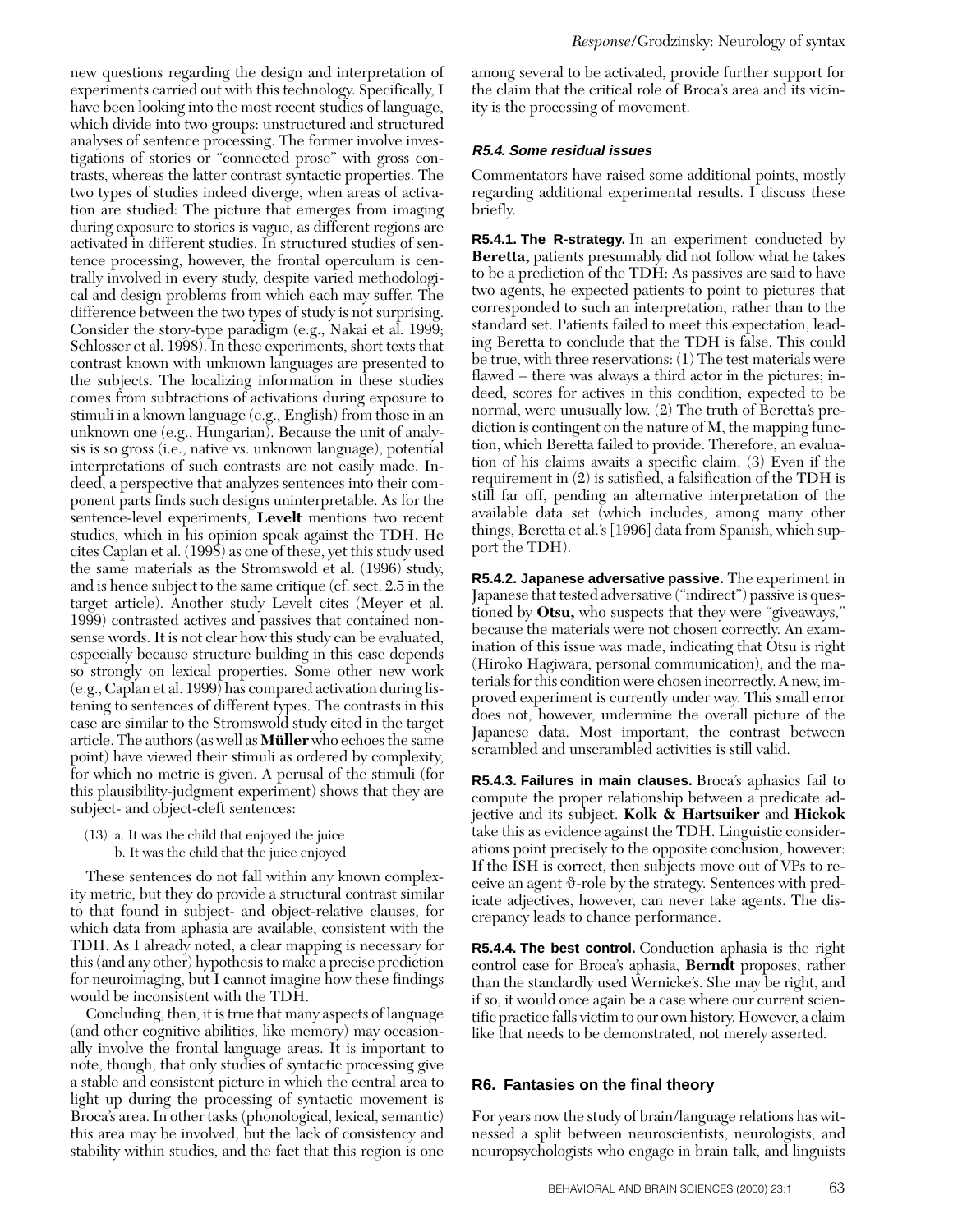new questions regarding the design and interpretation of experiments carried out with this technology. Specifically, I have been looking into the most recent studies of language, which divide into two groups: unstructured and structured analyses of sentence processing. The former involve investigations of stories or "connected prose" with gross contrasts, whereas the latter contrast syntactic properties. The two types of studies indeed diverge, when areas of activation are studied: The picture that emerges from imaging during exposure to stories is vague, as different regions are activated in different studies. In structured studies of sentence processing, however, the frontal operculum is centrally involved in every study, despite varied methodological and design problems from which each may suffer. The difference between the two types of study is not surprising. Consider the story-type paradigm (e.g., Nakai et al. 1999; Schlosser et al. 1998). In these experiments, short texts that contrast known with unknown languages are presented to the subjects. The localizing information in these studies comes from subtractions of activations during exposure to stimuli in a known language (e.g., English) from those in an unknown one (e.g., Hungarian). Because the unit of analysis is so gross (i.e., native vs. unknown language), potential interpretations of such contrasts are not easily made. Indeed, a perspective that analyzes sentences into their component parts finds such designs uninterpretable. As for the sentence-level experiments, **Levelt** mentions two recent studies, which in his opinion speak against the TDH. He cites Caplan et al. (1998) as one of these, yet this study used the same materials as the Stromswold et al. (1996) study, and is hence subject to the same critique (cf. sect. 2.5 in the target article). Another study Levelt cites (Meyer et al. 1999) contrasted actives and passives that contained nonsense words. It is not clear how this study can be evaluated, especially because structure building in this case depends so strongly on lexical properties. Some other new work (e.g., Caplan et al. 1999) has compared activation during listening to sentences of different types. The contrasts in this case are similar to the Stromswold study cited in the target article. The authors (as well as **Müller** who echoes the same point) have viewed their stimuli as ordered by complexity, for which no metric is given. A perusal of the stimuli (for this plausibility-judgment experiment) shows that they are subject- and object-cleft sentences:

(13) a. It was the child that enjoyed the juice b. It was the child that the juice enjoyed

These sentences do not fall within any known complexity metric, but they do provide a structural contrast similar to that found in subject- and object-relative clauses, for which data from aphasia are available, consistent with the TDH. As I already noted, a clear mapping is necessary for this (and any other) hypothesis to make a precise prediction for neuroimaging, but I cannot imagine how these findings would be inconsistent with the TDH.

Concluding, then, it is true that many aspects of language (and other cognitive abilities, like memory) may occasionally involve the frontal language areas. It is important to note, though, that only studies of syntactic processing give a stable and consistent picture in which the central area to light up during the processing of syntactic movement is Broca's area. In other tasks (phonological, lexical, semantic) this area may be involved, but the lack of consistency and stability within studies, and the fact that this region is one

among several to be activated, provide further support for the claim that the critical role of Broca's area and its vicinity is the processing of movement.

#### **R5.4. Some residual issues**

Commentators have raised some additional points, mostly regarding additional experimental results. I discuss these briefly.

**R5.4.1. The R-strategy.** In an experiment conducted by **Beretta,** patients presumably did not follow what he takes to be a prediction of the TDH: As passives are said to have two agents, he expected patients to point to pictures that corresponded to such an interpretation, rather than to the standard set. Patients failed to meet this expectation, leading Beretta to conclude that the TDH is false. This could be true, with three reservations: (1) The test materials were flawed – there was always a third actor in the pictures; indeed, scores for actives in this condition, expected to be normal, were unusually low. (2) The truth of Beretta's prediction is contingent on the nature of M, the mapping function, which Beretta failed to provide. Therefore, an evaluation of his claims awaits a specific claim. (3) Even if the requirement in (2) is satisfied, a falsification of the TDH is still far off, pending an alternative interpretation of the available data set (which includes, among many other things, Beretta et al.'s [1996] data from Spanish, which support the TDH).

**R5.4.2. Japanese adversative passive.** The experiment in Japanese that tested adversative ("indirect") passive is questioned by **Otsu,** who suspects that they were "giveaways," because the materials were not chosen correctly. An examination of this issue was made, indicating that Otsu is right (Hiroko Hagiwara, personal communication), and the materials for this condition were chosen incorrectly. A new, improved experiment is currently under way. This small error does not, however, undermine the overall picture of the Japanese data. Most important, the contrast between scrambled and unscrambled activities is still valid.

**R5.4.3. Failures in main clauses.** Broca's aphasics fail to compute the proper relationship between a predicate adjective and its subject. **Kolk & Hartsuiker** and **Hickok** take this as evidence against the TDH. Linguistic considerations point precisely to the opposite conclusion, however: If the ISH is correct, then subjects move out of VPs to receive an agent  $\vartheta$ -role by the strategy. Sentences with predicate adjectives, however, can never take agents. The discrepancy leads to chance performance.

**R5.4.4. The best control.** Conduction aphasia is the right control case for Broca's aphasia, **Berndt** proposes, rather than the standardly used Wernicke's. She may be right, and if so, it would once again be a case where our current scientific practice falls victim to our own history. However, a claim like that needs to be demonstrated, not merely asserted.

#### **R6. Fantasies on the final theory**

For years now the study of brain/language relations has witnessed a split between neuroscientists, neurologists, and neuropsychologists who engage in brain talk, and linguists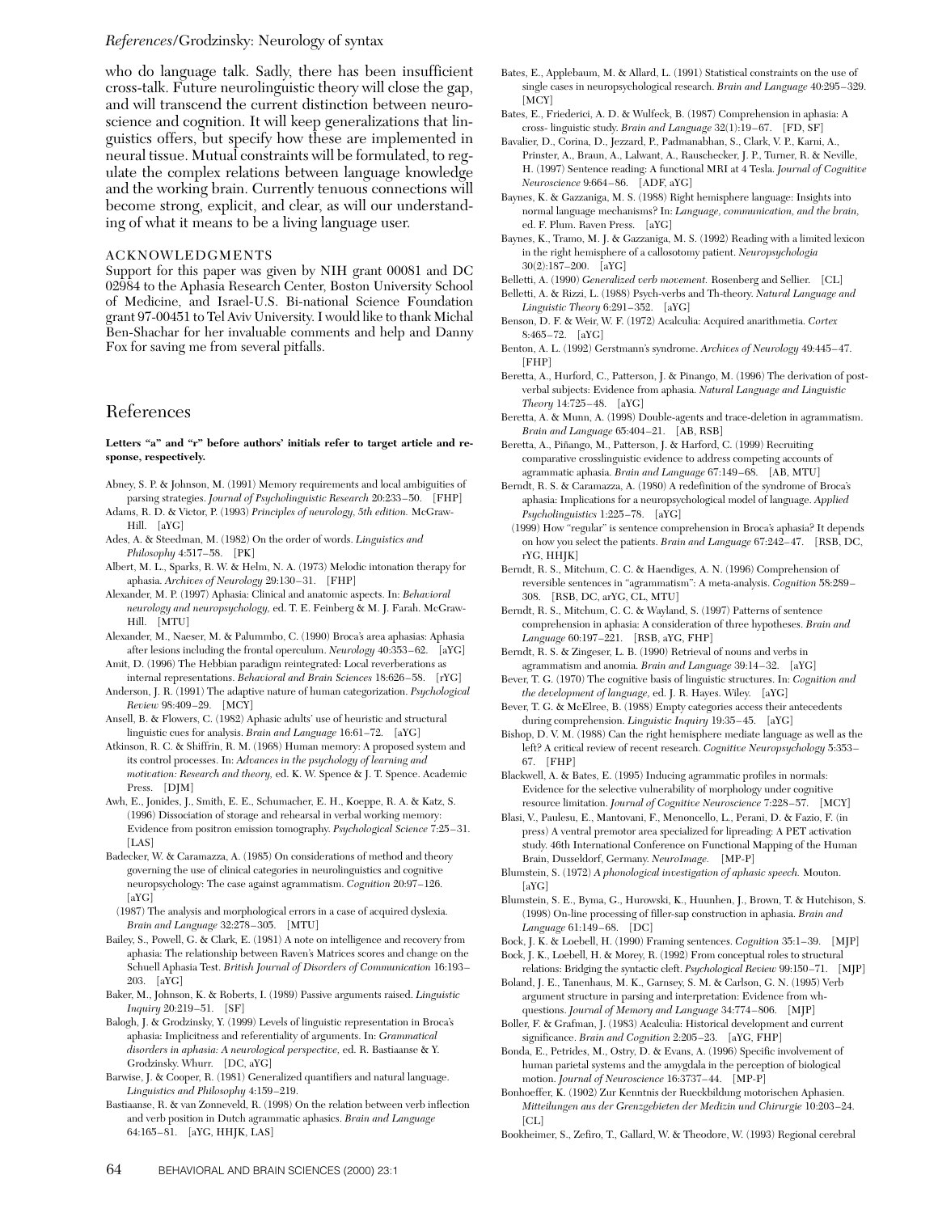who do language talk. Sadly, there has been insufficient cross-talk. Future neurolinguistic theory will close the gap, and will transcend the current distinction between neuroscience and cognition. It will keep generalizations that linguistics offers, but specify how these are implemented in neural tissue. Mutual constraints will be formulated, to regulate the complex relations between language knowledge and the working brain. Currently tenuous connections will become strong, explicit, and clear, as will our understanding of what it means to be a living language user.

#### ACKNOWLEDGMENTS

Support for this paper was given by NIH grant 00081 and DC 02984 to the Aphasia Research Center, Boston University School of Medicine, and Israel-U.S. Bi-national Science Foundation grant 97-00451 to Tel Aviv University. I would like to thank Michal Ben-Shachar for her invaluable comments and help and Danny Fox for saving me from several pitfalls.

### References

**Letters "a" and "r" before authors' initials refer to target article and response, respectively.**

- Abney, S. P. & Johnson, M. (1991) Memory requirements and local ambiguities of parsing strategies. *Journal of Psycholinguistic Research* 20:233–50. [FHP]
- Adams, R. D. & Victor, P. (1993) *Principles of neurology, 5th edition.* McGraw-Hill. [aYG]
- Ades, A. & Steedman, M. (1982) On the order of words. *Linguistics and Philosophy* 4:517–58. [PK]
- Albert, M. L., Sparks, R. W. & Helm, N. A. (1973) Melodic intonation therapy for aphasia. *Archives of Neurology* 29:130–31. [FHP]
- Alexander, M. P. (1997) Aphasia: Clinical and anatomic aspects. In: *Behavioral neurology and neuropsychology,* ed. T. E. Feinberg & M. J. Farah. McGraw-Hill. [MTU]
- Alexander, M., Naeser, M. & Palummbo, C. (1990) Broca's area aphasias: Aphasia after lesions including the frontal operculum. *Neurology* 40:353–62. [aYG]
- Amit, D. (1996) The Hebbian paradigm reintegrated: Local reverberations as internal representations. *Behavioral and Brain Sciences* 18:626–58. [rYG]
- Anderson, J. R. (1991) The adaptive nature of human categorization. *Psychological Review* 98:409–29. [MCY]
- Ansell, B. & Flowers, C. (1982) Aphasic adults' use of heuristic and structural linguistic cues for analysis. *Brain and Language* 16:61–72. [aYG]
- Atkinson, R. C. & Shiffrin, R. M. (1968) Human memory: A proposed system and its control processes. In: *Advances in the psychology of learning and motivation: Research and theory,* ed. K. W. Spence & J. T. Spence. Academic Press. [DIM]
- Awh, E., Jonides, J., Smith, E. E., Schumacher, E. H., Koeppe, R. A. & Katz, S. (1996) Dissociation of storage and rehearsal in verbal working memory: Evidence from positron emission tomography. *Psychological Science* 7:25–31. [LAS]

Badecker, W. & Caramazza, A. (1985) On considerations of method and theory governing the use of clinical categories in neurolinguistics and cognitive neuropsychology: The case against agrammatism. *Cognition* 20:97–126. [aYG]

(1987) The analysis and morphological errors in a case of acquired dyslexia. *Brain and Language* 32:278–305. [MTU]

- Bailey, S., Powell, G. & Clark, E. (1981) A note on intelligence and recovery from aphasia: The relationship between Raven's Matrices scores and change on the Schuell Aphasia Test. *British Journal of Disorders of Communication* 16:193– 203. [aYG]
- Baker, M., Johnson, K. & Roberts, I. (1989) Passive arguments raised. *Linguistic Inquiry* 20:219–51. [SF]
- Balogh, J. & Grodzinsky, Y. (1999) Levels of linguistic representation in Broca's aphasia: Implicitness and referentiality of arguments. In: *Grammatical disorders in aphasia: A neurological perspective,* ed. R. Bastiaanse & Y. Grodzinsky. Whurr. [DC, aYG]
- Barwise, J. & Cooper, R. (1981) Generalized quantifiers and natural language. *Linguistics and Philosophy* 4:159–219.
- Bastiaanse, R. & van Zonneveld, R. (1998) On the relation between verb inflection and verb position in Dutch agrammatic aphasics. *Brain and Language* 64:165–81. [aYG, HHJK, LAS]
- Bates, E., Applebaum, M. & Allard, L. (1991) Statistical constraints on the use of single cases in neuropsychological research. *Brain and Language* 40:295–329. [MCY]
- Bates, E., Friederici, A. D. & Wulfeck, B. (1987) Comprehension in aphasia: A cross- linguistic study. *Brain and Language* 32(1):19–67. [FD, SF]
- Bavalier, D., Corina, D., Jezzard, P., Padmanabhan, S., Clark, V. P., Karni, A., Prinster, A., Braun, A., Lalwant, A., Rauschecker, J. P., Turner, R. & Neville, H. (1997) Sentence reading: A functional MRI at 4 Tesla. *Journal of Cognitive Neuroscience* 9:664–86. [ADF, aYG]
- Baynes, K. & Gazzaniga, M. S. (1988) Right hemisphere language: Insights into normal language mechanisms? In: *Language, communication, and the brain,* ed. F. Plum. Raven Press. [aYG]
- Baynes, K., Tramo, M. J. & Gazzaniga, M. S. (1992) Reading with a limited lexicon in the right hemisphere of a callosotomy patient. *Neuropsychologia* 30(2):187–200. [aYG]
- Belletti, A. (1990) *Generalized verb movement.* Rosenberg and Sellier. [CL]
- Belletti, A. & Rizzi, L. (1988) Psych-verbs and Th-theory. *Natural Language and Linguistic Theory* 6:291–352. [aYG]
- Benson, D. F. & Weir, W. F. (1972) Acalculia: Acquired anarithmetia. *Cortex* 8:465–72. [aYG]
- Benton, A. L. (1992) Gerstmann's syndrome. *Archives of Neurology* 49:445–47. [FHP]
- Beretta, A., Hurford, C., Patterson, J. & Pinango, M. (1996) The derivation of postverbal subjects: Evidence from aphasia. *Natural Language and Linguistic Theory* 14:725–48. [aYG]
- Beretta, A. & Munn, A. (1998) Double-agents and trace-deletion in agrammatism. *Brain and Language* 65:404–21. [AB, RSB]
- Beretta, A., Piñango, M., Patterson, J. & Harford, C. (1999) Recruiting comparative crosslinguistic evidence to address competing accounts of agrammatic aphasia. *Brain and Language* 67:149–68. [AB, MTU]
- Berndt, R. S. & Caramazza, A. (1980) A redefinition of the syndrome of Broca's aphasia: Implications for a neuropsychological model of language. *Applied Psycholinguistics* 1:225–78. [aYG]
- (1999) How "regular" is sentence comprehension in Broca's aphasia? It depends on how you select the patients. *Brain and Language* 67:242–47. [RSB, DC, rYG, HHJK]
- Berndt, R. S., Mitchum, C. C. & Haendiges, A. N. (1996) Comprehension of reversible sentences in "agrammatism": A meta-analysis. *Cognition* 58:289– 308. [RSB, DC, arYG, CL, MTU]
- Berndt, R. S., Mitchum, C. C. & Wayland, S. (1997) Patterns of sentence comprehension in aphasia: A consideration of three hypotheses. *Brain and Language* 60:197–221. [RSB, aYG, FHP]
- Berndt, R. S. & Zingeser, L. B. (1990) Retrieval of nouns and verbs in agrammatism and anomia. *Brain and Language* 39:14–32. [aYG]
- Bever, T. G. (1970) The cognitive basis of linguistic structures. In: *Cognition and the development of language,* ed. J. R. Hayes. Wiley. [aYG]
- Bever, T. G. & McElree, B. (1988) Empty categories access their antecedents during comprehension. *Linguistic Inquiry* 19:35–45. [aYG]
- Bishop, D. V. M. (1988) Can the right hemisphere mediate language as well as the left? A critical review of recent research. *Cognitive Neuropsychology* 5:353– 67. [FHP]
- Blackwell, A. & Bates, E. (1995) Inducing agrammatic profiles in normals: Evidence for the selective vulnerability of morphology under cognitive resource limitation. *Journal of Cognitive Neuroscience* 7:228–57. [MCY]
- Blasi, V., Paulesu, E., Mantovani, F., Menoncello, L., Perani, D. & Fazio, F. (in press) A ventral premotor area specialized for lipreading: A PET activation study. 46th International Conference on Functional Mapping of the Human Brain, Dusseldorf, Germany. *NeuroImage.* [MP-P]
- Blumstein, S. (1972) *A phonological investigation of aphasic speech.* Mouton.  $|aYG|$
- Blumstein, S. E., Byma, G., Hurowski, K., Huunhen, J., Brown, T. & Hutchison, S. (1998) On-line processing of filler-sap construction in aphasia. *Brain and Language* 61:149–68. [DC]
- Bock, J. K. & Loebell, H. (1990) Framing sentences. *Cognition* 35:1–39. [MJP]
- Bock, J. K., Loebell, H. & Morey, R. (1992) From conceptual roles to structural relations: Bridging the syntactic cleft. *Psychological Review* 99:150–71. [MJP]
- Boland, J. E., Tanenhaus, M. K., Garnsey, S. M. & Carlson, G. N. (1995) Verb argument structure in parsing and interpretation: Evidence from whquestions. *Journal of Memory and Language* 34:774–806. [MJP]
- Boller, F. & Grafman, J. (1983) Acalculia: Historical development and current significance. *Brain and Cognition* 2:205–23. [aYG, FHP]
- Bonda, E., Petrides, M., Ostry, D. & Evans, A. (1996) Specific involvement of human parietal systems and the amygdala in the perception of biological motion. *Journal of Neuroscience* 16:3737–44. [MP-P]
- Bonhoeffer, K. (1902) Zur Kenntnis der Rueckbildung motorischen Aphasien. *Mitteilungen aus der Grenzgebieten der Medizin und Chirurgie* 10:203–24.  $|CL|$
- Bookheimer, S., Zefiro, T., Gallard, W. & Theodore, W. (1993) Regional cerebral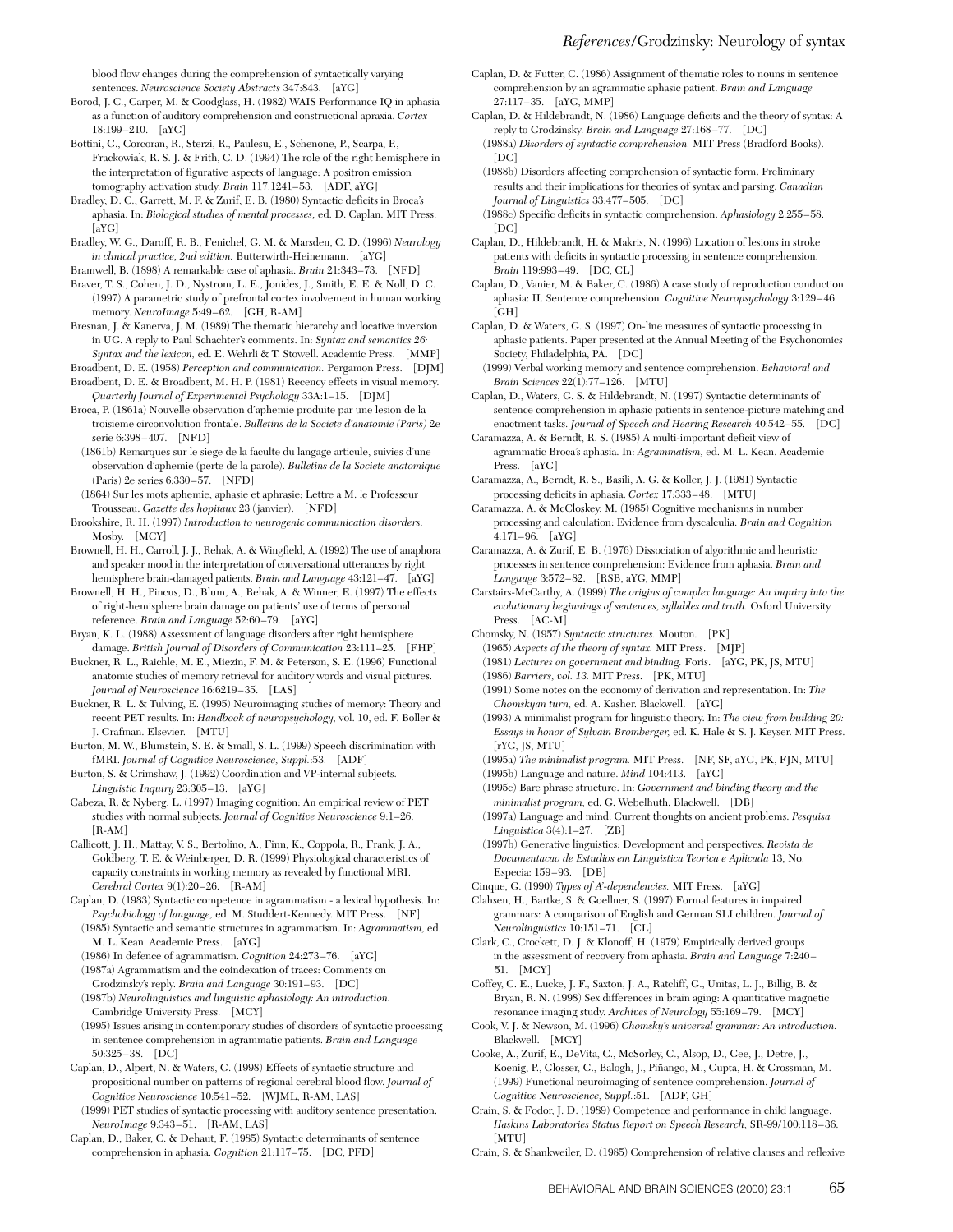blood flow changes during the comprehension of syntactically varying sentences. *Neuroscience Society Abstracts* 347:843. [aYG]

- Borod, J. C., Carper, M. & Goodglass, H. (1982) WAIS Performance IQ in aphasia as a function of auditory comprehension and constructional apraxia. *Cortex* 18:199–210. [aYG]
- Bottini, G., Corcoran, R., Sterzi, R., Paulesu, E., Schenone, P., Scarpa, P., Frackowiak, R. S. J. & Frith, C. D. (1994) The role of the right hemisphere in the interpretation of figurative aspects of language: A positron emission tomography activation study. *Brain* 117:1241–53. [ADF, aYG]
- Bradley, D. C., Garrett, M. F. & Zurif, E. B. (1980) Syntactic deficits in Broca's aphasia. In: *Biological studies of mental processes,* ed. D. Caplan. MIT Press. [aYG]
- Bradley, W. G., Daroff, R. B., Fenichel, G. M. & Marsden, C. D. (1996) *Neurology in clinical practice, 2nd edition.* Butterwirth-Heinemann. [aYG]
- Bramwell, B. (1898) A remarkable case of aphasia. *Brain* 21:343–73. [NFD]
- Braver, T. S., Cohen, J. D., Nystrom, L. E., Jonides, J., Smith, E. E. & Noll, D. C. (1997) A parametric study of prefrontal cortex involvement in human working memory. *NeuroImage* 5:49–62. [GH, R-AM]
- Bresnan, J. & Kanerva, J. M. (1989) The thematic hierarchy and locative inversion in UG. A reply to Paul Schachter's comments. In: *Syntax and semantics 26: Syntax and the lexicon,* ed. E. Wehrli & T. Stowell. Academic Press. [MMP]
- Broadbent, D. E. (1958) *Perception and communication.* Pergamon Press. [DJM] Broadbent, D. E. & Broadbent, M. H. P. (1981) Recency effects in visual memory.
- *Quarterly Journal of Experimental Psychology* 33A:1–15. [DJM] Broca, P. (1861a) Nouvelle observation d'aphemie produite par une lesion de la troisieme circonvolution frontale. *Bulletins de la Societe d'anatomie (Paris)* 2e serie 6:398–407. [NFD]
- (1861b) Remarques sur le siege de la faculte du langage articule, suivies d'une observation d'aphemie (perte de la parole). *Bulletins de la Societe anatomique* (Paris) 2e series 6:330–57. [NFD]
- (1864) Sur les mots aphemie, aphasie et aphrasie; Lettre a M. le Professeur Trousseau. *Gazette des hopitaux* 23 (janvier). [NFD]
- Brookshire, R. H. (1997) *Introduction to neurogenic communication disorders.* Mosby. [MCY]
- Brownell, H. H., Carroll, J. J., Rehak, A. & Wingfield, A. (1992) The use of anaphora and speaker mood in the interpretation of conversational utterances by right hemisphere brain-damaged patients. *Brain and Language* 43:121–47. [aYG]
- Brownell, H. H., Pincus, D., Blum, A., Rehak, A. & Winner, E. (1997) The effects of right-hemisphere brain damage on patients' use of terms of personal reference. *Brain and Language* 52:60–79. [aYG]
- Bryan, K. L. (1988) Assessment of language disorders after right hemisphere damage. *British Journal of Disorders of Communication* 23:111–25. [FHP]
- Buckner, R. L., Raichle, M. E., Miezin, F. M. & Peterson, S. E. (1996) Functional anatomic studies of memory retrieval for auditory words and visual pictures. *Journal of Neuroscience* 16:6219–35. [LAS]
- Buckner, R. L. & Tulving, E. (1995) Neuroimaging studies of memory: Theory and recent PET results. In: *Handbook of neuropsychology,* vol. 10, ed. F. Boller & J. Grafman. Elsevier. [MTU]
- Burton, M. W., Blumstein, S. E. & Small, S. L. (1999) Speech discrimination with fMRI. *Journal of Cognitive Neuroscience, Suppl.*:53. [ADF]
- Burton, S. & Grimshaw, J. (1992) Coordination and VP-internal subjects. *Linguistic Inquiry* 23:305–13. [aYG]
- Cabeza, R. & Nyberg, L. (1997) Imaging cognition: An empirical review of PET studies with normal subjects. *Journal of Cognitive Neuroscience* 9:1–26. [R-AM]
- Callicott, J. H., Mattay, V. S., Bertolino, A., Finn, K., Coppola, R., Frank, J. A., Goldberg, T. E. & Weinberger, D. R. (1999) Physiological characteristics of capacity constraints in working memory as revealed by functional MRI. *Cerebral Cortex* 9(1):20–26. [R-AM]
- Caplan, D. (1983) Syntactic competence in agrammatism a lexical hypothesis. In: *Psychobiology of language,* ed. M. Studdert-Kennedy. MIT Press. [NF]
- (1985) Syntactic and semantic structures in agrammatism. In: *Agrammatism,* ed. M. L. Kean. Academic Press. [aYG]
- (1986) In defence of agrammatism. *Cognition* 24:273–76. [aYG]
- (1987a) Agrammatism and the coindexation of traces: Comments on Grodzinsky's reply. *Brain and Language* 30:191–93. [DC] (1987b) *Neurolinguistics and linguistic aphasiology: An introduction.*
- Cambridge University Press. [MCY] (1995) Issues arising in contemporary studies of disorders of syntactic processing in sentence comprehension in agrammatic patients. *Brain and Language* 50:325–38. [DC]
- Caplan, D., Alpert, N. & Waters, G. (1998) Effects of syntactic structure and propositional number on patterns of regional cerebral blood flow. *Journal of Cognitive Neuroscience* 10:541–52. [WJML, R-AM, LAS]
- (1999) PET studies of syntactic processing with auditory sentence presentation. *NeuroImage* 9:343–51. [R-AM, LAS]
- Caplan, D., Baker, C. & Dehaut, F. (1985) Syntactic determinants of sentence comprehension in aphasia. *Cognition* 21:117–75. [DC, PFD]
- Caplan, D. & Futter, C. (1986) Assignment of thematic roles to nouns in sentence comprehension by an agrammatic aphasic patient. *Brain and Language* 27:117–35. [aYG, MMP]
- Caplan, D. & Hildebrandt, N. (1986) Language deficits and the theory of syntax: A reply to Grodzinsky. *Brain and Language* 27:168–77. [DC]
- (1988a) *Disorders of syntactic comprehension.* MIT Press (Bradford Books). [DC]
- (1988b) Disorders affecting comprehension of syntactic form. Preliminary results and their implications for theories of syntax and parsing. *Canadian Journal of Linguistics* 33:477–505. [DC]
- (1988c) Specific deficits in syntactic comprehension. *Aphasiology* 2:255–58. [DC]
- Caplan, D., Hildebrandt, H. & Makris, N. (1996) Location of lesions in stroke patients with deficits in syntactic processing in sentence comprehension. *Brain* 119:993–49. [DC, CL]
- Caplan, D., Vanier, M. & Baker, C. (1986) A case study of reproduction conduction aphasia: II. Sentence comprehension. *Cognitive Neuropsychology* 3:129–46.  $[GH]$
- Caplan, D. & Waters, G. S. (1997) On-line measures of syntactic processing in aphasic patients. Paper presented at the Annual Meeting of the Psychonomics Society, Philadelphia, PA. [DC]
- (1999) Verbal working memory and sentence comprehension. *Behavioral and Brain Sciences* 22(1):77–126. [MTU]
- Caplan, D., Waters, G. S. & Hildebrandt, N. (1997) Syntactic determinants of sentence comprehension in aphasic patients in sentence-picture matching and enactment tasks. *Journal of Speech and Hearing Research* 40:542–55. [DC]
- Caramazza, A. & Berndt, R. S. (1985) A multi-important deficit view of agrammatic Broca's aphasia. In: *Agrammatism,* ed. M. L. Kean. Academic Press. [aYG]
- Caramazza, A., Berndt, R. S., Basili, A. G. & Koller, J. J. (1981) Syntactic processing deficits in aphasia. *Cortex* 17:333–48. [MTU]
- Caramazza, A. & McCloskey, M. (1985) Cognitive mechanisms in number processing and calculation: Evidence from dyscalculia. *Brain and Cognition* 4:171–96. [aYG]
- Caramazza, A. & Zurif, E. B. (1976) Dissociation of algorithmic and heuristic processes in sentence comprehension: Evidence from aphasia. *Brain and Language* 3:572–82. [RSB, aYG, MMP]
- Carstairs-McCarthy, A. (1999) *The origins of complex language: An inquiry into the evolutionary beginnings of sentences, syllables and truth.* Oxford University Press. [AC-M]
- Chomsky, N. (1957) *Syntactic structures.* Mouton. [PK]
- (1965) *Aspects of the theory of syntax.* MIT Press. [MJP]
- (1981) *Lectures on government and binding.* Foris. [aYG, PK, JS, MTU]
- (1986) *Barriers, vol. 13.* MIT Press. [PK, MTU]
- (1991) Some notes on the economy of derivation and representation. In: *The Chomskyan turn,* ed. A. Kasher. Blackwell. [aYG]
- (1993) A minimalist program for linguistic theory. In: *The view from building 20: Essays in honor of Sylvain Bromberger,* ed. K. Hale & S. J. Keyser. MIT Press. [rYG, JS, MTU]
- (1995a) *The minimalist program.* MIT Press. [NF, SF, aYG, PK, FJN, MTU]
- (1995b) Language and nature. *Mind* 104:413. [aYG]
- (1995c) Bare phrase structure. In: *Government and binding theory and the minimalist program,* ed. G. Webelhuth. Blackwell. [DB]
- (1997a) Language and mind: Current thoughts on ancient problems. *Pesquisa Linguistica* 3(4):1–27. [ZB]
- (1997b) Generative linguistics: Development and perspectives. *Revista de Documentacao de Estudios em Linguistica Teorica e Aplicada* 13, No. Especia: 159–93. [DB]
- Cinque, G. (1990) *Types of A'-dependencies.* MIT Press. [aYG]
- Clahsen, H., Bartke, S. & Goellner, S. (1997) Formal features in impaired grammars: A comparison of English and German SLI children. *Journal of Neurolinguistics* 10:151–71. [CL]
- Clark, C., Crockett, D. J. & Klonoff, H. (1979) Empirically derived groups in the assessment of recovery from aphasia. *Brain and Language* 7:240– 51. [MCY]
- Coffey, C. E., Lucke, J. F., Saxton, J. A., Ratcliff, G., Unitas, L. J., Billig, B. & Bryan, R. N. (1998) Sex differences in brain aging: A quantitative magnetic resonance imaging study. *Archives of Neurology* 55:169–79. [MCY]
- Cook, V. J. & Newson, M. (1996) *Chomsky's universal grammar: An introduction.* Blackwell. [MCY]
- Cooke, A., Zurif, E., DeVita, C., McSorley, C., Alsop, D., Gee, J., Detre, J., Koenig, P., Glosser, G., Balogh, J., Piñango, M., Gupta, H. & Grossman, M. (1999) Functional neuroimaging of sentence comprehension. *Journal of Cognitive Neuroscience, Suppl.*:51. [ADF, GH]
- Crain, S. & Fodor, J. D. (1989) Competence and performance in child language. *Haskins Laboratories Status Report on Speech Research,* SR-99/100:118–36. [MTU]
- Crain, S. & Shankweiler, D. (1985) Comprehension of relative clauses and reflexive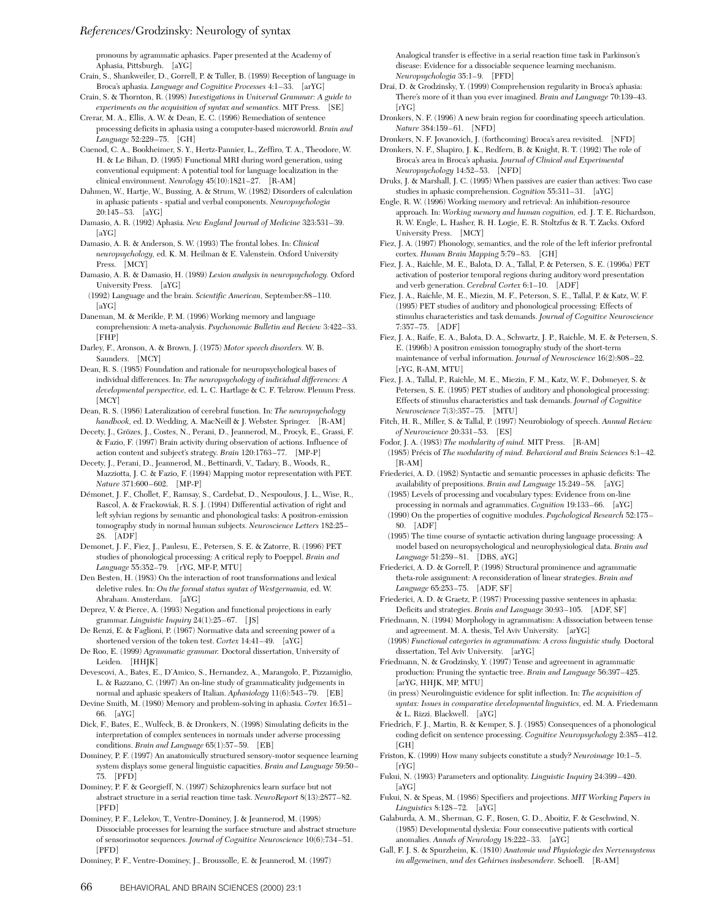pronouns by agrammatic aphasics. Paper presented at the Academy of Aphasia, Pittsburgh. [aYG]

- Crain, S., Shankweiler, D., Gorrell, P. & Tuller, B. (1989) Reception of language in Broca's aphasia. *Language and Cognitive Processes* 4:1–33. [arYG]
- Crain, S. & Thornton, R. (1998) *Investigations in Universal Grammar: A guide to experiments on the acquisition of syntax and semantics.* MIT Press. [SE]
- Crerar, M. A., Ellis, A. W. & Dean, E. C. (1996) Remediation of sentence processing deficits in aphasia using a computer-based microworld. *Brain and Language* 52:229–75. [GH]

Cuenod, C. A., Bookheimer, S. Y., Hertz-Pannier, L., Zeffiro, T. A., Theodore, W. H. & Le Bihan, D. (1995) Functional MRI during word generation, using conventional equipment: A potential tool for language localization in the clinical environment. *Neurology* 45(10):1821–27. [R-AM]

Dahmen, W., Hartje, W., Bussing, A. & Strum, W. (1982) Disorders of calculation in aphasic patients - spatial and verbal components. *Neuropsychologia* 20:145–53. [aYG]

Damasio, A. R. (1992) Aphasia. *New England Journal of Medicine* 323:531–39.  $[a<sub>YG</sub>]$ 

Damasio, A. R. & Anderson, S. W. (1993) The frontal lobes. In: *Clinical neuropsychology,* ed. K. M. Heilman & E. Valenstein. Oxford University Press. [MCY]

Damasio, A. R. & Damasio, H. (1989) *Lesion analysis in neuropsychology.* Oxford University Press. [aYG]

(1992) Language and the brain. *Scientific American,* September:88–110. [aYG]

Daneman, M. & Merikle, P. M. (1996) Working memory and language comprehension: A meta-analysis. *Psychonomic Bulletin and Review* 3:422–33. [FHP]

Darley, F., Aronson, A. & Brown, J. (1975) *Motor speech disorders.* W. B. Saunders. [MCY]

Dean, R. S. (1985) Foundation and rationale for neuropsychological bases of individual differences. In: *The neuropsychology of individual differences: A developmental perspective,* ed. L. C. Hartlage & C. F. Telzrow. Plenum Press. [MCY]

Dean, R. S. (1986) Lateralization of cerebral function. In: *The neuropsychology handbook,* ed. D. Wedding, A. MacNeill & J. Webster. Springer. [R-AM]

Decety, J., Grözes, J., Costes, N., Perani, D., Jeannerod, M., Procyk, E., Grassi, F. & Fazio, F. (1997) Brain activity during observation of actions. Influence of action content and subject's strategy. *Brain* 120:1763–77. [MP-P]

Decety, J., Perani, D., Jeannerod, M., Bettinardi, V., Tadary, B., Woods, R., Mazziotta, J. C. & Fazio, F. (1994) Mapping motor representation with PET. *Nature* 371:600–602. [MP-P]

Démonet, J. F., Chollet, F., Ramsay, S., Cardebat, D., Nespoulous, J. L., Wise, R., Rascol, A. & Frackowiak, R. S. J. (1994) Differential activation of right and left sylvian regions by semantic and phonological tasks: A positron-emission tomography study in normal human subjects. *Neuroscience Letters* 182:25– 28. [ADF]

Demonet, J. F., Fiez, J., Paulesu, E., Petersen, S. E. & Zatorre, R. (1996) PET studies of phonological processing: A critical reply to Poeppel. *Brain and Language* 55:352–79. [rYG, MP-P, MTU]

Den Besten, H. (1983) On the interaction of root transformations and lexical deletive rules. In: *On the formal status syntax of Westgermania,* ed. W. Abraham. Amsterdam. [aYG]

Deprez, V. & Pierce, A. (1993) Negation and functional projections in early grammar. *Linguistic Inquiry* 24(1):25–67. [JS]

De Renzi, E. & Faglioni, P. (1967) Normative data and screening power of a shortened version of the token test. *Cortex* 14:41–49. [aYG]

De Roo, E. (1999) *Agrammatic grammar.* Doctoral dissertation, University of Leiden. [HHJK]

Devescovi, A., Bates, E., D'Amico, S., Hernandez, A., Marangolo, P., Pizzamiglio, L. & Razzano, C. (1997) An on-line study of grammaticality judgements in normal and aphasic speakers of Italian. *Aphasiology* 11(6):543–79. [EB]

Devine Smith, M. (1980) Memory and problem-solving in aphasia. *Cortex* 16:51– 66. [aYG]

Dick, F., Bates, E., Wulfeck, B. & Dronkers, N. (1998) Simulating deficits in the interpretation of complex sentences in normals under adverse processing conditions. *Brain and Language* 65(1):57–59. [EB]

Dominey, P. F. (1997) An anatomically structured sensory-motor sequence learning system displays some general linguistic capacities. *Brain and Language* 59:50– 75. [PFD]

Dominey, P. F. & Georgieff, N. (1997) Schizophrenics learn surface but not abstract structure in a serial reaction time task. *NeuroReport* 8(13):2877–82. [PFD]

Dominey, P. F., Lelekov, T., Ventre-Dominey, J. & Jeannerod, M. (1998) Dissociable processes for learning the surface structure and abstract structure of sensorimotor sequences. *Journal of Cognitive Neuroscience* 10(6):734–51. [PFD]

Dominey, P. F., Ventre-Dominey, J., Broussolle, E. & Jeannerod, M. (1997)

Analogical transfer is effective in a serial reaction time task in Parkinson's disease: Evidence for a dissociable sequence learning mechanism. *Neuropsychologia* 35:1–9. [PFD]

- Drai, D. & Grodzinsky, Y. (1999) Comprehension regularity in Broca's aphasia: There's more of it than you ever imagined. *Brain and Language* 70:139–43. [rYG]
- Dronkers, N. F. (1996) A new brain region for coordinating speech articulation. *Nature* 384:159–61. [NFD]

Dronkers, N. F. Jovanovich, J. (forthcoming) Broca's area revisited. [NFD]

Dronkers, N. F., Shapiro, J. K., Redfern, B. & Knight, R. T. (1992) The role of Broca's area in Broca's aphasia. *Journal of Clinical and Experimental Neuropsychology* 14:52–53. [NFD]

Druks, J. & Marshall, J. C. (1995) When passives are easier than actives: Two case studies in aphasic comprehension. *Cognition* 55:311–31. [aYG]

Engle, R. W. (1996) Working memory and retrieval: An inhibition-resource approach. In: *Working memory and human cognition,* ed. J. T. E. Richardson, R. W. Engle, L. Hasher, R. H. Logie, E. R. Stoltzfus & R. T. Zacks. Oxford University Press. [MCY]

Fiez, J. A. (1997) Phonology, semantics, and the role of the left inferior prefrontal cortex. *Human Brain Mapping* 5:79–83. [GH]

Fiez, J. A., Raichle, M. E., Balota, D. A., Tallal, P. & Petersen, S. E. (1996a) PET activation of posterior temporal regions during auditory word presentation and verb generation. *Cerebral Cortex* 6:1–10. [ADF]

Fiez, J. A., Raichle, M. E., Miezin, M. F., Peterson, S. E., Tallal, P. & Katz, W. F. (1995) PET studies of auditory and phonological processing: Effects of stimulus characteristics and task demands. *Journal of Cognitive Neuroscience* 7:357–75. [ADF]

Fiez, J. A., Raife, E. A., Balota, D. A., Schwartz, J. P., Raichle, M. E. & Petersen, S. E. (1996b) A positron emission tomography study of the short-term maintenance of verbal information. *Journal of Neuroscience* 16(2):808–22. [rYG, R-AM, MTU]

Fiez, J. A., Tallal, P., Raichle, M. E., Miezin, F. M., Katz, W. F., Dobmeyer, S. & Petersen, S. E. (1995) PET studies of auditory and phonological processing: Effects of stimulus characteristics and task demands. *Journal of Cognitive Neuroscience* 7(3):357–75. [MTU]

Fitch, H. R., Miller, S. & Tallal, P. (1997) Neurobiology of speech. *Annual Review of Neuroscience* 20:331–53. [ES] Fodor, J. A. (1983) *The modularity of mind.* MIT Press. [R-AM]

(1985) Précis of *The modularity of mind. Behavioral and Brain Sciences* 8:1–42.  $[R-AM]$ 

Friederici, A. D. (1982) Syntactic and semantic processes in aphasic deficits: The availability of prepositions. *Brain and Language* 15:249–58. [aYG] (1985) Levels of processing and vocabulary types: Evidence from on-line

processing in normals and agrammatics. *Cognition* 19:133–66. [aYG] (1990) On the properties of cognitive modules. *Psychological Research* 52:175– 80. [ADF]

(1995) The time course of syntactic activation during language processing: A model based on neuropsychological and neurophysiological data. *Brain and Language* 51:259–81. [DBS, aYG]

Friederici, A. D. & Gorrell, P. (1998) Structural prominence and agrammatic theta-role assignment: A reconsideration of linear strategies. *Brain and Language* 65:253–75. [ADF, SF]

Friederici, A. D. & Graetz, P. (1987) Processing passive sentences in aphasia: Deficits and strategies. *Brain and Language* 30:93–105. [ADF, SF]

Friedmann, N. (1994) Morphology in agrammatism: A dissociation between tense and agreement. M. A. thesis, Tel Aviv University. [arYG]

(1998) *Functional categories in agrammatism: A cross linguistic study.* Doctoral dissertation, Tel Aviv University. [arYG]

Friedmann, N. & Grodzinsky, Y. (1997) Tense and agreement in agrammatic production: Pruning the syntactic tree. *Brain and Language* 56:397–425. [arYG, HHJK, MP, MTU]

(in press) Neurolinguistic evidence for split inflection. In: *The acquisition of syntax: Issues in comparative developmental linguistics,* ed. M. A. Friedemann & L. Rizzi. Blackwell. [aYG]

Friedrich, F. J., Martin, R. & Kemper, S. J. (1985) Consequences of a phonological coding deficit on sentence processing. *Cognitive Neuropsychology* 2:385–412.  $\lceil$ GH $\rceil$ 

Friston, K. (1999) How many subjects constitute a study? *Neuroimage* 10:1–5.  $[r<sub>YG</sub>]$ 

Fukui, N. (1993) Parameters and optionality. *Linguistic Inquiry* 24:399–420. [aYG]

Fukui, N. & Speas, M. (1986) Specifiers and projections. *MIT Working Papers in Linguistics* 8:128–72. [aYG]

Galaburda, A. M., Sherman, G. F., Rosen, G. D., Aboitiz, F. & Geschwind, N. (1985) Developmental dyslexia: Four consecutive patients with cortical anomalies. *Annals of Neurology* 18:222–33. [aYG]

Gall, F. J. S. & Spurzheim, K. (1810) *Anatomie und Physiologie des Nervensystems im allgemeinen, und des Gehirnes insbesondere.* Schoell. [R-AM]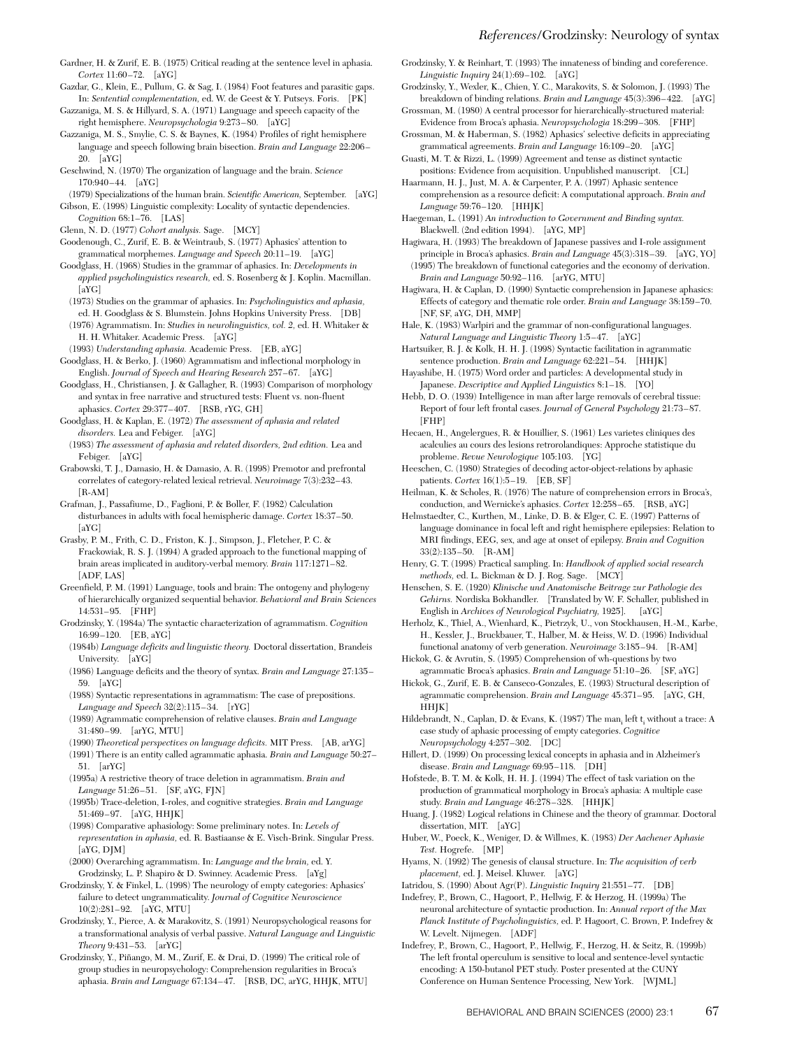- Gardner, H. & Zurif, E. B. (1975) Critical reading at the sentence level in aphasia. *Cortex* 11:60–72. [aYG]
- Gazdar, G., Klein, E., Pullum, G. & Sag, I. (1984) Foot features and parasitic gaps. In: *Sentential complementation,* ed. W. de Geest & Y. Putseys. Foris. [PK]
- Gazzaniga, M. S. & Hillyard, S. A. (1971) Language and speech capacity of the right hemisphere. *Neuropsychologia* 9:273–80. [aYG]
- Gazzaniga, M. S., Smylie, C. S. & Baynes, K. (1984) Profiles of right hemisphere language and speech following brain bisection. *Brain and Language* 22:206– 20. [aYG]
- Geschwind, N. (1970) The organization of language and the brain. *Science* 170:940–44. [aYG]
- (1979) Specializations of the human brain. *Scientific American,* September. [aYG] Gibson, E. (1998) Linguistic complexity: Locality of syntactic dependencies.
- *Cognition* 68:1–76. [LAS]
- Glenn, N. D. (1977) *Cohort analysis.* Sage. [MCY]
- Goodenough, C., Zurif, E. B. & Weintraub, S. (1977) Aphasics' attention to grammatical morphemes. *Language and Speech* 20:11–19. [aYG]
- Goodglass, H. (1968) Studies in the grammar of aphasics. In: *Developments in applied psycholinguistics research,* ed. S. Rosenberg & J. Koplin. Macmillan. [aYG]
- (1973) Studies on the grammar of aphasics. In: *Psycholinguistics and aphasia,* ed. H. Goodglass & S. Blumstein. Johns Hopkins University Press. [DB] (1976) Agrammatism. In: *Studies in neurolinguistics, vol. 2,* ed. H. Whitaker & H. H. Whitaker. Academic Press. [aYG]
- (1993) *Understanding aphasia.* Academic Press. [EB, aYG]
- Goodglass, H. & Berko, J. (1960) Agrammatism and inflectional morphology in English. *Journal of Speech and Hearing Research* 257–67. [aYG]
- Goodglass, H., Christiansen, J. & Gallagher, R. (1993) Comparison of morphology and syntax in free narrative and structured tests: Fluent vs. non-fluent aphasics. *Cortex* 29:377–407. [RSB, rYG, GH]
- Goodglass, H. & Kaplan, E. (1972) *The assessment of aphasia and related disorders.* Lea and Febiger. [aYG]
- (1983) *The assessment of aphasia and related disorders, 2nd edition.* Lea and Febiger. [aYG]
- Grabowski, T. J., Damasio, H. & Damasio, A. R. (1998) Premotor and prefrontal correlates of category-related lexical retrieval. *Neuroimage* 7(3):232–43. [R-AM]
- Grafman, J., Passafiume, D., Faglioni, P. & Boller, F. (1982) Calculation disturbances in adults with focal hemispheric damage. *Cortex* 18:37–50.  $[a<sub>YG</sub>]$
- Grasby, P. M., Frith, C. D., Friston, K. J., Simpson, J., Fletcher, P. C. & Frackowiak, R. S. J. (1994) A graded approach to the functional mapping of brain areas implicated in auditory-verbal memory. *Brain* 117:1271–82. [ADF, LAS]
- Greenfield, P. M. (1991) Language, tools and brain: The ontogeny and phylogeny of hierarchically organized sequential behavior. *Behavioral and Brain Sciences* 14:531–95. [FHP]
- Grodzinsky, Y. (1984a) The syntactic characterization of agrammatism. *Cognition* 16:99–120. [EB, aYG]
- (1984b) *Language deficits and linguistic theory.* Doctoral dissertation, Brandeis University. [aYG]
- (1986) Language deficits and the theory of syntax. *Brain and Language* 27:135– 59. [aYG]
- (1988) Syntactic representations in agrammatism: The case of prepositions. *Language and Speech* 32(2):115–34. [rYG]
- (1989) Agrammatic comprehension of relative clauses. *Brain and Language* 31:480–99. [arYG, MTU]
- (1990) *Theoretical perspectives on language deficits.* MIT Press. [AB, arYG]
- (1991) There is an entity called agrammatic aphasia. *Brain and Language* 50:27– 51. [arYG]
- (1995a) A restrictive theory of trace deletion in agrammatism. *Brain and Language* 51:26–51. [SF, aYG, FJN]
- (1995b) Trace-deletion, I-roles, and cognitive strategies. *Brain and Language* 51:469–97. [aYG, HHJK]
- (1998) Comparative aphasiology: Some preliminary notes. In: *Levels of representation in aphasia,* ed. R. Bastiaanse & E. Visch-Brink. Singular Press. [aYG, DJM]
- (2000) Overarching agrammatism. In: *Language and the brain,* ed. Y. Grodzinsky, L. P. Shapiro & D. Swinney. Academic Press. [aYg]
- Grodzinsky, Y. & Finkel, L. (1998) The neurology of empty categories: Aphasics' failure to detect ungrammaticality. *Journal of Cognitive Neuroscience* 10(2):281–92. [aYG, MTU]
- Grodzinsky, Y., Pierce, A. & Marakovitz, S. (1991) Neuropsychological reasons for a transformational analysis of verbal passive. *Natural Language and Linguistic Theory* 9:431–53. [arYG]
- Grodzinsky, Y., Piñango, M. M., Zurif, E. & Drai, D. (1999) The critical role of group studies in neuropsychology: Comprehension regularities in Broca's aphasia. *Brain and Language* 67:134–47. [RSB, DC, arYG, HHJK, MTU]
- Grodzinsky, Y. & Reinhart, T. (1993) The innateness of binding and coreference. *Linguistic Inquiry* 24(1):69–102. [aYG]
- Grodzinsky, Y., Wexler, K., Chien, Y. C., Marakovits, S. & Solomon, J. (1993) The breakdown of binding relations. *Brain and Language* 45(3):396–422. [aYG] Grossman, M. (1980) A central processor for hierarchically-structured material:
- Evidence from Broca's aphasia. *Neuropsychologia* 18:299–308. [FHP] Grossman, M. & Haberman, S. (1982) Aphasics' selective deficits in appreciating
- grammatical agreements. *Brain and Language* 16:109–20. [aYG]
- Guasti, M. T. & Rizzi, L. (1999) Agreement and tense as distinct syntactic positions: Evidence from acquisition. Unpublished manuscript. [CL]
- Haarmann, H. J., Just, M. A. & Carpenter, P. A. (1997) Aphasic sentence comprehension as a resource deficit: A computational approach. *Brain and Language* 59:76–120. [HHJK]
- Haegeman, L. (1991) *An introduction to Government and Binding syntax.* Blackwell. (2nd edition 1994). [aYG, MP]
- Hagiwara, H. (1993) The breakdown of Japanese passives and I-role assignment principle in Broca's aphasics. *Brain and Language* 45(3):318–39. [aYG, YO] (1995) The breakdown of functional categories and the economy of derivation. *Brain and Language* 50:92–116. [arYG, MTU]
- Hagiwara, H. & Caplan, D. (1990) Syntactic comprehension in Japanese aphasics: Effects of category and thematic role order. *Brain and Language* 38:159–70. [NF, SF, aYG, DH, MMP]
- Hale, K. (1983) Warlpiri and the grammar of non-configurational languages. *Natural Language and Linguistic Theory* 1:5–47. [aYG]
- Hartsuiker, R. J. & Kolk, H. H. J. (1998) Syntactic facilitation in agrammatic sentence production. *Brain and Language* 62:221–54. [HHJK]
- Hayashibe, H. (1975) Word order and particles: A developmental study in Japanese. *Descriptive and Applied Linguistics* 8:1–18. [YO]
- Hebb, D. O. (1939) Intelligence in man after large removals of cerebral tissue: Report of four left frontal cases. *Journal of General Psychology* 21:73–87. [FHP]
- Hecaen, H., Angelergues, R. & Houillier, S. (1961) Les varietes cliniques des acalculies au cours des lesions retrorolandiques: Approche statistique du probleme. *Revue Neurologique* 105:103. [YG]
- Heeschen, C. (1980) Strategies of decoding actor-object-relations by aphasic patients. *Cortex* 16(1):5–19. [EB, SF]
- Heilman, K. & Scholes, R. (1976) The nature of comprehension errors in Broca's, conduction, and Wernicke's aphasics. *Cortex* 12:258–65. [RSB, aYG]
- Helmstaedter, C., Kurthen, M., Linke, D. B. & Elger, C. E. (1997) Patterns of language dominance in focal left and right hemisphere epilepsies: Relation to MRI findings, EEG, sex, and age at onset of epilepsy. *Brain and Cognition* 33(2):135–50. [R-AM]
- Henry, G. T. (1998) Practical sampling. In: *Handbook of applied social research methods,* ed. L. Bickman & D. J. Rog. Sage. [MCY]
- Henschen, S. E. (1920) *Klinische und Anatomische Beitrage zur Pathologie des Gehirns.* Nordiska Bokhandler. [Translated by W. F. Schaller, published in English in *Archives of Neurological Psychiatry,* 1925]. [aYG]
- Herholz, K., Thiel, A., Wienhard, K., Pietrzyk, U., von Stockhausen, H.-M., Karbe, H., Kessler, J., Bruckbauer, T., Halber, M. & Heiss, W. D. (1996) Individual functional anatomy of verb generation. *Neuroimage* 3:185–94. [R-AM]
- Hickok, G. & Avrutin, S. (1995) Comprehension of wh-questions by two agrammatic Broca's aphasics. *Brain and Language* 51:10–26. [SF, aYG]
- Hickok, G., Zurif, E. B. & Canseco-Gonzales, E. (1993) Structural description of agrammatic comprehension. *Brain and Language* 45:371–95. [aYG, GH, HHJK]
- Hildebrandt, N., Caplan, D. & Evans, K. (1987) The man<sub>i</sub> left t<sub>i</sub> without a trace: A case study of aphasic processing of empty categories. *Cognitive Neuropsychology* 4:257–302. [DC]
- Hillert, D. (1999) On processing lexical concepts in aphasia and in Alzheimer's disease. *Brain and Language* 69:95–118. [DH]
- Hofstede, B. T. M. & Kolk, H. H. J. (1994) The effect of task variation on the production of grammatical morphology in Broca's aphasia: A multiple case study. *Brain and Language* 46:278–328. [HHJK]
- Huang, J. (1982) Logical relations in Chinese and the theory of grammar. Doctoral dissertation, MIT. [aYG]
- Huber, W., Poeck, K., Weniger, D. & Willmes, K. (1983) *Der Aachener Aphasie Test.* Hogrefe. [MP]
- Hyams, N. (1992) The genesis of clausal structure. In: *The acquisition of verb placement,* ed. J. Meisel. Kluwer. [aYG]
- Iatridou, S. (1990) About Agr(P). *Linguistic Inquiry* 21:551–77. [DB]
- Indefrey, P., Brown, C., Hagoort, P., Hellwig, F. & Herzog, H. (1999a) The neuronal architecture of syntactic production. In: *Annual report of the Max Planck Institute of Psycholinguistics,* ed. P. Hagoort, C. Brown, P. Indefrey & W. Levelt. Nijmegen. [ADF]
- Indefrey, P., Brown, C., Hagoort, P., Hellwig, F., Herzog, H. & Seitz, R. (1999b) The left frontal operculum is sensitive to local and sentence-level syntactic encoding: A 150-butanol PET study. Poster presented at the CUNY Conference on Human Sentence Processing, New York. [WJML]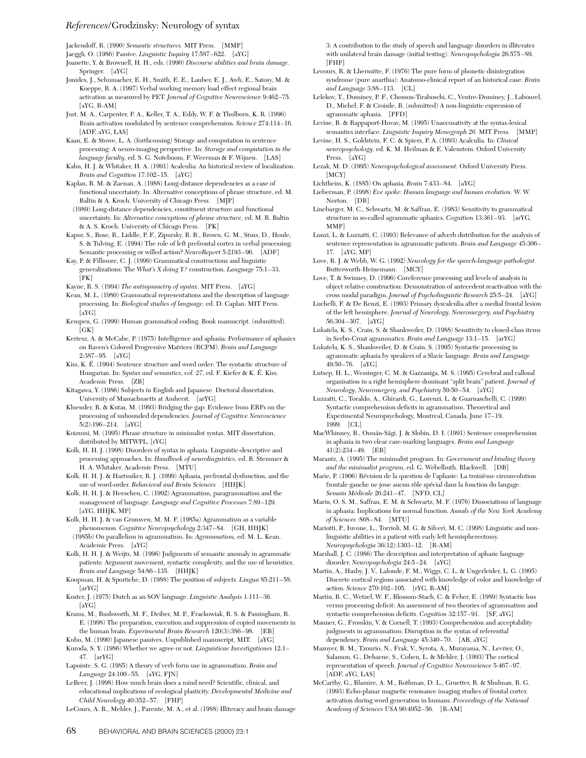Jackendoff, R. (1990) *Semantic structures.* MIT Press. [MMP]

Jaeggli, O. (1986) Passive. *Linguistic Inquiry* 17:587–622. [aYG]

Joanette, Y. & Brownell, H. H., eds. (1990) *Discourse abilities and brain damage.* Springer. [aYG]

- Jonides, J., Schumacher, E. H., Smith, E. E., Lauber, E. J., Awh, E., Satosy, M. & Koeppe, R. A. (1997) Verbal working memory load effect regional brain activation as measured by PET. *Journal of Cognitive Neuroscience* 9:462–75. [aYG, R-AM]
- Just, M. A., Carpenter, P. A., Keller, T. A., Eddy, W. F. & Thulborn, K. R. (1996) Brain activation modulated by sentence comprehension. *Science* 274:114–16. [ADF, aYG, LAS]
- Kaan, E. & Stowe, L. A. (forthcoming) Storage and computation in sentence processing: A neuro-imaging perspective. In: *Storage and computation in the language faculty,* ed. S. G. Noteboom, F. Weerman & F. Wijnen. [LAS]
- Kahn, H. J. & Whitaker, H. A. (1991) Acalculia: An historical review of localization. *Brain and Cognition* 17:102–15. [aYG]
- Kaplan, R. M. & Zaenan, A. (1988) Long-distance dependencies as a case of functional uncertainty. In: Alternative conceptions of phrase structure, ed. M. Baltin & A. Kroch. University of Chicago Press. [MJP]
- (1989) Long-distance dependencies, constituent structure and functional uncertainty. In: *Alternative conceptions of phrase structure,* ed. M. R. Baltin & A. S. Kroch. University of Chicago Press. [PK]
- Kapur, S., Rose, R., Liddle, P. F., Zipursky, R. B., Brown, G. M., Stuss, D., Houle, S. & Tulving, E. (1994) The role of left prefrontal cortex in verbal processing: Semantic processing or willed action? *NeuroReport* 5:2193–96. [ADF]
- Kay, P. & Fillmore, C. J. (1999) Grammatical constructions and linguistic generalizations: The *What's X doing Y?* construction. *Language* 75:1–33. [PK]
- Kayne, R. S. (1994) *The antisymmetry of syntax.* MIT Press. [aYG]
- Kean, M. L. (1980) Grammatical representations and the description of language processing. In: *Biological studies of language,* ed. D. Caplan. MIT Press. [aYG]
- Kempen, G. (1999) Human grammatical coding. Book manuscript. (submitted). [GK]
- Kertesz, A. & McCabe, P. (1975) Intelligence and aphasia: Performance of aphasics on Raven's Colored Progressive Matrices (RCPM). *Brain and Language* 2:387–95. [aYG]
- Kiss, K. É. (1994) Sentence structure and word order: The syntactic structure of Hungarian. In: *Syntax and semantics, vol. 27,* ed. F. Kiefer & K. É. Kiss. Academic Press. [ZB]
- Kitagawa, Y. (1986) Subjects in English and Japanese. Doctoral dissertation, University of Massachusetts at Amherst. [arYG]
- Kluender, R. & Kutas, M. (1993) Bridging the gap: Evidence from ERPs on the processing of unbounded dependencies. *Journal of Cognitive Neuroscience* 5(2):196–214. [aYG]
- Koizumi, M. (1995) Phrase structure in minimalist syntax. MIT dissertation, distributed by MITWPL. [rYG]
- Kolk, H. H. J. (1998) Disorders of syntax in aphasia: Linguistic-descriptive and processing approaches. In: *Handbook of neurolinguistics,* ed. B. Stemmer & H. A. Whitaker. Academic Press. [MTU]
- Kolk, H. H. J. & Hartsuiker, R. J. (1999) Aphasia, prefrontal dysfunction, and the use of word-order. *Behavioral and Brain Sciences* [HHJK]
- Kolk, H. H. J. & Heeschen, C. (1992) Agrammatism, paragrammatism and the management of language. *Language and Cognitive Processes* 7:89–129. [aYG, HHJK, MP]
- Kolk, H. H. J. & van Grunsven, M. M. F. (1985a) Agrammatism as a variable phenomenon. *Cognitive Neuropsychology* 2:347–84. [GH, HHJK]
- (1985b) On parallelism in agrammatism. In: *Agrammatism,* ed. M. L. Kean. Academic Press. [aYG]
- Kolk, H. H. J. & Weijts, M. (1996) Judgments of semantic anomaly in agrammatic patients: Argument movement, syntactic complexity, and the use of heuristics. *Brain and Language* 54:86–135. [HHJK]
- Koopman, H. & Sportiche, D. (1988) The position of subjects. *Lingua* 85:211–58. [arYG]
- Koster, J. (1975) Dutch as an SOV language. *Linguistic Analysis* 1:111–36. [aYG]
- Krams, M., Rushworth, M. F., Deiber, M. P., Frackowiak, R. S. & Passingham, R. E. (1998) The preparation, execution and suppression of copied movements in the human brain. *Experimental Brain Research* 120(3):386–98. [EB]
- Kubo, M. (1990) Japanese passives. Unpublished manuscript, MIT. [aYG]
- Kuroda, S. Y. (1986) Whether we agree or not. *Linguisticae Investigationes* 12:1– 47. [arYG]
- Lapointe, S. G. (1985) A theory of verb form use in agrammatism. *Brain and Language* 24:100–55. [aYG, FJN]
- LeBeer, J. (1998) How much brain does a mind need? Scientific, clinical, and educational implications of ecological plasticity. *Developmental Medicine and Child Neurology* 40:352–57. [FHP]

LeCours, A. R., Mehler, J., Parente, M. A., et al. (1988) Illiteracy and brain damage

3: A contribution to the study of speech and language disorders in illiterates with unilateral brain damage (initial testing). *Neuropsychologia* 26:575–89. [FHP]

- Lecours, R. & Lhermitte, F. (1976) The pure form of phonetic disintegration syndrome (pure anarthia): Anatomo-clinical report of an historical case. *Brain and Language* 3:88–113. [CL]
- Lelekov, T., Dominey, P. F., Chosson-Tiraboschi, C., Ventre-Dominey, J., Labourel, D., Michel, F. & Croisile, B. (submitted) A non-linguistic expression of agrammatic aphasia. [PFD]
- Levine, B. & Rappaport-Hovav, M. (1995) Unaccusativity at the syntax-lexical semantics interface. *Linguistic Inquiry Monograph 26.* MIT Press. [MMP]
- Levine, H. S., Goldstein, F. C. & Spiers, P. A. (1993) Acalculia. In: *Clinical neuropsychology,* ed. K. M. Heilman & E. Valenstein. Oxford University Press. [aYG]
- Lezak, M. D. (1995) *Neuropsychological assessment.* Oxford University Press. [MCY]
- Lichtheim, K. (1885) On aphasia. *Brain* 7:433–84. [aYG]
- Lieberman, P. (1998) *Eve spoke: Human language and human evolution.* W. W. Norton. [DB]
- Linebarger, M. C., Schwartz, M. & Saffran, E. (1983) Sensitivity to grammatical structure in so-called agrammatic aphasics. *Cognition* 13:361–93. [arYG, MMP]
- Lonzi, L. & Luzzatti, C. (1993) Relevance of adverb distribution for the analysis of sentence representation in agrammatic patients. *Brain and Language* 45:306– 17. [aYG, MP]
- Love, R. J. & Webb, W. G. (1992) *Neurology for the speech-language pathologist.* Butterworth-Heinemann. [MCY]
- Love, T. & Swinney, D. (1996) Coreference processing and levels of analysis in object relative construction: Demonstration of antecedent reactivation with the cross modal paradigm. *Journal of Psycholinguistic Research* 25:5–24. [aYG]
- Luchelli, F. & De Renzi, E. (1993) Primary dyscalculia after a medial frontal lesion of the left hemisphere. *Journal of Neurology, Neurosurgery, and Psychiatry* 56:304–307. [aYG]
- Lukatela, K. S., Crain, S. & Shankweiler, D. (1988) Sensitivity to closed-class items in Serbo-Croat agrammatics. *Brain and Language* 13:1–15. [arYG]
- Lukatela, K. S., Shankweiler, D. & Crain, S. (1995) Syntactic processing in agrammatic aphasia by speakers of a Slavic language. *Brain and Language* 49:50–76. [aYG]
- Lutsep, H. L., Wessinger, C. M. & Gazzaniga, M. S. (1995) Cerebral and callosal organisation in a right hemisphere dominant "split brain" patient. *Journal of Neurology, Neurosurgery, and Psychiatry* 59:50–54. [aYG]
- Luzzatti, C., Toraldo, A., Ghirardi, G., Lorenzi, L. & Guarnaschelli, C. (1999) Syntactic comprehension deficits in agrammatism. Theoretical and Experimental Neuropsychology, Montreal, Canada, June 17–19, 1999. [CL]
- MacWhinney, B., Osmán-Sági, J. & Slobin, D. I. (1991) Sentence comprehension in aphasia in two clear case-marking languages. *Brain and Language* 41(2):234–49. [EB]
- Marantz, A. (1995) The minimalist program. In: *Government and binding theory and the minimalist program,* ed. G. Webelhuth. Blackwell. [DB]
- Marie, P. (1906) Révision de la question de l'aphasie: La troisième circonvolution frontale gauche ne joue aucun rôle spécial dans la fonction du langage. *Semain Médicale* 26:241–47. [NFD, CL]
- Marin, O. S. M., Saffran, E. M. & Schwartz, M. F. (1976) Dissociations of language in aphasia: Implications for normal function. *Annals of the New York Academy of Sciences* :868–84. [MTU]
- Mariotti, P., Iuvone, L., Torrioli, M. G. & Silveri, M. C. (1998) Linguistic and nonlinguistic abilities in a patient with early left hemispherectomy. *Neuropsychologia* 36(12):1303–12. [R-AM]
- Marshall, J. C. (1986) The description and interpretation of aphasic language disorder. *Neuropsychologia* 24:5–24. [aYG]
- Martin, A., Haxby, J. V., Lalonde, F. M., Wiggs, C. L. & Ungerleider, L. G. (1995) Discrete cortical regions associated with knowledge of color and knowledge of action. *Science* 270:102–105. [rYG, R-AM]
- Martin, R. C., Wetzel, W. F., Blossom-Stach, C. & Feher, E. (1989) Syntactic loss versus processing deficit: An assessment of two theories of agrammatism and syntactic comprehension deficits. *Cognition* 32:157–91. [SF, aYG]
- Mauner, G., Fromkin, V. & Cornell, T. (1993) Comprehension and acceptability judgments in agrammatism: Disruption in the syntax of referential dependency. *Brain and Language* 45:340–70. [AB, aYG]
- Mazoyer, B. M., Tzourio, N., Frak, V., Syrota, A., Murayama, N., Levrier, O., Salamon, G., Dehaene, S., Cohen, L. & Mehler, J. (1993) The cortical representation of speech. *Journal of Cognitive Neuroscience* 5:467–97. [ADF, aYG, LAS]
- McCarthy, G., Blamire, A. M., Rothman, D. L., Gruetter, R. & Shulman, R. G. (1993) Echo-planar magnetic resonance imaging studies of frontal cortex activation during word generation in humans. *Proceedings of the National Academy of Sciences USA* 90:4952–56. [R-AM]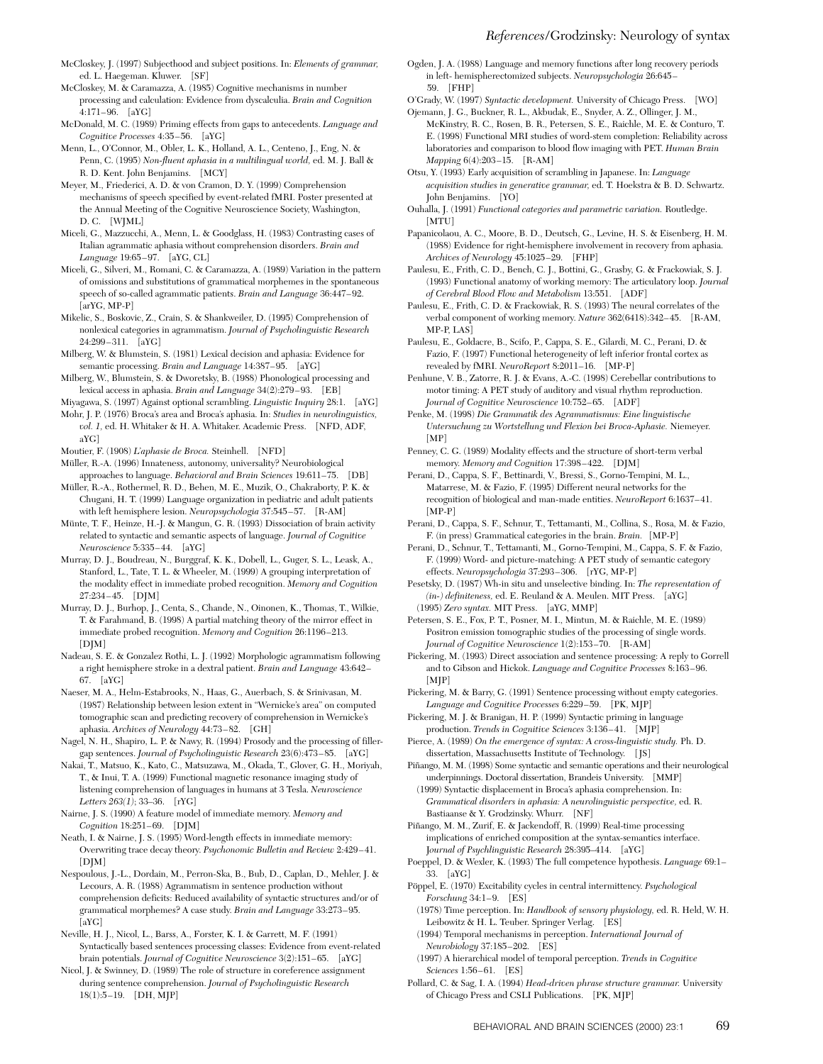- McCloskey, J. (1997) Subjecthood and subject positions. In: *Elements of grammar,* ed. L. Haegeman. Kluwer. [SF]
- McCloskey, M. & Caramazza, A. (1985) Cognitive mechanisms in number processing and calculation: Evidence from dyscalculia. *Brain and Cognition* 4:171–96. [aYG]
- McDonald, M. C. (1989) Priming effects from gaps to antecedents. *Language and Cognitive Processes* 4:35–56. [aYG]
- Menn, L., O'Connor, M., Obler, L. K., Holland, A. L., Centeno, J., Eng, N. & Penn, C. (1995) *Non-fluent aphasia in a multilingual world,* ed. M. J. Ball & R. D. Kent. John Benjamins. [MCY]
- Meyer, M., Friederici, A. D. & von Cramon, D. Y. (1999) Comprehension mechanisms of speech specified by event-related fMRI. Poster presented at the Annual Meeting of the Cognitive Neuroscience Society, Washington, D. C. [WJML]
- Miceli, G., Mazzucchi, A., Menn, L. & Goodglass, H. (1983) Contrasting cases of Italian agrammatic aphasia without comprehension disorders. *Brain and Language* 19:65–97. [aYG, CL]
- Miceli, G., Silveri, M., Romani, C. & Caramazza, A. (1989) Variation in the pattern of omissions and substitutions of grammatical morphemes in the spontaneous speech of so-called agrammatic patients. *Brain and Language* 36:447–92. [arYG, MP-P]
- Mikelic, S., Boskovic, Z., Crain, S. & Shankweiler, D. (1995) Comprehension of nonlexical categories in agrammatism. *Journal of Psycholinguistic Research* 24:299–311. [aYG]
- Milberg, W. & Blumstein, S. (1981) Lexical decision and aphasia: Evidence for semantic processing. *Brain and Language* 14:387–95. [aYG]
- Milberg, W., Blumstein, S. & Dworetsky, B. (1988) Phonological processing and lexical access in aphasia. *Brain and Language* 34(2):279–93. [EB]
- Miyagawa, S. (1997) Against optional scrambling. *Linguistic Inquiry* 28:1. [aYG]
- Mohr, J. P. (1976) Broca's area and Broca's aphasia. In: *Studies in neurolinguistics, vol. 1,* ed. H. Whitaker & H. A. Whitaker. Academic Press. [NFD, ADF, aYG]
- Moutier, F. (1908) *L'aphasie de Broca.* Steinhell. [NFD]
- Müller, R.-A. (1996) Innateness, autonomy, universality? Neurobiological approaches to language. *Behavioral and Brain Sciences* 19:611–75. [DB]
- Müller, R.-A., Rothermel, R. D., Behen, M. E., Muzik, O., Chakraborty, P. K. & Chugani, H. T. (1999) Language organization in pediatric and adult patients with left hemisphere lesion. *Neuropsychologia* 37:545–57. [R-AM]
- Münte, T. F., Heinze, H.-J. & Mangun, G. R. (1993) Dissociation of brain activity related to syntactic and semantic aspects of language. *Journal of Cognitive Neuroscience* 5:335–44. [aYG]
- Murray, D. J., Boudreau, N., Burggraf, K. K., Dobell, L., Guger, S. L., Leask, A., Stanford, L., Tate, T. L. & Wheeler, M. (1999) A grouping interpretation of the modality effect in immediate probed recognition. *Memory and Cognition* 27:234–45. [DJM]
- Murray, D. J., Burhop, J., Centa, S., Chande, N., Oinonen, K., Thomas, T., Wilkie, T. & Farahmand, B. (1998) A partial matching theory of the mirror effect in immediate probed recognition. *Memory and Cognition* 26:1196–213. [DJM]
- Nadeau, S. E. & Gonzalez Rothi, L. J. (1992) Morphologic agrammatism following a right hemisphere stroke in a dextral patient. *Brain and Language* 43:642– 67. [aYG]
- Naeser, M. A., Helm-Estabrooks, N., Haas, G., Auerbach, S. & Srinivasan, M. (1987) Relationship between lesion extent in "Wernicke's area" on computed tomographic scan and predicting recovery of comprehension in Wernicke's aphasia. *Archives of Neurology* 44:73–82. [GH]
- Nagel, N. H., Shapiro, L. P. & Nawy, R. (1994) Prosody and the processing of fillergap sentences. *Journal of Psycholinguistic Research* 23(6):473–85. [aYG]
- Nakai, T., Matsuo, K., Kato, C., Matsuzawa, M., Okada, T., Glover, G. H., Moriyah, T., & Inui, T. A. (1999) Functional magnetic resonance imaging study of listening comprehension of languages in humans at 3 Tesla. *Neuroscience Letters 263(1)*; 33–36. [rYG]
- Nairne, J. S. (1990) A feature model of immediate memory. *Memory and Cognition* 18:251–69. [DJM]
- Neath, I. & Nairne, J. S. (1995) Word-length effects in immediate memory: Overwriting trace decay theory. *Psychonomic Bulletin and Review* 2:429–41.  $[D[M]$
- Nespoulous, J.-L., Dordain, M., Perron-Ska, B., Bub, D., Caplan, D., Mehler, J. & Lecours, A. R. (1988) Agrammatism in sentence production without comprehension deficits: Reduced availability of syntactic structures and/or of grammatical morphemes? A case study. *Brain and Language* 33:273–95. [aYG]
- Neville, H. J., Nicol, L., Barss, A., Forster, K. I. & Garrett, M. F. (1991) Syntactically based sentences processing classes: Evidence from event-related brain potentials. *Journal of Cognitive Neuroscience* 3(2):151–65. [aYG]
- Nicol, J. & Swinney, D. (1989) The role of structure in coreference assignment during sentence comprehension. *Journal of Psycholinguistic Research* 18(1):5–19. [DH, MJP]
- Ogden, J. A. (1988) Language and memory functions after long recovery periods in left- hemispherectomized subjects. *Neuropsychologia* 26:645– 59. [FHP]
- O'Grady, W. (1997) *Syntactic development.* University of Chicago Press. [WO]
- Ojemann, J. G., Buckner, R. L., Akbudak, E., Snyder, A. Z., Ollinger, J. M.,
- McKinstry, R. C., Rosen, B. R., Petersen, S. E., Raichle, M. E. & Conturo, T. E. (1998) Functional MRI studies of word-stem completion: Reliability across laboratories and comparison to blood flow imaging with PET. *Human Brain Mapping* 6(4):203–15. [R-AM]
- Otsu, Y. (1993) Early acquisition of scrambling in Japanese. In: *Language acquisition studies in generative grammar,* ed. T. Hoekstra & B. D. Schwartz. John Benjamins. [YO]
- Ouhalla, J. (1991) *Functional categories and parametric variation.* Routledge. [MTU]
- Papanicolaou, A. C., Moore, B. D., Deutsch, G., Levine, H. S. & Eisenberg, H. M. (1988) Evidence for right-hemisphere involvement in recovery from aphasia. *Archives of Neurology* 45:1025–29. [FHP]
- Paulesu, E., Frith, C. D., Bench, C. J., Bottini, G., Grasby, G. & Frackowiak, S. J. (1993) Functional anatomy of working memory: The articulatory loop. *Journal of Cerebral Blood Flow and Metabolism* 13:551. [ADF]
- Paulesu, E., Frith, C. D. & Frackowiak, R. S. (1993) The neural correlates of the verbal component of working memory. *Nature* 362(6418):342–45. [R-AM, MP-P, LAS]
- Paulesu, E., Goldacre, B., Scifo, P., Cappa, S. E., Gilardi, M. C., Perani, D. & Fazio, F. (1997) Functional heterogeneity of left inferior frontal cortex as revealed by fMRI. *NeuroReport* 8:2011–16. [MP-P]
- Penhune, V. B., Zatorre, R. J. & Evans, A.-C. (1998) Cerebellar contributions to motor timing: A PET study of auditory and visual rhythm reproduction. *Journal of Cognitive Neuroscience* 10:752–65. [ADF]
- Penke, M. (1998) *Die Grammatik des Agrammatismus: Eine linguistische Untersuchung zu Wortstellung und Flexion bei Broca-Aphasie.* Niemeyer. [MP]
- Penney, C. G. (1989) Modality effects and the structure of short-term verbal memory. *Memory and Cognition* 17:398–422. [DJM]
- Perani, D., Cappa, S. F., Bettinardi, V., Bressi, S., Gorno-Tempini, M. L., Matarrese, M. & Fazio, F. (1995) Different neural networks for the recognition of biological and man-made entities. *NeuroReport* 6:1637–41. [MP-P]
- Perani, D., Cappa, S. F., Schnur, T., Tettamanti, M., Collina, S., Rosa, M. & Fazio, F. (in press) Grammatical categories in the brain. *Brain.* [MP-P]
- Perani, D., Schnur, T., Tettamanti, M., Gorno-Tempini, M., Cappa, S. F. & Fazio, F. (1999) Word- and picture-matching: A PET study of semantic category effects. *Neuropsychologia* 37:293–306. [rYG, MP-P]
- Pesetsky, D. (1987) Wh-in situ and unselective binding. In: *The representation of (in-) definiteness,* ed. E. Reuland & A. Meulen. MIT Press. [aYG] (1995) *Zero syntax.* MIT Press. [aYG, MMP]
- Petersen, S. E., Fox, P. T., Posner, M. I., Mintun, M. & Raichle, M. E. (1989) Positron emission tomographic studies of the processing of single words. *Journal of Cognitive Neuroscience* 1(2):153–70. [R-AM]
- Pickering, M. (1993) Direct association and sentence processing: A reply to Gorrell and to Gibson and Hickok. *Language and Cognitive Processes* 8:163–96. [MJP]
- Pickering, M. & Barry, G. (1991) Sentence processing without empty categories. *Language and Cognitive Processes* 6:229–59. [PK, MJP]
- Pickering, M. J. & Branigan, H. P. (1999) Syntactic priming in language production. *Trends in Cognitive Sciences* 3:136–41. [MJP]
- Pierce, A. (1989) *On the emergence of syntax: A cross-linguistic study.* Ph. D. dissertation, Massachusetts Institute of Technology. [JS]
- Piñango, M. M. (1998) Some syntactic and semantic operations and their neurological underpinnings. Doctoral dissertation, Brandeis University. [MMP] (1999) Syntactic displacement in Broca's aphasia comprehension. In: *Grammatical disorders in aphasia: A neurolinguistic perspective,* ed. R.
- Bastiaanse & Y. Grodzinsky. Whurr. [NF] Piñango, M. M., Zurif, E. & Jackendoff, R. (1999) Real-time processing implications of enriched composition at the syntax-semantics interface. J*ournal of Psychlinguistic Research* 28:395–414. [aYG]
- Poeppel, D. & Wexler, K. (1993) The full competence hypothesis. *Language* 69:1– 33. [aYG]
- Pöppel, E. (1970) Excitability cycles in central intermittency. *Psychological Forschung* 34:1–9. [ES]
- (1978) Time perception. In: *Handbook of sensory physiology,* ed. R. Held, W. H. Leibowitz & H. L. Teuber. Springer Verlag. [ES]
- (1994) Temporal mechanisms in perception. *International Journal of Neurobiology* 37:185–202. [ES]
- (1997) A hierarchical model of temporal perception. *Trends in Cognitive Sciences* 1:56–61. [ES]
- Pollard, C. & Sag, I. A. (1994) *Head-driven phrase structure grammar.* University of Chicago Press and CSLI Publications. [PK, MJP]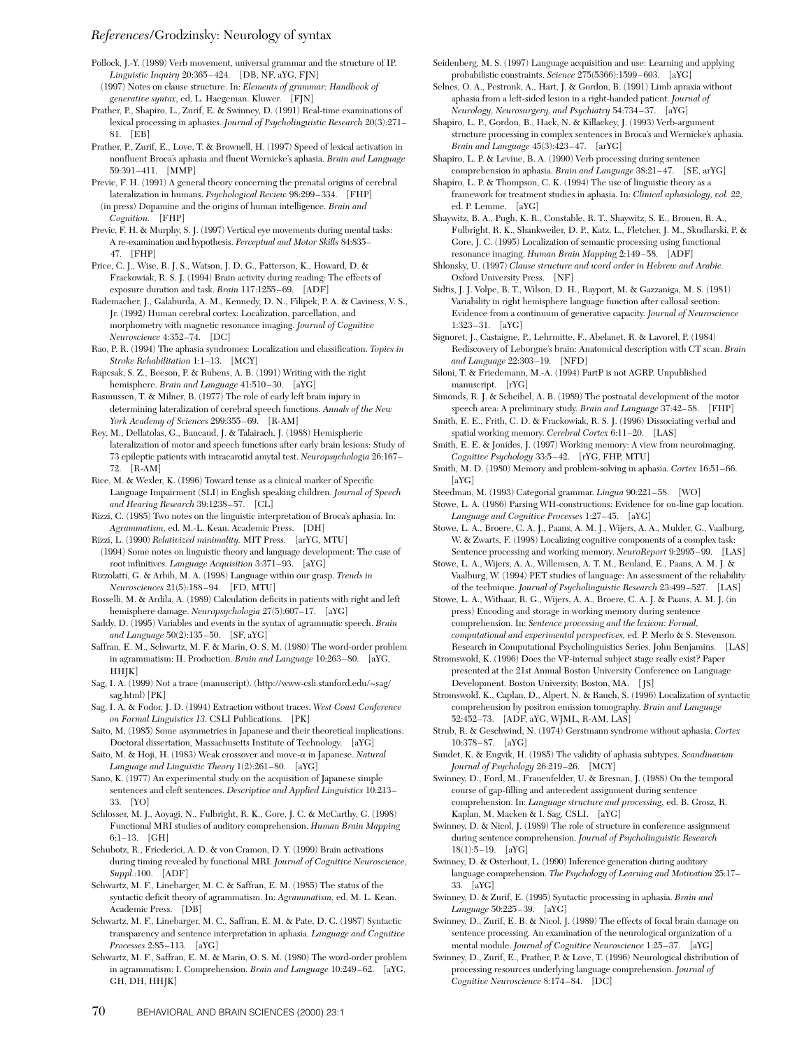Pollock, J.-Y. (1989) Verb movement, universal grammar and the structure of IP. *Linguistic Inquiry* 20:365–424. [DB, NF, aYG, FJN] (1997) Notes on clause structure. In: *Elements of grammar: Handbook of*

*generative syntax,* ed. L. Haegeman. Kluwer. [FJN] Prather, P., Shapiro, L., Zurif, E. & Swinney, D. (1991) Real-time examinations of

- lexical processing in aphasics. *Journal of Psycholinguistic Research* 20(3):271– 81. [EB]
- Prather, P., Zurif, E., Love, T. & Brownell, H. (1997) Speed of lexical activation in nonfluent Broca's aphasia and fluent Wernicke's aphasia. *Brain and Language* 59:391–411. [MMP]
- Previc, F. H. (1991) A general theory concerning the prenatal origins of cerebral lateralization in humans. *Psychological Review* 98:299–334. [FHP] (in press) Dopamine and the origins of human intelligence. *Brain and Cognition.* [FHP]
- Previc, F. H. & Murphy, S. J. (1997) Vertical eye movements during mental tasks: A re-examination and hypothesis. *Perceptual and Motor Skills* 84:835– 47. [FHP]
- Price, C. J., Wise, R. J. S., Watson, J. D. G., Patterson, K., Howard, D. & Frackowiak, R. S. J. (1994) Brain activity during reading: The effects of exposure duration and task. *Brain* 117:1255–69. [ADF]
- Rademacher, J., Galaburda, A. M., Kennedy, D. N., Filipek, P. A. & Caviness, V. S., Jr. (1992) Human cerebral cortex: Localization, parcellation, and morphometry with magnetic resonance imaging. *Journal of Cognitive Neuroscience* 4:352–74. [DC]
- Rao, P. R. (1994) The aphasia syndromes: Localization and classification. *Topics in Stroke Rehabilitation* 1:1–13. [MCY]
- Rapcsak, S. Z., Beeson, P. & Rubens, A. B. (1991) Writing with the right hemisphere. *Brain and Language* 41:510–30. [aYG]
- Rasmussen, T. & Milner, B. (1977) The role of early left brain injury in determining lateralization of cerebral speech functions. *Annals of the New York Academy of Sciences* 299:355–69. [R-AM]
- Rey, M., Dellatolas, G., Bancaud, J. & Talairach, J. (1988) Hemispheric lateralization of motor and speech functions after early brain lesions: Study of 73 epileptic patients with intracarotid amytal test. *Neuropsychologia* 26:167– 72. [R-AM]
- Rice, M. & Wexler, K. (1996) Toward tense as a clinical marker of Specific Language Impairment (SLI) in English speaking children. *Journal of Speech and Hearing Research* 39:1238–57. [CL]
- Rizzi, C. (1985) Two notes on the linguistic interpretation of Broca's aphasia. In: *Agrammatism,* ed. M.-L. Kean. Academic Press. [DH]
- Rizzi, L. (1990) *Relativized minimality.* MIT Press. [arYG, MTU] (1994) Some notes on linguistic theory and language development: The case of
- root infinitives. *Language Acquisition* 3:371–93. [aYG] Rizzolatti, G. & Arbib, M. A. (1998) Language within our grasp. *Trends in*
- *Neurosciences* 21(5):188–94. [FD, MTU]
- Rosselli, M. & Ardila, A. (1989) Calculation deficits in patients with right and left hemisphere damage. *Neuropsychologia* 27(5):607–17. [aYG]
- Saddy, D. (1995) Variables and events in the syntax of agrammatic speech. *Brain and Language* 50(2):135–50. [SF, aYG]
- Saffran, E. M., Schwartz, M. F. & Marin, O. S. M. (1980) The word-order problem in agrammatism: II. Production. *Brain and Language* 10:263–80. [aYG, HHJK]
- Sag, I. A. (1999) Not a trace (manuscript). (http://www-csli.stanford.edu/~sag/ sag.html) [PK]
- Sag, I. A. & Fodor, J. D. (1994) Extraction without traces. *West Coast Conference on Formal Linguistics 13.* CSLI Publications. [PK]
- Saito, M. (1985) Some asymmetries in Japanese and their theoretical implications. Doctoral dissertation, Massachusetts Institute of Technology. [aYG]
- Saito, M. & Hoji, H. (1983) Weak crossover and move-a in Japanese. *Natural Language and Linguistic Theory* 1(2):261–80. [aYG]
- Sano, K. (1977) An experimental study on the acquisition of Japanese simple sentences and cleft sentences. *Descriptive and Applied Linguistics* 10:213– 33. [YO]
- Schlosser, M. J., Aoyagi, N., Fulbright, R. K., Gore, J. C. & McCarthy, G. (1998) Functional MRI studies of auditory comprehension. *Human Brain Mapping* 6:1–13. [GH]
- Schubotz, R., Friederici, A. D. & von Cramon, D. Y. (1999) Brain activations during timing revealed by functional MRI. *Journal of Cognitive Neuroscience, Suppl.*:100. [ADF]
- Schwartz, M. F., Linebarger, M. C. & Saffran, E. M. (1985) The status of the syntactic deficit theory of agrammatism. In: *Agrammatism,* ed. M. L. Kean. Academic Press. [DB]
- Schwartz, M. F., Linebarger, M. C., Saffran, E. M. & Pate, D. C. (1987) Syntactic transparency and sentence interpretation in aphasia. *Language and Cognitive Processes* 2:85–113. [aYG]
- Schwartz, M. F., Saffran, E. M. & Marin, O. S. M. (1980) The word-order problem in agrammatism: I. Comprehension. *Brain and Language* 10:249–62. [aYG, GH, DH, HHJK]
- Seidenberg, M. S. (1997) Language acquisition and use: Learning and applying probabilistic constraints. *Science* 275(5366):1599–603. [aYG]
- Selnes, O. A., Pestronk, A., Hart, J. & Gordon, B. (1991) Limb apraxia without aphasia from a left-sided lesion in a right-handed patient. *Journal of Neurology, Neurosurgery, and Psychiatry* 54:734–37. [aYG]
- Shapiro, L. P., Gordon, B., Hack, N. & Killackey, J. (1993) Verb-argument structure processing in complex sentences in Broca's and Wernicke's aphasia. *Brain and Language* 45(3):423–47. [arYG]
- Shapiro, L. P. & Levine, B. A. (1990) Verb processing during sentence comprehension in aphasia. *Brain and Language* 38:21–47. [SE, arYG]
- Shapiro, L. P. & Thompson, C. K. (1994) The use of linguistic theory as a framework for treatment studies in aphasia. In: *Clinical aphasiology, vol. 22,* ed. P. Lemme. [aYG]
- Shaywitz, B. A., Pugh, K. R., Constable, R. T., Shaywitz, S. E., Bronen, R. A., Fulbright, R. K., Shankweiler, D. P., Katz, L., Fletcher, J. M., Skudlarski, P. & Gore, J. C. (1995) Localization of semantic processing using functional resonance imaging. *Human Brain Mapping* 2:149–58. [ADF]
- Shlonsky, U. (1997) *Clause structure and word order in Hebrew and Arabic.* Oxford University Press. [NF]
- Sidtis, J. J. Volpe, B. T., Wilson, D. H., Rayport, M. & Gazzaniga, M. S. (1981) Variability in right hemisphere language function after callosal section: Evidence from a continuum of generative capacity. *Journal of Neuroscience* 1:323–31. [aYG]
- Signoret, J., Castaigne, P., Lehrmitte, F., Abelanet, R. & Lavorel, P. (1984) Rediscovery of Leborgne's brain: Anatomical description with CT scan. *Brain and Language* 22:303–19. [NFD]
- Siloni, T. & Friedemann, M.-A. (1994) PartP is not AGRP. Unpublished manuscript. [rYG]
- Simonds, R. J. & Scheibel, A. B. (1989) The postnatal development of the motor speech area: A preliminary study. *Brain and Language* 37:42–58. [FHP]
- Smith, E. E., Frith, C. D. & Frackowiak, R. S. J. (1996) Dissociating verbal and spatial working memory. *Cerebral Cortex* 6:11–20. [LAS]
- Smith, E. E. & Jonides, J. (1997) Working memory: A view from neuroimaging. *Cognitive Psychology* 33:5–42. [rYG, FHP, MTU]
- Smith, M. D. (1980) Memory and problem-solving in aphasia. *Cortex* 16:51–66. [aYG]
- Steedman, M. (1993) Categorial grammar. *Lingua* 90:221–58. [WO]
- Stowe, L. A. (1986) Parsing WH-constructions: Evidence for on-line gap location. *Language and Cognitive Processes* 1:27–45. [aYG]
- Stowe, L. A., Broere, C. A. J., Paans, A. M. J., Wijers, A. A., Mulder, G., Vaalburg, W. & Zwarts, F. (1998) Localizing cognitive components of a complex task: Sentence processing and working memory. *NeuroReport* 9:2995–99. [LAS]
- Stowe, L. A., Wijers, A. A., Willemsen, A. T. M., Reuland, E., Paans, A. M. J. & Vaalburg, W. (1994) PET studies of language: An assessment of the reliability of the technique. *Journal of Psycholinguistic Research* 23:499–527. [LAS]
- Stowe, L. A., Withaar, R. G., Wijers, A. A., Broere, C. A. J. & Paans, A. M. J. (in press) Encoding and storage in working memory during sentence comprehension. In: *Sentence processing and the lexicon: Formal, computational and experimental perspectives,* ed. P. Merlo & S. Stevenson. Research in Computational Psycholinguistics Series. John Benjamins. [LAS]
- Stromswold, K. (1996) Does the VP-internal subject stage really exist? Paper presented at the 21st Annual Boston University Conference on Language Development. Boston University, Boston, MA. [JS]
- Stromswold, K., Caplan, D., Alpert, N. & Rauch, S. (1996) Localization of syntactic comprehension by positron emission tomography. *Brain and Language* 52:452–73. [ADF, aYG, WJML, R-AM, LAS]
- Strub, R. & Geschwind, N. (1974) Gerstmann syndrome without aphasia. *Cortex* 10:378–87. [aYG]
- Sundet, K. & Engvik, H. (1985) The validity of aphasia subtypes. *Scandinavian Journal of Psychology* 26:219–26. [MCY]
- Swinney, D., Ford, M., Frauenfelder, U. & Bresnan, J. (1988) On the temporal course of gap-filling and antecedent assignment during sentence comprehension. In: *Language structure and processing,* ed. B. Grosz, R. Kaplan, M. Macken & I. Sag. CSLI. [aYG]
- Swinney, D. & Nicol, J. (1989) The role of structure in conference assignment during sentence comprehension. *Journal of Psycholinguistic Research* 18(1):5–19. [aYG]
- Swinney, D. & Osterhout, L. (1990) Inference generation during auditory language comprehension. *The Psychology of Learning and Motivation* 25:17– 33. [aYG]
- Swinney, D. & Zurif, E. (1995) Syntactic processing in aphasia. *Brain and Language* 50:225–39. [aYG]
- Swinney, D., Zurif, E. B. & Nicol, J. (1989) The effects of focal brain damage on sentence processing. An examination of the neurological organization of a mental module. *Journal of Cognitive Neuroscience* 1:25–37. [aYG]
- Swinney, D., Zurif, E., Prather, P. & Love, T. (1996) Neurological distribution of processing resources underlying language comprehension. *Journal of Cognitive Neuroscience* 8:174–84. [DC]